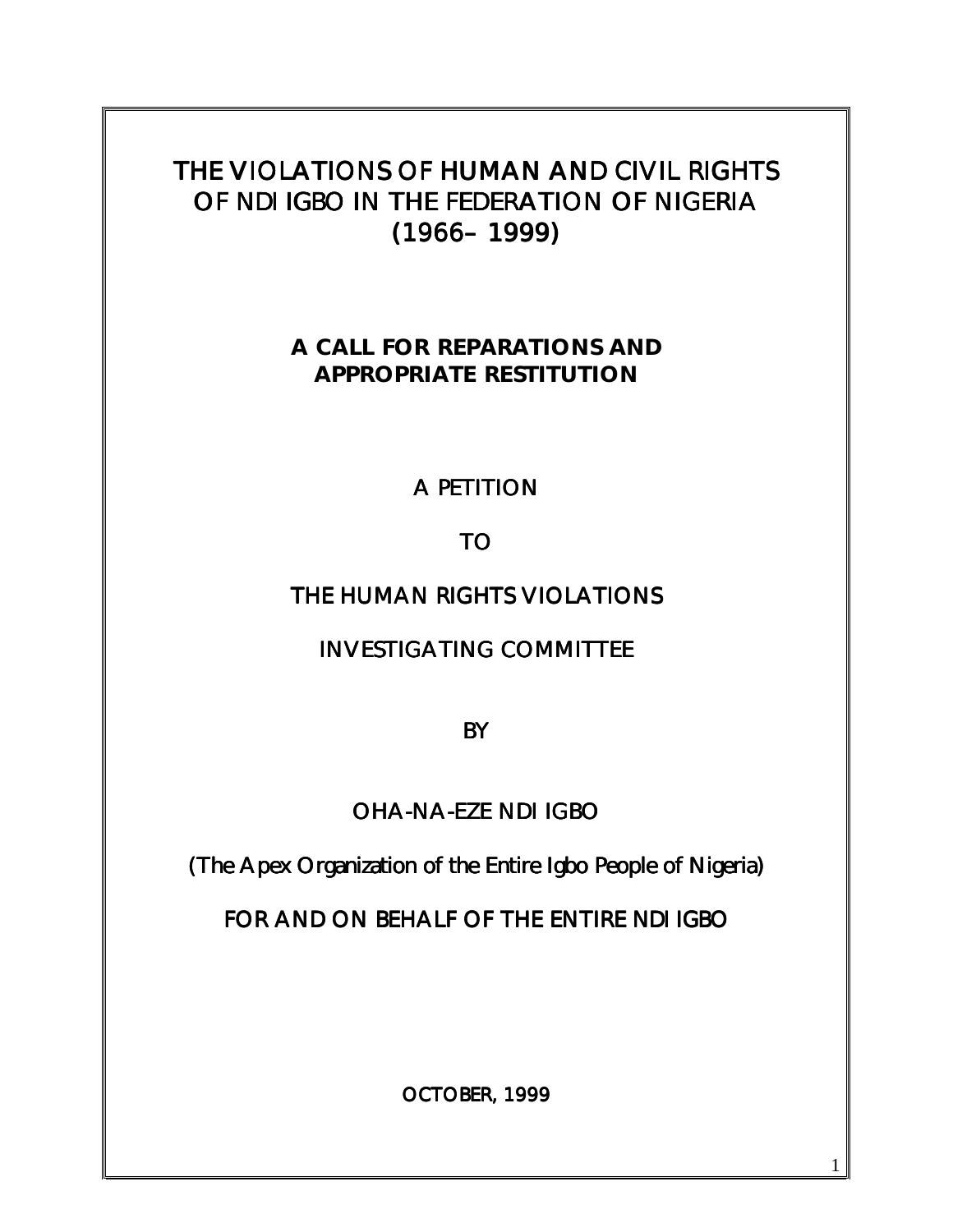# THE VIOLATIONS OF HUMAN AND CIVIL RIGHTS OF NDI IGBO IN THE FEDERATION OF NIGERIA (1966– 1999)

## A CALL FOR REPARATIONS AND APPROPRIATE RESTITUTION

A PETITION

TO

THE HUMAN RIGHTS VIOLATIONS

INVESTIGATING COMMITTEE

BY

OHA-NA-EZE NDI IGBO

(The Apex Organization of the Entire Igbo People of Nigeria)

FOR AND ON BEHALF OF THE ENTIRE NDI IGBO

**OCTOBER, 1999**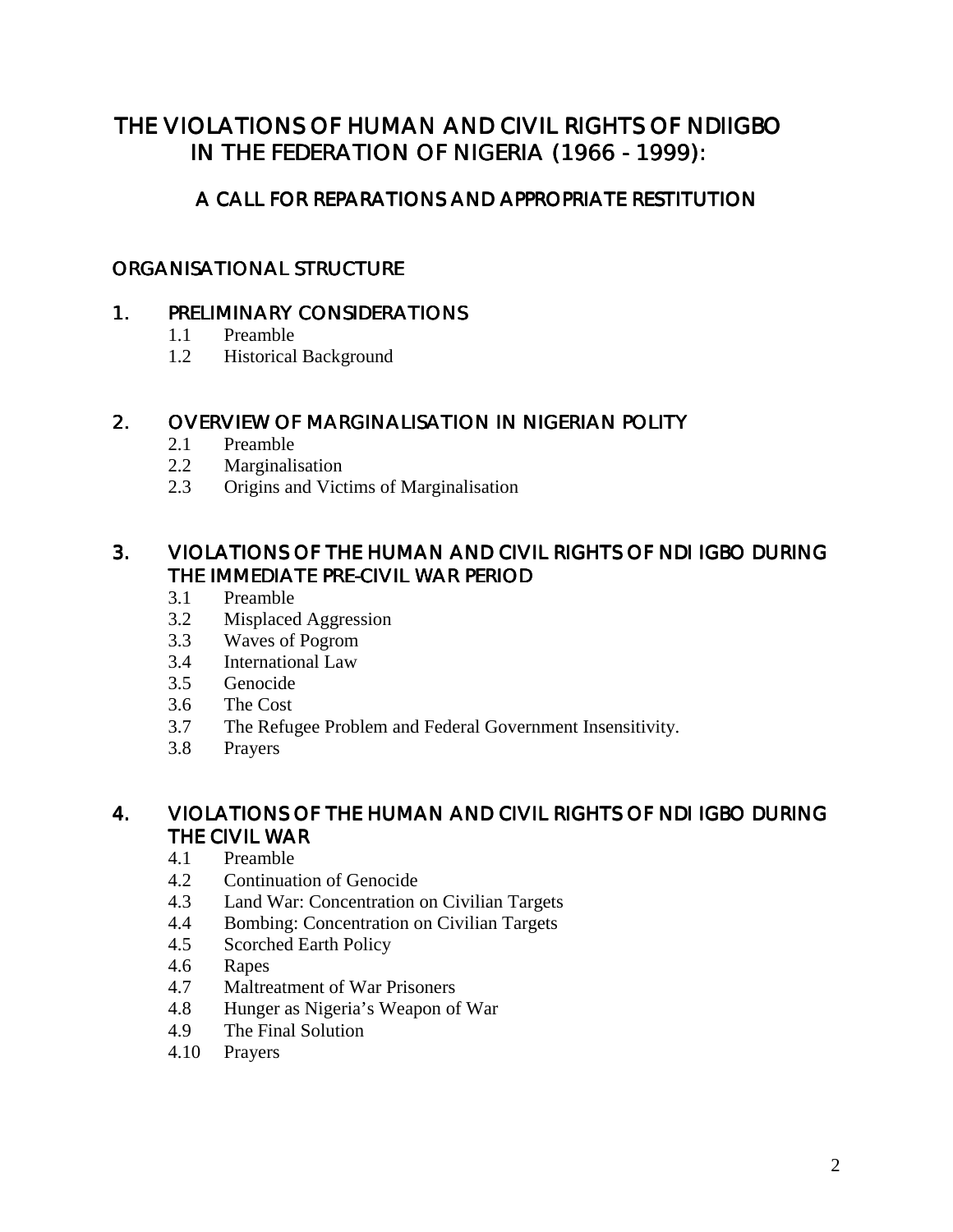# THE VIOLATIONS OF HUMAN AND CIVIL RIGHTS OF NDIIGBO IN THE FEDERATION OF NIGERIA (1966 - 1999):

## A CALL FOR REPARATIONS AND APPROPRIATE RESTITUTION

## ORGANISATIONAL STRUCTURE

### 1. PRELIMINARY CONSIDERATIONS

- 1.1 Preamble
- 1.2 Historical Background

### 2. OVERVIEW OF MARGINALISATION IN NIGERIAN POLITY

- 2.1 Preamble
- 2.2 Marginalisation
- 2.3 Origins and Victims of Marginalisation

### 3. VIOLATIONS OF THE HUMAN AND CIVIL RIGHTS OF NDI IGBO DURING THE IMMEDIATE PRE-CIVIL WAR PERIOD

- 3.1 Preamble
- 3.2 Misplaced Aggression
- 3.3 Waves of Pogrom
- 3.4 International Law
- 3.5 Genocide
- 3.6 The Cost
- 3.7 The Refugee Problem and Federal Government Insensitivity.
- 3.8 Prayers

### 4. VIOLATIONS OF THE HUMAN AND CIVIL RIGHTS OF NDI IGBO DURING THE CIVIL WAR

- 4.1 Preamble
- 4.2 Continuation of Genocide
- 4.3 Land War: Concentration on Civilian Targets
- 4.4 Bombing: Concentration on Civilian Targets
- 4.5 Scorched Earth Policy
- 4.6 Rapes
- 4.7 Maltreatment of War Prisoners
- 4.8 Hunger as Nigeria's Weapon of War
- 4.9 The Final Solution
- 4.10 Prayers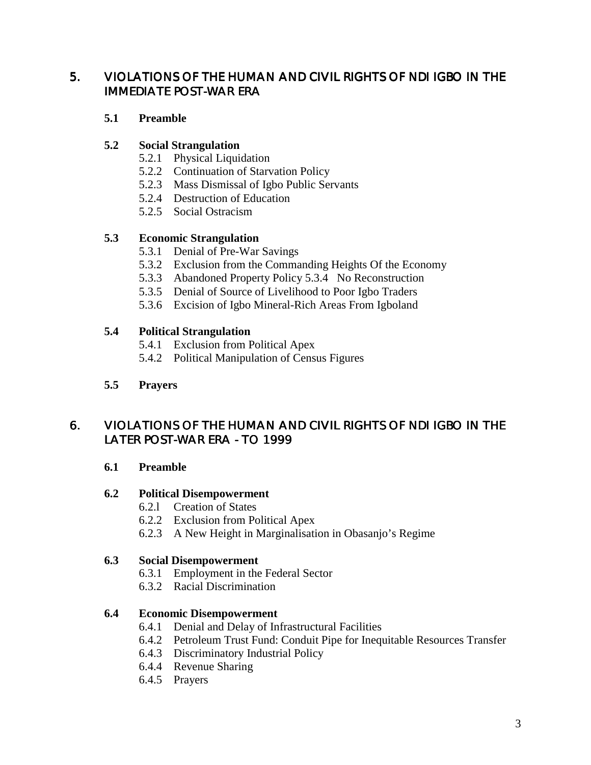## 5. VIOLATIONS OF THE HUMAN AND CIVIL RIGHTS OF NDI IGBO IN THE IMMEDIATE POST-WAR ERA

**5.1 Preamble**

**5.2 Social Strangulation**

- 5.2.1 Physical Liquidation
- 5.2.2 Continuation of Starvation Policy
- 5.2.3 Mass Dismissal of Igbo Public Servants
- 5.2.4 Destruction of Education
- 5.2.5 Social Ostracism

**5.3 Economic Strangulation**

- 5.3.1 Denial of Pre-War Savings
- 5.3.2 Exclusion from the Commanding Heights Of the Economy
- 5.3.3 Abandoned Property Policy 5.3.4 No Reconstruction
- 5.3.5 Denial of Source of Livelihood to Poor Igbo Traders
- 5.3.6 Excision of Igbo Mineral-Rich Areas From Igboland

**5.4 Political Strangulation**

- 5.4.1 Exclusion from Political Apex
- 5.4.2 Political Manipulation of Census Figures

**5.5 Prayers**

## 6. VIOLATIONS OF THE HUMAN AND CIVIL RIGHTS OF NDI IGBO IN THE LATER POST-WAR ERA - TO 1999

**6.1 Preamble**

**6.2 Political Disempowerment**

- 6.2.l Creation of States
- 6.2.2 Exclusion from Political Apex
- 6.2.3 A New Height in Marginalisation in Obasanjo's Regime

**6.3 Social Disempowerment**

- 6.3.1 Employment in the Federal Sector
- 6.3.2 Racial Discrimination

**6.4 Economic Disempowerment**

- 6.4.1 Denial and Delay of Infrastructural Facilities
- 6.4.2 Petroleum Trust Fund: Conduit Pipe for Inequitable Resources Transfer
- 6.4.3 Discriminatory Industrial Policy
- 6.4.4 Revenue Sharing
- 6.4.5 Prayers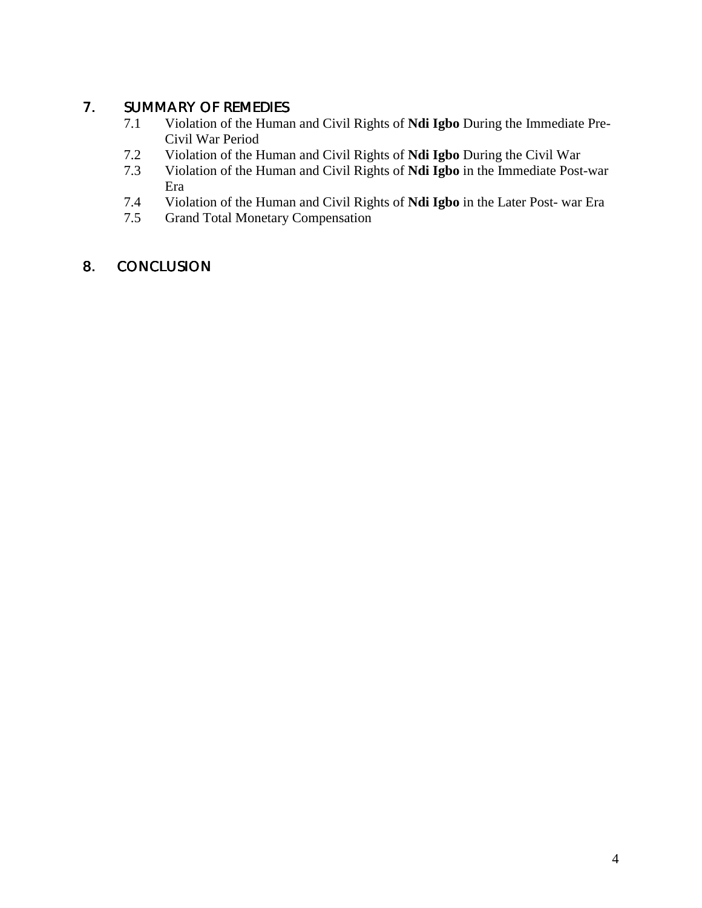## 7. SUMMARY OF REMEDIES

- 7.1 Violation of the Human and Civil Rights of **Ndi Igbo** During the Immediate Pre-Civil War Period
- 7.2 Violation of the Human and Civil Rights of **Ndi Igbo** During the Civil War
- 7.3 Violation of the Human and Civil Rights of **Ndi Igbo** in the Immediate Post-war Era
- 7.4 Violation of the Human and Civil Rights of **Ndi Igbo** in the Later Post- war Era
- 7.5 Grand Total Monetary Compensation

## 8. CONCLUSION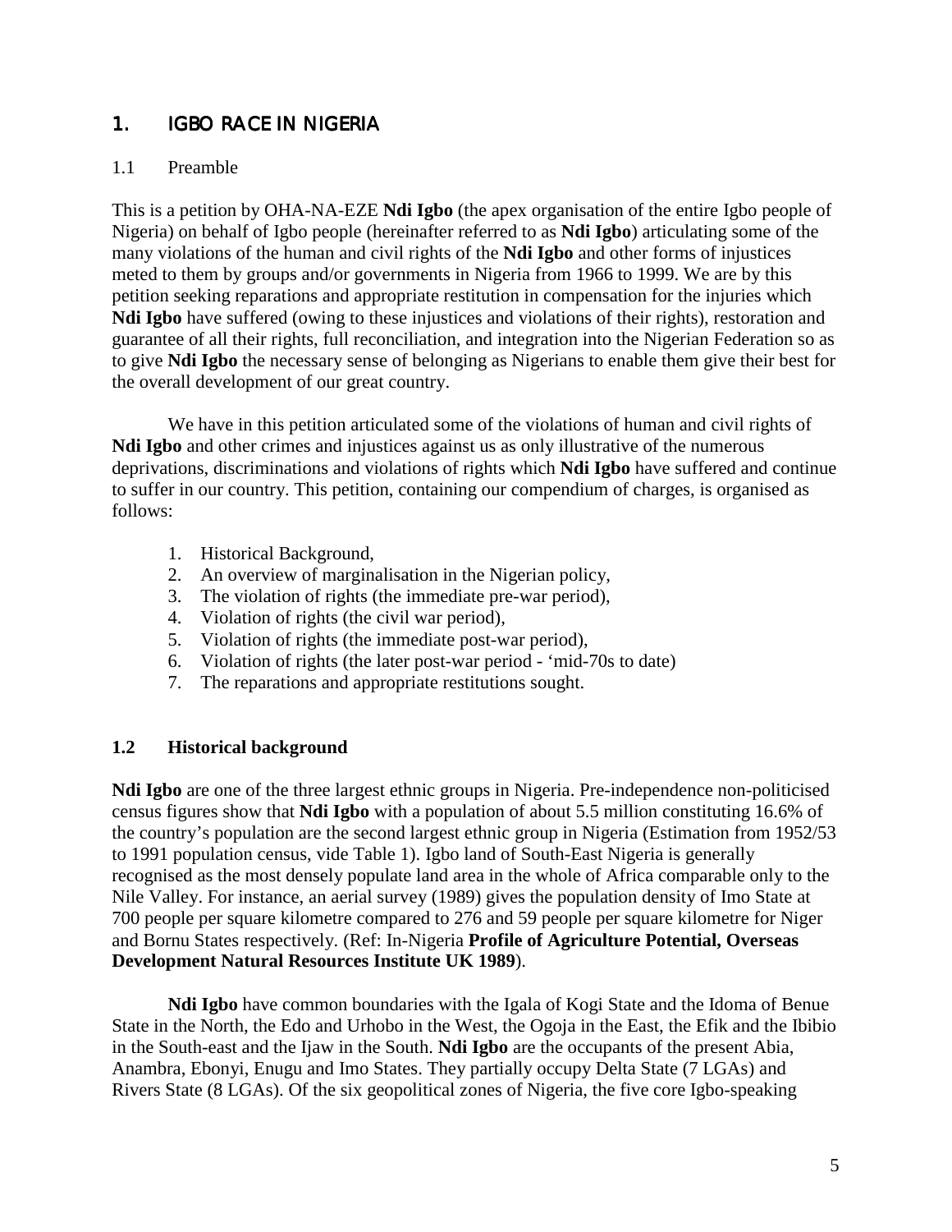# 1. IGBO RACE IN NIGERIA

## 1.1 Preamble

This is a petition by OHA-NA-EZE **Ndi Igbo** (the apex organisation of the entire Igbo people of Nigeria) on behalf of Igbo people (hereinafter referred to as **Ndi Igbo**) articulating some of the many violations of the human and civil rights of the **Ndi Igbo** and other forms of injustices meted to them by groups and/or governments in Nigeria from 1966 to 1999. We are by this petition seeking reparations and appropriate restitution in compensation for the injuries which **Ndi Igbo** have suffered (owing to these injustices and violations of their rights), restoration and guarantee of all their rights, full reconciliation, and integration into the Nigerian Federation so as to give **Ndi Igbo** the necessary sense of belonging as Nigerians to enable them give their best for the overall development of our great country.

We have in this petition articulated some of the violations of human and civil rights of **Ndi Igbo** and other crimes and injustices against us as only illustrative of the numerous deprivations, discriminations and violations of rights which **Ndi Igbo** have suffered and continue to suffer in our country. This petition, containing our compendium of charges, is organised as follows:

1. Historical Background,
2. An overview of marginalisation in the Nigerian policy,
3. The violation of rights (the immediate pre-war period),
4. Violation of rights (the civil war period),
5. Violation of rights (the immediate post-war period),
6. Violation of rights (the later post-war period - 'mid-70s to date)
7. The reparations and appropriate restitutions sought.

## 1.2 Historical background

**Ndi Igbo** are one of the three largest ethnic groups in Nigeria. Pre-independence non-politicised census figures show that **Ndi Igbo** with a population of about 5.5 million constituting 16.6% of the country's population are the second largest ethnic group in Nigeria (Estimation from 1952/53 to 1991 population census, vide Table 1). Igbo land of South-East Nigeria is generally recognised as the most densely populate land area in the whole of Africa comparable only to the Nile Valley. For instance, an aerial survey (1989) gives the population density of Imo State at 700 people per square kilometre compared to 276 and 59 people per square kilometre for Niger and Bornu States respectively. (Ref: In-Nigeria **Profile of Agriculture Potential, Overseas Development Natural Resources Institute UK 1989**).

**Ndi Igbo** have common boundaries with the Igala of Kogi State and the Idoma of Benue State in the North, the Edo and Urhobo in the West, the Ogoja in the East, the Efik and the Ibibio in the South-east and the Ijaw in the South. **Ndi Igbo** are the occupants of the present Abia, Anambra, Ebonyi, Enugu and Imo States. They partially occupy Delta State (7 LGAs) and Rivers State (8 LGAs). Of the six geopolitical zones of Nigeria, the five core Igbo-speaking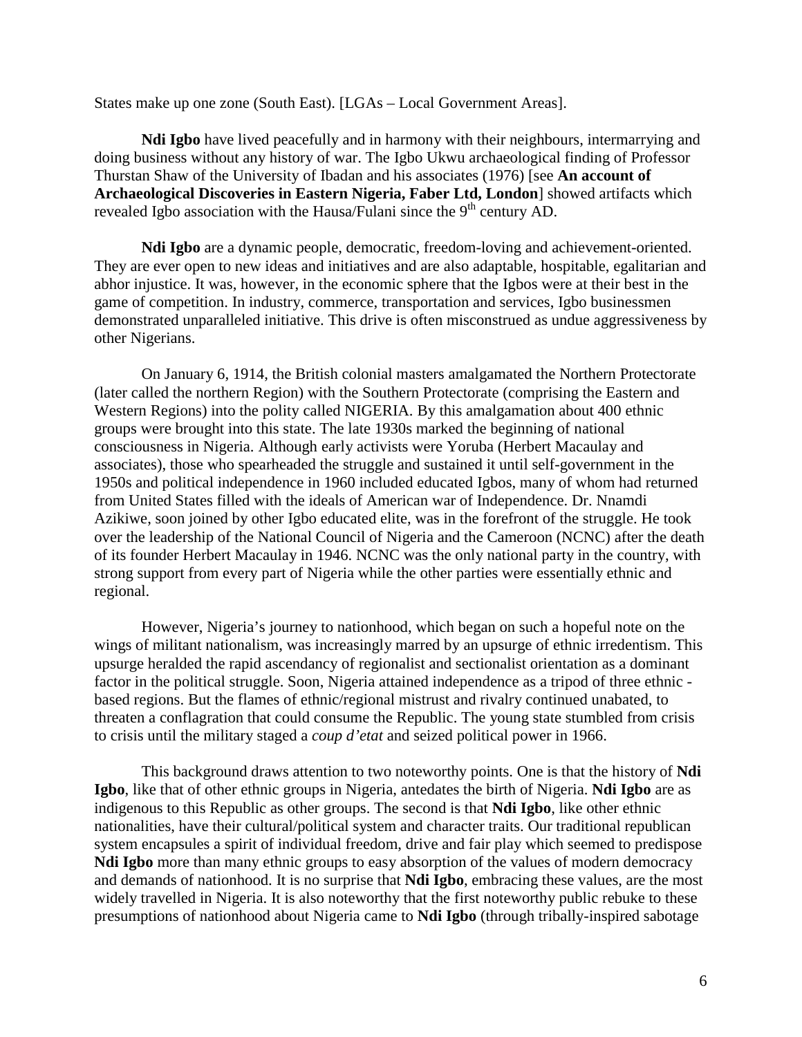States make up one zone (South East). [LGAs – Local Government Areas].

**Ndi Igbo** have lived peacefully and in harmony with their neighbours, intermarrying and doing business without any history of war. The Igbo Ukwu archaeological finding of Professor Thurstan Shaw of the University of Ibadan and his associates (1976) [see **An account of Archaeological Discoveries in Eastern Nigeria, Faber Ltd, London**] showed artifacts which revealed Igbo association with the Hausa/Fulani since the 9th century AD.

**Ndi Igbo** are a dynamic people, democratic, freedom-loving and achievement-oriented. They are ever open to new ideas and initiatives and are also adaptable, hospitable, egalitarian and abhor injustice. It was, however, in the economic sphere that the Igbos were at their best in the game of competition. In industry, commerce, transportation and services, Igbo businessmen demonstrated unparalleled initiative. This drive is often misconstrued as undue aggressiveness by other Nigerians.

On January 6, 1914, the British colonial masters amalgamated the Northern Protectorate (later called the northern Region) with the Southern Protectorate (comprising the Eastern and Western Regions) into the polity called NIGERIA. By this amalgamation about 400 ethnic groups were brought into this state. The late 1930s marked the beginning of national consciousness in Nigeria. Although early activists were Yoruba (Herbert Macaulay and associates), those who spearheaded the struggle and sustained it until self-government in the 1950s and political independence in 1960 included educated Igbos, many of whom had returned from United States filled with the ideals of American war of Independence. Dr. Nnamdi Azikiwe, soon joined by other Igbo educated elite, was in the forefront of the struggle. He took over the leadership of the National Council of Nigeria and the Cameroon (NCNC) after the death of its founder Herbert Macaulay in 1946. NCNC was the only national party in the country, with strong support from every part of Nigeria while the other parties were essentially ethnic and regional.

However, Nigeria's journey to nationhood, which began on such a hopeful note on the wings of militant nationalism, was increasingly marred by an upsurge of ethnic irredentism. This upsurge heralded the rapid ascendancy of regionalist and sectionalist orientation as a dominant factor in the political struggle. Soon, Nigeria attained independence as a tripod of three ethnic - based regions. But the flames of ethnic/regional mistrust and rivalry continued unabated, to threaten a conflagration that could consume the Republic. The young state stumbled from crisis to crisis until the military staged a *coup d'etat* and seized political power in 1966.

This background draws attention to two noteworthy points. One is that the history of **Ndi Igbo**, like that of other ethnic groups in Nigeria, antedates the birth of Nigeria. **Ndi Igbo** are as indigenous to this Republic as other groups. The second is that **Ndi Igbo**, like other ethnic nationalities, have their cultural/political system and character traits. Our traditional republican system encapsules a spirit of individual freedom, drive and fair play which seemed to predispose **Ndi Igbo** more than many ethnic groups to easy absorption of the values of modern democracy and demands of nationhood. It is no surprise that **Ndi Igbo**, embracing these values, are the most widely travelled in Nigeria. It is also noteworthy that the first noteworthy public rebuke to these presumptions of nationhood about Nigeria came to **Ndi Igbo** (through tribally-inspired sabotage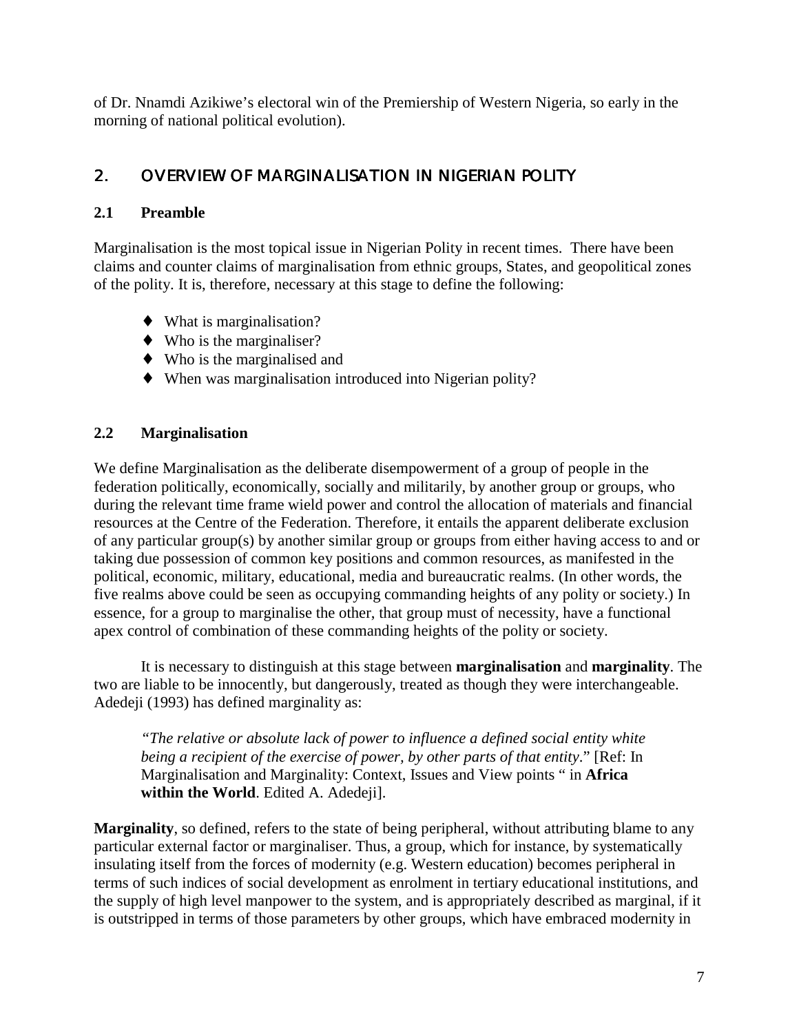of Dr. Nnamdi Azikiwe's electoral win of the Premiership of Western Nigeria, so early in the morning of national political evolution).

## 2. OVERVIEW OF MARGINALISATION IN NIGERIAN POLITY

### 2.1 Preamble

Marginalisation is the most topical issue in Nigerian Polity in recent times. There have been claims and counter claims of marginalisation from ethnic groups, States, and geopolitical zones of the polity. It is, therefore, necessary at this stage to define the following:

- What is marginalisation?
- Who is the marginaliser?
- Who is the marginalised and
- When was marginalisation introduced into Nigerian polity?

### 2.2 Marginalisation

We define Marginalisation as the deliberate disempowerment of a group of people in the federation politically, economically, socially and militarily, by another group or groups, who during the relevant time frame wield power and control the allocation of materials and financial resources at the Centre of the Federation. Therefore, it entails the apparent deliberate exclusion of any particular group(s) by another similar group or groups from either having access to and or taking due possession of common key positions and common resources, as manifested in the political, economic, military, educational, media and bureaucratic realms. (In other words, the five realms above could be seen as occupying commanding heights of any polity or society.) In essence, for a group to marginalise the other, that group must of necessity, have a functional apex control of combination of these commanding heights of the polity or society.

It is necessary to distinguish at this stage between **marginalisation** and **marginality**. The two are liable to be innocently, but dangerously, treated as though they were interchangeable. Adedeji (1993) has defined marginality as:

> *"The relative or absolute lack of power to influence a defined social entity white being a recipient of the exercise of power, by other parts of that entity*." [Ref: In Marginalisation and Marginality: Context, Issues and View points " in **Africa within the World**. Edited A. Adedeji].

**Marginality**, so defined, refers to the state of being peripheral, without attributing blame to any particular external factor or marginaliser. Thus, a group, which for instance, by systematically insulating itself from the forces of modernity (e.g. Western education) becomes peripheral in terms of such indices of social development as enrolment in tertiary educational institutions, and the supply of high level manpower to the system, and is appropriately described as marginal, if it is outstripped in terms of those parameters by other groups, which have embraced modernity in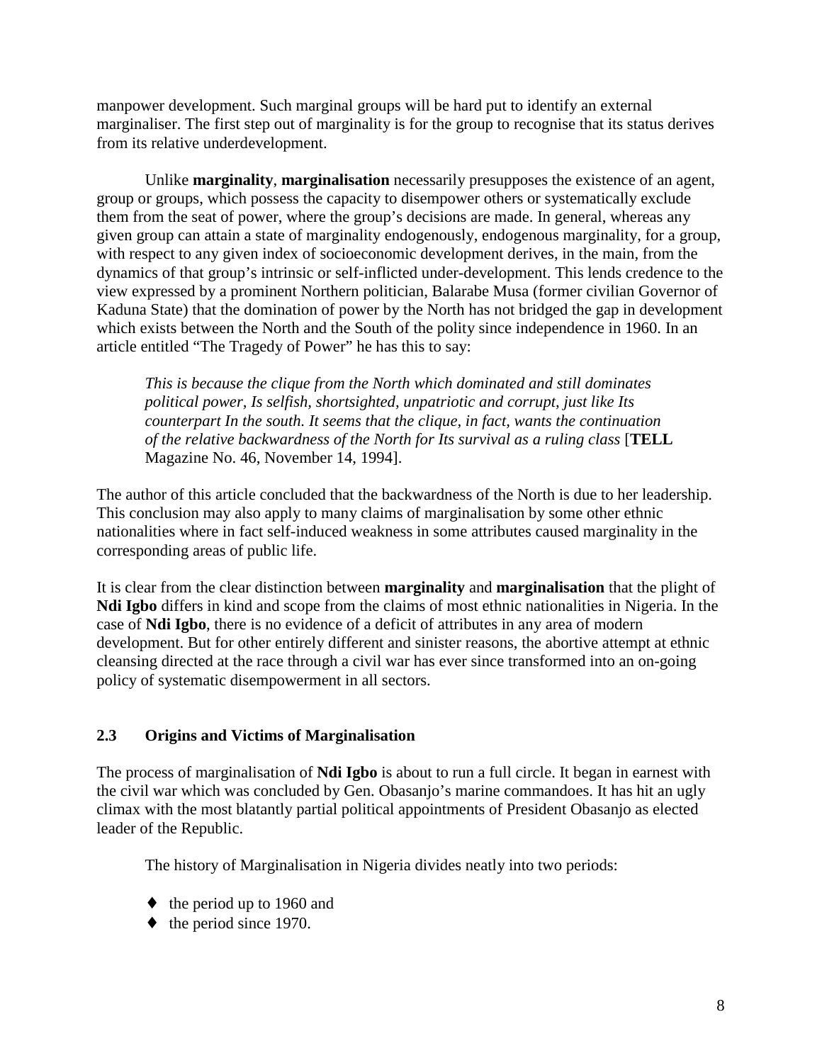manpower development. Such marginal groups will be hard put to identify an external marginaliser. The first step out of marginality is for the group to recognise that its status derives from its relative underdevelopment.

Unlike **marginality**, **marginalisation** necessarily presupposes the existence of an agent, group or groups, which possess the capacity to disempower others or systematically exclude them from the seat of power, where the group's decisions are made. In general, whereas any given group can attain a state of marginality endogenously, endogenous marginality, for a group, with respect to any given index of socioeconomic development derives, in the main, from the dynamics of that group's intrinsic or self-inflicted under-development. This lends credence to the view expressed by a prominent Northern politician, Balarabe Musa (former civilian Governor of Kaduna State) that the domination of power by the North has not bridged the gap in development which exists between the North and the South of the polity since independence in 1960. In an article entitled "The Tragedy of Power" he has this to say:

> *This is because the clique from the North which dominated and still dominates political power, Is selfish, shortsighted, unpatriotic and corrupt, just like Its counterpart In the south. It seems that the clique, in fact, wants the continuation of the relative backwardness of the North for Its survival as a ruling class* [**TELL** Magazine No. 46, November 14, 1994].

The author of this article concluded that the backwardness of the North is due to her leadership. This conclusion may also apply to many claims of marginalisation by some other ethnic nationalities where in fact self-induced weakness in some attributes caused marginality in the corresponding areas of public life.

It is clear from the clear distinction between **marginality** and **marginalisation** that the plight of **Ndi Igbo** differs in kind and scope from the claims of most ethnic nationalities in Nigeria. In the case of **Ndi Igbo**, there is no evidence of a deficit of attributes in any area of modern development. But for other entirely different and sinister reasons, the abortive attempt at ethnic cleansing directed at the race through a civil war has ever since transformed into an on-going policy of systematic disempowerment in all sectors.

### 2.3 Origins and Victims of Marginalisation

The process of marginalisation of **Ndi Igbo** is about to run a full circle. It began in earnest with the civil war which was concluded by Gen. Obasanjo's marine commandoes. It has hit an ugly climax with the most blatantly partial political appointments of President Obasanjo as elected leader of the Republic.

The history of Marginalisation in Nigeria divides neatly into two periods:

- the period up to 1960 and
- the period since 1970.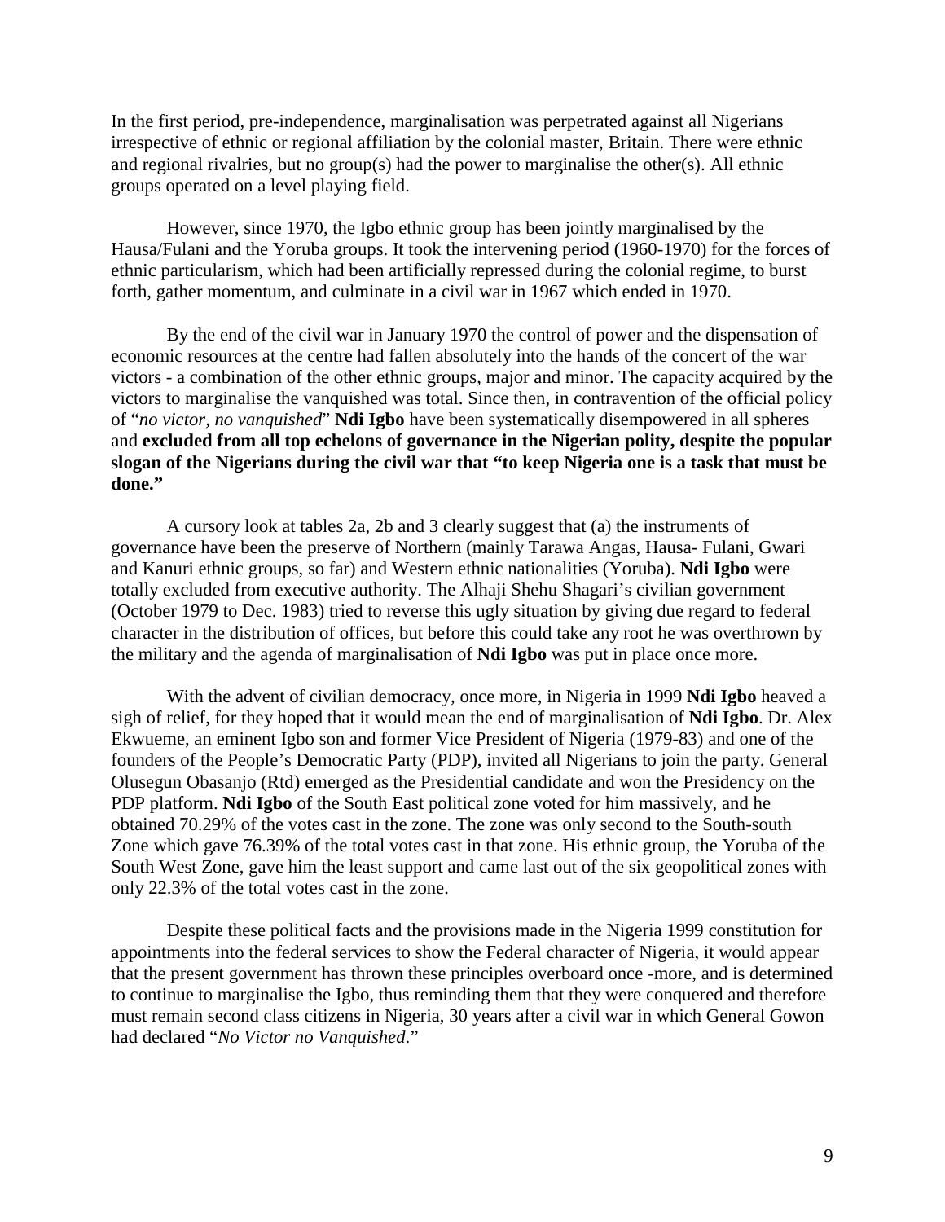In the first period, pre-independence, marginalisation was perpetrated against all Nigerians irrespective of ethnic or regional affiliation by the colonial master, Britain. There were ethnic and regional rivalries, but no group(s) had the power to marginalise the other(s). All ethnic groups operated on a level playing field.

However, since 1970, the Igbo ethnic group has been jointly marginalised by the Hausa/Fulani and the Yoruba groups. It took the intervening period (1960-1970) for the forces of ethnic particularism, which had been artificially repressed during the colonial regime, to burst forth, gather momentum, and culminate in a civil war in 1967 which ended in 1970.

By the end of the civil war in January 1970 the control of power and the dispensation of economic resources at the centre had fallen absolutely into the hands of the concert of the war victors - a combination of the other ethnic groups, major and minor. The capacity acquired by the victors to marginalise the vanquished was total. Since then, in contravention of the official policy of "*no victor, no vanquished*" **Ndi Igbo** have been systematically disempowered in all spheres and **excluded from all top echelons of governance in the Nigerian polity, despite the popular slogan of the Nigerians during the civil war that "to keep Nigeria one is a task that must be done."**

A cursory look at tables 2a, 2b and 3 clearly suggest that (a) the instruments of governance have been the preserve of Northern (mainly Tarawa Angas, Hausa- Fulani, Gwari and Kanuri ethnic groups, so far) and Western ethnic nationalities (Yoruba). **Ndi Igbo** were totally excluded from executive authority. The Alhaji Shehu Shagari's civilian government (October 1979 to Dec. 1983) tried to reverse this ugly situation by giving due regard to federal character in the distribution of offices, but before this could take any root he was overthrown by the military and the agenda of marginalisation of **Ndi Igbo** was put in place once more.

With the advent of civilian democracy, once more, in Nigeria in 1999 **Ndi Igbo** heaved a sigh of relief, for they hoped that it would mean the end of marginalisation of **Ndi Igbo**. Dr. Alex Ekwueme, an eminent Igbo son and former Vice President of Nigeria (1979-83) and one of the founders of the People's Democratic Party (PDP), invited all Nigerians to join the party. General Olusegun Obasanjo (Rtd) emerged as the Presidential candidate and won the Presidency on the PDP platform. **Ndi Igbo** of the South East political zone voted for him massively, and he obtained 70.29% of the votes cast in the zone. The zone was only second to the South-south Zone which gave 76.39% of the total votes cast in that zone. His ethnic group, the Yoruba of the South West Zone, gave him the least support and came last out of the six geopolitical zones with only 22.3% of the total votes cast in the zone.

Despite these political facts and the provisions made in the Nigeria 1999 constitution for appointments into the federal services to show the Federal character of Nigeria, it would appear that the present government has thrown these principles overboard once -more, and is determined to continue to marginalise the Igbo, thus reminding them that they were conquered and therefore must remain second class citizens in Nigeria, 30 years after a civil war in which General Gowon had declared "*No Victor no Vanquished*."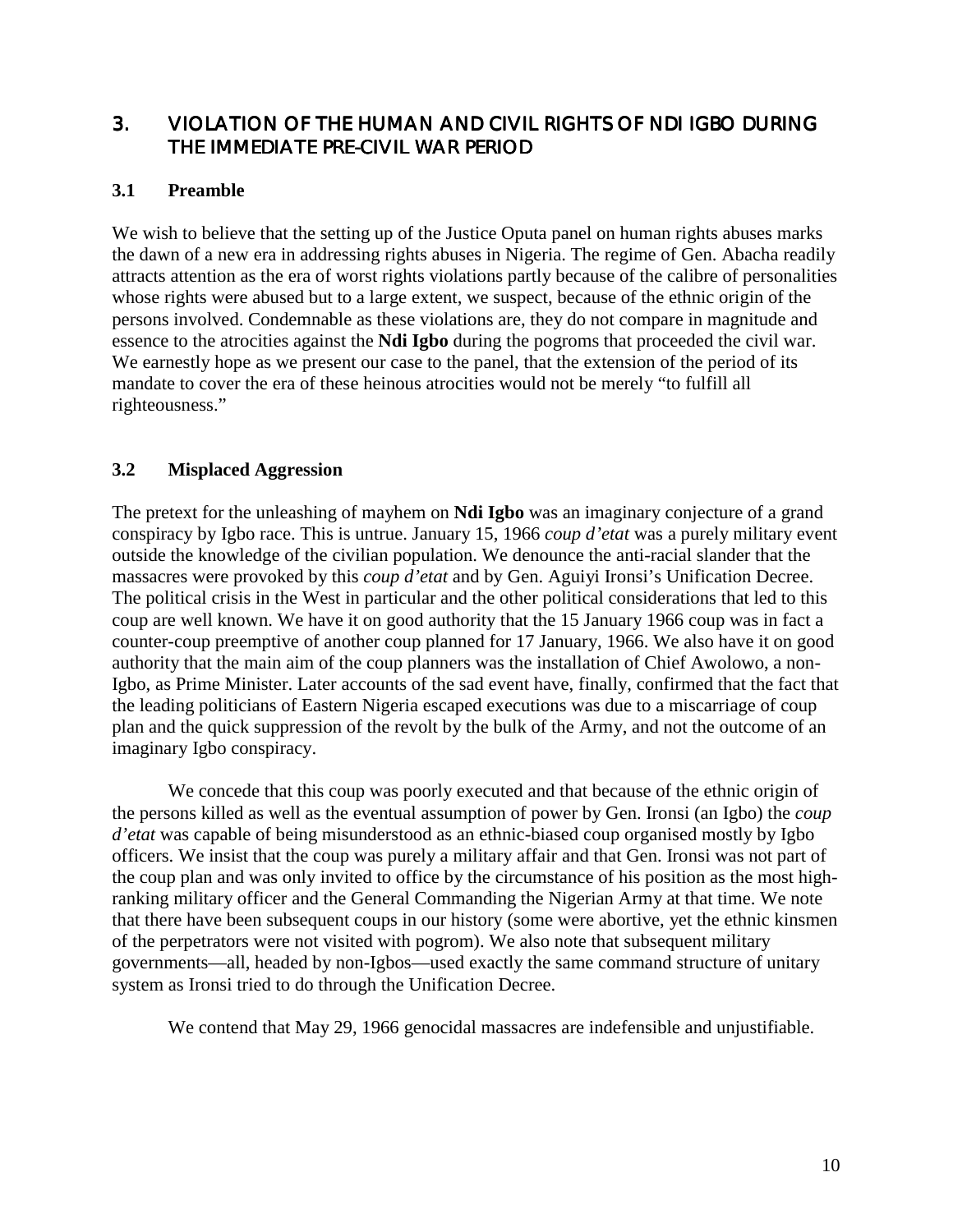## 3. VIOLATION OF THE HUMAN AND CIVIL RIGHTS OF NDI IGBO DURING THE IMMEDIATE PRE-CIVIL WAR PERIOD

### 3.1 Preamble

We wish to believe that the setting up of the Justice Oputa panel on human rights abuses marks the dawn of a new era in addressing rights abuses in Nigeria. The regime of Gen. Abacha readily attracts attention as the era of worst rights violations partly because of the calibre of personalities whose rights were abused but to a large extent, we suspect, because of the ethnic origin of the persons involved. Condemnable as these violations are, they do not compare in magnitude and essence to the atrocities against the **Ndi Igbo** during the pogroms that proceeded the civil war. We earnestly hope as we present our case to the panel, that the extension of the period of its mandate to cover the era of these heinous atrocities would not be merely "to fulfill all righteousness."

### 3.2 Misplaced Aggression

The pretext for the unleashing of mayhem on **Ndi Igbo** was an imaginary conjecture of a grand conspiracy by Igbo race. This is untrue. January 15, 1966 *coup d'etat* was a purely military event outside the knowledge of the civilian population. We denounce the anti-racial slander that the massacres were provoked by this *coup d'etat* and by Gen. Aguiyi Ironsi's Unification Decree. The political crisis in the West in particular and the other political considerations that led to this coup are well known. We have it on good authority that the 15 January 1966 coup was in fact a counter-coup preemptive of another coup planned for 17 January, 1966. We also have it on good authority that the main aim of the coup planners was the installation of Chief Awolowo, a non-Igbo, as Prime Minister. Later accounts of the sad event have, finally, confirmed that the fact that the leading politicians of Eastern Nigeria escaped executions was due to a miscarriage of coup plan and the quick suppression of the revolt by the bulk of the Army, and not the outcome of an imaginary Igbo conspiracy.

We concede that this coup was poorly executed and that because of the ethnic origin of the persons killed as well as the eventual assumption of power by Gen. Ironsi (an Igbo) the *coup d'etat* was capable of being misunderstood as an ethnic-biased coup organised mostly by Igbo officers. We insist that the coup was purely a military affair and that Gen. Ironsi was not part of the coup plan and was only invited to office by the circumstance of his position as the most high-ranking military officer and the General Commanding the Nigerian Army at that time. We note that there have been subsequent coups in our history (some were abortive, yet the ethnic kinsmen of the perpetrators were not visited with pogrom). We also note that subsequent military governments—all, headed by non-Igbos—used exactly the same command structure of unitary system as Ironsi tried to do through the Unification Decree.

We contend that May 29, 1966 genocidal massacres are indefensible and unjustifiable.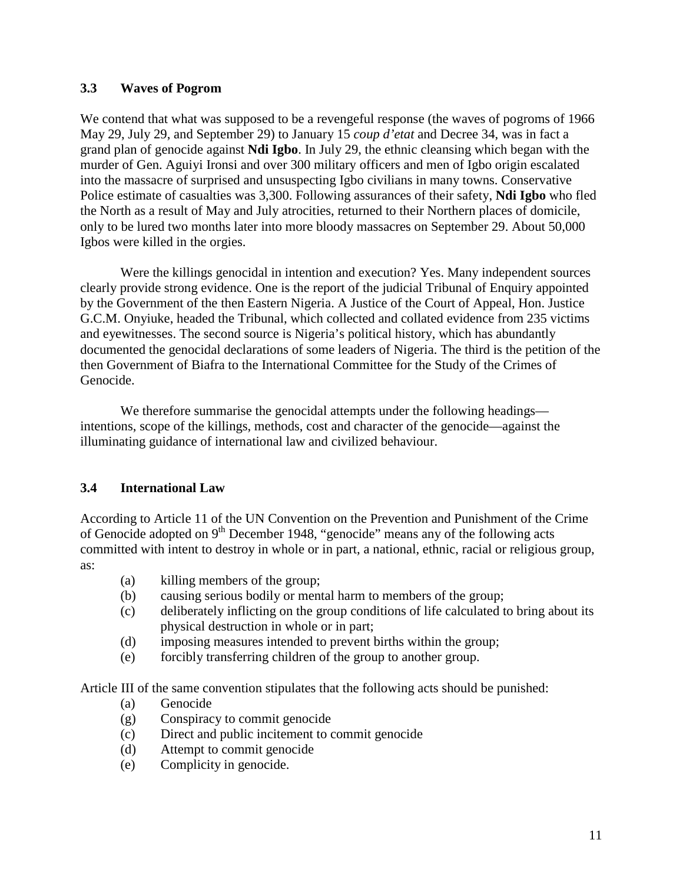### 3.3 Waves of Pogrom

We contend that what was supposed to be a revengeful response (the waves of pogroms of 1966 May 29, July 29, and September 29) to January 15 *coup d'etat* and Decree 34, was in fact a grand plan of genocide against **Ndi Igbo**. In July 29, the ethnic cleansing which began with the murder of Gen. Aguiyi Ironsi and over 300 military officers and men of Igbo origin escalated into the massacre of surprised and unsuspecting Igbo civilians in many towns. Conservative Police estimate of casualties was 3,300. Following assurances of their safety, **Ndi Igbo** who fled the North as a result of May and July atrocities, returned to their Northern places of domicile, only to be lured two months later into more bloody massacres on September 29. About 50,000 Igbos were killed in the orgies.

Were the killings genocidal in intention and execution? Yes. Many independent sources clearly provide strong evidence. One is the report of the judicial Tribunal of Enquiry appointed by the Government of the then Eastern Nigeria. A Justice of the Court of Appeal, Hon. Justice G.C.M. Onyiuke, headed the Tribunal, which collected and collated evidence from 235 victims and eyewitnesses. The second source is Nigeria's political history, which has abundantly documented the genocidal declarations of some leaders of Nigeria. The third is the petition of the then Government of Biafra to the International Committee for the Study of the Crimes of Genocide.

We therefore summarise the genocidal attempts under the following headings—intentions, scope of the killings, methods, cost and character of the genocide—against the illuminating guidance of international law and civilized behaviour.

### 3.4 International Law

According to Article 11 of the UN Convention on the Prevention and Punishment of the Crime of Genocide adopted on 9th December 1948, "genocide" means any of the following acts committed with intent to destroy in whole or in part, a national, ethnic, racial or religious group, as:

- (a) killing members of the group;
- (b) causing serious bodily or mental harm to members of the group;
- (c) deliberately inflicting on the group conditions of life calculated to bring about its physical destruction in whole or in part;
- (d) imposing measures intended to prevent births within the group;
- (e) forcibly transferring children of the group to another group.

Article III of the same convention stipulates that the following acts should be punished:

- (a) Genocide
- (g) Conspiracy to commit genocide
- (c) Direct and public incitement to commit genocide
- (d) Attempt to commit genocide
- (e) Complicity in genocide.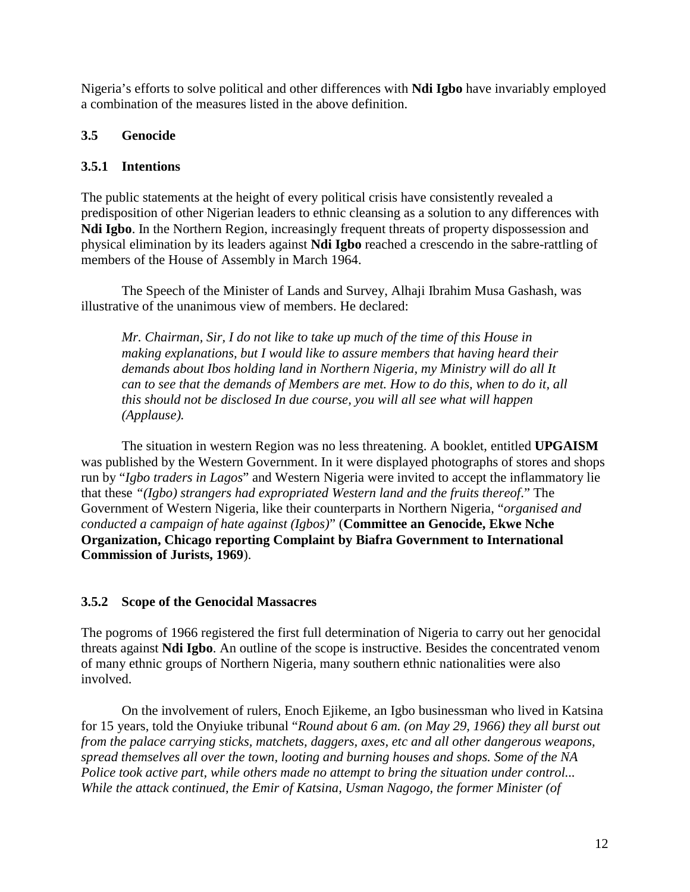Nigeria's efforts to solve political and other differences with **Ndi Igbo** have invariably employed a combination of the measures listed in the above definition.

### 3.5 Genocide

#### 3.5.1 Intentions

The public statements at the height of every political crisis have consistently revealed a predisposition of other Nigerian leaders to ethnic cleansing as a solution to any differences with **Ndi Igbo**. In the Northern Region, increasingly frequent threats of property dispossession and physical elimination by its leaders against **Ndi Igbo** reached a crescendo in the sabre-rattling of members of the House of Assembly in March 1964.

The Speech of the Minister of Lands and Survey, Alhaji Ibrahim Musa Gashash, was illustrative of the unanimous view of members. He declared:

> *Mr. Chairman, Sir, I do not like to take up much of the time of this House in making explanations, but I would like to assure members that having heard their demands about Ibos holding land in Northern Nigeria, my Ministry will do all It can to see that the demands of Members are met. How to do this, when to do it, all this should not be disclosed In due course, you will all see what will happen (Applause).*

The situation in western Region was no less threatening. A booklet, entitled **UPGAISM** was published by the Western Government. In it were displayed photographs of stores and shops run by "*Igbo traders in Lagos*" and Western Nigeria were invited to accept the inflammatory lie that these *"(Igbo) strangers had expropriated Western land and the fruits thereof*." The Government of Western Nigeria, like their counterparts in Northern Nigeria, "*organised and conducted a campaign of hate against (Igbos)*" (**Committee an Genocide, Ekwe Nche Organization, Chicago reporting Complaint by Biafra Government to International Commission of Jurists, 1969**).

#### 3.5.2 Scope of the Genocidal Massacres

The pogroms of 1966 registered the first full determination of Nigeria to carry out her genocidal threats against **Ndi Igbo**. An outline of the scope is instructive. Besides the concentrated venom of many ethnic groups of Northern Nigeria, many southern ethnic nationalities were also involved.

On the involvement of rulers, Enoch Ejikeme, an Igbo businessman who lived in Katsina for 15 years, told the Onyiuke tribunal "*Round about 6 am. (on May 29, 1966) they all burst out from the palace carrying sticks, matchets, daggers, axes, etc and all other dangerous weapons, spread themselves all over the town, looting and burning houses and shops. Some of the NA Police took active part, while others made no attempt to bring the situation under control... While the attack continued, the Emir of Katsina, Usman Nagogo, the former Minister (of*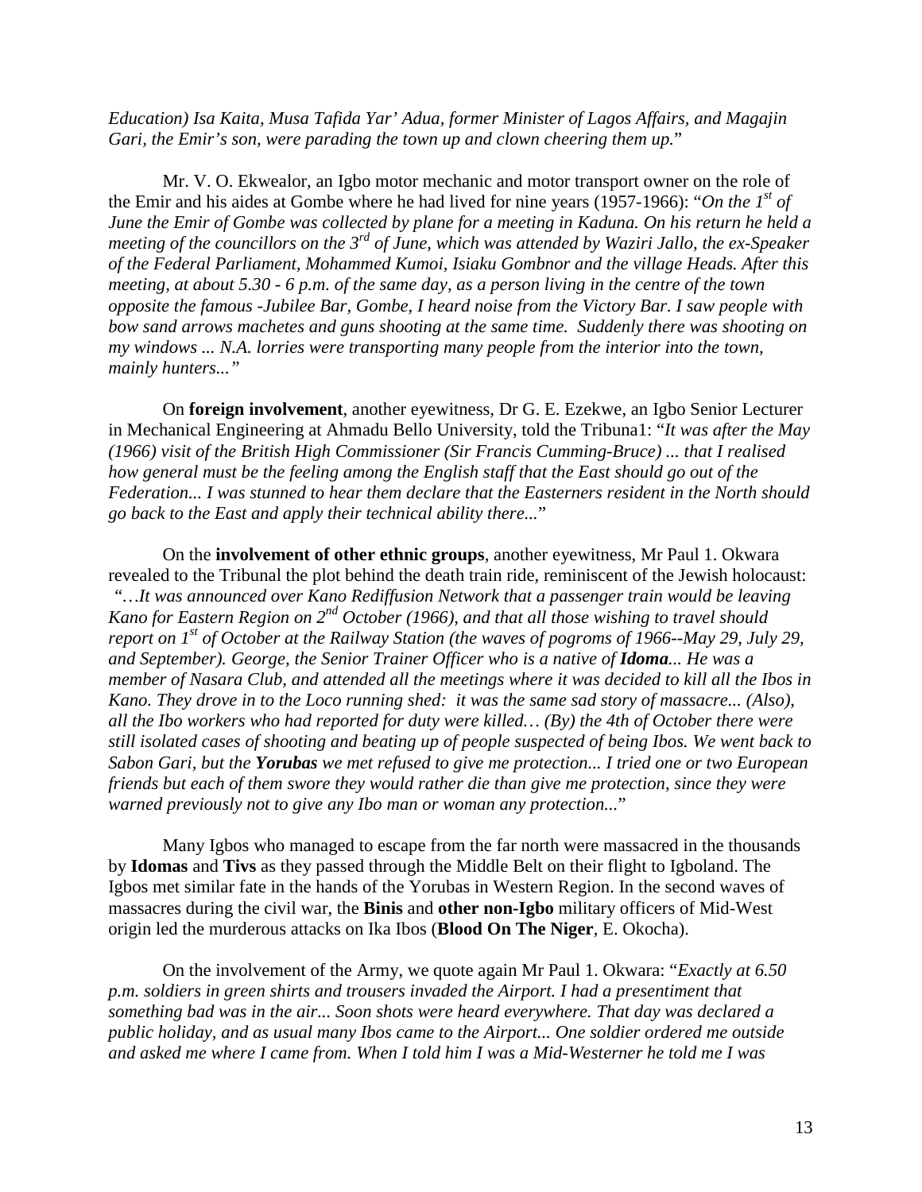*Education) Isa Kaita, Musa Tafida Yar' Adua, former Minister of Lagos Affairs, and Magajin Gari, the Emir's son, were parading the town up and clown cheering them up.*"

Mr. V. O. Ekwealor, an Igbo motor mechanic and motor transport owner on the role of the Emir and his aides at Gombe where he had lived for nine years (1957-1966): "*On the 1st of June the Emir of Gombe was collected by plane for a meeting in Kaduna. On his return he held a meeting of the councillors on the 3rd of June, which was attended by Waziri Jallo, the ex-Speaker of the Federal Parliament, Mohammed Kumoi, Isiaku Gombnor and the village Heads. After this meeting, at about 5.30 - 6 p.m. of the same day, as a person living in the centre of the town opposite the famous -Jubilee Bar, Gombe, I heard noise from the Victory Bar. I saw people with bow sand arrows machetes and guns shooting at the same time. Suddenly there was shooting on my windows ... N.A. lorries were transporting many people from the interior into the town, mainly hunters...*"

On **foreign involvement**, another eyewitness, Dr G. E. Ezekwe, an Igbo Senior Lecturer in Mechanical Engineering at Ahmadu Bello University, told the Tribuna1: "*It was after the May (1966) visit of the British High Commissioner (Sir Francis Cumming-Bruce) ... that I realised how general must be the feeling among the English staff that the East should go out of the Federation... I was stunned to hear them declare that the Easterners resident in the North should go back to the East and apply their technical ability there...*"

On the **involvement of other ethnic groups**, another eyewitness, Mr Paul 1. Okwara revealed to the Tribunal the plot behind the death train ride, reminiscent of the Jewish holocaust: "*…It was announced over Kano Rediffusion Network that a passenger train would be leaving Kano for Eastern Region on 2nd October (1966), and that all those wishing to travel should report on 1st of October at the Railway Station (the waves of pogroms of 1966--May 29, July 29, and September). George, the Senior Trainer Officer who is a native of **Idoma**... He was a member of Nasara Club, and attended all the meetings where it was decided to kill all the Ibos in Kano. They drove in to the Loco running shed: it was the same sad story of massacre... (Also), all the Ibo workers who had reported for duty were killed… (By) the 4th of October there were still isolated cases of shooting and beating up of people suspected of being Ibos. We went back to Sabon Gari, but the **Yorubas** we met refused to give me protection... I tried one or two European friends but each of them swore they would rather die than give me protection, since they were warned previously not to give any Ibo man or woman any protection...*"

Many Igbos who managed to escape from the far north were massacred in the thousands by **Idomas** and **Tivs** as they passed through the Middle Belt on their flight to Igboland. The Igbos met similar fate in the hands of the Yorubas in Western Region. In the second waves of massacres during the civil war, the **Binis** and **other non-Igbo** military officers of Mid-West origin led the murderous attacks on Ika Ibos (**Blood On The Niger**, E. Okocha).

On the involvement of the Army, we quote again Mr Paul 1. Okwara: "*Exactly at 6.50 p.m. soldiers in green shirts and trousers invaded the Airport. I had a presentiment that something bad was in the air... Soon shots were heard everywhere. That day was declared a public holiday, and as usual many Ibos came to the Airport... One soldier ordered me outside and asked me where I came from. When I told him I was a Mid-Westerner he told me I was*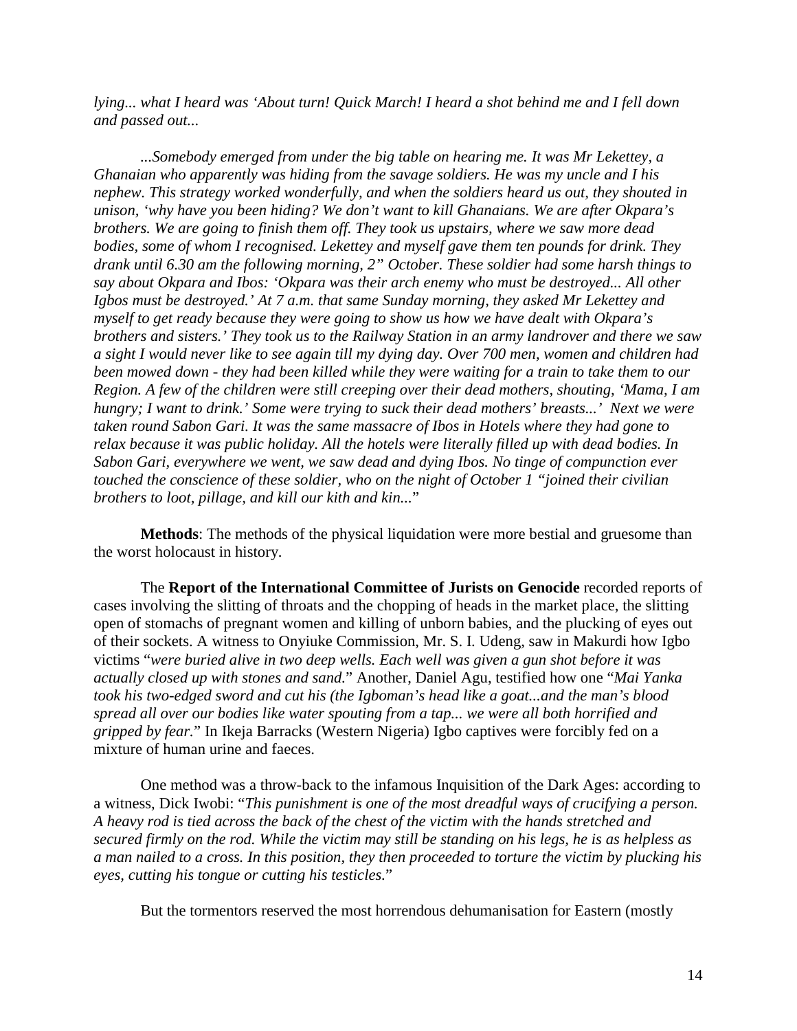*lying... what I heard was 'About turn! Quick March! I heard a shot behind me and I fell down and passed out...*

*...Somebody emerged from under the big table on hearing me. It was Mr Lekettey, a Ghanaian who apparently was hiding from the savage soldiers. He was my uncle and I his nephew. This strategy worked wonderfully, and when the soldiers heard us out, they shouted in unison, 'why have you been hiding? We don't want to kill Ghanaians. We are after Okpara's brothers. We are going to finish them off. They took us upstairs, where we saw more dead bodies, some of whom I recognised. Lekettey and myself gave them ten pounds for drink. They drank until 6.30 am the following morning, 2" October. These soldier had some harsh things to say about Okpara and Ibos: 'Okpara was their arch enemy who must be destroyed... All other Igbos must be destroyed.' At 7 a.m. that same Sunday morning, they asked Mr Lekettey and myself to get ready because they were going to show us how we have dealt with Okpara's brothers and sisters.' They took us to the Railway Station in an army landrover and there we saw a sight I would never like to see again till my dying day. Over 700 men, women and children had been mowed down - they had been killed while they were waiting for a train to take them to our Region. A few of the children were still creeping over their dead mothers, shouting, 'Mama, I am hungry; I want to drink.' Some were trying to suck their dead mothers' breasts...' Next we were taken round Sabon Gari. It was the same massacre of Ibos in Hotels where they had gone to relax because it was public holiday. All the hotels were literally filled up with dead bodies. In Sabon Gari, everywhere we went, we saw dead and dying Ibos. No tinge of compunction ever touched the conscience of these soldier, who on the night of October 1 "joined their civilian brothers to loot, pillage, and kill our kith and kin...*"

**Methods**: The methods of the physical liquidation were more bestial and gruesome than the worst holocaust in history.

The **Report of the International Committee of Jurists on Genocide** recorded reports of cases involving the slitting of throats and the chopping of heads in the market place, the slitting open of stomachs of pregnant women and killing of unborn babies, and the plucking of eyes out of their sockets. A witness to Onyiuke Commission, Mr. S. I. Udeng, saw in Makurdi how Igbo victims "*were buried alive in two deep wells. Each well was given a gun shot before it was actually closed up with stones and sand.*" Another, Daniel Agu, testified how one "*Mai Yanka took his two-edged sword and cut his (the Igboman's head like a goat...and the man's blood spread all over our bodies like water spouting from a tap... we were all both horrified and gripped by fear.*" In Ikeja Barracks (Western Nigeria) Igbo captives were forcibly fed on a mixture of human urine and faeces.

One method was a throw-back to the infamous Inquisition of the Dark Ages: according to a witness, Dick Iwobi: "*This punishment is one of the most dreadful ways of crucifying a person. A heavy rod is tied across the back of the chest of the victim with the hands stretched and secured firmly on the rod. While the victim may still be standing on his legs, he is as helpless as a man nailed to a cross. In this position, they then proceeded to torture the victim by plucking his eyes, cutting his tongue or cutting his testicles.*"

But the tormentors reserved the most horrendous dehumanisation for Eastern (mostly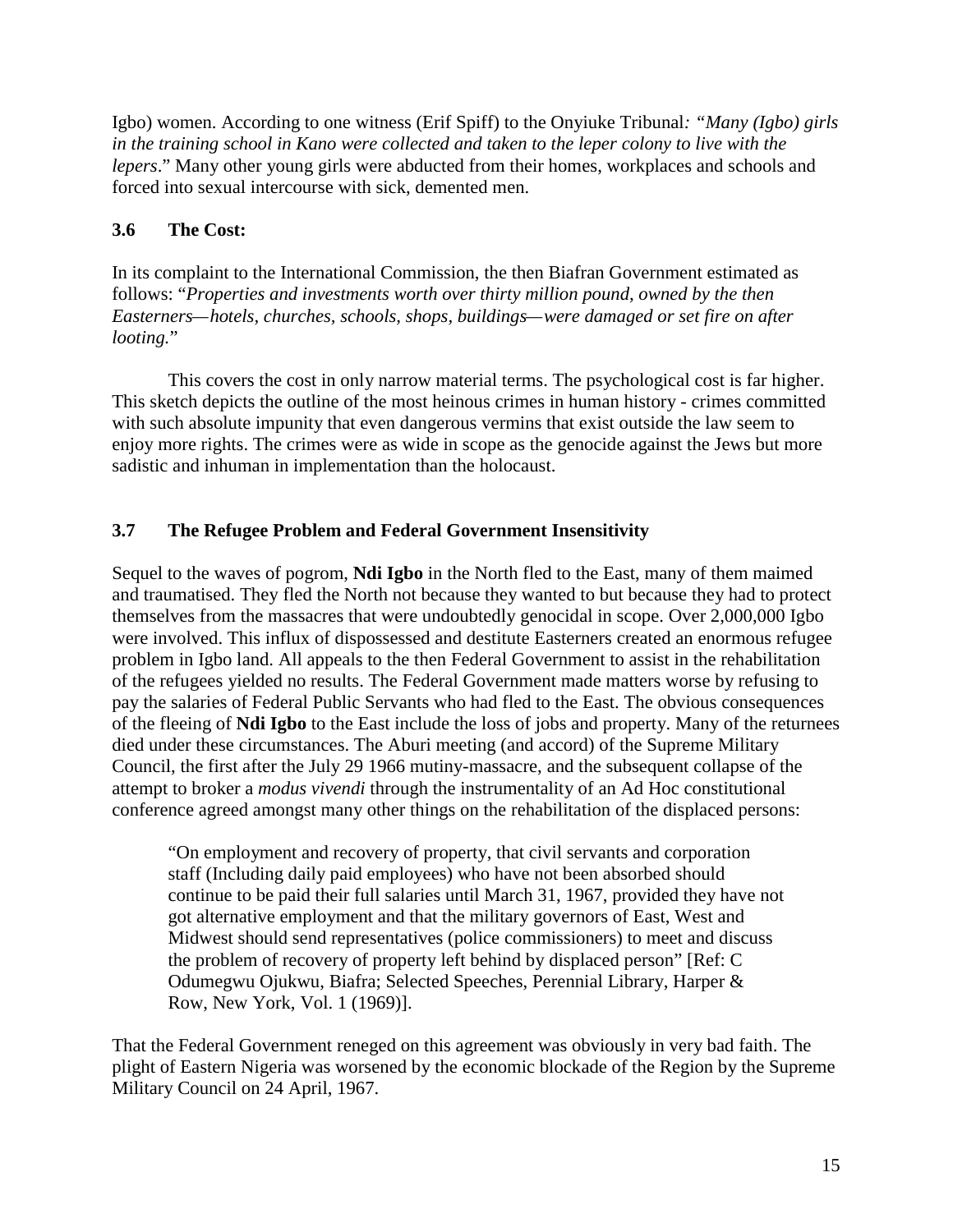Igbo) women. According to one witness (Erif Spiff) to the Onyiuke Tribunal*: "Many (Igbo) girls in the training school in Kano were collected and taken to the leper colony to live with the lepers*." Many other young girls were abducted from their homes, workplaces and schools and forced into sexual intercourse with sick, demented men.

### 3.6 The Cost:

In its complaint to the International Commission, the then Biafran Government estimated as follows: "*Properties and investments worth over thirty million pound, owned by the then Easterners—hotels, churches, schools, shops, buildings—were damaged or set fire on after looting.*"

This covers the cost in only narrow material terms. The psychological cost is far higher. This sketch depicts the outline of the most heinous crimes in human history - crimes committed with such absolute impunity that even dangerous vermins that exist outside the law seem to enjoy more rights. The crimes were as wide in scope as the genocide against the Jews but more sadistic and inhuman in implementation than the holocaust.

### 3.7 The Refugee Problem and Federal Government Insensitivity

Sequel to the waves of pogrom, **Ndi Igbo** in the North fled to the East, many of them maimed and traumatised. They fled the North not because they wanted to but because they had to protect themselves from the massacres that were undoubtedly genocidal in scope. Over 2,000,000 Igbo were involved. This influx of dispossessed and destitute Easterners created an enormous refugee problem in Igbo land. All appeals to the then Federal Government to assist in the rehabilitation of the refugees yielded no results. The Federal Government made matters worse by refusing to pay the salaries of Federal Public Servants who had fled to the East. The obvious consequences of the fleeing of **Ndi Igbo** to the East include the loss of jobs and property. Many of the returnees died under these circumstances. The Aburi meeting (and accord) of the Supreme Military Council, the first after the July 29 1966 mutiny-massacre, and the subsequent collapse of the attempt to broker a *modus vivendi* through the instrumentality of an Ad Hoc constitutional conference agreed amongst many other things on the rehabilitation of the displaced persons:

> "On employment and recovery of property, that civil servants and corporation staff (Including daily paid employees) who have not been absorbed should continue to be paid their full salaries until March 31, 1967, provided they have not got alternative employment and that the military governors of East, West and Midwest should send representatives (police commissioners) to meet and discuss the problem of recovery of property left behind by displaced person" [Ref: C Odumegwu Ojukwu, Biafra; Selected Speeches, Perennial Library, Harper & Row, New York, Vol. 1 (1969)].

That the Federal Government reneged on this agreement was obviously in very bad faith. The plight of Eastern Nigeria was worsened by the economic blockade of the Region by the Supreme Military Council on 24 April, 1967.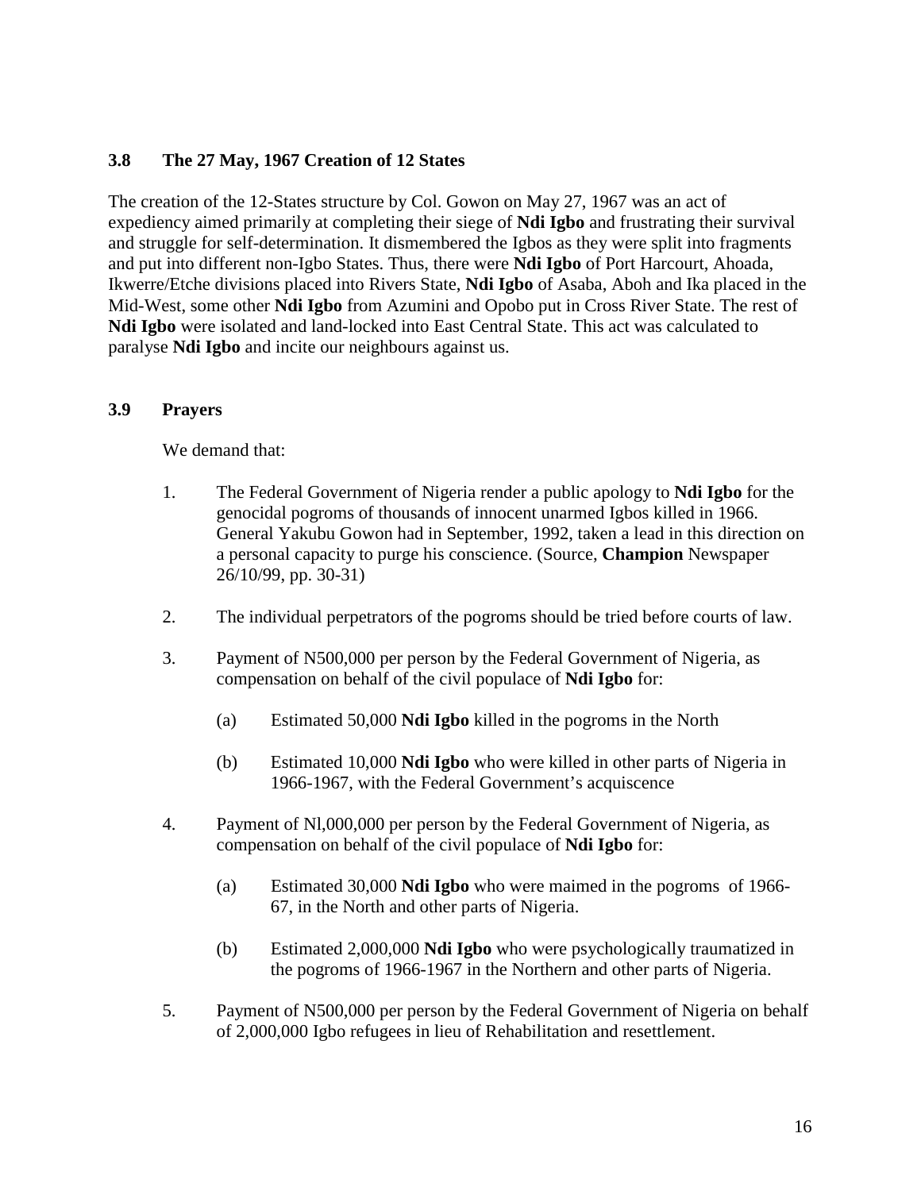### 3.8 The 27 May, 1967 Creation of 12 States

The creation of the 12-States structure by Col. Gowon on May 27, 1967 was an act of expediency aimed primarily at completing their siege of **Ndi Igbo** and frustrating their survival and struggle for self-determination. It dismembered the Igbos as they were split into fragments and put into different non-Igbo States. Thus, there were **Ndi Igbo** of Port Harcourt, Ahoada, Ikwerre/Etche divisions placed into Rivers State, **Ndi Igbo** of Asaba, Aboh and Ika placed in the Mid-West, some other **Ndi Igbo** from Azumini and Opobo put in Cross River State. The rest of **Ndi Igbo** were isolated and land-locked into East Central State. This act was calculated to paralyse **Ndi Igbo** and incite our neighbours against us.

### 3.9 Prayers

We demand that:

1. The Federal Government of Nigeria render a public apology to **Ndi Igbo** for the genocidal pogroms of thousands of innocent unarmed Igbos killed in 1966. General Yakubu Gowon had in September, 1992, taken a lead in this direction on a personal capacity to purge his conscience. (Source, **Champion** Newspaper 26/10/99, pp. 30-31)

2. The individual perpetrators of the pogroms should be tried before courts of law.

3. Payment of N500,000 per person by the Federal Government of Nigeria, as compensation on behalf of the civil populace of **Ndi Igbo** for:

   (a) Estimated 50,000 **Ndi Igbo** killed in the pogroms in the North

   (b) Estimated 10,000 **Ndi Igbo** who were killed in other parts of Nigeria in 1966-1967, with the Federal Government's acquiscence

4. Payment of Nl,000,000 per person by the Federal Government of Nigeria, as compensation on behalf of the civil populace of **Ndi Igbo** for:

   (a) Estimated 30,000 **Ndi Igbo** who were maimed in the pogroms of 1966-67, in the North and other parts of Nigeria.

   (b) Estimated 2,000,000 **Ndi Igbo** who were psychologically traumatized in the pogroms of 1966-1967 in the Northern and other parts of Nigeria.

5. Payment of N500,000 per person by the Federal Government of Nigeria on behalf of 2,000,000 Igbo refugees in lieu of Rehabilitation and resettlement.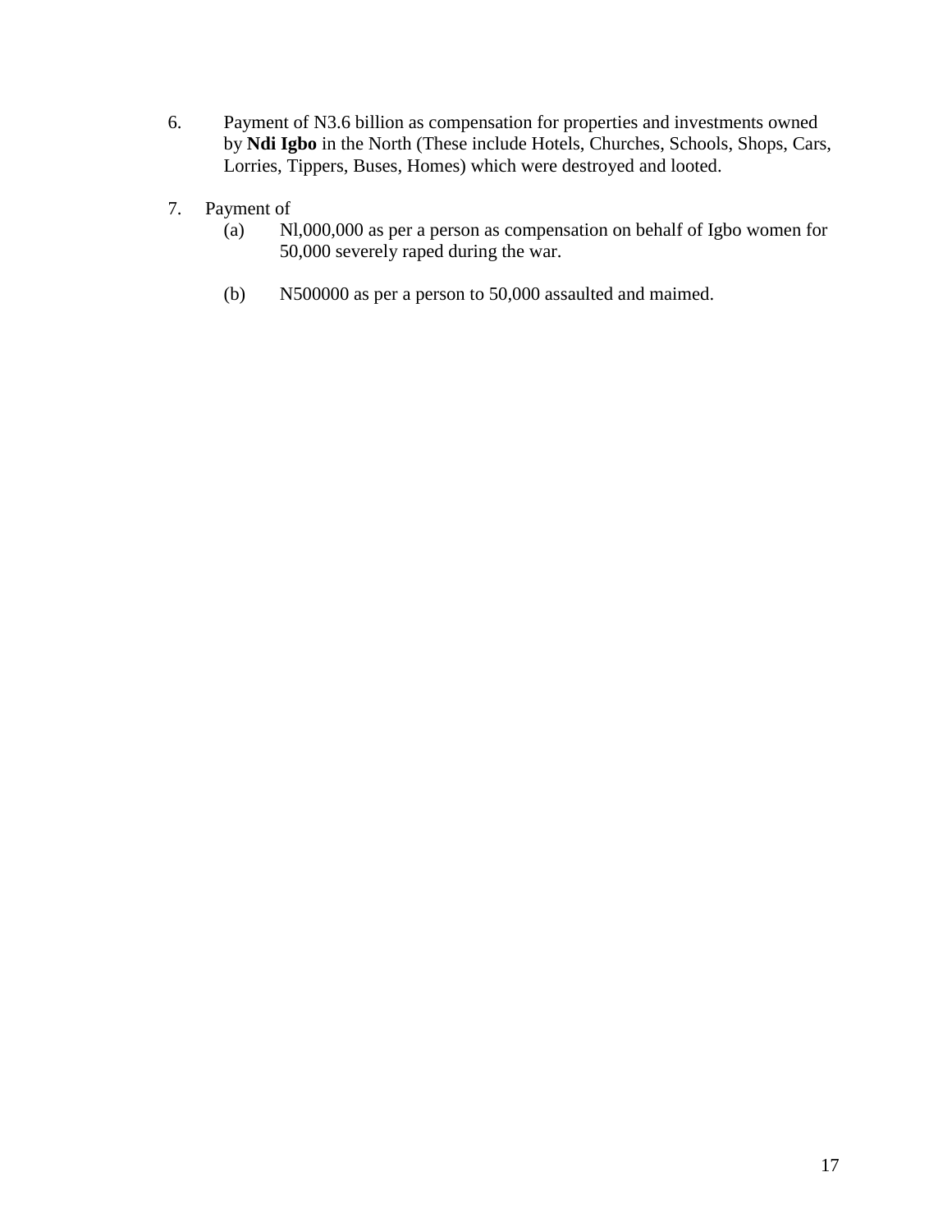6. Payment of N3.6 billion as compensation for properties and investments owned by **Ndi Igbo** in the North (These include Hotels, Churches, Schools, Shops, Cars, Lorries, Tippers, Buses, Homes) which were destroyed and looted.

7. Payment of
   (a) Nl,000,000 as per a person as compensation on behalf of Igbo women for 50,000 severely raped during the war.

   (b) N500000 as per a person to 50,000 assaulted and maimed.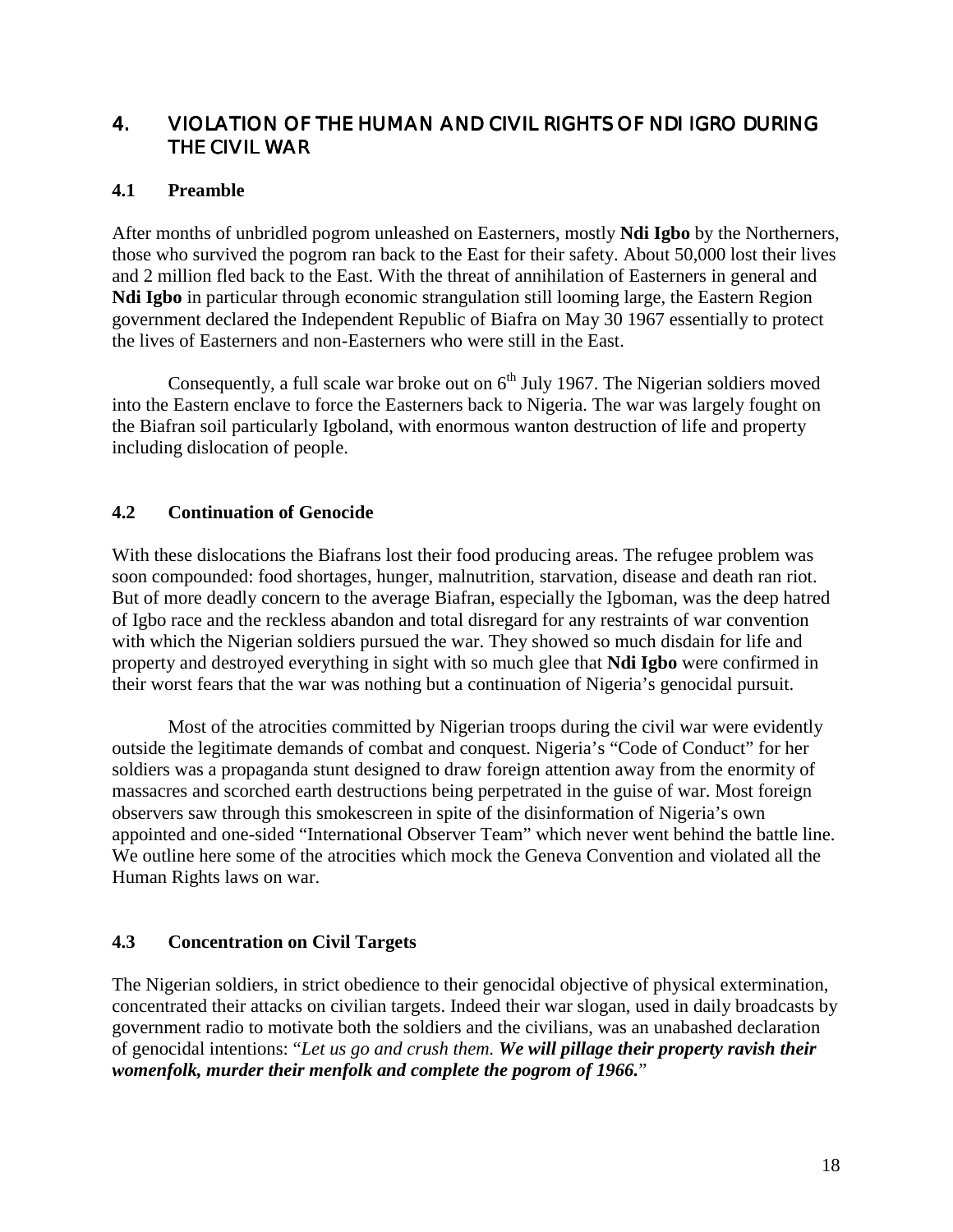## 4. VIOLATION OF THE HUMAN AND CIVIL RIGHTS OF NDI IGRO DURING THE CIVIL WAR

### 4.1 Preamble

After months of unbridled pogrom unleashed on Easterners, mostly **Ndi Igbo** by the Northerners, those who survived the pogrom ran back to the East for their safety. About 50,000 lost their lives and 2 million fled back to the East. With the threat of annihilation of Easterners in general and **Ndi Igbo** in particular through economic strangulation still looming large, the Eastern Region government declared the Independent Republic of Biafra on May 30 1967 essentially to protect the lives of Easterners and non-Easterners who were still in the East.

Consequently, a full scale war broke out on 6th July 1967. The Nigerian soldiers moved into the Eastern enclave to force the Easterners back to Nigeria. The war was largely fought on the Biafran soil particularly Igboland, with enormous wanton destruction of life and property including dislocation of people.

### 4.2 Continuation of Genocide

With these dislocations the Biafrans lost their food producing areas. The refugee problem was soon compounded: food shortages, hunger, malnutrition, starvation, disease and death ran riot. But of more deadly concern to the average Biafran, especially the Igboman, was the deep hatred of Igbo race and the reckless abandon and total disregard for any restraints of war convention with which the Nigerian soldiers pursued the war. They showed so much disdain for life and property and destroyed everything in sight with so much glee that **Ndi Igbo** were confirmed in their worst fears that the war was nothing but a continuation of Nigeria's genocidal pursuit.

Most of the atrocities committed by Nigerian troops during the civil war were evidently outside the legitimate demands of combat and conquest. Nigeria's "Code of Conduct" for her soldiers was a propaganda stunt designed to draw foreign attention away from the enormity of massacres and scorched earth destructions being perpetrated in the guise of war. Most foreign observers saw through this smokescreen in spite of the disinformation of Nigeria's own appointed and one-sided "International Observer Team" which never went behind the battle line. We outline here some of the atrocities which mock the Geneva Convention and violated all the Human Rights laws on war.

### 4.3 Concentration on Civil Targets

The Nigerian soldiers, in strict obedience to their genocidal objective of physical extermination, concentrated their attacks on civilian targets. Indeed their war slogan, used in daily broadcasts by government radio to motivate both the soldiers and the civilians, was an unabashed declaration of genocidal intentions: "*Let us go and crush them.* ***We will pillage their property ravish their womenfolk, murder their menfolk and complete the pogrom of 1966.***"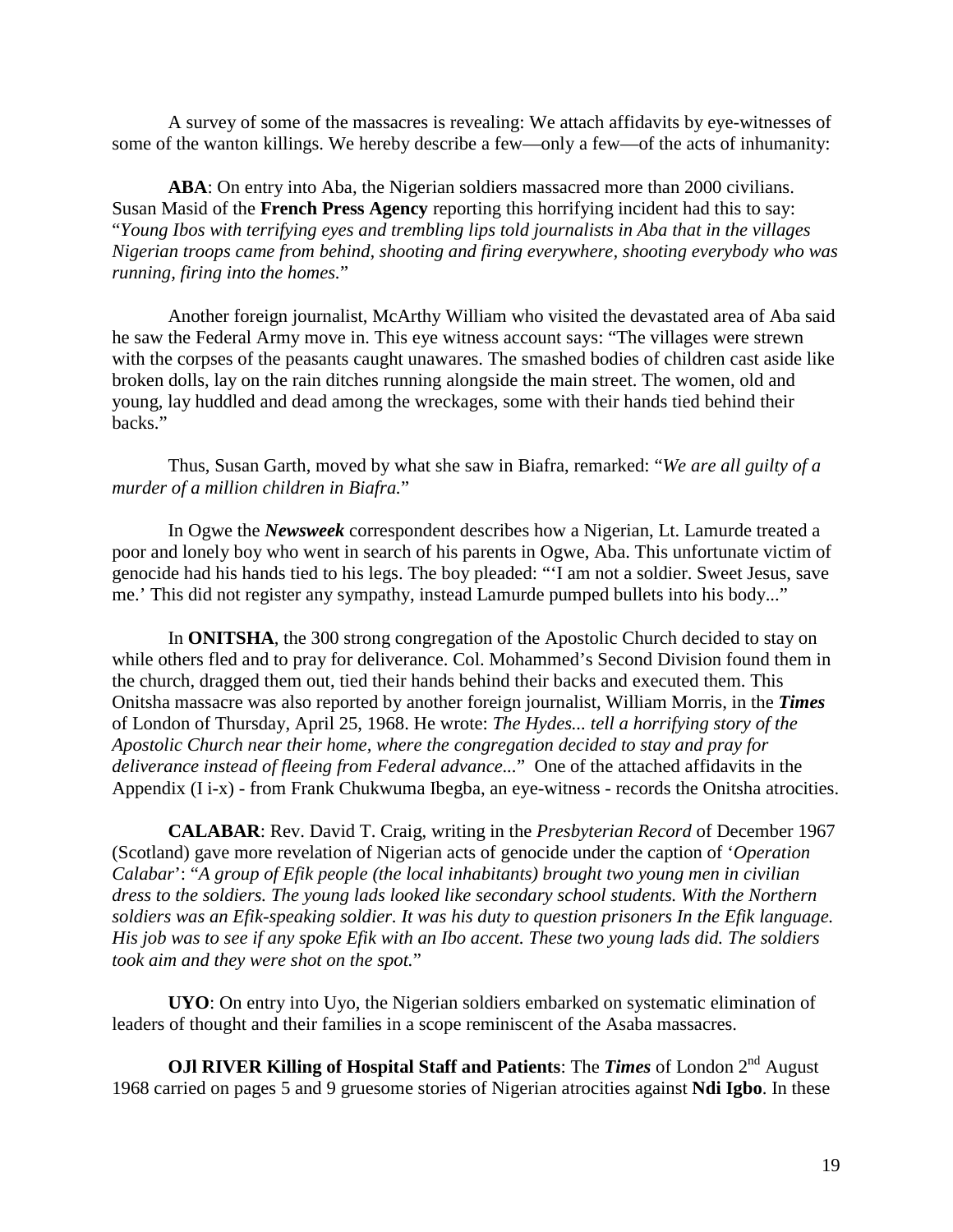A survey of some of the massacres is revealing: We attach affidavits by eye-witnesses of some of the wanton killings. We hereby describe a few—only a few—of the acts of inhumanity:

**ABA**: On entry into Aba, the Nigerian soldiers massacred more than 2000 civilians. Susan Masid of the **French Press Agency** reporting this horrifying incident had this to say: "*Young Ibos with terrifying eyes and trembling lips told journalists in Aba that in the villages Nigerian troops came from behind, shooting and firing everywhere, shooting everybody who was running, firing into the homes*."

Another foreign journalist, McArthy William who visited the devastated area of Aba said he saw the Federal Army move in. This eye witness account says: "The villages were strewn with the corpses of the peasants caught unawares. The smashed bodies of children cast aside like broken dolls, lay on the rain ditches running alongside the main street. The women, old and young, lay huddled and dead among the wreckages, some with their hands tied behind their backs."

Thus, Susan Garth, moved by what she saw in Biafra, remarked: "*We are all guilty of a murder of a million children in Biafra.*"

In Ogwe the ***Newsweek*** correspondent describes how a Nigerian, Lt. Lamurde treated a poor and lonely boy who went in search of his parents in Ogwe, Aba. This unfortunate victim of genocide had his hands tied to his legs. The boy pleaded: "'I am not a soldier. Sweet Jesus, save me.' This did not register any sympathy, instead Lamurde pumped bullets into his body..."

In **ONITSHA**, the 300 strong congregation of the Apostolic Church decided to stay on while others fled and to pray for deliverance. Col. Mohammed's Second Division found them in the church, dragged them out, tied their hands behind their backs and executed them. This Onitsha massacre was also reported by another foreign journalist, William Morris, in the ***Times*** of London of Thursday, April 25, 1968. He wrote: *The Hydes... tell a horrifying story of the Apostolic Church near their home, where the congregation decided to stay and pray for deliverance instead of fleeing from Federal advance...*" One of the attached affidavits in the Appendix (I i-x) - from Frank Chukwuma Ibegba, an eye-witness - records the Onitsha atrocities.

**CALABAR**: Rev. David T. Craig, writing in the *Presbyterian Record* of December 1967 (Scotland) gave more revelation of Nigerian acts of genocide under the caption of '*Operation Calabar*': "*A group of Efik people (the local inhabitants) brought two young men in civilian dress to the soldiers. The young lads looked like secondary school students. With the Northern soldiers was an Efik-speaking soldier. It was his duty to question prisoners In the Efik language. His job was to see if any spoke Efik with an Ibo accent. These two young lads did. The soldiers took aim and they were shot on the spot.*"

**UYO**: On entry into Uyo, the Nigerian soldiers embarked on systematic elimination of leaders of thought and their families in a scope reminiscent of the Asaba massacres.

**OJI RIVER Killing of Hospital Staff and Patients**: The ***Times*** of London 2nd August 1968 carried on pages 5 and 9 gruesome stories of Nigerian atrocities against **Ndi Igbo**. In these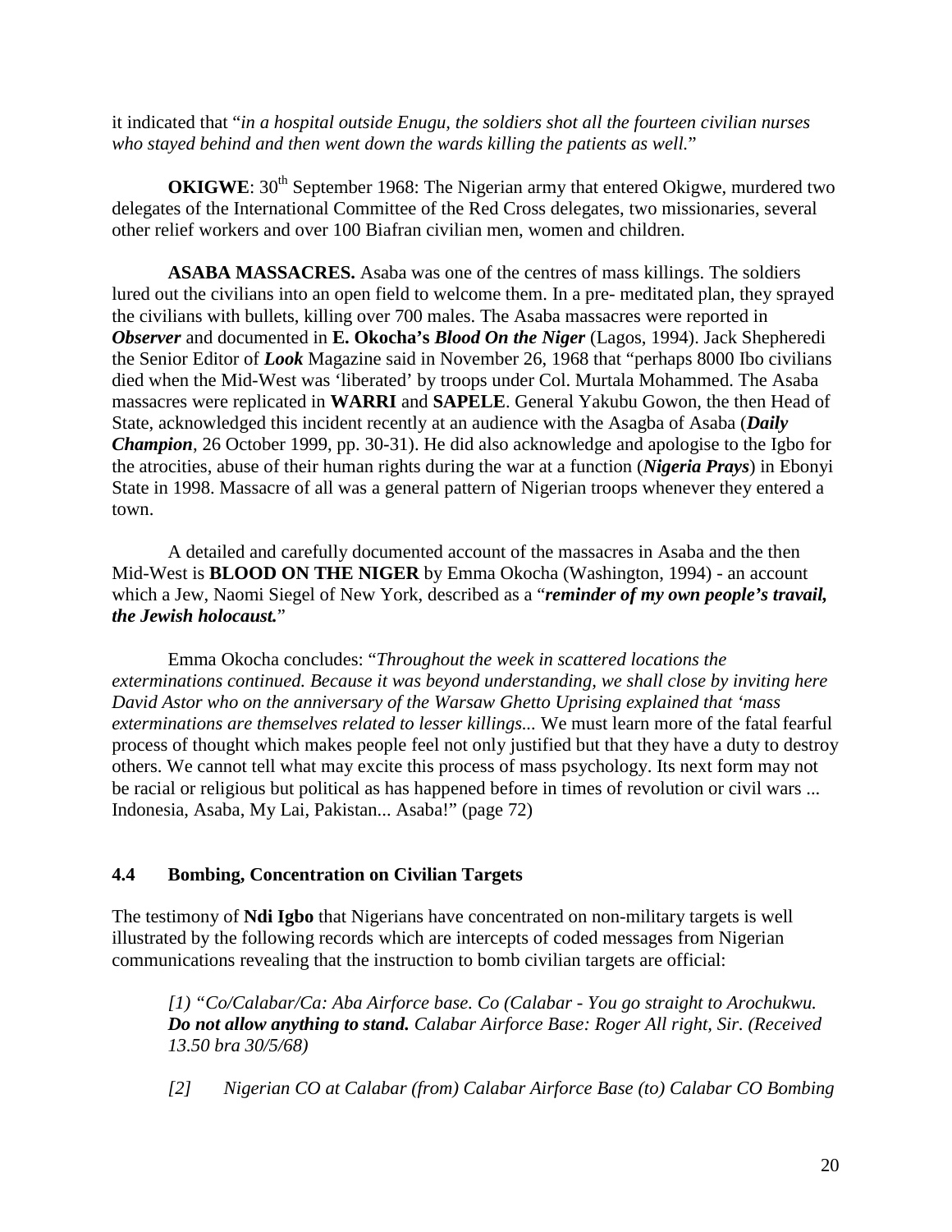it indicated that "*in a hospital outside Enugu, the soldiers shot all the fourteen civilian nurses who stayed behind and then went down the wards killing the patients as well.*"

**OKIGWE**: 30th September 1968: The Nigerian army that entered Okigwe, murdered two delegates of the International Committee of the Red Cross delegates, two missionaries, several other relief workers and over 100 Biafran civilian men, women and children.

**ASABA MASSACRES.** Asaba was one of the centres of mass killings. The soldiers lured out the civilians into an open field to welcome them. In a pre- meditated plan, they sprayed the civilians with bullets, killing over 700 males. The Asaba massacres were reported in ***Observer*** and documented in **E. Okocha's *Blood On the Niger*** (Lagos, 1994). Jack Shepheredi the Senior Editor of ***Look*** Magazine said in November 26, 1968 that "perhaps 8000 Ibo civilians died when the Mid-West was 'liberated' by troops under Col. Murtala Mohammed. The Asaba massacres were replicated in **WARRI** and **SAPELE**. General Yakubu Gowon, the then Head of State, acknowledged this incident recently at an audience with the Asagba of Asaba (***Daily Champion***, 26 October 1999, pp. 30-31). He did also acknowledge and apologise to the Igbo for the atrocities, abuse of their human rights during the war at a function (***Nigeria Prays***) in Ebonyi State in 1998. Massacre of all was a general pattern of Nigerian troops whenever they entered a town.

A detailed and carefully documented account of the massacres in Asaba and the then Mid-West is **BLOOD ON THE NIGER** by Emma Okocha (Washington, 1994) - an account which a Jew, Naomi Siegel of New York, described as a "***reminder of my own people's travail, the Jewish holocaust.***"

Emma Okocha concludes: "*Throughout the week in scattered locations the exterminations continued. Because it was beyond understanding, we shall close by inviting here David Astor who on the anniversary of the Warsaw Ghetto Uprising explained that 'mass exterminations are themselves related to lesser killings...* We must learn more of the fatal fearful process of thought which makes people feel not only justified but that they have a duty to destroy others. We cannot tell what may excite this process of mass psychology. Its next form may not be racial or religious but political as has happened before in times of revolution or civil wars ... Indonesia, Asaba, My Lai, Pakistan... Asaba!" (page 72)

## 4.4 Bombing, Concentration on Civilian Targets

The testimony of **Ndi Igbo** that Nigerians have concentrated on non-military targets is well illustrated by the following records which are intercepts of coded messages from Nigerian communications revealing that the instruction to bomb civilian targets are official:

> *[1] "Co/Calabar/Ca: Aba Airforce base. Co (Calabar - You go straight to Arochukwu.* ***Do not allow anything to stand.*** *Calabar Airforce Base: Roger All right, Sir. (Received 13.50 bra 30/5/68)*
>
> *[2] Nigerian CO at Calabar (from) Calabar Airforce Base (to) Calabar CO Bombing*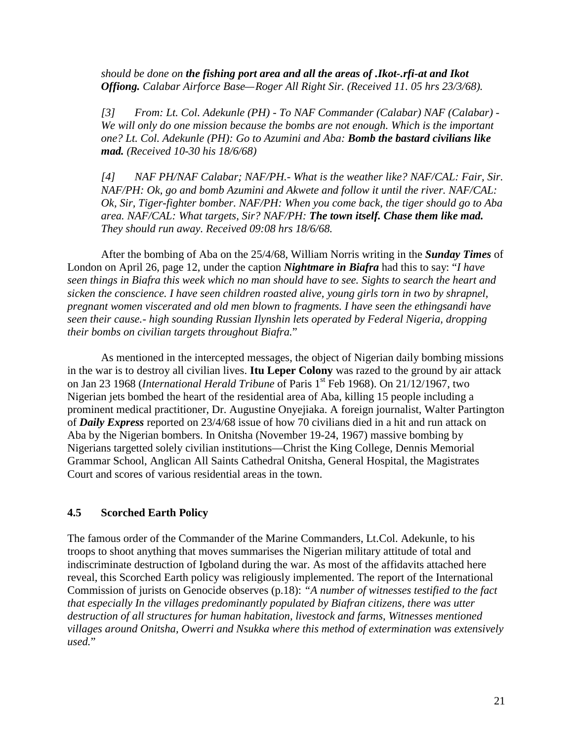*should be done on **the fishing port area and all the areas of .Ikot-.rfi-at and Ikot Offiong.** Calabar Airforce Base—Roger All Right Sir. (Received 11. 05 hrs 23/3/68).*

*[3] From: Lt. Col. Adekunle (PH) - To NAF Commander (Calabar) NAF (Calabar) - We will only do one mission because the bombs are not enough. Which is the important one? Lt. Col. Adekunle (PH): Go to Azumini and Aba: **Bomb the bastard civilians like mad.** (Received 10-30 his 18/6/68)*

*[4] NAF PH/NAF Calabar; NAF/PH.- What is the weather like? NAF/CAL: Fair, Sir. NAF/PH: Ok, go and bomb Azumini and Akwete and follow it until the river. NAF/CAL: Ok, Sir, Tiger-fighter bomber. NAF/PH: When you come back, the tiger should go to Aba area. NAF/CAL: What targets, Sir? NAF/PH: **The town itself. Chase them like mad.** They should run away. Received 09:08 hrs 18/6/68.*

After the bombing of Aba on the 25/4/68, William Norris writing in the ***Sunday Times*** of London on April 26, page 12, under the caption ***Nightmare in Biafra*** had this to say: "*I have seen things in Biafra this week which no man should have to see. Sights to search the heart and sicken the conscience. I have seen children roasted alive, young girls torn in two by shrapnel, pregnant women viscerated and old men blown to fragments. I have seen the ethingsandi have seen their cause.- high sounding Russian Ilynshin lets operated by Federal Nigeria, dropping their bombs on civilian targets throughout Biafra.*"

As mentioned in the intercepted messages, the object of Nigerian daily bombing missions in the war is to destroy all civilian lives. **Itu Leper Colony** was razed to the ground by air attack on Jan 23 1968 (*International Herald Tribune* of Paris 1st Feb 1968). On 21/12/1967, two Nigerian jets bombed the heart of the residential area of Aba, killing 15 people including a prominent medical practitioner, Dr. Augustine Onyejiaka. A foreign journalist, Walter Partington of ***Daily Express*** reported on 23/4/68 issue of how 70 civilians died in a hit and run attack on Aba by the Nigerian bombers. In Onitsha (November 19-24, 1967) massive bombing by Nigerians targetted solely civilian institutions—Christ the King College, Dennis Memorial Grammar School, Anglican All Saints Cathedral Onitsha, General Hospital, the Magistrates Court and scores of various residential areas in the town.

### 4.5 Scorched Earth Policy

The famous order of the Commander of the Marine Commanders, Lt.Col. Adekunle, to his troops to shoot anything that moves summarises the Nigerian military attitude of total and indiscriminate destruction of Igboland during the war. As most of the affidavits attached here reveal, this Scorched Earth policy was religiously implemented. The report of the International Commission of jurists on Genocide observes (p.18): *"A number of witnesses testified to the fact that especially In the villages predominantly populated by Biafran citizens, there was utter destruction of all structures for human habitation, livestock and farms, Witnesses mentioned villages around Onitsha, Owerri and Nsukka where this method of extermination was extensively used.*"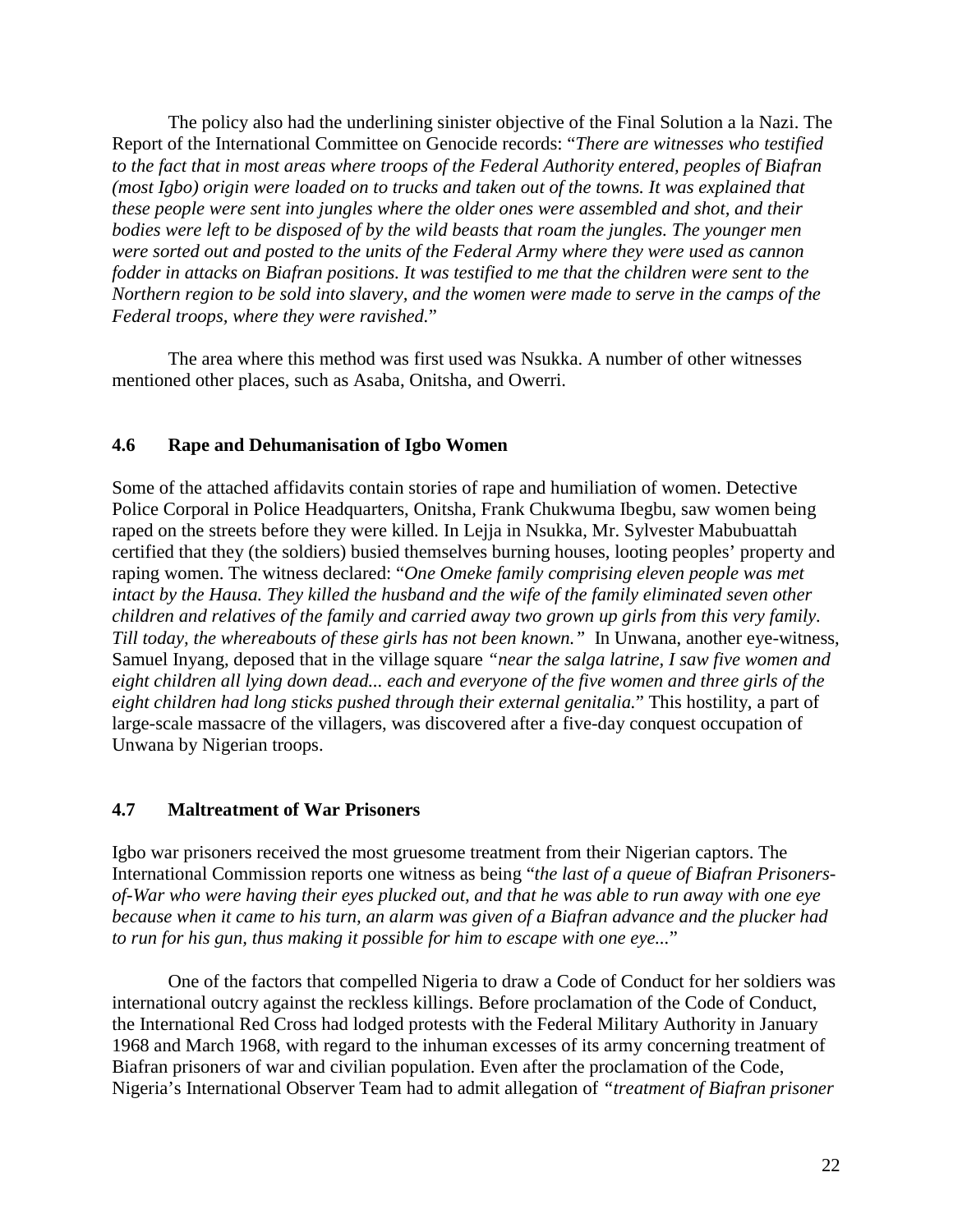The policy also had the underlining sinister objective of the Final Solution a la Nazi. The Report of the International Committee on Genocide records: "*There are witnesses who testified to the fact that in most areas where troops of the Federal Authority entered, peoples of Biafran (most Igbo) origin were loaded on to trucks and taken out of the towns. It was explained that these people were sent into jungles where the older ones were assembled and shot, and their bodies were left to be disposed of by the wild beasts that roam the jungles. The younger men were sorted out and posted to the units of the Federal Army where they were used as cannon fodder in attacks on Biafran positions. It was testified to me that the children were sent to the Northern region to be sold into slavery, and the women were made to serve in the camps of the Federal troops, where they were ravished.*"

The area where this method was first used was Nsukka. A number of other witnesses mentioned other places, such as Asaba, Onitsha, and Owerri.

### 4.6 Rape and Dehumanisation of Igbo Women

Some of the attached affidavits contain stories of rape and humiliation of women. Detective Police Corporal in Police Headquarters, Onitsha, Frank Chukwuma Ibegbu, saw women being raped on the streets before they were killed. In Lejja in Nsukka, Mr. Sylvester Mabubuattah certified that they (the soldiers) busied themselves burning houses, looting peoples' property and raping women. The witness declared: "*One Omeke family comprising eleven people was met intact by the Hausa. They killed the husband and the wife of the family eliminated seven other children and relatives of the family and carried away two grown up girls from this very family. Till today, the whereabouts of these girls has not been known."* In Unwana, another eye-witness, Samuel Inyang, deposed that in the village square *"near the salga latrine, I saw five women and eight children all lying down dead... each and everyone of the five women and three girls of the eight children had long sticks pushed through their external genitalia.*" This hostility, a part of large-scale massacre of the villagers, was discovered after a five-day conquest occupation of Unwana by Nigerian troops.

### 4.7 Maltreatment of War Prisoners

Igbo war prisoners received the most gruesome treatment from their Nigerian captors. The International Commission reports one witness as being "*the last of a queue of Biafran Prisoners-of-War who were having their eyes plucked out, and that he was able to run away with one eye because when it came to his turn, an alarm was given of a Biafran advance and the plucker had to run for his gun, thus making it possible for him to escape with one eye...*"

One of the factors that compelled Nigeria to draw a Code of Conduct for her soldiers was international outcry against the reckless killings. Before proclamation of the Code of Conduct, the International Red Cross had lodged protests with the Federal Military Authority in January 1968 and March 1968, with regard to the inhuman excesses of its army concerning treatment of Biafran prisoners of war and civilian population. Even after the proclamation of the Code, Nigeria's International Observer Team had to admit allegation of *"treatment of Biafran prisoner*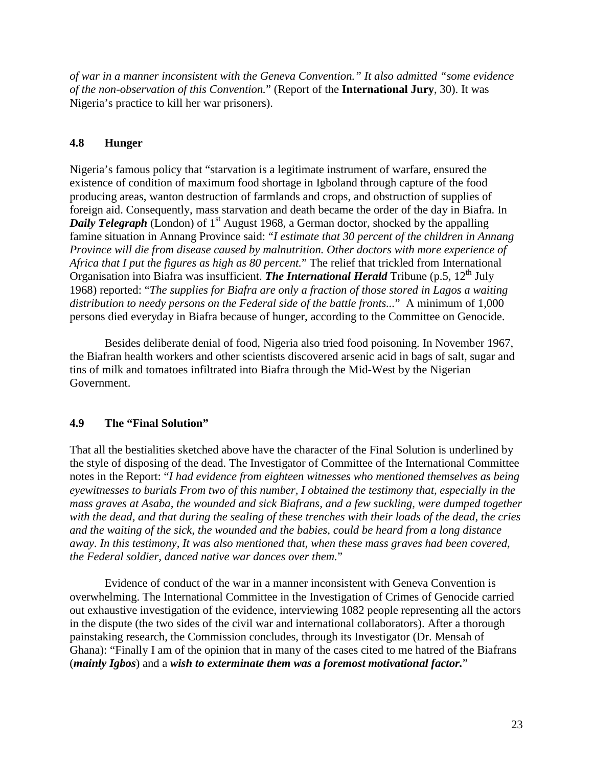*of war in a manner inconsistent with the Geneva Convention." It also admitted "some evidence of the non-observation of this Convention.*" (Report of the **International Jury**, 30). It was Nigeria's practice to kill her war prisoners).

### 4.8 Hunger

Nigeria's famous policy that "starvation is a legitimate instrument of warfare, ensured the existence of condition of maximum food shortage in Igboland through capture of the food producing areas, wanton destruction of farmlands and crops, and obstruction of supplies of foreign aid. Consequently, mass starvation and death became the order of the day in Biafra. In ***Daily Telegraph*** (London) of 1st August 1968, a German doctor, shocked by the appalling famine situation in Annang Province said: "*I estimate that 30 percent of the children in Annang Province will die from disease caused by malnutrition. Other doctors with more experience of Africa that I put the figures as high as 80 percent.*" The relief that trickled from International Organisation into Biafra was insufficient. ***The International Herald*** Tribune (p.5, 12th July 1968) reported: "*The supplies for Biafra are only a fraction of those stored in Lagos a waiting distribution to needy persons on the Federal side of the battle fronts...*" A minimum of 1,000 persons died everyday in Biafra because of hunger, according to the Committee on Genocide.

Besides deliberate denial of food, Nigeria also tried food poisoning. In November 1967, the Biafran health workers and other scientists discovered arsenic acid in bags of salt, sugar and tins of milk and tomatoes infiltrated into Biafra through the Mid-West by the Nigerian Government.

### 4.9 The "Final Solution"

That all the bestialities sketched above have the character of the Final Solution is underlined by the style of disposing of the dead. The Investigator of Committee of the International Committee notes in the Report: "*I had evidence from eighteen witnesses who mentioned themselves as being eyewitnesses to burials From two of this number, I obtained the testimony that, especially in the mass graves at Asaba, the wounded and sick Biafrans, and a few suckling, were dumped together with the dead, and that during the sealing of these trenches with their loads of the dead, the cries and the waiting of the sick, the wounded and the babies, could be heard from a long distance away. In this testimony, It was also mentioned that, when these mass graves had been covered, the Federal soldier, danced native war dances over them.*"

Evidence of conduct of the war in a manner inconsistent with Geneva Convention is overwhelming. The International Committee in the Investigation of Crimes of Genocide carried out exhaustive investigation of the evidence, interviewing 1082 people representing all the actors in the dispute (the two sides of the civil war and international collaborators). After a thorough painstaking research, the Commission concludes, through its Investigator (Dr. Mensah of Ghana): "Finally I am of the opinion that in many of the cases cited to me hatred of the Biafrans (***mainly Igbos***) and a ***wish to exterminate them was a foremost motivational factor.***"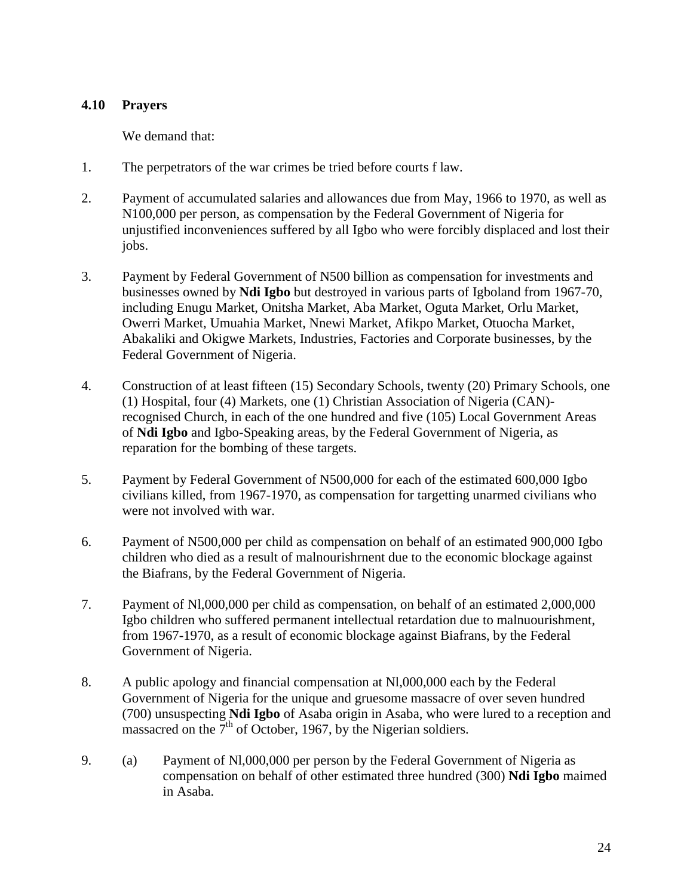### 4.10 Prayers

We demand that:

1. The perpetrators of the war crimes be tried before courts f law.

2. Payment of accumulated salaries and allowances due from May, 1966 to 1970, as well as N100,000 per person, as compensation by the Federal Government of Nigeria for unjustified inconveniences suffered by all Igbo who were forcibly displaced and lost their jobs.

3. Payment by Federal Government of N500 billion as compensation for investments and businesses owned by **Ndi Igbo** but destroyed in various parts of Igboland from 1967-70, including Enugu Market, Onitsha Market, Aba Market, Oguta Market, Orlu Market, Owerri Market, Umuahia Market, Nnewi Market, Afikpo Market, Otuocha Market, Abakaliki and Okigwe Markets, Industries, Factories and Corporate businesses, by the Federal Government of Nigeria.

4. Construction of at least fifteen (15) Secondary Schools, twenty (20) Primary Schools, one (1) Hospital, four (4) Markets, one (1) Christian Association of Nigeria (CAN)-recognised Church, in each of the one hundred and five (105) Local Government Areas of **Ndi Igbo** and Igbo-Speaking areas, by the Federal Government of Nigeria, as reparation for the bombing of these targets.

5. Payment by Federal Government of N500,000 for each of the estimated 600,000 Igbo civilians killed, from 1967-1970, as compensation for targetting unarmed civilians who were not involved with war.

6. Payment of N500,000 per child as compensation on behalf of an estimated 900,000 Igbo children who died as a result of malnourishrnent due to the economic blockage against the Biafrans, by the Federal Government of Nigeria.

7. Payment of Nl,000,000 per child as compensation, on behalf of an estimated 2,000,000 Igbo children who suffered permanent intellectual retardation due to malnuourishment, from 1967-1970, as a result of economic blockage against Biafrans, by the Federal Government of Nigeria.

8. A public apology and financial compensation at Nl,000,000 each by the Federal Government of Nigeria for the unique and gruesome massacre of over seven hundred (700) unsuspecting **Ndi Igbo** of Asaba origin in Asaba, who were lured to a reception and massacred on the 7th of October, 1967, by the Nigerian soldiers.

9. (a) Payment of Nl,000,000 per person by the Federal Government of Nigeria as compensation on behalf of other estimated three hundred (300) **Ndi Igbo** maimed in Asaba.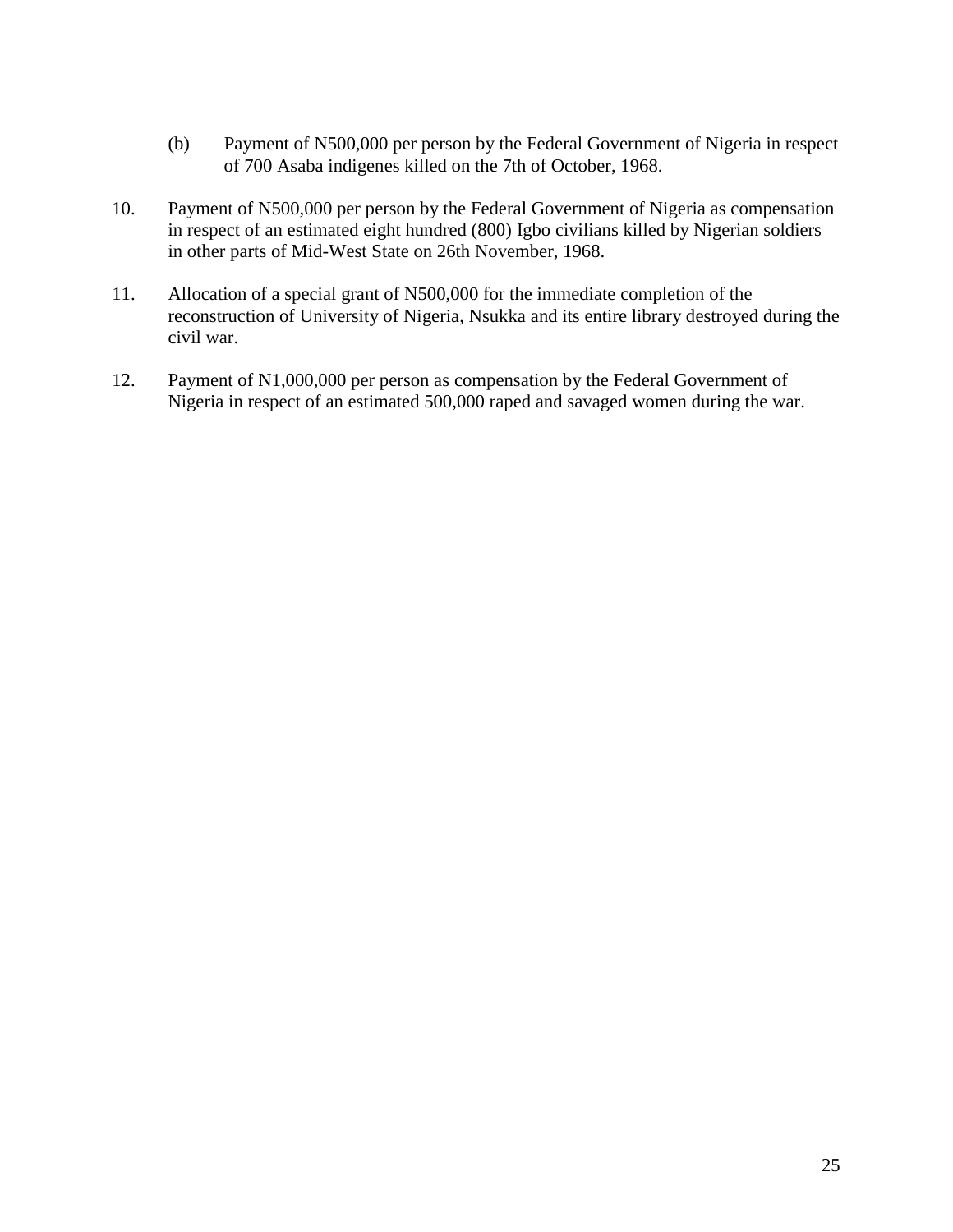(b) Payment of N500,000 per person by the Federal Government of Nigeria in respect of 700 Asaba indigenes killed on the 7th of October, 1968.

10. Payment of N500,000 per person by the Federal Government of Nigeria as compensation in respect of an estimated eight hundred (800) Igbo civilians killed by Nigerian soldiers in other parts of Mid-West State on 26th November, 1968.

11. Allocation of a special grant of N500,000 for the immediate completion of the reconstruction of University of Nigeria, Nsukka and its entire library destroyed during the civil war.

12. Payment of N1,000,000 per person as compensation by the Federal Government of Nigeria in respect of an estimated 500,000 raped and savaged women during the war.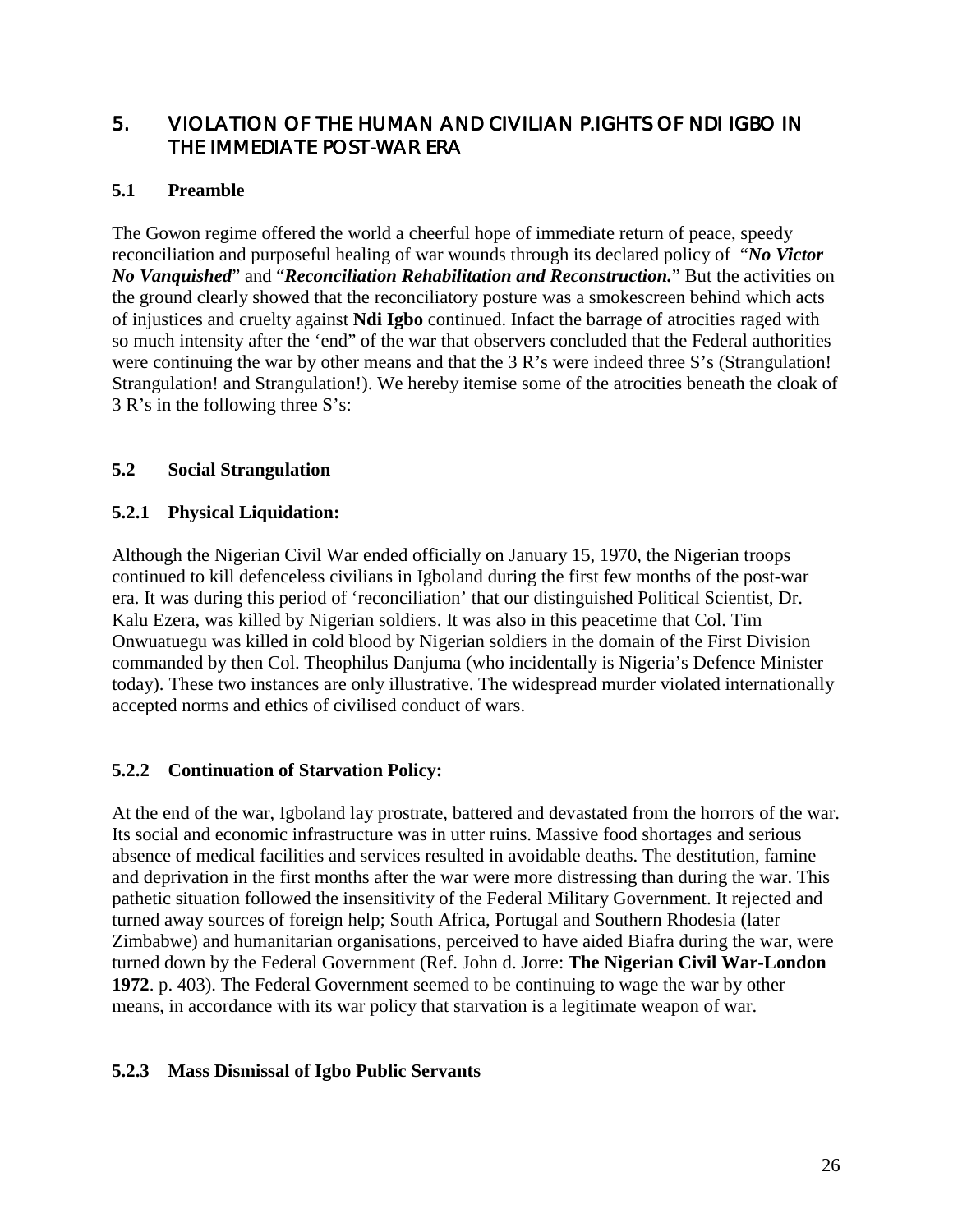## 5. VIOLATION OF THE HUMAN AND CIVILIAN P.IGHTS OF NDI IGBO IN THE IMMEDIATE POST-WAR ERA

### 5.1 Preamble

The Gowon regime offered the world a cheerful hope of immediate return of peace, speedy reconciliation and purposeful healing of war wounds through its declared policy of "***No Victor No Vanquished***" and "***Reconciliation Rehabilitation and Reconstruction.***" But the activities on the ground clearly showed that the reconciliatory posture was a smokescreen behind which acts of injustices and cruelty against **Ndi Igbo** continued. Infact the barrage of atrocities raged with so much intensity after the 'end" of the war that observers concluded that the Federal authorities were continuing the war by other means and that the 3 R's were indeed three S's (Strangulation! Strangulation! and Strangulation!). We hereby itemise some of the atrocities beneath the cloak of 3 R's in the following three S's:

### 5.2 Social Strangulation

#### 5.2.1 Physical Liquidation:

Although the Nigerian Civil War ended officially on January 15, 1970, the Nigerian troops continued to kill defenceless civilians in Igboland during the first few months of the post-war era. It was during this period of 'reconciliation' that our distinguished Political Scientist, Dr. Kalu Ezera, was killed by Nigerian soldiers. It was also in this peacetime that Col. Tim Onwuatuegu was killed in cold blood by Nigerian soldiers in the domain of the First Division commanded by then Col. Theophilus Danjuma (who incidentally is Nigeria's Defence Minister today). These two instances are only illustrative. The widespread murder violated internationally accepted norms and ethics of civilised conduct of wars.

#### 5.2.2 Continuation of Starvation Policy:

At the end of the war, Igboland lay prostrate, battered and devastated from the horrors of the war. Its social and economic infrastructure was in utter ruins. Massive food shortages and serious absence of medical facilities and services resulted in avoidable deaths. The destitution, famine and deprivation in the first months after the war were more distressing than during the war. This pathetic situation followed the insensitivity of the Federal Military Government. It rejected and turned away sources of foreign help; South Africa, Portugal and Southern Rhodesia (later Zimbabwe) and humanitarian organisations, perceived to have aided Biafra during the war, were turned down by the Federal Government (Ref. John d. Jorre: **The Nigerian Civil War-London 1972**. p. 403). The Federal Government seemed to be continuing to wage the war by other means, in accordance with its war policy that starvation is a legitimate weapon of war.

#### 5.2.3 Mass Dismissal of Igbo Public Servants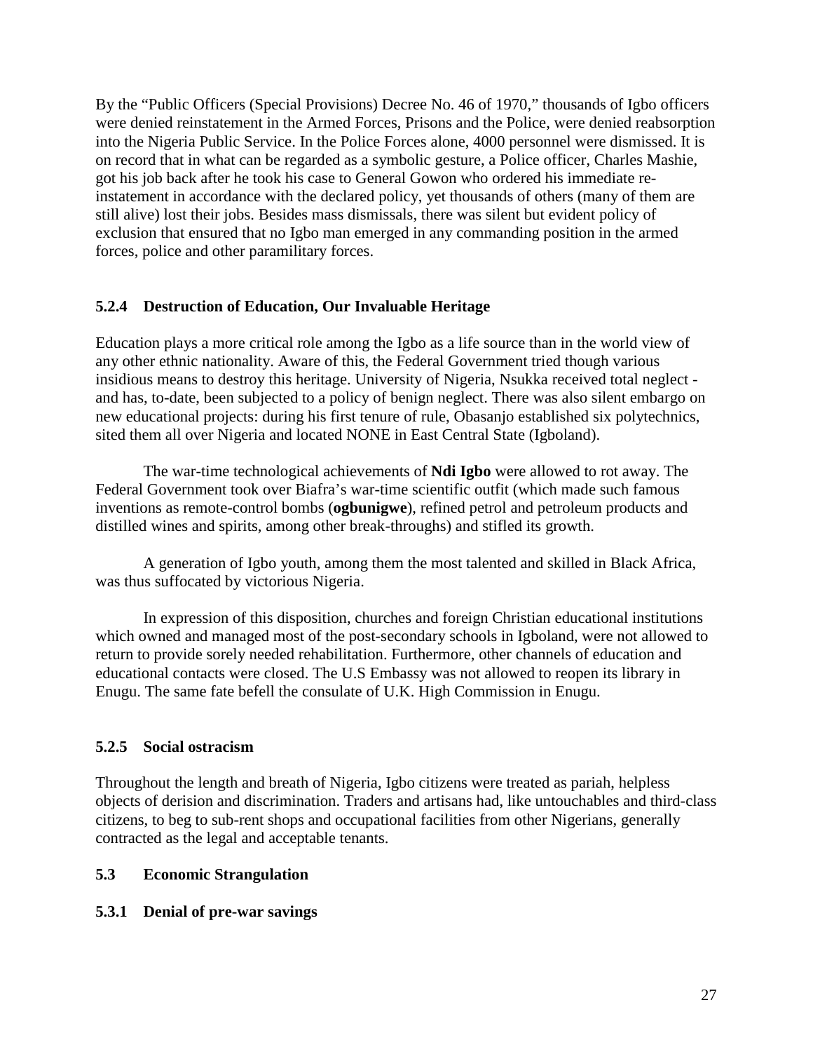By the "Public Officers (Special Provisions) Decree No. 46 of 1970," thousands of Igbo officers were denied reinstatement in the Armed Forces, Prisons and the Police, were denied reabsorption into the Nigeria Public Service. In the Police Forces alone, 4000 personnel were dismissed. It is on record that in what can be regarded as a symbolic gesture, a Police officer, Charles Mashie, got his job back after he took his case to General Gowon who ordered his immediate re-instatement in accordance with the declared policy, yet thousands of others (many of them are still alive) lost their jobs. Besides mass dismissals, there was silent but evident policy of exclusion that ensured that no Igbo man emerged in any commanding position in the armed forces, police and other paramilitary forces.

### 5.2.4 Destruction of Education, Our Invaluable Heritage

Education plays a more critical role among the Igbo as a life source than in the world view of any other ethnic nationality. Aware of this, the Federal Government tried though various insidious means to destroy this heritage. University of Nigeria, Nsukka received total neglect - and has, to-date, been subjected to a policy of benign neglect. There was also silent embargo on new educational projects: during his first tenure of rule, Obasanjo established six polytechnics, sited them all over Nigeria and located NONE in East Central State (Igboland).

The war-time technological achievements of **Ndi Igbo** were allowed to rot away. The Federal Government took over Biafra's war-time scientific outfit (which made such famous inventions as remote-control bombs (**ogbunigwe**), refined petrol and petroleum products and distilled wines and spirits, among other break-throughs) and stifled its growth.

A generation of Igbo youth, among them the most talented and skilled in Black Africa, was thus suffocated by victorious Nigeria.

In expression of this disposition, churches and foreign Christian educational institutions which owned and managed most of the post-secondary schools in Igboland, were not allowed to return to provide sorely needed rehabilitation. Furthermore, other channels of education and educational contacts were closed. The U.S Embassy was not allowed to reopen its library in Enugu. The same fate befell the consulate of U.K. High Commission in Enugu.

### 5.2.5 Social ostracism

Throughout the length and breath of Nigeria, Igbo citizens were treated as pariah, helpless objects of derision and discrimination. Traders and artisans had, like untouchables and third-class citizens, to beg to sub-rent shops and occupational facilities from other Nigerians, generally contracted as the legal and acceptable tenants.

## 5.3 Economic Strangulation

### 5.3.1 Denial of pre-war savings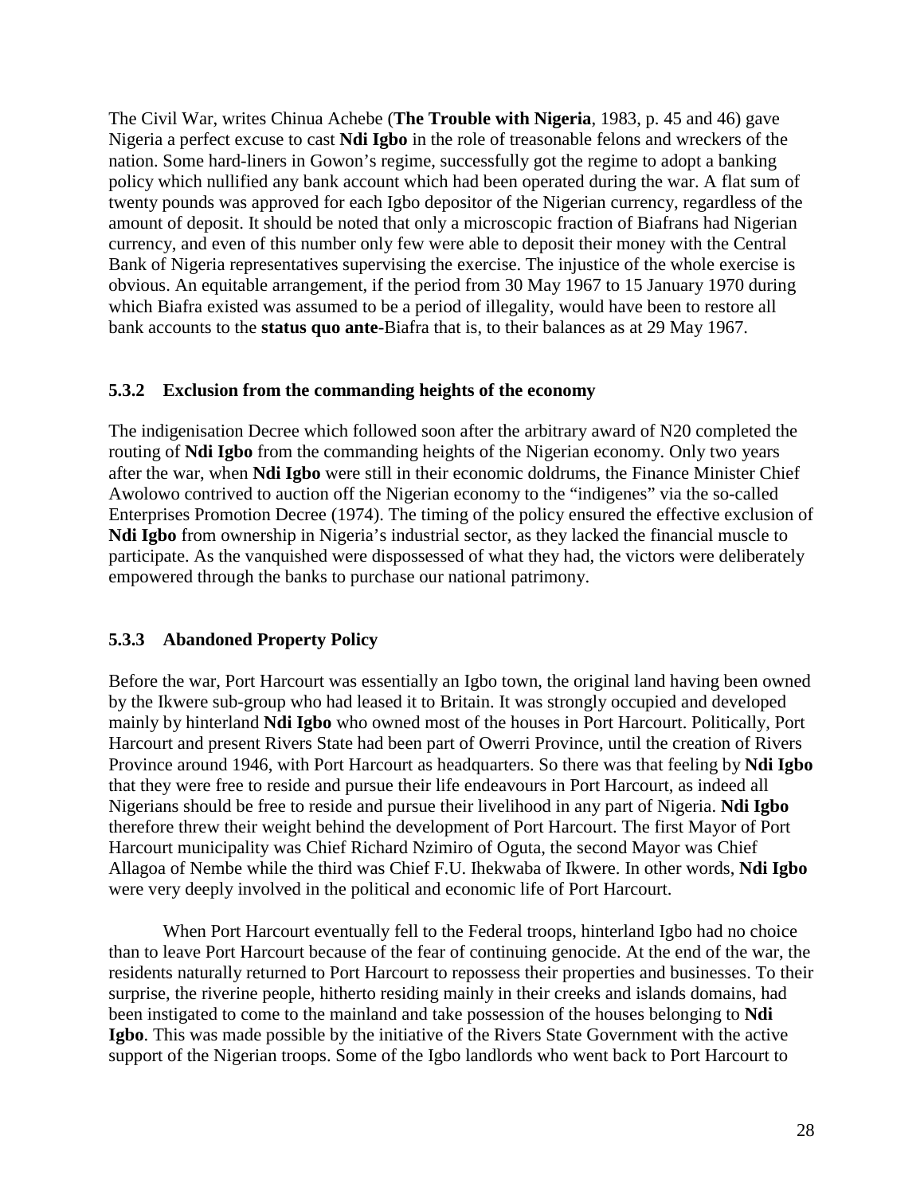The Civil War, writes Chinua Achebe (**The Trouble with Nigeria**, 1983, p. 45 and 46) gave Nigeria a perfect excuse to cast **Ndi Igbo** in the role of treasonable felons and wreckers of the nation. Some hard-liners in Gowon's regime, successfully got the regime to adopt a banking policy which nullified any bank account which had been operated during the war. A flat sum of twenty pounds was approved for each Igbo depositor of the Nigerian currency, regardless of the amount of deposit. It should be noted that only a microscopic fraction of Biafrans had Nigerian currency, and even of this number only few were able to deposit their money with the Central Bank of Nigeria representatives supervising the exercise. The injustice of the whole exercise is obvious. An equitable arrangement, if the period from 30 May 1967 to 15 January 1970 during which Biafra existed was assumed to be a period of illegality, would have been to restore all bank accounts to the **status quo ante**-Biafra that is, to their balances as at 29 May 1967.

### 5.3.2 Exclusion from the commanding heights of the economy

The indigenisation Decree which followed soon after the arbitrary award of N20 completed the routing of **Ndi Igbo** from the commanding heights of the Nigerian economy. Only two years after the war, when **Ndi Igbo** were still in their economic doldrums, the Finance Minister Chief Awolowo contrived to auction off the Nigerian economy to the "indigenes" via the so-called Enterprises Promotion Decree (1974). The timing of the policy ensured the effective exclusion of **Ndi Igbo** from ownership in Nigeria's industrial sector, as they lacked the financial muscle to participate. As the vanquished were dispossessed of what they had, the victors were deliberately empowered through the banks to purchase our national patrimony.

### 5.3.3 Abandoned Property Policy

Before the war, Port Harcourt was essentially an Igbo town, the original land having been owned by the Ikwere sub-group who had leased it to Britain. It was strongly occupied and developed mainly by hinterland **Ndi Igbo** who owned most of the houses in Port Harcourt. Politically, Port Harcourt and present Rivers State had been part of Owerri Province, until the creation of Rivers Province around 1946, with Port Harcourt as headquarters. So there was that feeling by **Ndi Igbo** that they were free to reside and pursue their life endeavours in Port Harcourt, as indeed all Nigerians should be free to reside and pursue their livelihood in any part of Nigeria. **Ndi Igbo** therefore threw their weight behind the development of Port Harcourt. The first Mayor of Port Harcourt municipality was Chief Richard Nzimiro of Oguta, the second Mayor was Chief Allagoa of Nembe while the third was Chief F.U. Ihekwaba of Ikwere. In other words, **Ndi Igbo** were very deeply involved in the political and economic life of Port Harcourt.

When Port Harcourt eventually fell to the Federal troops, hinterland Igbo had no choice than to leave Port Harcourt because of the fear of continuing genocide. At the end of the war, the residents naturally returned to Port Harcourt to repossess their properties and businesses. To their surprise, the riverine people, hitherto residing mainly in their creeks and islands domains, had been instigated to come to the mainland and take possession of the houses belonging to **Ndi Igbo**. This was made possible by the initiative of the Rivers State Government with the active support of the Nigerian troops. Some of the Igbo landlords who went back to Port Harcourt to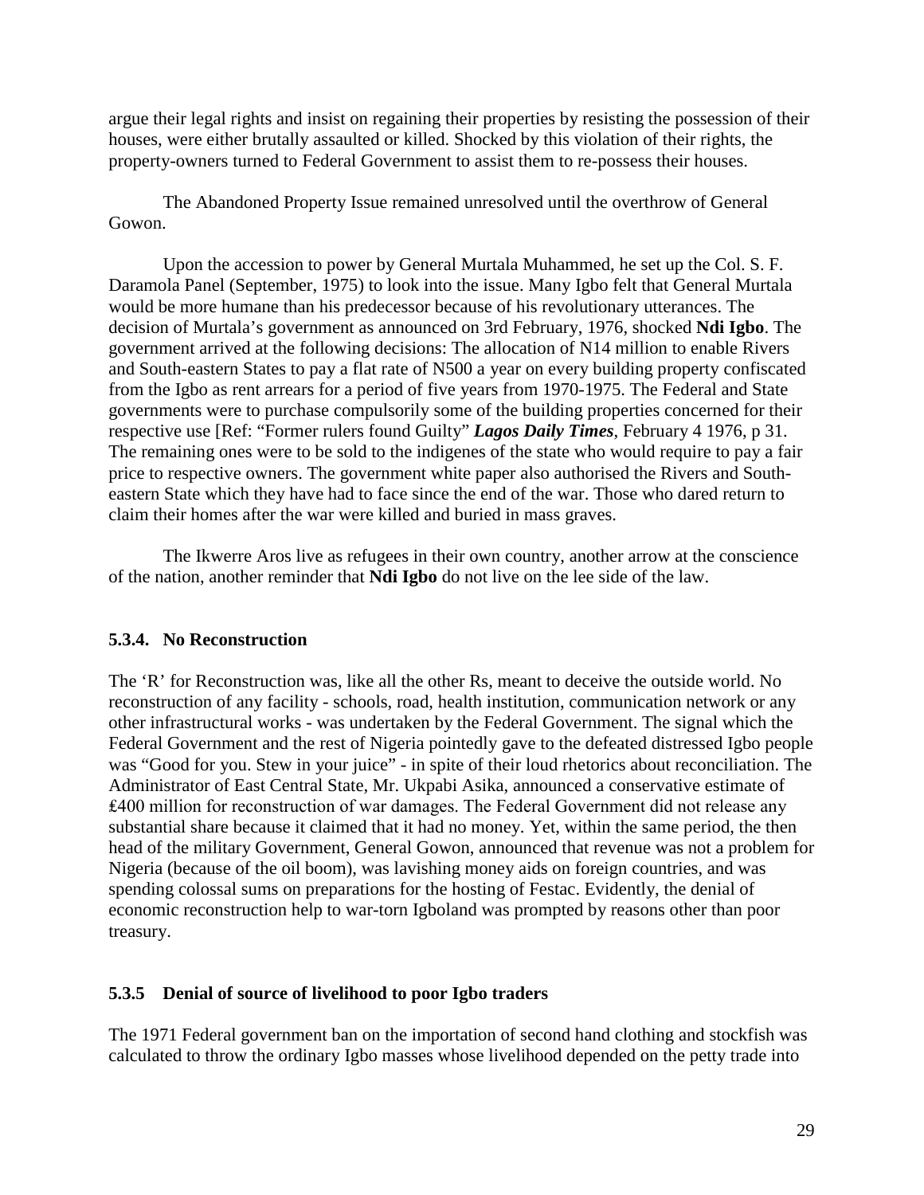argue their legal rights and insist on regaining their properties by resisting the possession of their houses, were either brutally assaulted or killed. Shocked by this violation of their rights, the property-owners turned to Federal Government to assist them to re-possess their houses.

The Abandoned Property Issue remained unresolved until the overthrow of General Gowon.

Upon the accession to power by General Murtala Muhammed, he set up the Col. S. F. Daramola Panel (September, 1975) to look into the issue. Many Igbo felt that General Murtala would be more humane than his predecessor because of his revolutionary utterances. The decision of Murtala's government as announced on 3rd February, 1976, shocked **Ndi Igbo**. The government arrived at the following decisions: The allocation of N14 million to enable Rivers and South-eastern States to pay a flat rate of N500 a year on every building property confiscated from the Igbo as rent arrears for a period of five years from 1970-1975. The Federal and State governments were to purchase compulsorily some of the building properties concerned for their respective use [Ref: "Former rulers found Guilty" ***Lagos Daily Times***, February 4 1976, p 31. The remaining ones were to be sold to the indigenes of the state who would require to pay a fair price to respective owners. The government white paper also authorised the Rivers and South-eastern State which they have had to face since the end of the war. Those who dared return to claim their homes after the war were killed and buried in mass graves.

The Ikwerre Aros live as refugees in their own country, another arrow at the conscience of the nation, another reminder that **Ndi Igbo** do not live on the lee side of the law.

### 5.3.4. No Reconstruction

The 'R' for Reconstruction was, like all the other Rs, meant to deceive the outside world. No reconstruction of any facility - schools, road, health institution, communication network or any other infrastructural works - was undertaken by the Federal Government. The signal which the Federal Government and the rest of Nigeria pointedly gave to the defeated distressed Igbo people was "Good for you. Stew in your juice" - in spite of their loud rhetorics about reconciliation. The Administrator of East Central State, Mr. Ukpabi Asika, announced a conservative estimate of ₤400 million for reconstruction of war damages. The Federal Government did not release any substantial share because it claimed that it had no money. Yet, within the same period, the then head of the military Government, General Gowon, announced that revenue was not a problem for Nigeria (because of the oil boom), was lavishing money aids on foreign countries, and was spending colossal sums on preparations for the hosting of Festac. Evidently, the denial of economic reconstruction help to war-torn Igboland was prompted by reasons other than poor treasury.

### 5.3.5 Denial of source of livelihood to poor Igbo traders

The 1971 Federal government ban on the importation of second hand clothing and stockfish was calculated to throw the ordinary Igbo masses whose livelihood depended on the petty trade into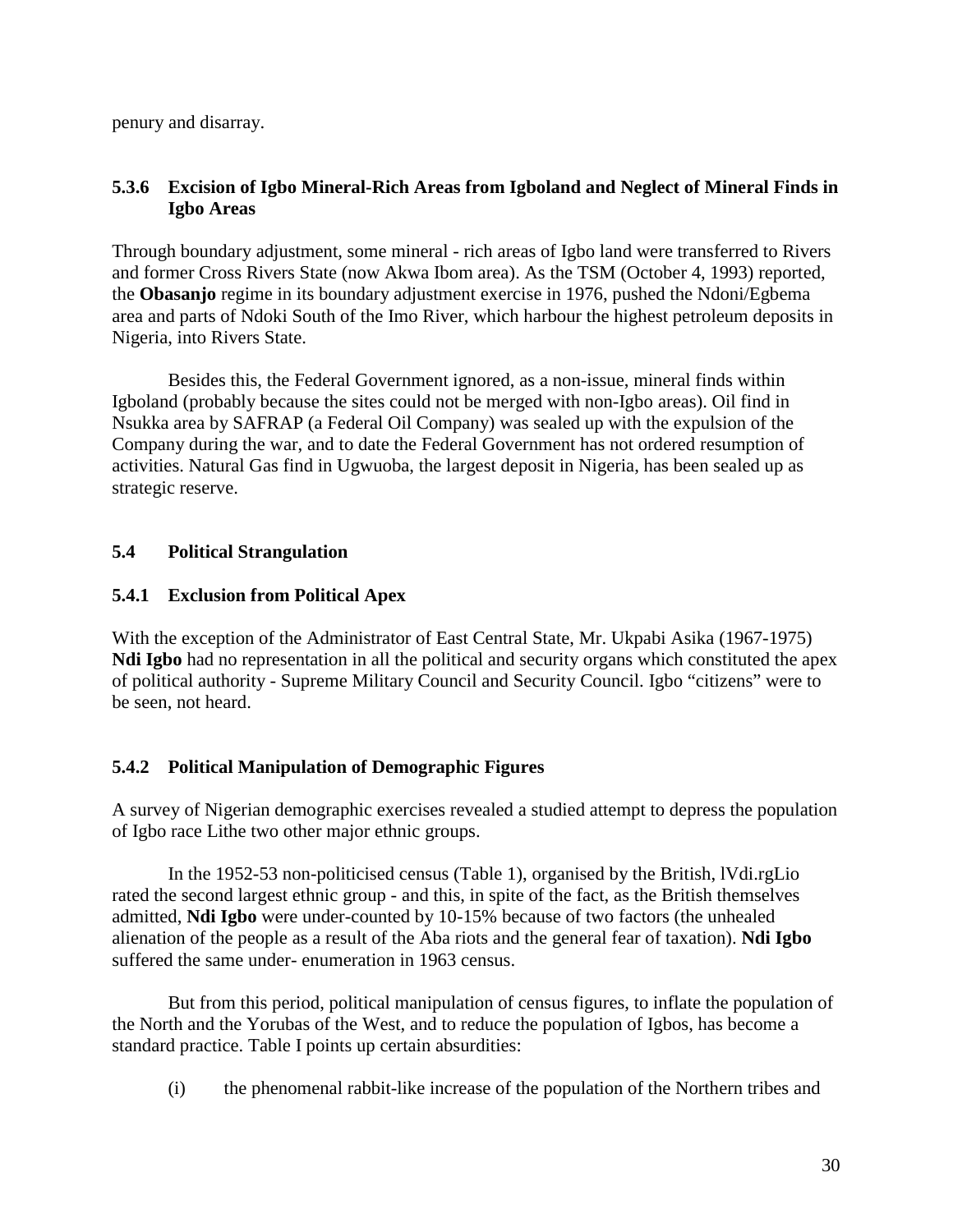penury and disarray.

### 5.3.6 Excision of Igbo Mineral-Rich Areas from Igboland and Neglect of Mineral Finds in Igbo Areas

Through boundary adjustment, some mineral - rich areas of Igbo land were transferred to Rivers and former Cross Rivers State (now Akwa Ibom area). As the TSM (October 4, 1993) reported, the **Obasanjo** regime in its boundary adjustment exercise in 1976, pushed the Ndoni/Egbema area and parts of Ndoki South of the Imo River, which harbour the highest petroleum deposits in Nigeria, into Rivers State.

Besides this, the Federal Government ignored, as a non-issue, mineral finds within Igboland (probably because the sites could not be merged with non-Igbo areas). Oil find in Nsukka area by SAFRAP (a Federal Oil Company) was sealed up with the expulsion of the Company during the war, and to date the Federal Government has not ordered resumption of activities. Natural Gas find in Ugwuoba, the largest deposit in Nigeria, has been sealed up as strategic reserve.

## 5.4 Political Strangulation

### 5.4.1 Exclusion from Political Apex

With the exception of the Administrator of East Central State, Mr. Ukpabi Asika (1967-1975) **Ndi Igbo** had no representation in all the political and security organs which constituted the apex of political authority - Supreme Military Council and Security Council. Igbo "citizens" were to be seen, not heard.

### 5.4.2 Political Manipulation of Demographic Figures

A survey of Nigerian demographic exercises revealed a studied attempt to depress the population of Igbo race Lithe two other major ethnic groups.

In the 1952-53 non-politicised census (Table 1), organised by the British, lVdi.rgLio rated the second largest ethnic group - and this, in spite of the fact, as the British themselves admitted, **Ndi Igbo** were under-counted by 10-15% because of two factors (the unhealed alienation of the people as a result of the Aba riots and the general fear of taxation). **Ndi Igbo** suffered the same under- enumeration in 1963 census.

But from this period, political manipulation of census figures, to inflate the population of the North and the Yorubas of the West, and to reduce the population of Igbos, has become a standard practice. Table I points up certain absurdities:

(i) the phenomenal rabbit-like increase of the population of the Northern tribes and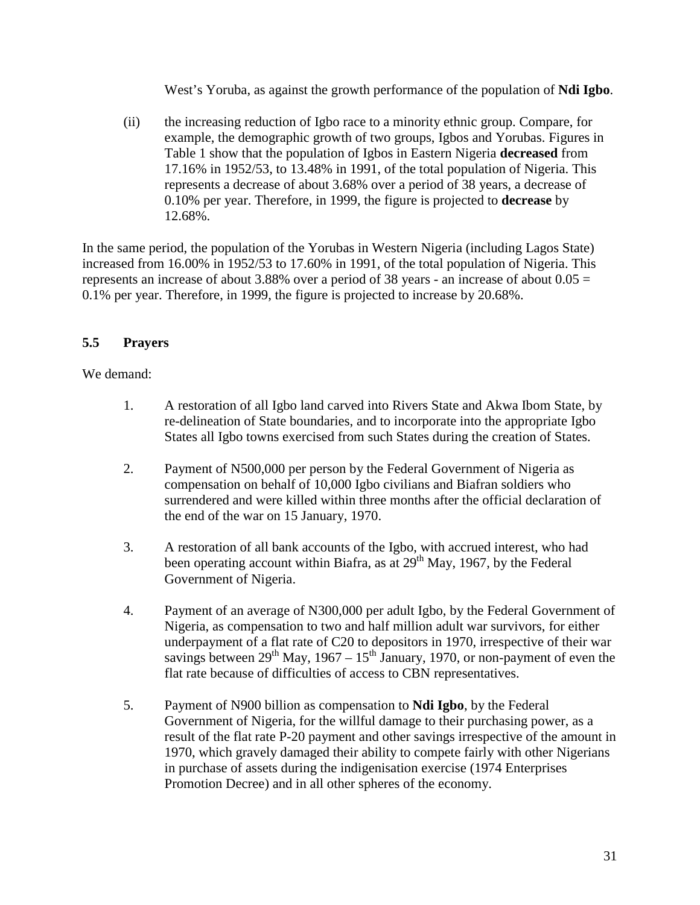West's Yoruba, as against the growth performance of the population of **Ndi Igbo**.

(ii) the increasing reduction of Igbo race to a minority ethnic group. Compare, for example, the demographic growth of two groups, Igbos and Yorubas. Figures in Table 1 show that the population of Igbos in Eastern Nigeria **decreased** from 17.16% in 1952/53, to 13.48% in 1991, of the total population of Nigeria. This represents a decrease of about 3.68% over a period of 38 years, a decrease of 0.10% per year. Therefore, in 1999, the figure is projected to **decrease** by 12.68%.

In the same period, the population of the Yorubas in Western Nigeria (including Lagos State) increased from 16.00% in 1952/53 to 17.60% in 1991, of the total population of Nigeria. This represents an increase of about 3.88% over a period of 38 years - an increase of about 0.05 = 0.1% per year. Therefore, in 1999, the figure is projected to increase by 20.68%.

### 5.5 Prayers

We demand:

1. A restoration of all Igbo land carved into Rivers State and Akwa Ibom State, by re-delineation of State boundaries, and to incorporate into the appropriate Igbo States all Igbo towns exercised from such States during the creation of States.

2. Payment of N500,000 per person by the Federal Government of Nigeria as compensation on behalf of 10,000 Igbo civilians and Biafran soldiers who surrendered and were killed within three months after the official declaration of the end of the war on 15 January, 1970.

3. A restoration of all bank accounts of the Igbo, with accrued interest, who had been operating account within Biafra, as at 29th May, 1967, by the Federal Government of Nigeria.

4. Payment of an average of N300,000 per adult Igbo, by the Federal Government of Nigeria, as compensation to two and half million adult war survivors, for either underpayment of a flat rate of C20 to depositors in 1970, irrespective of their war savings between 29th May, 1967 – 15th January, 1970, or non-payment of even the flat rate because of difficulties of access to CBN representatives.

5. Payment of N900 billion as compensation to **Ndi Igbo**, by the Federal Government of Nigeria, for the willful damage to their purchasing power, as a result of the flat rate P-20 payment and other savings irrespective of the amount in 1970, which gravely damaged their ability to compete fairly with other Nigerians in purchase of assets during the indigenisation exercise (1974 Enterprises Promotion Decree) and in all other spheres of the economy.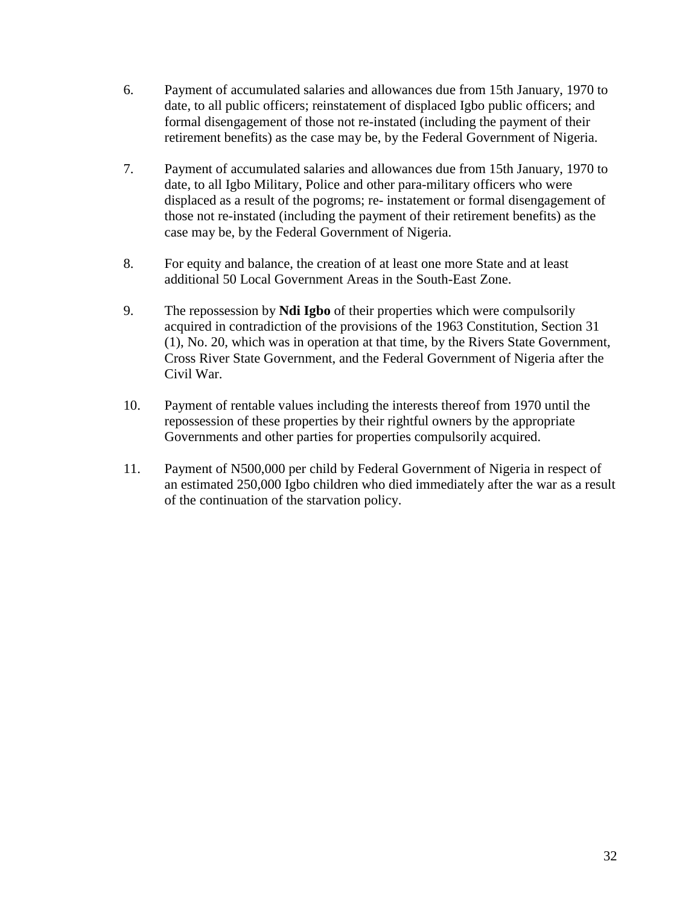6. Payment of accumulated salaries and allowances due from 15th January, 1970 to date, to all public officers; reinstatement of displaced Igbo public officers; and formal disengagement of those not re-instated (including the payment of their retirement benefits) as the case may be, by the Federal Government of Nigeria.

7. Payment of accumulated salaries and allowances due from 15th January, 1970 to date, to all Igbo Military, Police and other para-military officers who were displaced as a result of the pogroms; re- instatement or formal disengagement of those not re-instated (including the payment of their retirement benefits) as the case may be, by the Federal Government of Nigeria.

8. For equity and balance, the creation of at least one more State and at least additional 50 Local Government Areas in the South-East Zone.

9. The repossession by **Ndi Igbo** of their properties which were compulsorily acquired in contradiction of the provisions of the 1963 Constitution, Section 31 (1), No. 20, which was in operation at that time, by the Rivers State Government, Cross River State Government, and the Federal Government of Nigeria after the Civil War.

10. Payment of rentable values including the interests thereof from 1970 until the repossession of these properties by their rightful owners by the appropriate Governments and other parties for properties compulsorily acquired.

11. Payment of N500,000 per child by Federal Government of Nigeria in respect of an estimated 250,000 Igbo children who died immediately after the war as a result of the continuation of the starvation policy.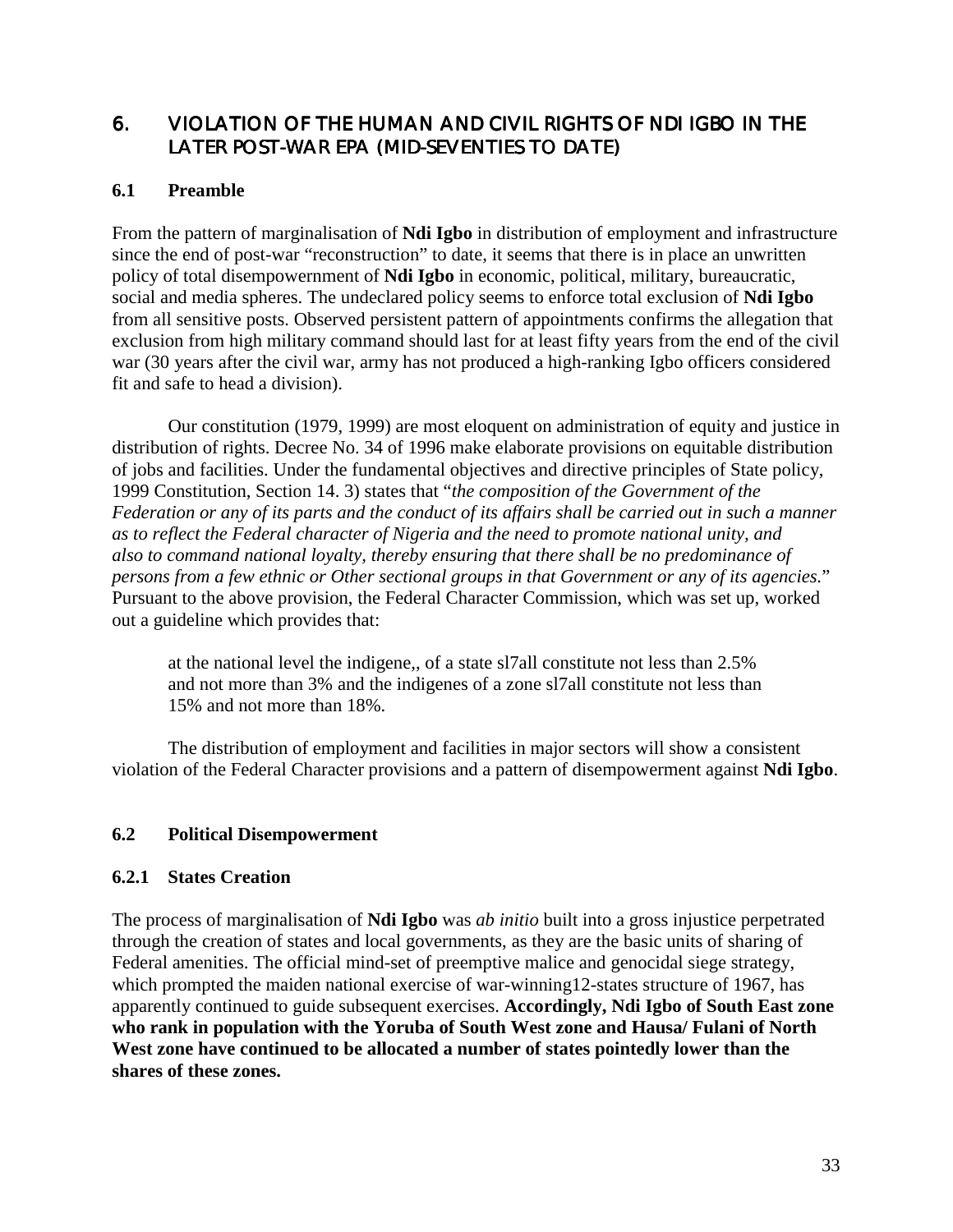## 6. VIOLATION OF THE HUMAN AND CIVIL RIGHTS OF NDI IGBO IN THE LATER POST-WAR EPA (MID-SEVENTIES TO DATE)

### 6.1 Preamble

From the pattern of marginalisation of **Ndi Igbo** in distribution of employment and infrastructure since the end of post-war "reconstruction" to date, it seems that there is in place an unwritten policy of total disempowernment of **Ndi Igbo** in economic, political, military, bureaucratic, social and media spheres. The undeclared policy seems to enforce total exclusion of **Ndi Igbo** from all sensitive posts. Observed persistent pattern of appointments confirms the allegation that exclusion from high military command should last for at least fifty years from the end of the civil war (30 years after the civil war, army has not produced a high-ranking Igbo officers considered fit and safe to head a division).

Our constitution (1979, 1999) are most eloquent on administration of equity and justice in distribution of rights. Decree No. 34 of 1996 make elaborate provisions on equitable distribution of jobs and facilities. Under the fundamental objectives and directive principles of State policy, 1999 Constitution, Section 14. 3) states that "*the composition of the Government of the Federation or any of its parts and the conduct of its affairs shall be carried out in such a manner as to reflect the Federal character of Nigeria and the need to promote national unity, and also to command national loyalty, thereby ensuring that there shall be no predominance of persons from a few ethnic or Other sectional groups in that Government or any of its agencies.*" Pursuant to the above provision, the Federal Character Commission, which was set up, worked out a guideline which provides that:

> at the national level the indigene,, of a state sl7all constitute not less than 2.5% and not more than 3% and the indigenes of a zone sl7all constitute not less than 15% and not more than 18%.

The distribution of employment and facilities in major sectors will show a consistent violation of the Federal Character provisions and a pattern of disempowerment against **Ndi Igbo**.

### 6.2 Political Disempowerment

#### 6.2.1 States Creation

The process of marginalisation of **Ndi Igbo** was *ab initio* built into a gross injustice perpetrated through the creation of states and local governments, as they are the basic units of sharing of Federal amenities. The official mind-set of preemptive malice and genocidal siege strategy, which prompted the maiden national exercise of war-winning12-states structure of 1967, has apparently continued to guide subsequent exercises. **Accordingly, Ndi Igbo of South East zone who rank in population with the Yoruba of South West zone and Hausa/ Fulani of North West zone have continued to be allocated a number of states pointedly lower than the shares of these zones.**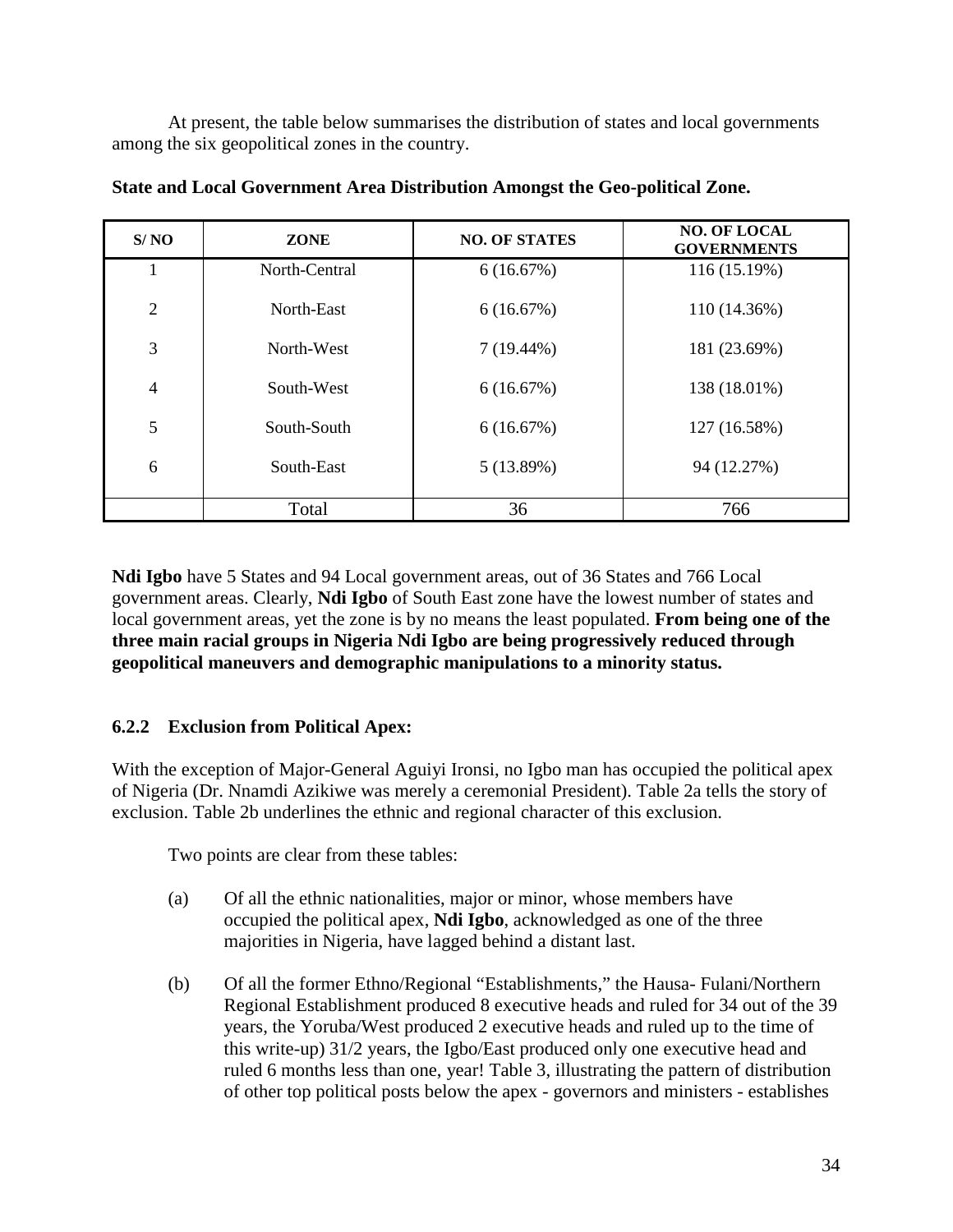At present, the table below summarises the distribution of states and local governments among the six geopolitical zones in the country.

**State and Local Government Area Distribution Amongst the Geo-political Zone.**

| S/ NO | ZONE | NO. OF STATES | NO. OF LOCAL GOVERNMENTS |
|---|---|---|---|
| 1 | North-Central | 6 (16.67%) | 116 (15.19%) |
| 2 | North-East | 6 (16.67%) | 110 (14.36%) |
| 3 | North-West | 7 (19.44%) | 181 (23.69%) |
| 4 | South-West | 6 (16.67%) | 138 (18.01%) |
| 5 | South-South | 6 (16.67%) | 127 (16.58%) |
| 6 | South-East | 5 (13.89%) | 94 (12.27%) |
| | Total | 36 | 766 |

**Ndi Igbo** have 5 States and 94 Local government areas, out of 36 States and 766 Local government areas. Clearly, **Ndi Igbo** of South East zone have the lowest number of states and local government areas, yet the zone is by no means the least populated. **From being one of the three main racial groups in Nigeria Ndi Igbo are being progressively reduced through geopolitical maneuvers and demographic manipulations to a minority status.**

### 6.2.2 Exclusion from Political Apex:

With the exception of Major-General Aguiyi Ironsi, no Igbo man has occupied the political apex of Nigeria (Dr. Nnamdi Azikiwe was merely a ceremonial President). Table 2a tells the story of exclusion. Table 2b underlines the ethnic and regional character of this exclusion.

Two points are clear from these tables:

(a) Of all the ethnic nationalities, major or minor, whose members have occupied the political apex, **Ndi Igbo**, acknowledged as one of the three majorities in Nigeria, have lagged behind a distant last.

(b) Of all the former Ethno/Regional "Establishments," the Hausa- Fulani/Northern Regional Establishment produced 8 executive heads and ruled for 34 out of the 39 years, the Yoruba/West produced 2 executive heads and ruled up to the time of this write-up) 31/2 years, the Igbo/East produced only one executive head and ruled 6 months less than one, year! Table 3, illustrating the pattern of distribution of other top political posts below the apex - governors and ministers - establishes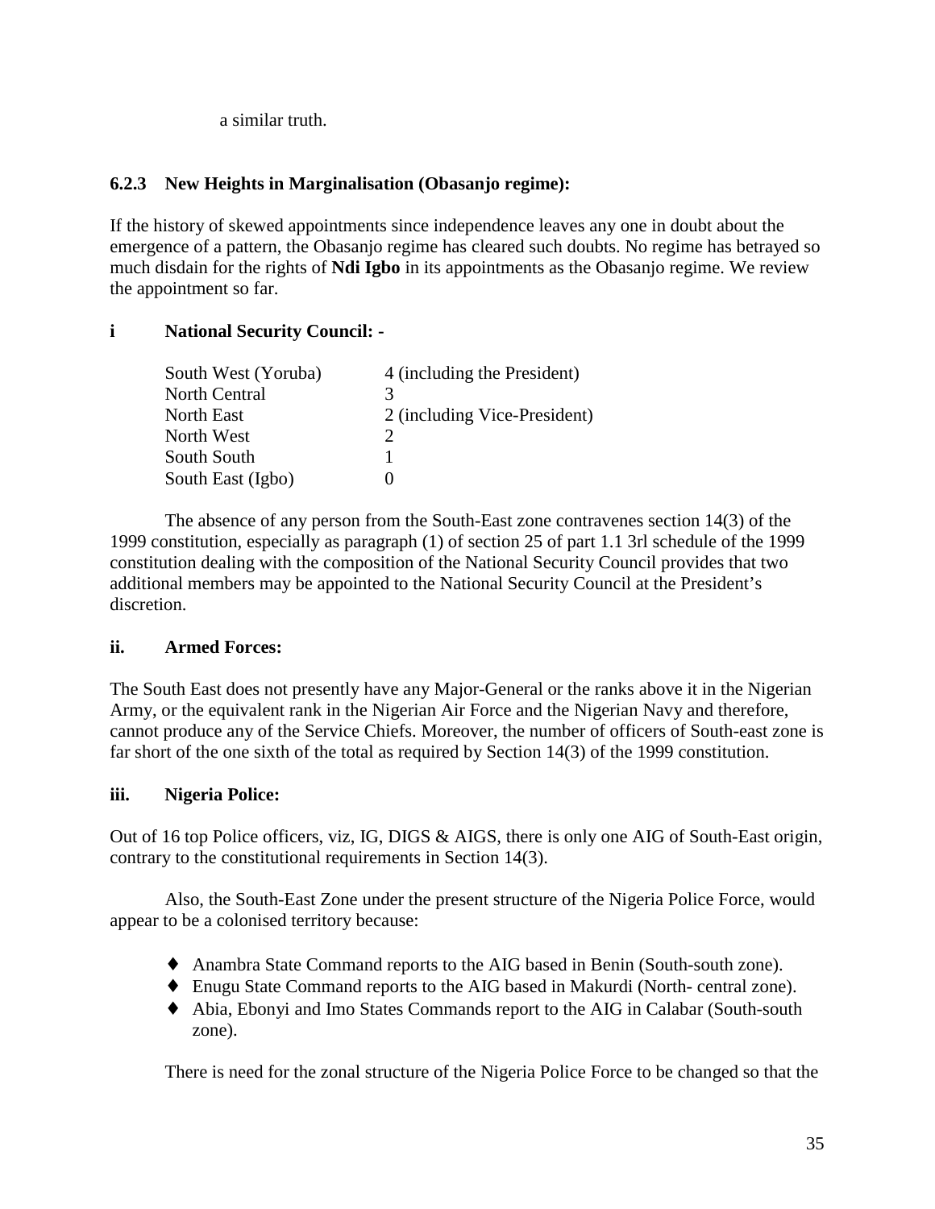a similar truth.

### 6.2.3 New Heights in Marginalisation (Obasanjo regime):

If the history of skewed appointments since independence leaves any one in doubt about the emergence of a pattern, the Obasanjo regime has cleared such doubts. No regime has betrayed so much disdain for the rights of **Ndi Igbo** in its appointments as the Obasanjo regime. We review the appointment so far.

**i National Security Council: -**

| Zone | Members |
|---|---|
| South West (Yoruba) | 4 (including the President) |
| North Central | 3 |
| North East | 2 (including Vice-President) |
| North West | 2 |
| South South | 1 |
| South East (Igbo) | 0 |

The absence of any person from the South-East zone contravenes section 14(3) of the 1999 constitution, especially as paragraph (1) of section 25 of part 1.1 3rl schedule of the 1999 constitution dealing with the composition of the National Security Council provides that two additional members may be appointed to the National Security Council at the President's discretion.

**ii. Armed Forces:**

The South East does not presently have any Major-General or the ranks above it in the Nigerian Army, or the equivalent rank in the Nigerian Air Force and the Nigerian Navy and therefore, cannot produce any of the Service Chiefs. Moreover, the number of officers of South-east zone is far short of the one sixth of the total as required by Section 14(3) of the 1999 constitution.

**iii. Nigeria Police:**

Out of 16 top Police officers, viz, IG, DIGS & AIGS, there is only one AIG of South-East origin, contrary to the constitutional requirements in Section 14(3).

Also, the South-East Zone under the present structure of the Nigeria Police Force, would appear to be a colonised territory because:

- Anambra State Command reports to the AIG based in Benin (South-south zone).
- Enugu State Command reports to the AIG based in Makurdi (North- central zone).
- Abia, Ebonyi and Imo States Commands report to the AIG in Calabar (South-south zone).

There is need for the zonal structure of the Nigeria Police Force to be changed so that the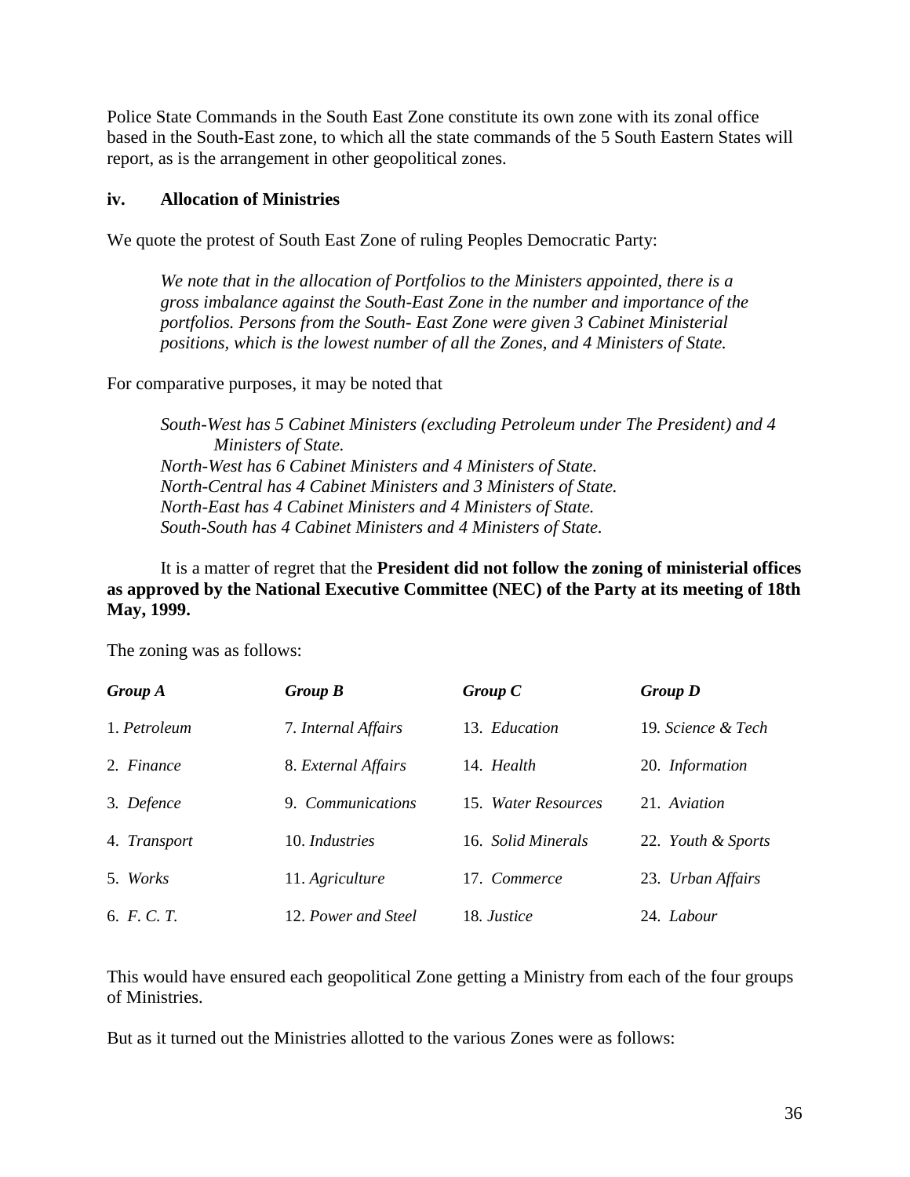Police State Commands in the South East Zone constitute its own zone with its zonal office based in the South-East zone, to which all the state commands of the 5 South Eastern States will report, as is the arrangement in other geopolitical zones.

**iv. Allocation of Ministries**

We quote the protest of South East Zone of ruling Peoples Democratic Party:

> *We note that in the allocation of Portfolios to the Ministers appointed, there is a gross imbalance against the South-East Zone in the number and importance of the portfolios. Persons from the South- East Zone were given 3 Cabinet Ministerial positions, which is the lowest number of all the Zones, and 4 Ministers of State.*

For comparative purposes, it may be noted that

> *South-West has 5 Cabinet Ministers (excluding Petroleum under The President) and 4 Ministers of State.*
> *North-West has 6 Cabinet Ministers and 4 Ministers of State.*
> *North-Central has 4 Cabinet Ministers and 3 Ministers of State.*
> *North-East has 4 Cabinet Ministers and 4 Ministers of State.*
> *South-South has 4 Cabinet Ministers and 4 Ministers of State.*

It is a matter of regret that the **President did not follow the zoning of ministerial offices as approved by the National Executive Committee (NEC) of the Party at its meeting of 18th May, 1999.**

The zoning was as follows:

| *Group A* | *Group B* | *Group C* | *Group D* |
|---|---|---|---|
| 1. *Petroleum* | 7. *Internal Affairs* | 13. *Education* | 19. *Science & Tech* |
| 2. *Finance* | 8. *External Affairs* | 14. *Health* | 20. *Information* |
| 3. *Defence* | 9. *Communications* | 15. *Water Resources* | 21. *Aviation* |
| 4. *Transport* | 10. *Industries* | 16. *Solid Minerals* | 22. *Youth & Sports* |
| 5. *Works* | 11. *Agriculture* | 17. *Commerce* | 23. *Urban Affairs* |
| 6. *F. C. T.* | 12. *Power and Steel* | 18. *Justice* | 24. *Labour* |

This would have ensured each geopolitical Zone getting a Ministry from each of the four groups of Ministries.

But as it turned out the Ministries allotted to the various Zones were as follows: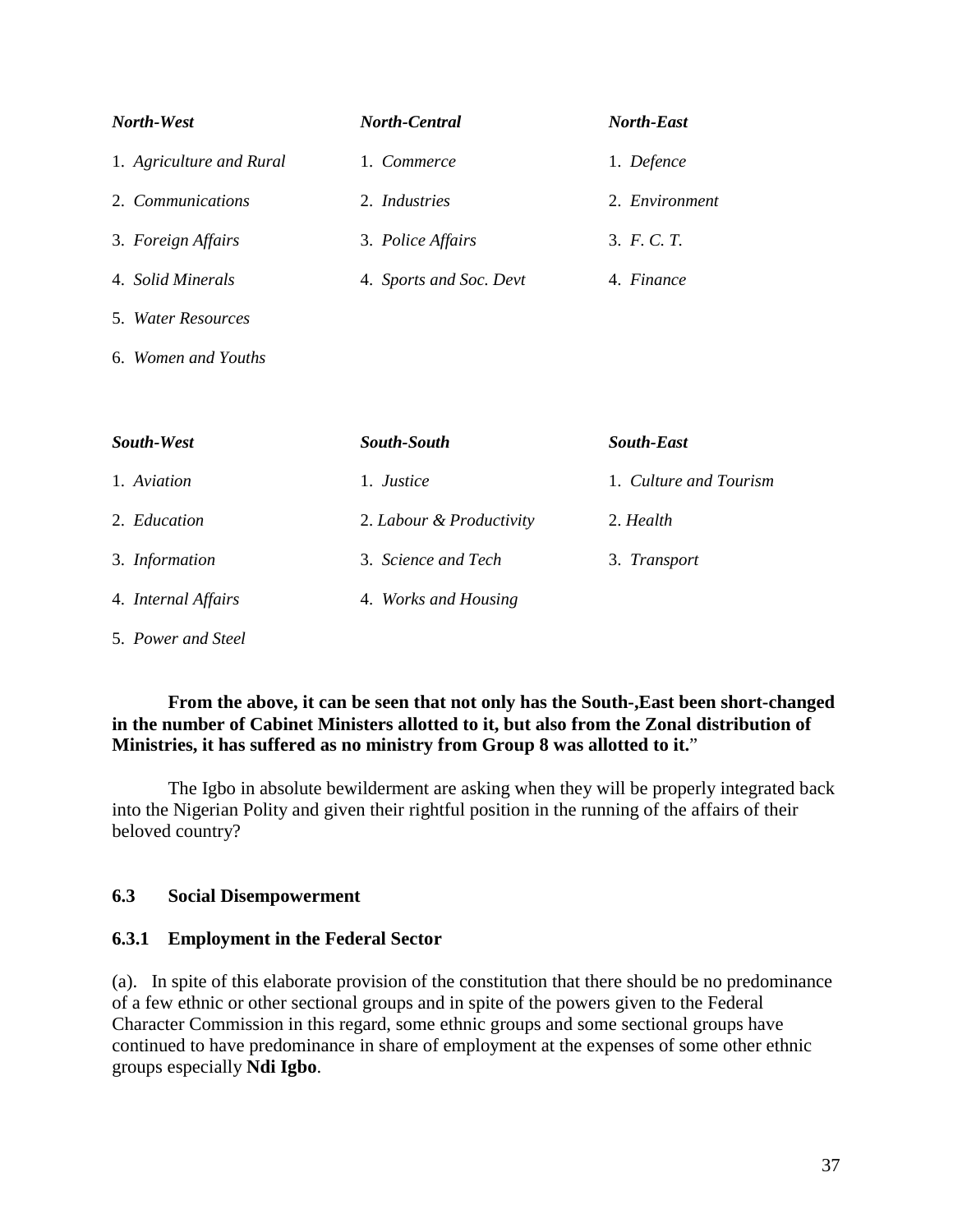| *North-West* | *North-Central* | *North-East* |
| --- | --- | --- |
| 1. *Agriculture and Rural* | 1. *Commerce* | 1. *Defence* |
| 2. *Communications* | 2. *Industries* | 2. *Environment* |
| 3. *Foreign Affairs* | 3. *Police Affairs* | 3. *F. C. T.* |
| 4. *Solid Minerals* | 4. *Sports and Soc. Devt* | 4. *Finance* |
| 5. *Water Resources* | | |
| 6. *Women and Youths* | | |

| *South-West* | *South-South* | *South-East* |
| --- | --- | --- |
| 1. *Aviation* | 1. *Justice* | 1. *Culture and Tourism* |
| 2. *Education* | 2. *Labour & Productivity* | 2. *Health* |
| 3. *Information* | 3. *Science and Tech* | 3. *Transport* |
| 4. *Internal Affairs* | 4. *Works and Housing* | |
| 5. *Power and Steel* | | |

**From the above, it can be seen that not only has the South-,East been short-changed in the number of Cabinet Ministers allotted to it, but also from the Zonal distribution of Ministries, it has suffered as no ministry from Group 8 was allotted to it.**"

The Igbo in absolute bewilderment are asking when they will be properly integrated back into the Nigerian Polity and given their rightful position in the running of the affairs of their beloved country?

### 6.3 Social Disempowerment

#### 6.3.1 Employment in the Federal Sector

(a). In spite of this elaborate provision of the constitution that there should be no predominance of a few ethnic or other sectional groups and in spite of the powers given to the Federal Character Commission in this regard, some ethnic groups and some sectional groups have continued to have predominance in share of employment at the expenses of some other ethnic groups especially **Ndi Igbo**.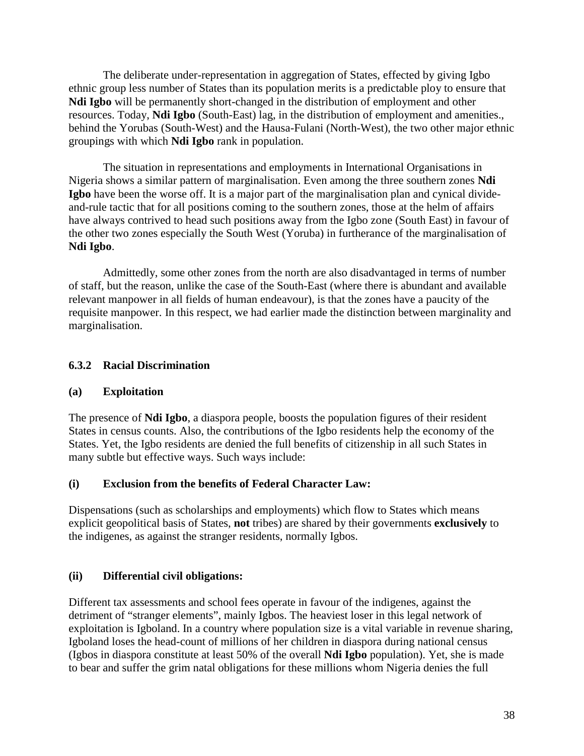The deliberate under-representation in aggregation of States, effected by giving Igbo ethnic group less number of States than its population merits is a predictable ploy to ensure that **Ndi Igbo** will be permanently short-changed in the distribution of employment and other resources. Today, **Ndi Igbo** (South-East) lag, in the distribution of employment and amenities., behind the Yorubas (South-West) and the Hausa-Fulani (North-West), the two other major ethnic groupings with which **Ndi Igbo** rank in population.

The situation in representations and employments in International Organisations in Nigeria shows a similar pattern of marginalisation. Even among the three southern zones **Ndi Igbo** have been the worse off. It is a major part of the marginalisation plan and cynical divide-and-rule tactic that for all positions coming to the southern zones, those at the helm of affairs have always contrived to head such positions away from the Igbo zone (South East) in favour of the other two zones especially the South West (Yoruba) in furtherance of the marginalisation of **Ndi Igbo**.

Admittedly, some other zones from the north are also disadvantaged in terms of number of staff, but the reason, unlike the case of the South-East (where there is abundant and available relevant manpower in all fields of human endeavour), is that the zones have a paucity of the requisite manpower. In this respect, we had earlier made the distinction between marginality and marginalisation.

### 6.3.2 Racial Discrimination

#### (a) Exploitation

The presence of **Ndi Igbo**, a diaspora people, boosts the population figures of their resident States in census counts. Also, the contributions of the Igbo residents help the economy of the States. Yet, the Igbo residents are denied the full benefits of citizenship in all such States in many subtle but effective ways. Such ways include:

#### (i) Exclusion from the benefits of Federal Character Law:

Dispensations (such as scholarships and employments) which flow to States which means explicit geopolitical basis of States, **not** tribes) are shared by their governments **exclusively** to the indigenes, as against the stranger residents, normally Igbos.

#### (ii) Differential civil obligations:

Different tax assessments and school fees operate in favour of the indigenes, against the detriment of "stranger elements", mainly Igbos. The heaviest loser in this legal network of exploitation is Igboland. In a country where population size is a vital variable in revenue sharing, Igboland loses the head-count of millions of her children in diaspora during national census (Igbos in diaspora constitute at least 50% of the overall **Ndi Igbo** population). Yet, she is made to bear and suffer the grim natal obligations for these millions whom Nigeria denies the full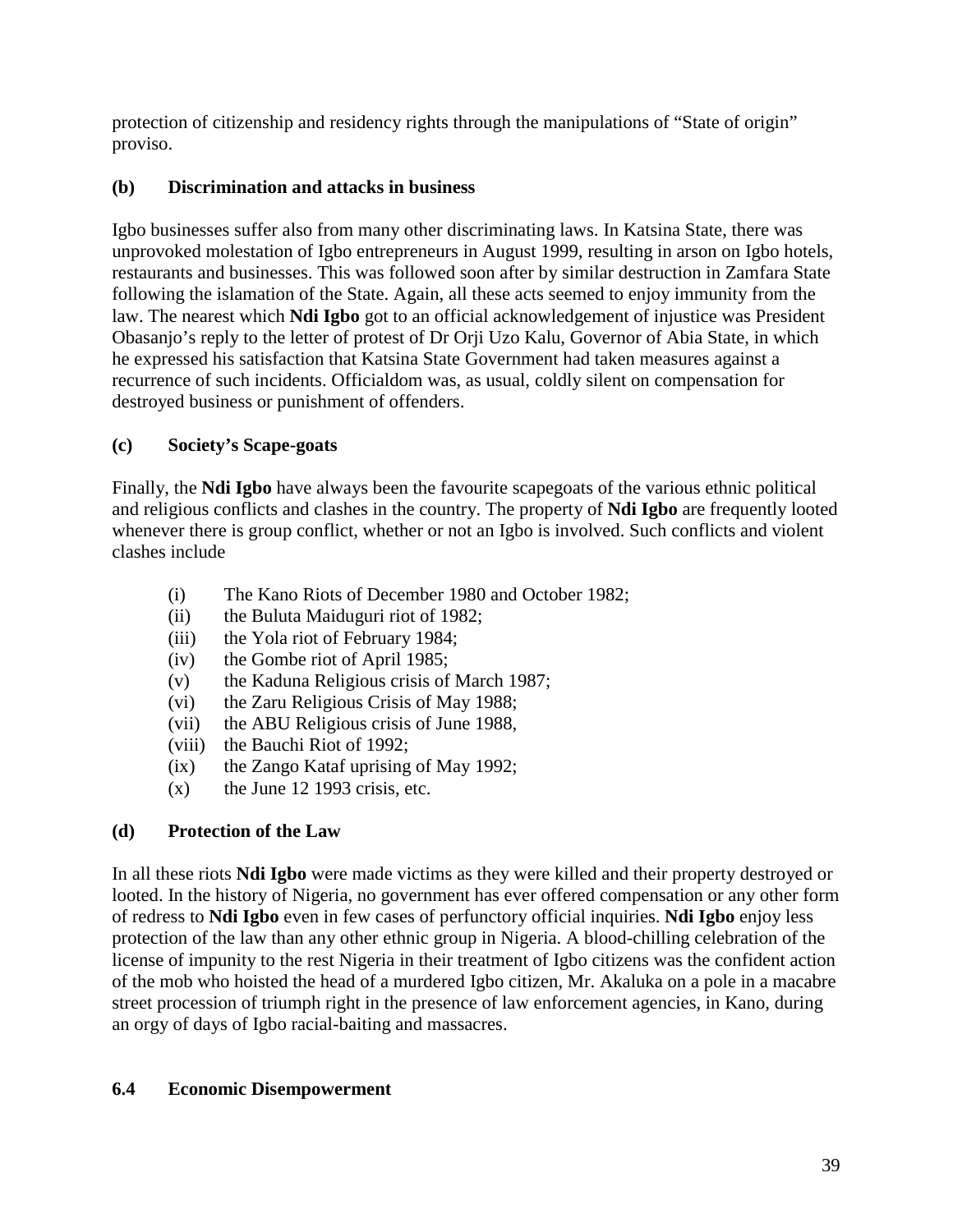protection of citizenship and residency rights through the manipulations of "State of origin" proviso.

### (b) Discrimination and attacks in business

Igbo businesses suffer also from many other discriminating laws. In Katsina State, there was unprovoked molestation of Igbo entrepreneurs in August 1999, resulting in arson on Igbo hotels, restaurants and businesses. This was followed soon after by similar destruction in Zamfara State following the islamation of the State. Again, all these acts seemed to enjoy immunity from the law. The nearest which **Ndi Igbo** got to an official acknowledgement of injustice was President Obasanjo's reply to the letter of protest of Dr Orji Uzo Kalu, Governor of Abia State, in which he expressed his satisfaction that Katsina State Government had taken measures against a recurrence of such incidents. Officialdom was, as usual, coldly silent on compensation for destroyed business or punishment of offenders.

### (c) Society's Scape-goats

Finally, the **Ndi Igbo** have always been the favourite scapegoats of the various ethnic political and religious conflicts and clashes in the country. The property of **Ndi Igbo** are frequently looted whenever there is group conflict, whether or not an Igbo is involved. Such conflicts and violent clashes include

- (i) The Kano Riots of December 1980 and October 1982;
- (ii) the Buluta Maiduguri riot of 1982;
- (iii) the Yola riot of February 1984;
- (iv) the Gombe riot of April 1985;
- (v) the Kaduna Religious crisis of March 1987;
- (vi) the Zaru Religious Crisis of May 1988;
- (vii) the ABU Religious crisis of June 1988,
- (viii) the Bauchi Riot of 1992;
- (ix) the Zango Kataf uprising of May 1992;
- (x) the June 12 1993 crisis, etc.

### (d) Protection of the Law

In all these riots **Ndi Igbo** were made victims as they were killed and their property destroyed or looted. In the history of Nigeria, no government has ever offered compensation or any other form of redress to **Ndi Igbo** even in few cases of perfunctory official inquiries. **Ndi Igbo** enjoy less protection of the law than any other ethnic group in Nigeria. A blood-chilling celebration of the license of impunity to the rest Nigeria in their treatment of Igbo citizens was the confident action of the mob who hoisted the head of a murdered Igbo citizen, Mr. Akaluka on a pole in a macabre street procession of triumph right in the presence of law enforcement agencies, in Kano, during an orgy of days of Igbo racial-baiting and massacres.

## 6.4 Economic Disempowerment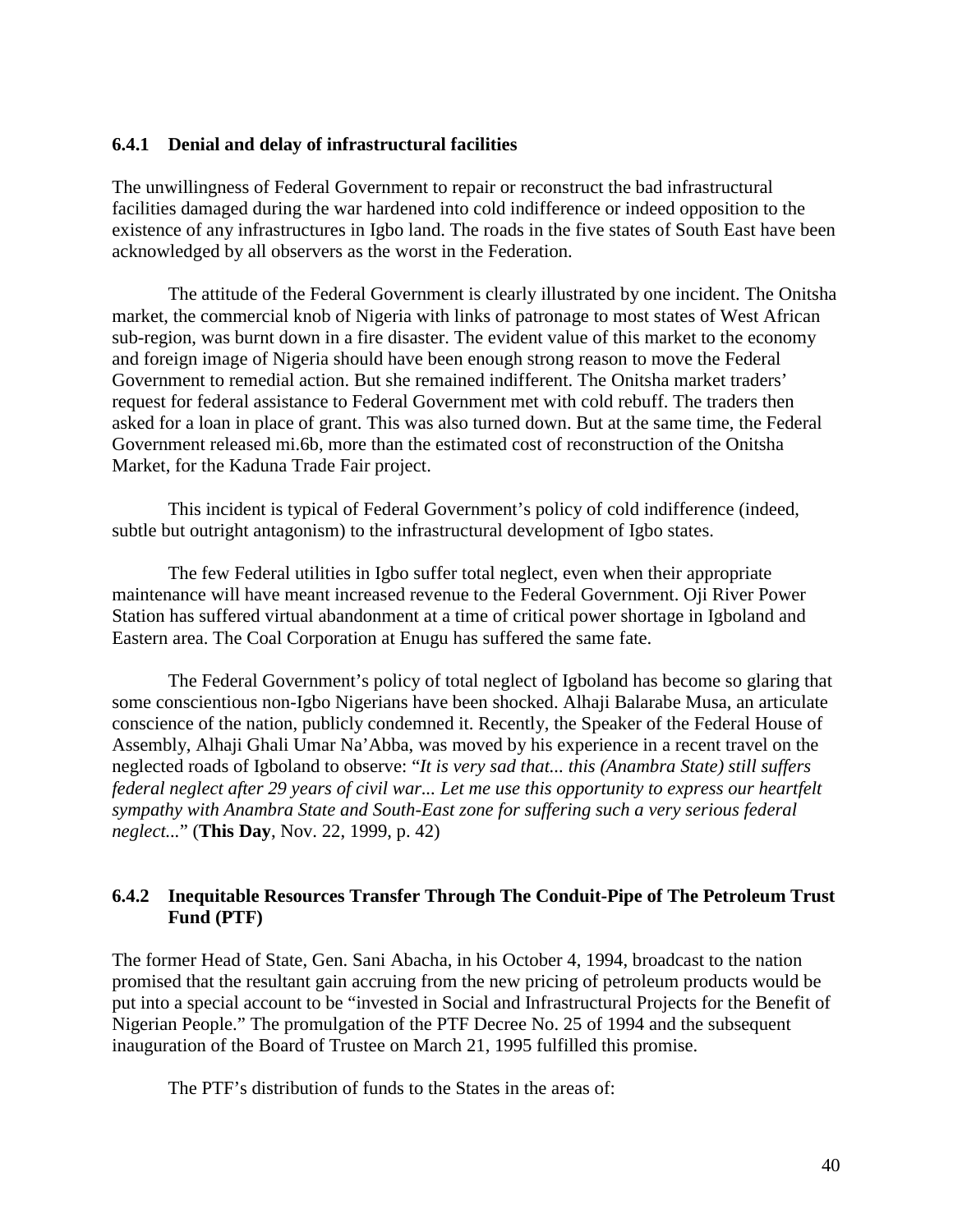### 6.4.1 Denial and delay of infrastructural facilities

The unwillingness of Federal Government to repair or reconstruct the bad infrastructural facilities damaged during the war hardened into cold indifference or indeed opposition to the existence of any infrastructures in Igbo land. The roads in the five states of South East have been acknowledged by all observers as the worst in the Federation.

The attitude of the Federal Government is clearly illustrated by one incident. The Onitsha market, the commercial knob of Nigeria with links of patronage to most states of West African sub-region, was burnt down in a fire disaster. The evident value of this market to the economy and foreign image of Nigeria should have been enough strong reason to move the Federal Government to remedial action. But she remained indifferent. The Onitsha market traders' request for federal assistance to Federal Government met with cold rebuff. The traders then asked for a loan in place of grant. This was also turned down. But at the same time, the Federal Government released mi.6b, more than the estimated cost of reconstruction of the Onitsha Market, for the Kaduna Trade Fair project.

This incident is typical of Federal Government's policy of cold indifference (indeed, subtle but outright antagonism) to the infrastructural development of Igbo states.

The few Federal utilities in Igbo suffer total neglect, even when their appropriate maintenance will have meant increased revenue to the Federal Government. Oji River Power Station has suffered virtual abandonment at a time of critical power shortage in Igboland and Eastern area. The Coal Corporation at Enugu has suffered the same fate.

The Federal Government's policy of total neglect of Igboland has become so glaring that some conscientious non-Igbo Nigerians have been shocked. Alhaji Balarabe Musa, an articulate conscience of the nation, publicly condemned it. Recently, the Speaker of the Federal House of Assembly, Alhaji Ghali Umar Na'Abba, was moved by his experience in a recent travel on the neglected roads of Igboland to observe: "*It is very sad that... this (Anambra State) still suffers federal neglect after 29 years of civil war... Let me use this opportunity to express our heartfelt sympathy with Anambra State and South-East zone for suffering such a very serious federal neglect...*" (**This Day**, Nov. 22, 1999, p. 42)

### 6.4.2 Inequitable Resources Transfer Through The Conduit-Pipe of The Petroleum Trust Fund (PTF)

The former Head of State, Gen. Sani Abacha, in his October 4, 1994, broadcast to the nation promised that the resultant gain accruing from the new pricing of petroleum products would be put into a special account to be "invested in Social and Infrastructural Projects for the Benefit of Nigerian People." The promulgation of the PTF Decree No. 25 of 1994 and the subsequent inauguration of the Board of Trustee on March 21, 1995 fulfilled this promise.

The PTF's distribution of funds to the States in the areas of: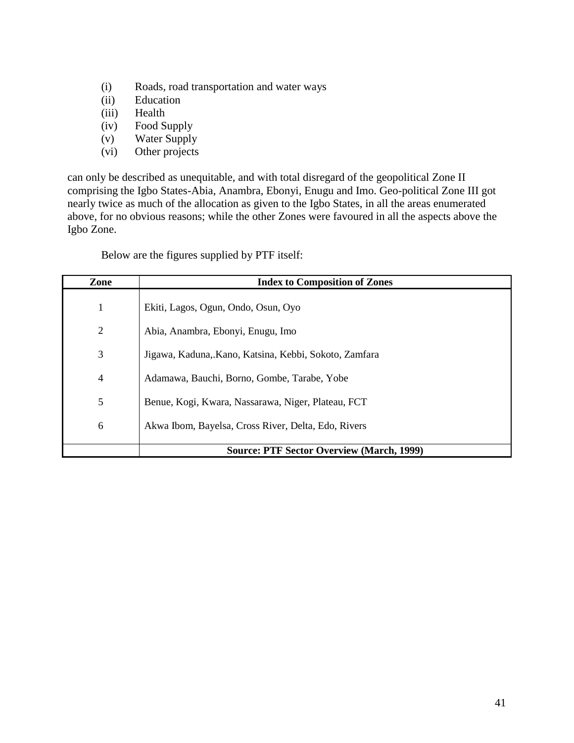(i) Roads, road transportation and water ways
(ii) Education
(iii) Health
(iv) Food Supply
(v) Water Supply
(vi) Other projects

can only be described as unequitable, and with total disregard of the geopolitical Zone II comprising the Igbo States-Abia, Anambra, Ebonyi, Enugu and Imo. Geo-political Zone III got nearly twice as much of the allocation as given to the Igbo States, in all the areas enumerated above, for no obvious reasons; while the other Zones were favoured in all the aspects above the Igbo Zone.

Below are the figures supplied by PTF itself:

| Zone | Index to Composition of Zones |
|---|---|
| 1 | Ekiti, Lagos, Ogun, Ondo, Osun, Oyo |
| 2 | Abia, Anambra, Ebonyi, Enugu, Imo |
| 3 | Jigawa, Kaduna,.Kano, Katsina, Kebbi, Sokoto, Zamfara |
| 4 | Adamawa, Bauchi, Borno, Gombe, Tarabe, Yobe |
| 5 | Benue, Kogi, Kwara, Nassarawa, Niger, Plateau, FCT |
| 6 | Akwa Ibom, Bayelsa, Cross River, Delta, Edo, Rivers |
| | **Source: PTF Sector Overview (March, 1999)** |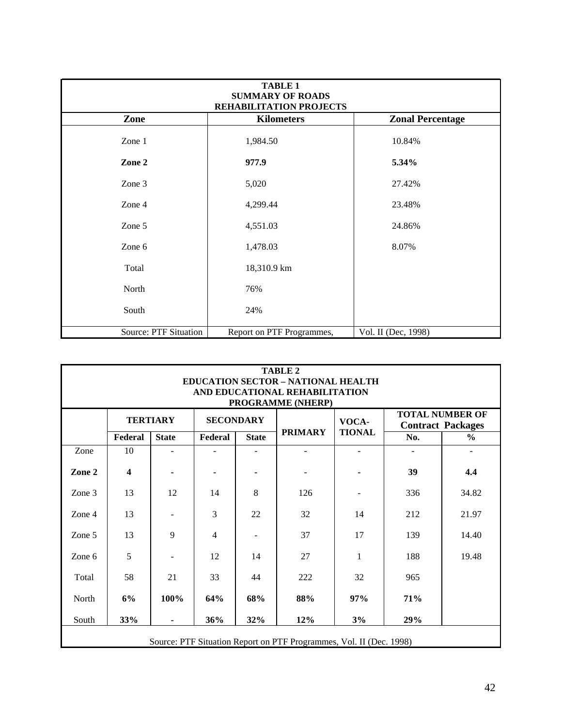**TABLE 1**
**SUMMARY OF ROADS**
**REHABILITATION PROJECTS**

| Zone | Kilometers | Zonal Percentage |
|---|---|---|
| Zone 1 | 1,984.50 | 10.84% |
| **Zone 2** | **977.9** | **5.34%** |
| Zone 3 | 5,020 | 27.42% |
| Zone 4 | 4,299.44 | 23.48% |
| Zone 5 | 4,551.03 | 24.86% |
| Zone 6 | 1,478.03 | 8.07% |
| Total | 18,310.9 km | |
| North | 76% | |
| South | 24% | |
| Source: PTF Situation | Report on PTF Programmes, | Vol. II (Dec, 1998) |

**TABLE 2**
**EDUCATION SECTOR – NATIONAL HEALTH AND EDUCATIONAL REHABILITATION PROGRAMME (NHERP)**

| | TERTIARY | | SECONDARY | | PRIMARY | VOCA-TIONAL | TOTAL NUMBER OF Contract Packages | |
|---|---|---|---|---|---|---|---|---|
| | Federal | State | Federal | State | | | No. | % |
| Zone | 10 | - | - | - | - | - | - | - |
| **Zone 2** | **4** | **-** | **-** | **-** | - | **-** | **39** | **4.4** |
| Zone 3 | 13 | 12 | 14 | 8 | 126 | - | 336 | 34.82 |
| Zone 4 | 13 | - | 3 | 22 | 32 | 14 | 212 | 21.97 |
| Zone 5 | 13 | 9 | 4 | - | 37 | 17 | 139 | 14.40 |
| Zone 6 | 5 | - | 12 | 14 | 27 | 1 | 188 | 19.48 |
| Total | 58 | 21 | 33 | 44 | 222 | 32 | 965 | |
| North | **6%** | **100%** | **64%** | **68%** | **88%** | **97%** | **71%** | |
| South | **33%** | **-** | **36%** | **32%** | **12%** | **3%** | **29%** | |

Source: PTF Situation Report on PTF Programmes, Vol. II (Dec. 1998)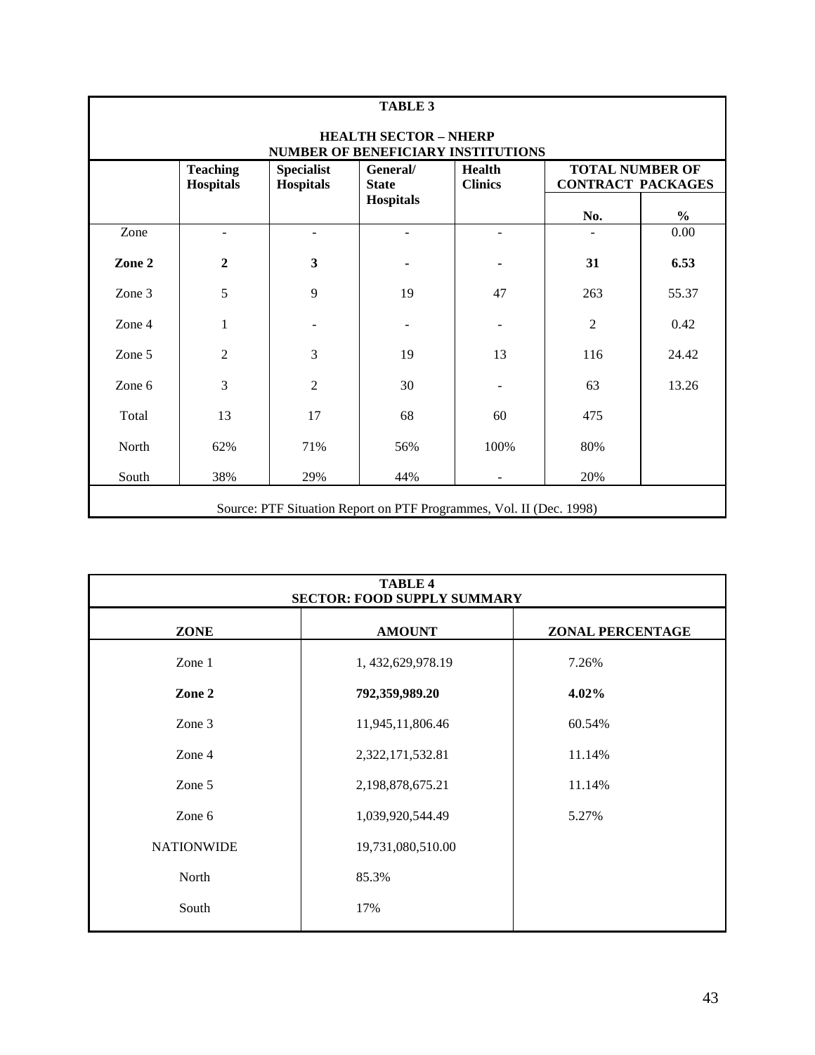**TABLE 3**

**HEALTH SECTOR – NHERP**
**NUMBER OF BENEFICIARY INSTITUTIONS**

| | Teaching Hospitals | Specialist Hospitals | General/ State Hospitals | Health Clinics | TOTAL NUMBER OF CONTRACT PACKAGES | |
|---|---|---|---|---|---|---|
| | | | | | No. | % |
| Zone | - | - | - | - | - | 0.00 |
| **Zone 2** | **2** | **3** | **-** | **-** | **31** | **6.53** |
| Zone 3 | 5 | 9 | 19 | 47 | 263 | 55.37 |
| Zone 4 | 1 | - | - | - | 2 | 0.42 |
| Zone 5 | 2 | 3 | 19 | 13 | 116 | 24.42 |
| Zone 6 | 3 | 2 | 30 | - | 63 | 13.26 |
| Total | 13 | 17 | 68 | 60 | 475 | |
| North | 62% | 71% | 56% | 100% | 80% | |
| South | 38% | 29% | 44% | - | 20% | |

Source: PTF Situation Report on PTF Programmes, Vol. II (Dec. 1998)

**TABLE 4**
**SECTOR: FOOD SUPPLY SUMMARY**

| ZONE | AMOUNT | ZONAL PERCENTAGE |
|---|---|---|
| Zone 1 | 1, 432,629,978.19 | 7.26% |
| **Zone 2** | **792,359,989.20** | **4.02%** |
| Zone 3 | 11,945,11,806.46 | 60.54% |
| Zone 4 | 2,322,171,532.81 | 11.14% |
| Zone 5 | 2,198,878,675.21 | 11.14% |
| Zone 6 | 1,039,920,544.49 | 5.27% |
| NATIONWIDE | 19,731,080,510.00 | |
| North | 85.3% | |
| South | 17% | |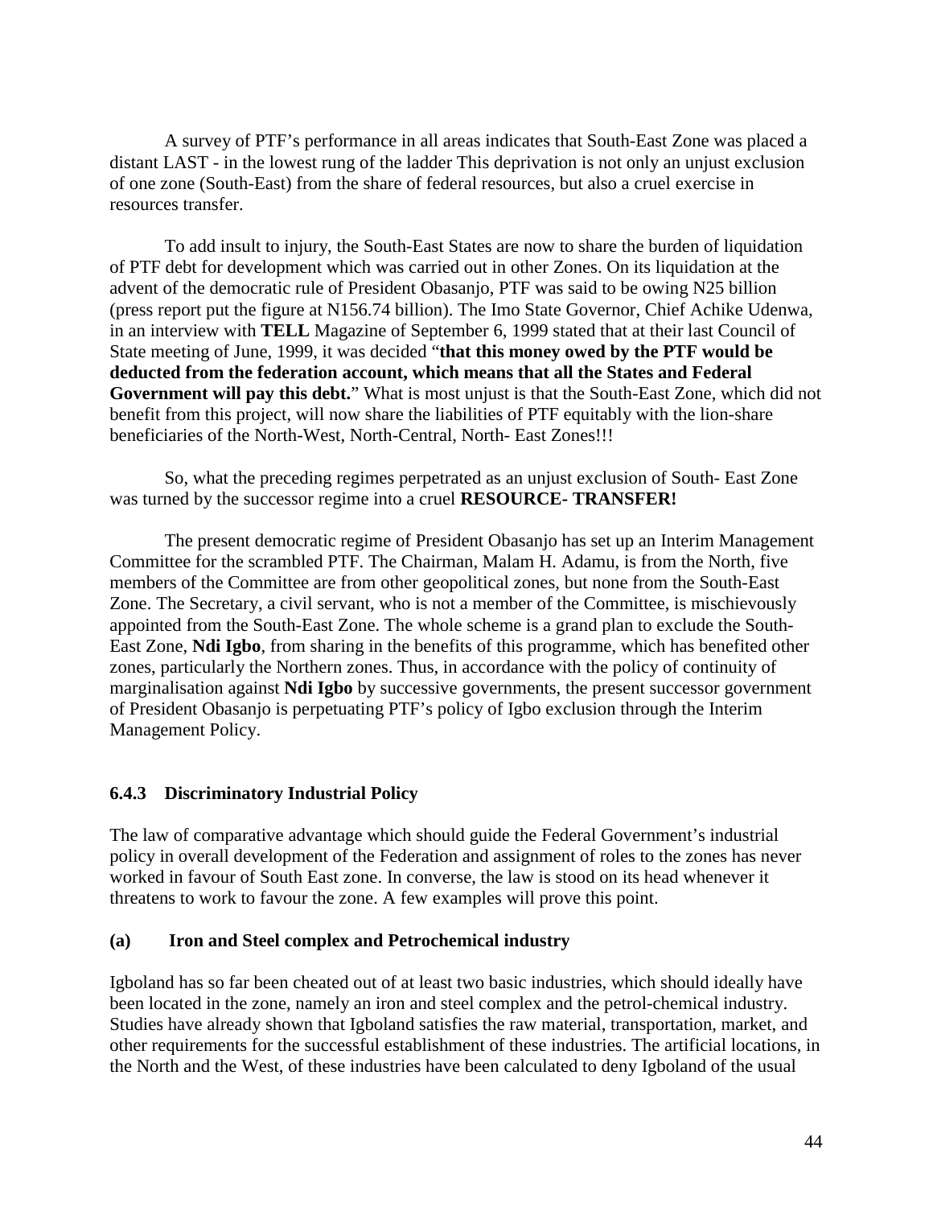A survey of PTF's performance in all areas indicates that South-East Zone was placed a distant LAST - in the lowest rung of the ladder This deprivation is not only an unjust exclusion of one zone (South-East) from the share of federal resources, but also a cruel exercise in resources transfer.

To add insult to injury, the South-East States are now to share the burden of liquidation of PTF debt for development which was carried out in other Zones. On its liquidation at the advent of the democratic rule of President Obasanjo, PTF was said to be owing N25 billion (press report put the figure at N156.74 billion). The Imo State Governor, Chief Achike Udenwa, in an interview with **TELL** Magazine of September 6, 1999 stated that at their last Council of State meeting of June, 1999, it was decided "**that this money owed by the PTF would be deducted from the federation account, which means that all the States and Federal Government will pay this debt.**" What is most unjust is that the South-East Zone, which did not benefit from this project, will now share the liabilities of PTF equitably with the lion-share beneficiaries of the North-West, North-Central, North- East Zones!!!

So, what the preceding regimes perpetrated as an unjust exclusion of South- East Zone was turned by the successor regime into a cruel **RESOURCE- TRANSFER!**

The present democratic regime of President Obasanjo has set up an Interim Management Committee for the scrambled PTF. The Chairman, Malam H. Adamu, is from the North, five members of the Committee are from other geopolitical zones, but none from the South-East Zone. The Secretary, a civil servant, who is not a member of the Committee, is mischievously appointed from the South-East Zone. The whole scheme is a grand plan to exclude the South-East Zone, **Ndi Igbo**, from sharing in the benefits of this programme, which has benefited other zones, particularly the Northern zones. Thus, in accordance with the policy of continuity of marginalisation against **Ndi Igbo** by successive governments, the present successor government of President Obasanjo is perpetuating PTF's policy of Igbo exclusion through the Interim Management Policy.

### 6.4.3 Discriminatory Industrial Policy

The law of comparative advantage which should guide the Federal Government's industrial policy in overall development of the Federation and assignment of roles to the zones has never worked in favour of South East zone. In converse, the law is stood on its head whenever it threatens to work to favour the zone. A few examples will prove this point.

#### (a) Iron and Steel complex and Petrochemical industry

Igboland has so far been cheated out of at least two basic industries, which should ideally have been located in the zone, namely an iron and steel complex and the petrol-chemical industry. Studies have already shown that Igboland satisfies the raw material, transportation, market, and other requirements for the successful establishment of these industries. The artificial locations, in the North and the West, of these industries have been calculated to deny Igboland of the usual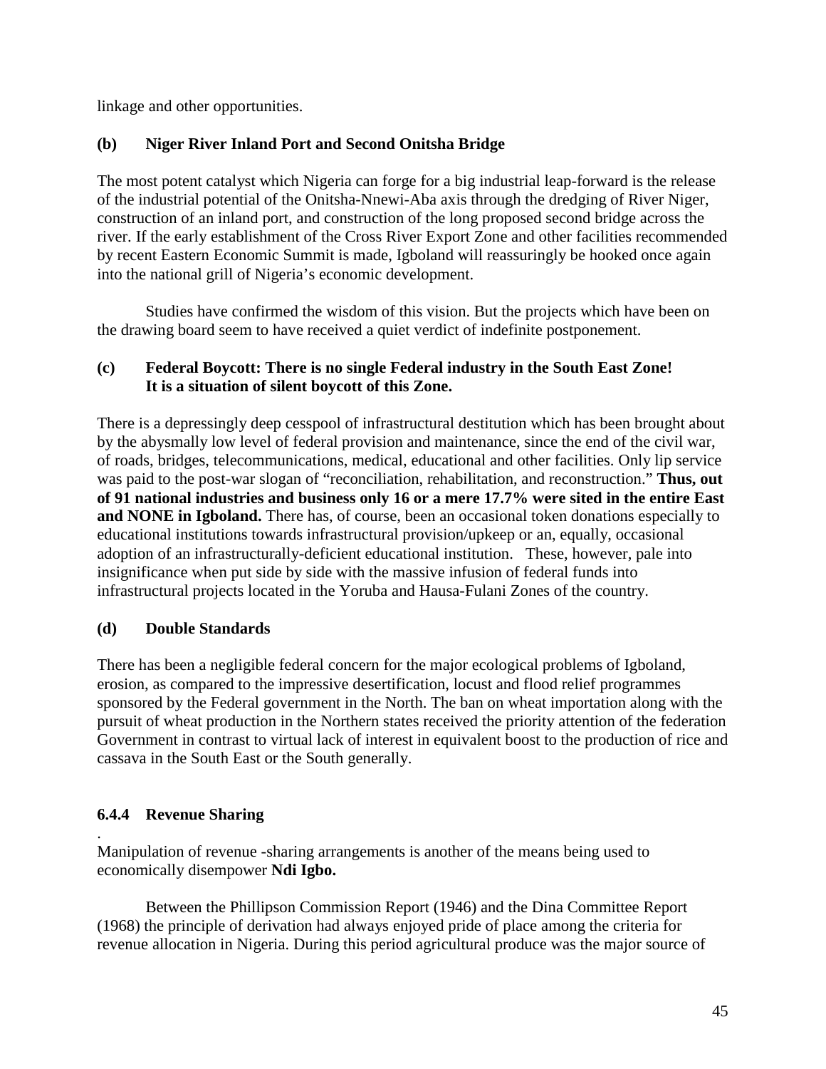linkage and other opportunities.

### (b) Niger River Inland Port and Second Onitsha Bridge

The most potent catalyst which Nigeria can forge for a big industrial leap-forward is the release of the industrial potential of the Onitsha-Nnewi-Aba axis through the dredging of River Niger, construction of an inland port, and construction of the long proposed second bridge across the river. If the early establishment of the Cross River Export Zone and other facilities recommended by recent Eastern Economic Summit is made, Igboland will reassuringly be hooked once again into the national grill of Nigeria's economic development.

Studies have confirmed the wisdom of this vision. But the projects which have been on the drawing board seem to have received a quiet verdict of indefinite postponement.

### (c) Federal Boycott: There is no single Federal industry in the South East Zone! It is a situation of silent boycott of this Zone.

There is a depressingly deep cesspool of infrastructural destitution which has been brought about by the abysmally low level of federal provision and maintenance, since the end of the civil war, of roads, bridges, telecommunications, medical, educational and other facilities. Only lip service was paid to the post-war slogan of "reconciliation, rehabilitation, and reconstruction." **Thus, out of 91 national industries and business only 16 or a mere 17.7% were sited in the entire East and NONE in Igboland.** There has, of course, been an occasional token donations especially to educational institutions towards infrastructural provision/upkeep or an, equally, occasional adoption of an infrastructurally-deficient educational institution. These, however, pale into insignificance when put side by side with the massive infusion of federal funds into infrastructural projects located in the Yoruba and Hausa-Fulani Zones of the country.

### (d) Double Standards

There has been a negligible federal concern for the major ecological problems of Igboland, erosion, as compared to the impressive desertification, locust and flood relief programmes sponsored by the Federal government in the North. The ban on wheat importation along with the pursuit of wheat production in the Northern states received the priority attention of the federation Government in contrast to virtual lack of interest in equivalent boost to the production of rice and cassava in the South East or the South generally.

### 6.4.4 Revenue Sharing

Manipulation of revenue -sharing arrangements is another of the means being used to economically disempower **Ndi Igbo.**

Between the Phillipson Commission Report (1946) and the Dina Committee Report (1968) the principle of derivation had always enjoyed pride of place among the criteria for revenue allocation in Nigeria. During this period agricultural produce was the major source of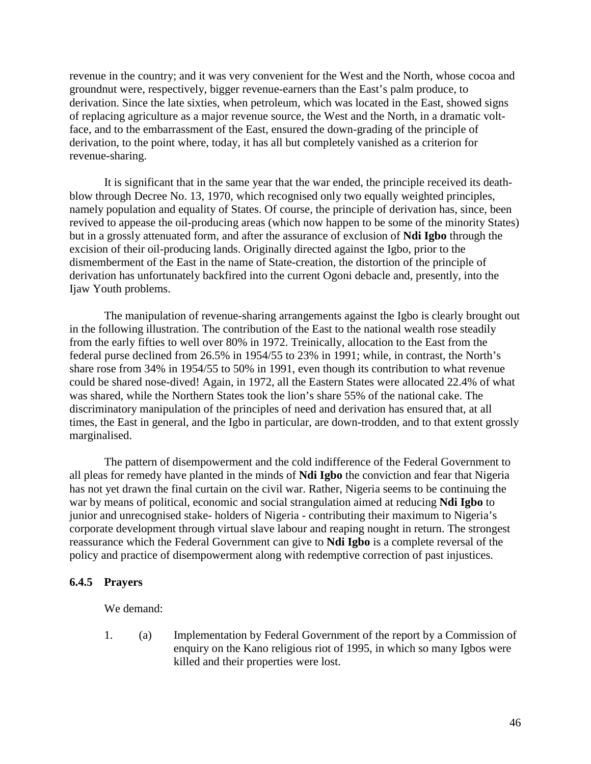revenue in the country; and it was very convenient for the West and the North, whose cocoa and groundnut were, respectively, bigger revenue-earners than the East's palm produce, to derivation. Since the late sixties, when petroleum, which was located in the East, showed signs of replacing agriculture as a major revenue source, the West and the North, in a dramatic volt-face, and to the embarrassment of the East, ensured the down-grading of the principle of derivation, to the point where, today, it has all but completely vanished as a criterion for revenue-sharing.

It is significant that in the same year that the war ended, the principle received its death-blow through Decree No. 13, 1970, which recognised only two equally weighted principles, namely population and equality of States. Of course, the principle of derivation has, since, been revived to appease the oil-producing areas (which now happen to be some of the minority States) but in a grossly attenuated form, and after the assurance of exclusion of **Ndi Igbo** through the excision of their oil-producing lands. Originally directed against the Igbo, prior to the dismemberment of the East in the name of State-creation, the distortion of the principle of derivation has unfortunately backfired into the current Ogoni debacle and, presently, into the Ijaw Youth problems.

The manipulation of revenue-sharing arrangements against the Igbo is clearly brought out in the following illustration. The contribution of the East to the national wealth rose steadily from the early fifties to well over 80% in 1972. Treinically, allocation to the East from the federal purse declined from 26.5% in 1954/55 to 23% in 1991; while, in contrast, the North's share rose from 34% in 1954/55 to 50% in 1991, even though its contribution to what revenue could be shared nose-dived! Again, in 1972, all the Eastern States were allocated 22.4% of what was shared, while the Northern States took the lion's share 55% of the national cake. The discriminatory manipulation of the principles of need and derivation has ensured that, at all times, the East in general, and the Igbo in particular, are down-trodden, and to that extent grossly marginalised.

The pattern of disempowerment and the cold indifference of the Federal Government to all pleas for remedy have planted in the minds of **Ndi Igbo** the conviction and fear that Nigeria has not yet drawn the final curtain on the civil war. Rather, Nigeria seems to be continuing the war by means of political, economic and social strangulation aimed at reducing **Ndi Igbo** to junior and unrecognised stake- holders of Nigeria - contributing their maximum to Nigeria's corporate development through virtual slave labour and reaping nought in return. The strongest reassurance which the Federal Government can give to **Ndi Igbo** is a complete reversal of the policy and practice of disempowerment along with redemptive correction of past injustices.

#### 6.4.5 Prayers

We demand:

1. (a) Implementation by Federal Government of the report by a Commission of enquiry on the Kano religious riot of 1995, in which so many Igbos were killed and their properties were lost.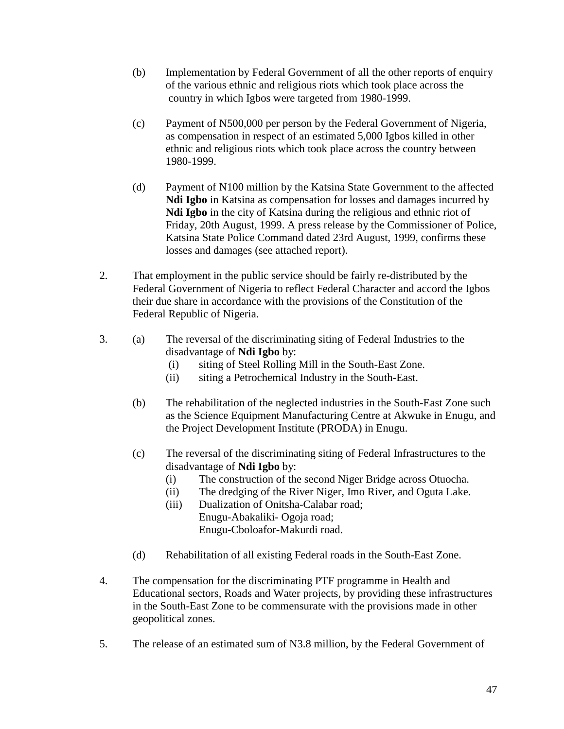(b) Implementation by Federal Government of all the other reports of enquiry of the various ethnic and religious riots which took place across the country in which Igbos were targeted from 1980-1999.

(c) Payment of N500,000 per person by the Federal Government of Nigeria, as compensation in respect of an estimated 5,000 Igbos killed in other ethnic and religious riots which took place across the country between 1980-1999.

(d) Payment of N100 million by the Katsina State Government to the affected **Ndi Igbo** in Katsina as compensation for losses and damages incurred by **Ndi Igbo** in the city of Katsina during the religious and ethnic riot of Friday, 20th August, 1999. A press release by the Commissioner of Police, Katsina State Police Command dated 23rd August, 1999, confirms these losses and damages (see attached report).

2. That employment in the public service should be fairly re-distributed by the Federal Government of Nigeria to reflect Federal Character and accord the Igbos their due share in accordance with the provisions of the Constitution of the Federal Republic of Nigeria.

3. (a) The reversal of the discriminating siting of Federal Industries to the disadvantage of **Ndi Igbo** by:
   - (i) siting of Steel Rolling Mill in the South-East Zone.
   - (ii) siting a Petrochemical Industry in the South-East.

   (b) The rehabilitation of the neglected industries in the South-East Zone such as the Science Equipment Manufacturing Centre at Akwuke in Enugu, and the Project Development Institute (PRODA) in Enugu.

   (c) The reversal of the discriminating siting of Federal Infrastructures to the disadvantage of **Ndi Igbo** by:
   - (i) The construction of the second Niger Bridge across Otuocha.
   - (ii) The dredging of the River Niger, Imo River, and Oguta Lake.
   - (iii) Dualization of Onitsha-Calabar road;
     Enugu-Abakaliki- Ogoja road;
     Enugu-Cboloafor-Makurdi road.

   (d) Rehabilitation of all existing Federal roads in the South-East Zone.

4. The compensation for the discriminating PTF programme in Health and Educational sectors, Roads and Water projects, by providing these infrastructures in the South-East Zone to be commensurate with the provisions made in other geopolitical zones.

5. The release of an estimated sum of N3.8 million, by the Federal Government of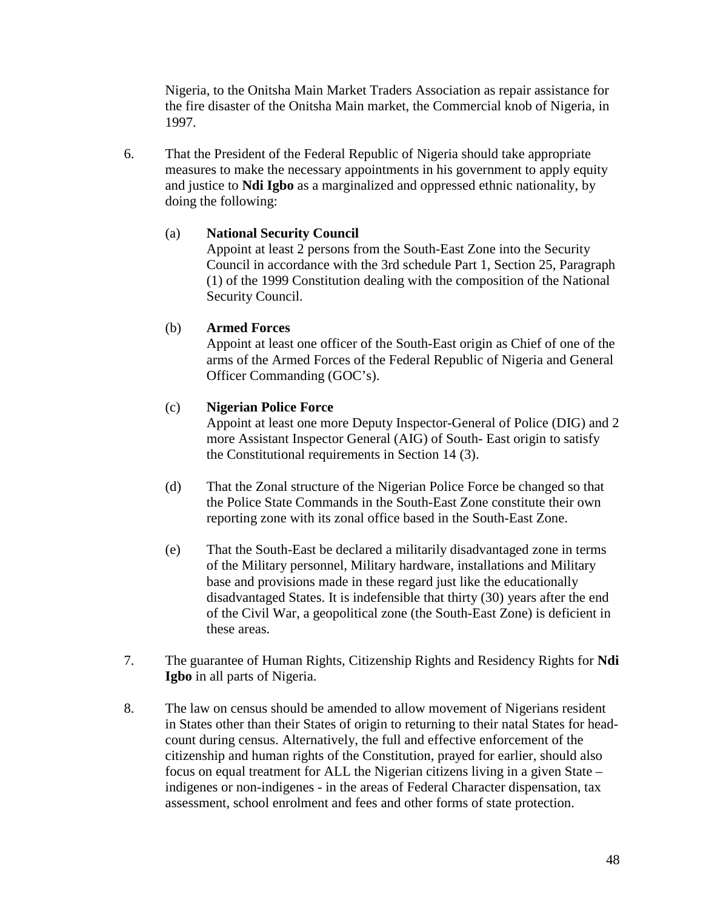Nigeria, to the Onitsha Main Market Traders Association as repair assistance for the fire disaster of the Onitsha Main market, the Commercial knob of Nigeria, in 1997.

6. That the President of the Federal Republic of Nigeria should take appropriate measures to make the necessary appointments in his government to apply equity and justice to **Ndi Igbo** as a marginalized and oppressed ethnic nationality, by doing the following:

   (a) **National Security Council**
   Appoint at least 2 persons from the South-East Zone into the Security Council in accordance with the 3rd schedule Part 1, Section 25, Paragraph (1) of the 1999 Constitution dealing with the composition of the National Security Council.

   (b) **Armed Forces**
   Appoint at least one officer of the South-East origin as Chief of one of the arms of the Armed Forces of the Federal Republic of Nigeria and General Officer Commanding (GOC's).

   (c) **Nigerian Police Force**
   Appoint at least one more Deputy Inspector-General of Police (DIG) and 2 more Assistant Inspector General (AIG) of South- East origin to satisfy the Constitutional requirements in Section 14 (3).

   (d) That the Zonal structure of the Nigerian Police Force be changed so that the Police State Commands in the South-East Zone constitute their own reporting zone with its zonal office based in the South-East Zone.

   (e) That the South-East be declared a militarily disadvantaged zone in terms of the Military personnel, Military hardware, installations and Military base and provisions made in these regard just like the educationally disadvantaged States. It is indefensible that thirty (30) years after the end of the Civil War, a geopolitical zone (the South-East Zone) is deficient in these areas.

7. The guarantee of Human Rights, Citizenship Rights and Residency Rights for **Ndi Igbo** in all parts of Nigeria.

8. The law on census should be amended to allow movement of Nigerians resident in States other than their States of origin to returning to their natal States for head-count during census. Alternatively, the full and effective enforcement of the citizenship and human rights of the Constitution, prayed for earlier, should also focus on equal treatment for ALL the Nigerian citizens living in a given State – indigenes or non-indigenes - in the areas of Federal Character dispensation, tax assessment, school enrolment and fees and other forms of state protection.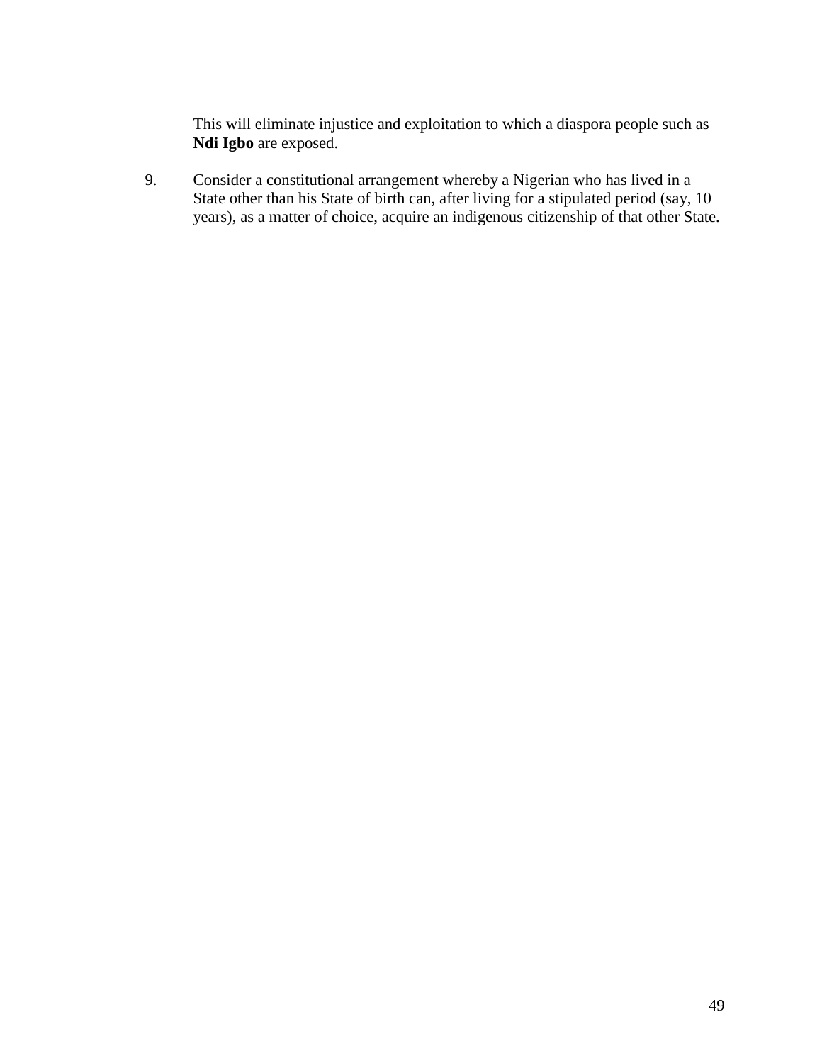This will eliminate injustice and exploitation to which a diaspora people such as **Ndi Igbo** are exposed.

9. Consider a constitutional arrangement whereby a Nigerian who has lived in a State other than his State of birth can, after living for a stipulated period (say, 10 years), as a matter of choice, acquire an indigenous citizenship of that other State.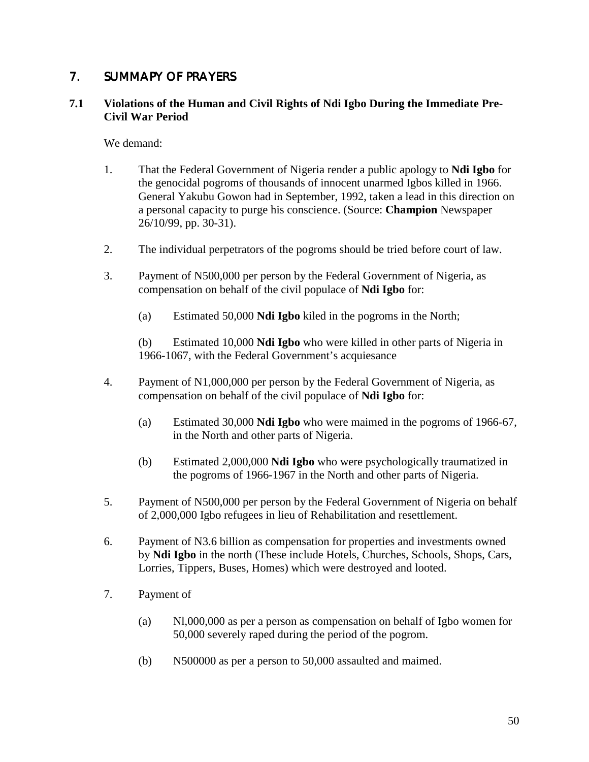## 7. SUMMAPY OF PRAYERS

### 7.1 Violations of the Human and Civil Rights of Ndi Igbo During the Immediate Pre-Civil War Period

We demand:

1. That the Federal Government of Nigeria render a public apology to **Ndi Igbo** for the genocidal pogroms of thousands of innocent unarmed Igbos killed in 1966. General Yakubu Gowon had in September, 1992, taken a lead in this direction on a personal capacity to purge his conscience. (Source: **Champion** Newspaper 26/10/99, pp. 30-31).

2. The individual perpetrators of the pogroms should be tried before court of law.

3. Payment of N500,000 per person by the Federal Government of Nigeria, as compensation on behalf of the civil populace of **Ndi Igbo** for:

   (a) Estimated 50,000 **Ndi Igbo** kiled in the pogroms in the North;

   (b) Estimated 10,000 **Ndi Igbo** who were killed in other parts of Nigeria in 1966-1067, with the Federal Government's acquiesance

4. Payment of N1,000,000 per person by the Federal Government of Nigeria, as compensation on behalf of the civil populace of **Ndi Igbo** for:

   (a) Estimated 30,000 **Ndi Igbo** who were maimed in the pogroms of 1966-67, in the North and other parts of Nigeria.

   (b) Estimated 2,000,000 **Ndi Igbo** who were psychologically traumatized in the pogroms of 1966-1967 in the North and other parts of Nigeria.

5. Payment of N500,000 per person by the Federal Government of Nigeria on behalf of 2,000,000 Igbo refugees in lieu of Rehabilitation and resettlement.

6. Payment of N3.6 billion as compensation for properties and investments owned by **Ndi Igbo** in the north (These include Hotels, Churches, Schools, Shops, Cars, Lorries, Tippers, Buses, Homes) which were destroyed and looted.

7. Payment of

   (a) Nl,000,000 as per a person as compensation on behalf of Igbo women for 50,000 severely raped during the period of the pogrom.

   (b) N500000 as per a person to 50,000 assaulted and maimed.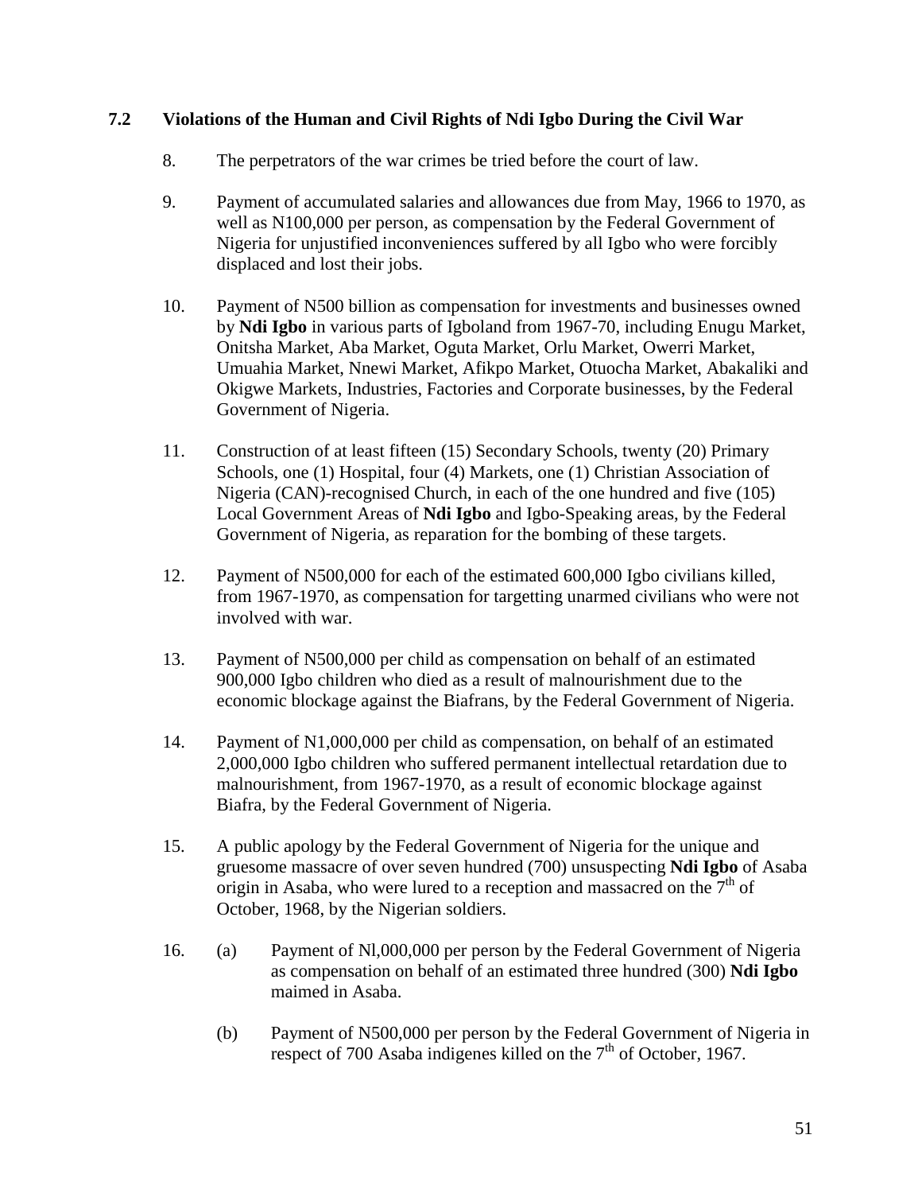### 7.2 Violations of the Human and Civil Rights of Ndi Igbo During the Civil War

8. The perpetrators of the war crimes be tried before the court of law.

9. Payment of accumulated salaries and allowances due from May, 1966 to 1970, as well as N100,000 per person, as compensation by the Federal Government of Nigeria for unjustified inconveniences suffered by all Igbo who were forcibly displaced and lost their jobs.

10. Payment of N500 billion as compensation for investments and businesses owned by **Ndi Igbo** in various parts of Igboland from 1967-70, including Enugu Market, Onitsha Market, Aba Market, Oguta Market, Orlu Market, Owerri Market, Umuahia Market, Nnewi Market, Afikpo Market, Otuocha Market, Abakaliki and Okigwe Markets, Industries, Factories and Corporate businesses, by the Federal Government of Nigeria.

11. Construction of at least fifteen (15) Secondary Schools, twenty (20) Primary Schools, one (1) Hospital, four (4) Markets, one (1) Christian Association of Nigeria (CAN)-recognised Church, in each of the one hundred and five (105) Local Government Areas of **Ndi Igbo** and Igbo-Speaking areas, by the Federal Government of Nigeria, as reparation for the bombing of these targets.

12. Payment of N500,000 for each of the estimated 600,000 Igbo civilians killed, from 1967-1970, as compensation for targetting unarmed civilians who were not involved with war.

13. Payment of N500,000 per child as compensation on behalf of an estimated 900,000 Igbo children who died as a result of malnourishment due to the economic blockage against the Biafrans, by the Federal Government of Nigeria.

14. Payment of N1,000,000 per child as compensation, on behalf of an estimated 2,000,000 Igbo children who suffered permanent intellectual retardation due to malnourishment, from 1967-1970, as a result of economic blockage against Biafra, by the Federal Government of Nigeria.

15. A public apology by the Federal Government of Nigeria for the unique and gruesome massacre of over seven hundred (700) unsuspecting **Ndi Igbo** of Asaba origin in Asaba, who were lured to a reception and massacred on the 7th of October, 1968, by the Nigerian soldiers.

16. (a) Payment of Nl,000,000 per person by the Federal Government of Nigeria as compensation on behalf of an estimated three hundred (300) **Ndi Igbo** maimed in Asaba.

    (b) Payment of N500,000 per person by the Federal Government of Nigeria in respect of 700 Asaba indigenes killed on the 7th of October, 1967.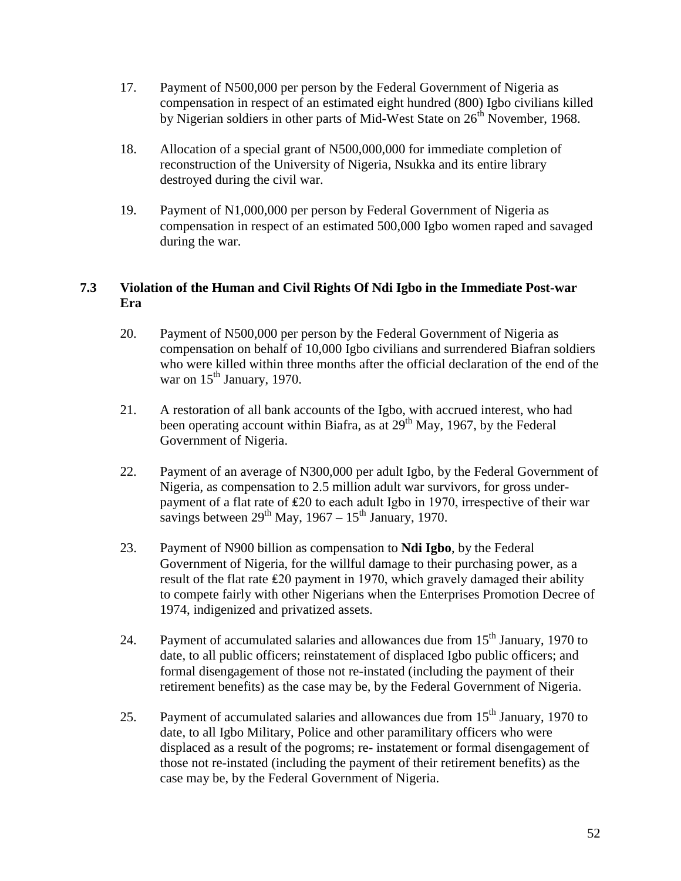17. Payment of N500,000 per person by the Federal Government of Nigeria as compensation in respect of an estimated eight hundred (800) Igbo civilians killed by Nigerian soldiers in other parts of Mid-West State on 26th November, 1968.

18. Allocation of a special grant of N500,000,000 for immediate completion of reconstruction of the University of Nigeria, Nsukka and its entire library destroyed during the civil war.

19. Payment of N1,000,000 per person by Federal Government of Nigeria as compensation in respect of an estimated 500,000 Igbo women raped and savaged during the war.

### 7.3 Violation of the Human and Civil Rights Of Ndi Igbo in the Immediate Post-war Era

20. Payment of N500,000 per person by the Federal Government of Nigeria as compensation on behalf of 10,000 Igbo civilians and surrendered Biafran soldiers who were killed within three months after the official declaration of the end of the war on 15th January, 1970.

21. A restoration of all bank accounts of the Igbo, with accrued interest, who had been operating account within Biafra, as at 29th May, 1967, by the Federal Government of Nigeria.

22. Payment of an average of N300,000 per adult Igbo, by the Federal Government of Nigeria, as compensation to 2.5 million adult war survivors, for gross under-payment of a flat rate of ₤20 to each adult Igbo in 1970, irrespective of their war savings between 29th May, 1967 – 15th January, 1970.

23. Payment of N900 billion as compensation to **Ndi Igbo**, by the Federal Government of Nigeria, for the willful damage to their purchasing power, as a result of the flat rate ₤20 payment in 1970, which gravely damaged their ability to compete fairly with other Nigerians when the Enterprises Promotion Decree of 1974, indigenized and privatized assets.

24. Payment of accumulated salaries and allowances due from 15th January, 1970 to date, to all public officers; reinstatement of displaced Igbo public officers; and formal disengagement of those not re-instated (including the payment of their retirement benefits) as the case may be, by the Federal Government of Nigeria.

25. Payment of accumulated salaries and allowances due from 15th January, 1970 to date, to all Igbo Military, Police and other paramilitary officers who were displaced as a result of the pogroms; re- instatement or formal disengagement of those not re-instated (including the payment of their retirement benefits) as the case may be, by the Federal Government of Nigeria.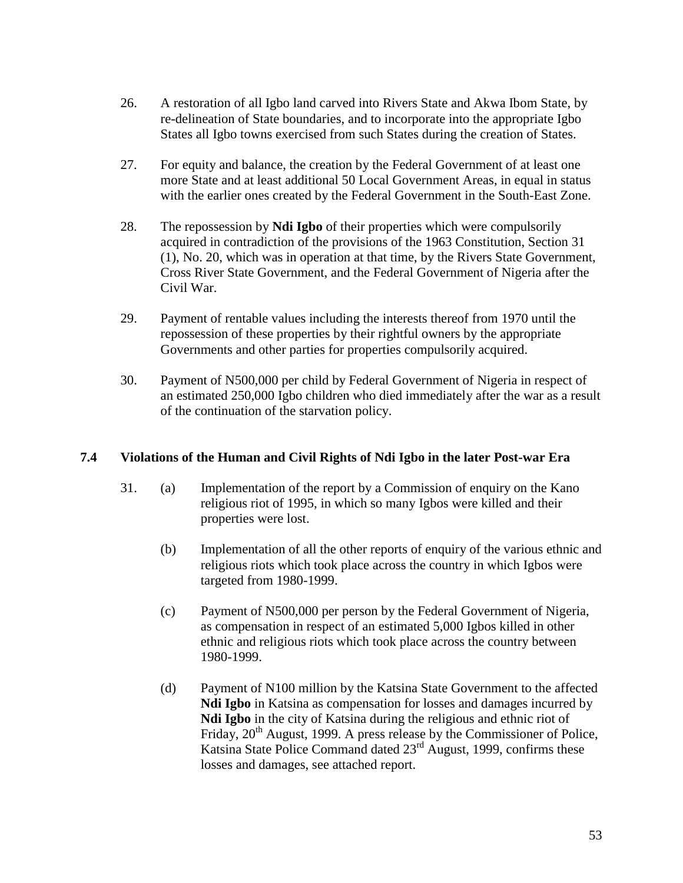26. A restoration of all Igbo land carved into Rivers State and Akwa Ibom State, by re-delineation of State boundaries, and to incorporate into the appropriate Igbo States all Igbo towns exercised from such States during the creation of States.

27. For equity and balance, the creation by the Federal Government of at least one more State and at least additional 50 Local Government Areas, in equal in status with the earlier ones created by the Federal Government in the South-East Zone.

28. The repossession by **Ndi Igbo** of their properties which were compulsorily acquired in contradiction of the provisions of the 1963 Constitution, Section 31 (1), No. 20, which was in operation at that time, by the Rivers State Government, Cross River State Government, and the Federal Government of Nigeria after the Civil War.

29. Payment of rentable values including the interests thereof from 1970 until the repossession of these properties by their rightful owners by the appropriate Governments and other parties for properties compulsorily acquired.

30. Payment of N500,000 per child by Federal Government of Nigeria in respect of an estimated 250,000 Igbo children who died immediately after the war as a result of the continuation of the starvation policy.

### 7.4 Violations of the Human and Civil Rights of Ndi Igbo in the later Post-war Era

31. (a) Implementation of the report by a Commission of enquiry on the Kano religious riot of 1995, in which so many Igbos were killed and their properties were lost.

    (b) Implementation of all the other reports of enquiry of the various ethnic and religious riots which took place across the country in which Igbos were targeted from 1980-1999.

    (c) Payment of N500,000 per person by the Federal Government of Nigeria, as compensation in respect of an estimated 5,000 Igbos killed in other ethnic and religious riots which took place across the country between 1980-1999.

    (d) Payment of N100 million by the Katsina State Government to the affected **Ndi Igbo** in Katsina as compensation for losses and damages incurred by **Ndi Igbo** in the city of Katsina during the religious and ethnic riot of Friday, 20th August, 1999. A press release by the Commissioner of Police, Katsina State Police Command dated 23rd August, 1999, confirms these losses and damages, see attached report.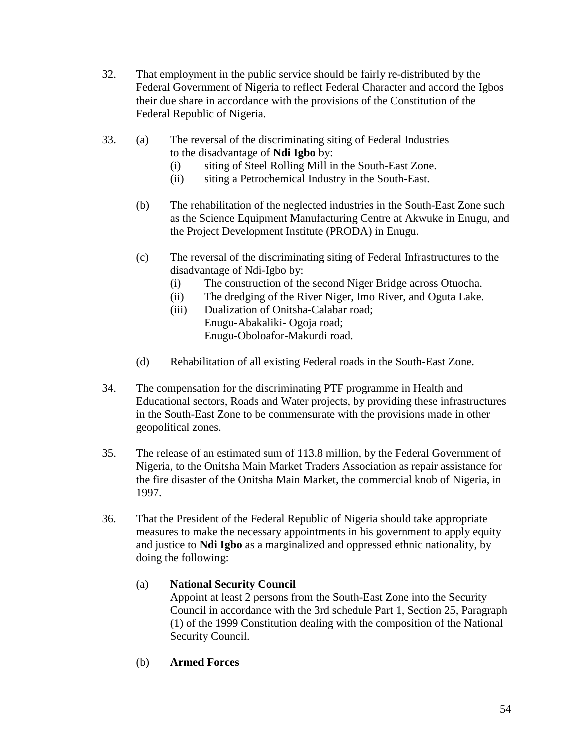32. That employment in the public service should be fairly re-distributed by the Federal Government of Nigeria to reflect Federal Character and accord the Igbos their due share in accordance with the provisions of the Constitution of the Federal Republic of Nigeria.

33. (a) The reversal of the discriminating siting of Federal Industries to the disadvantage of **Ndi Igbo** by:
    - (i) siting of Steel Rolling Mill in the South-East Zone.
    - (ii) siting a Petrochemical Industry in the South-East.

    (b) The rehabilitation of the neglected industries in the South-East Zone such as the Science Equipment Manufacturing Centre at Akwuke in Enugu, and the Project Development Institute (PRODA) in Enugu.

    (c) The reversal of the discriminating siting of Federal Infrastructures to the disadvantage of Ndi-Igbo by:
    - (i) The construction of the second Niger Bridge across Otuocha.
    - (ii) The dredging of the River Niger, Imo River, and Oguta Lake.
    - (iii) Dualization of Onitsha-Calabar road;
      Enugu-Abakaliki- Ogoja road;
      Enugu-Oboloafor-Makurdi road.

    (d) Rehabilitation of all existing Federal roads in the South-East Zone.

34. The compensation for the discriminating PTF programme in Health and Educational sectors, Roads and Water projects, by providing these infrastructures in the South-East Zone to be commensurate with the provisions made in other geopolitical zones.

35. The release of an estimated sum of 113.8 million, by the Federal Government of Nigeria, to the Onitsha Main Market Traders Association as repair assistance for the fire disaster of the Onitsha Main Market, the commercial knob of Nigeria, in 1997.

36. That the President of the Federal Republic of Nigeria should take appropriate measures to make the necessary appointments in his government to apply equity and justice to **Ndi Igbo** as a marginalized and oppressed ethnic nationality, by doing the following:

    (a) **National Security Council**
    Appoint at least 2 persons from the South-East Zone into the Security Council in accordance with the 3rd schedule Part 1, Section 25, Paragraph (1) of the 1999 Constitution dealing with the composition of the National Security Council.

    (b) **Armed Forces**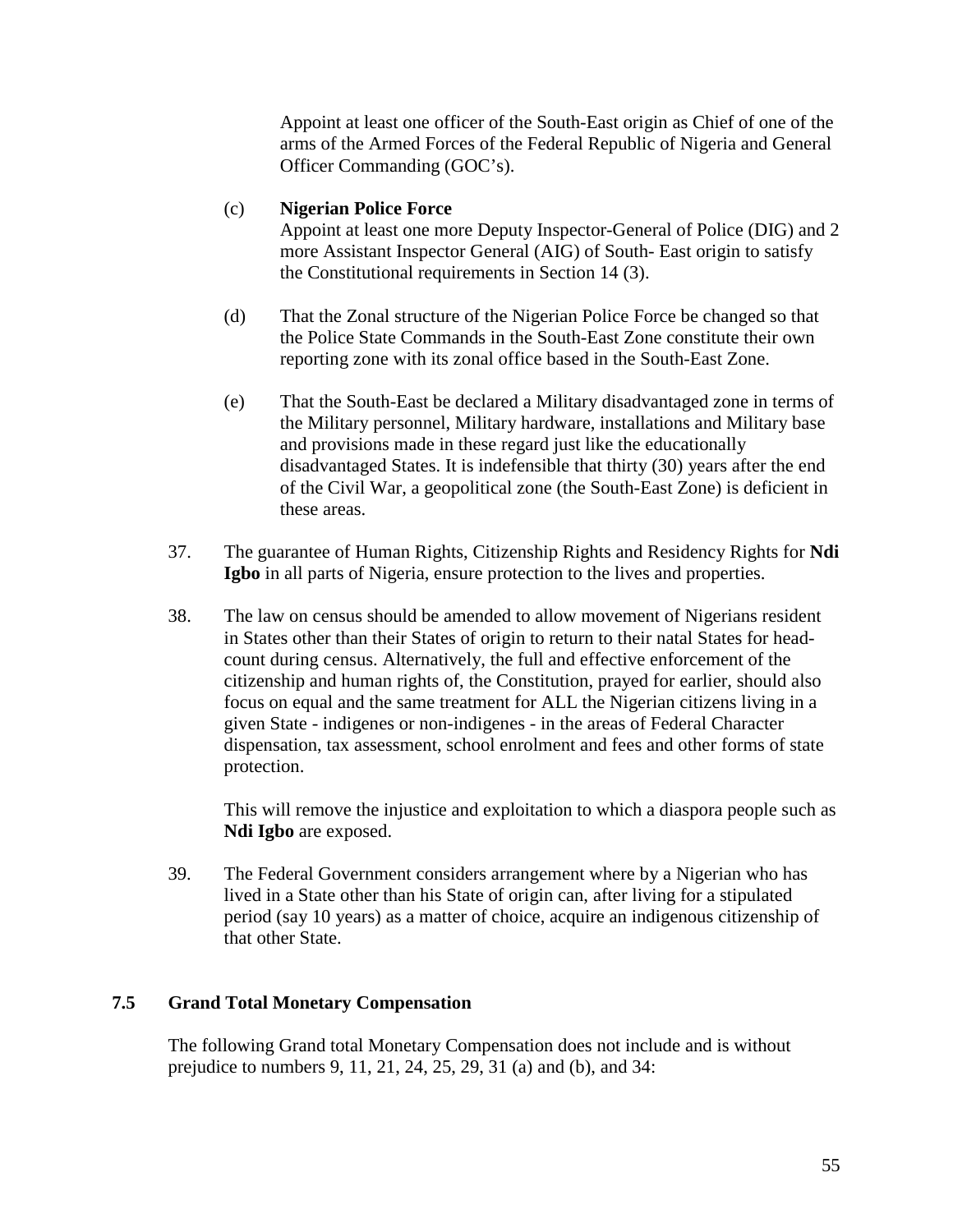Appoint at least one officer of the South-East origin as Chief of one of the arms of the Armed Forces of the Federal Republic of Nigeria and General Officer Commanding (GOC's).

(c) **Nigerian Police Force**
Appoint at least one more Deputy Inspector-General of Police (DIG) and 2 more Assistant Inspector General (AIG) of South- East origin to satisfy the Constitutional requirements in Section 14 (3).

(d) That the Zonal structure of the Nigerian Police Force be changed so that the Police State Commands in the South-East Zone constitute their own reporting zone with its zonal office based in the South-East Zone.

(e) That the South-East be declared a Military disadvantaged zone in terms of the Military personnel, Military hardware, installations and Military base and provisions made in these regard just like the educationally disadvantaged States. It is indefensible that thirty (30) years after the end of the Civil War, a geopolitical zone (the South-East Zone) is deficient in these areas.

37. The guarantee of Human Rights, Citizenship Rights and Residency Rights for **Ndi Igbo** in all parts of Nigeria, ensure protection to the lives and properties.

38. The law on census should be amended to allow movement of Nigerians resident in States other than their States of origin to return to their natal States for head-count during census. Alternatively, the full and effective enforcement of the citizenship and human rights of, the Constitution, prayed for earlier, should also focus on equal and the same treatment for ALL the Nigerian citizens living in a given State - indigenes or non-indigenes - in the areas of Federal Character dispensation, tax assessment, school enrolment and fees and other forms of state protection.

    This will remove the injustice and exploitation to which a diaspora people such as **Ndi Igbo** are exposed.

39. The Federal Government considers arrangement where by a Nigerian who has lived in a State other than his State of origin can, after living for a stipulated period (say 10 years) as a matter of choice, acquire an indigenous citizenship of that other State.

### 7.5 Grand Total Monetary Compensation

The following Grand total Monetary Compensation does not include and is without prejudice to numbers 9, 11, 21, 24, 25, 29, 31 (a) and (b), and 34: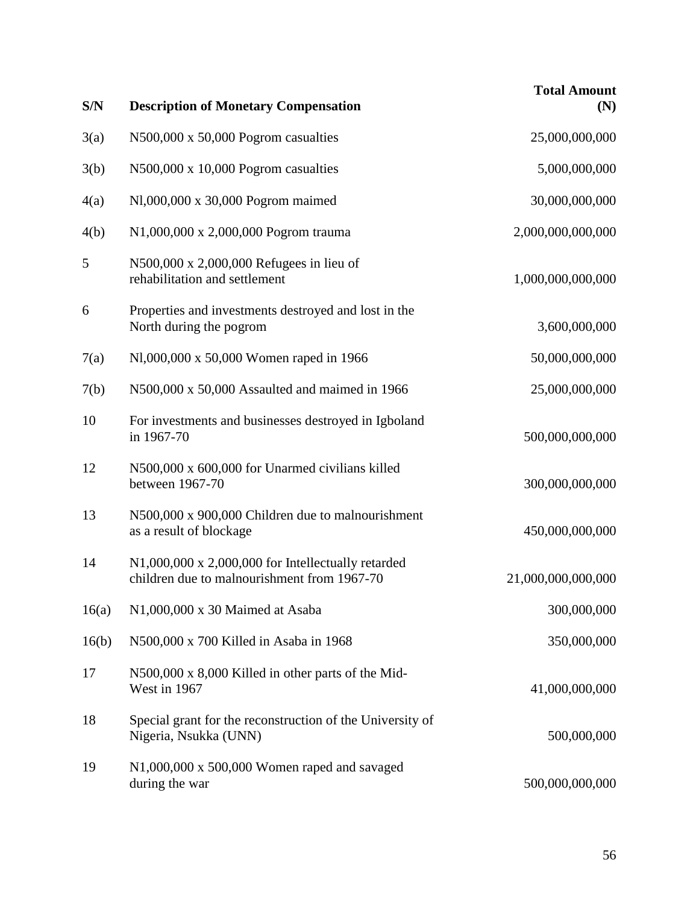| S/N | Description of Monetary Compensation | Total Amount (N) |
|---|---|---|
| 3(a) | N500,000 x 50,000 Pogrom casualties | 25,000,000,000 |
| 3(b) | N500,000 x 10,000 Pogrom casualties | 5,000,000,000 |
| 4(a) | Nl,000,000 x 30,000 Pogrom maimed | 30,000,000,000 |
| 4(b) | N1,000,000 x 2,000,000 Pogrom trauma | 2,000,000,000,000 |
| 5 | N500,000 x 2,000,000 Refugees in lieu of rehabilitation and settlement | 1,000,000,000,000 |
| 6 | Properties and investments destroyed and lost in the North during the pogrom | 3,600,000,000 |
| 7(a) | Nl,000,000 x 50,000 Women raped in 1966 | 50,000,000,000 |
| 7(b) | N500,000 x 50,000 Assaulted and maimed in 1966 | 25,000,000,000 |
| 10 | For investments and businesses destroyed in Igboland in 1967-70 | 500,000,000,000 |
| 12 | N500,000 x 600,000 for Unarmed civilians killed between 1967-70 | 300,000,000,000 |
| 13 | N500,000 x 900,000 Children due to malnourishment as a result of blockage | 450,000,000,000 |
| 14 | N1,000,000 x 2,000,000 for Intellectually retarded children due to malnourishment from 1967-70 | 21,000,000,000,000 |
| 16(a) | N1,000,000 x 30 Maimed at Asaba | 300,000,000 |
| 16(b) | N500,000 x 700 Killed in Asaba in 1968 | 350,000,000 |
| 17 | N500,000 x 8,000 Killed in other parts of the Mid-West in 1967 | 41,000,000,000 |
| 18 | Special grant for the reconstruction of the University of Nigeria, Nsukka (UNN) | 500,000,000 |
| 19 | N1,000,000 x 500,000 Women raped and savaged during the war | 500,000,000,000 |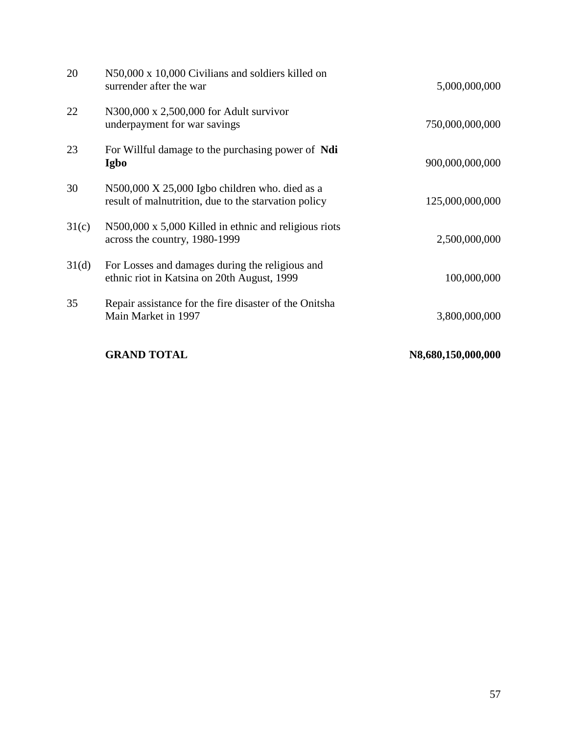| | | |
|---|---|---|
| 20 | N50,000 x 10,000 Civilians and soldiers killed on surrender after the war | 5,000,000,000 |
| 22 | N300,000 x 2,500,000 for Adult survivor underpayment for war savings | 750,000,000,000 |
| 23 | For Willful damage to the purchasing power of **Ndi Igbo** | 900,000,000,000 |
| 30 | N500,000 X 25,000 Igbo children who. died as a result of malnutrition, due to the starvation policy | 125,000,000,000 |
| 31(c) | N500,000 x 5,000 Killed in ethnic and religious riots across the country, 1980-1999 | 2,500,000,000 |
| 31(d) | For Losses and damages during the religious and ethnic riot in Katsina on 20th August, 1999 | 100,000,000 |
| 35 | Repair assistance for the fire disaster of the Onitsha Main Market in 1997 | 3,800,000,000 |
| | **GRAND TOTAL** | **N8,680,150,000,000** |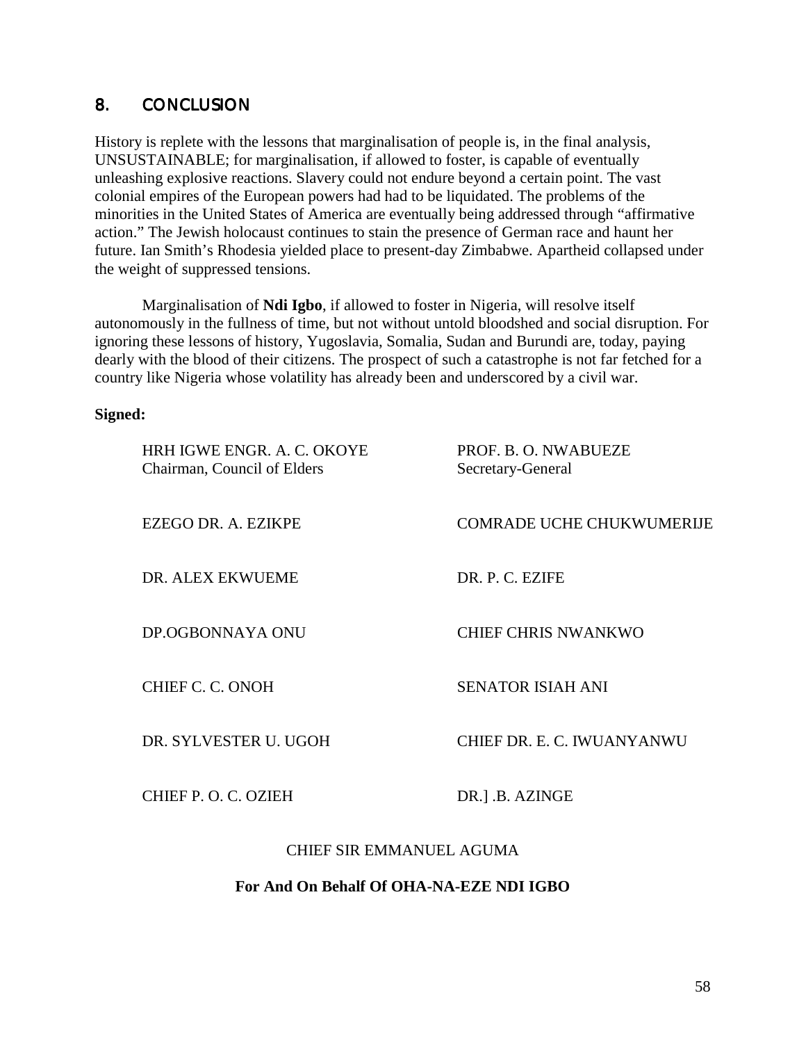## 8. CONCLUSION

History is replete with the lessons that marginalisation of people is, in the final analysis, UNSUSTAINABLE; for marginalisation, if allowed to foster, is capable of eventually unleashing explosive reactions. Slavery could not endure beyond a certain point. The vast colonial empires of the European powers had had to be liquidated. The problems of the minorities in the United States of America are eventually being addressed through "affirmative action." The Jewish holocaust continues to stain the presence of German race and haunt her future. Ian Smith's Rhodesia yielded place to present-day Zimbabwe. Apartheid collapsed under the weight of suppressed tensions.

Marginalisation of **Ndi Igbo**, if allowed to foster in Nigeria, will resolve itself autonomously in the fullness of time, but not without untold bloodshed and social disruption. For ignoring these lessons of history, Yugoslavia, Somalia, Sudan and Burundi are, today, paying dearly with the blood of their citizens. The prospect of such a catastrophe is not far fetched for a country like Nigeria whose volatility has already been and underscored by a civil war.

**Signed:**

HRH IGWE ENGR. A. C. OKOYE
Chairman, Council of Elders

PROF. B. O. NWABUEZE
Secretary-General

EZEGO DR. A. EZIKPE

COMRADE UCHE CHUKWUMERIJE

DR. ALEX EKWUEME

DR. P. C. EZIFE

DP.OGBONNAYA ONU

CHIEF CHRIS NWANKWO

CHIEF C. C. ONOH

SENATOR ISIAH ANI

DR. SYLVESTER U. UGOH

CHIEF DR. E. C. IWUANYANWU

CHIEF P. O. C. OZIEH

DR.] .B. AZINGE

CHIEF SIR EMMANUEL AGUMA

**For And On Behalf Of OHA-NA-EZE NDI IGBO**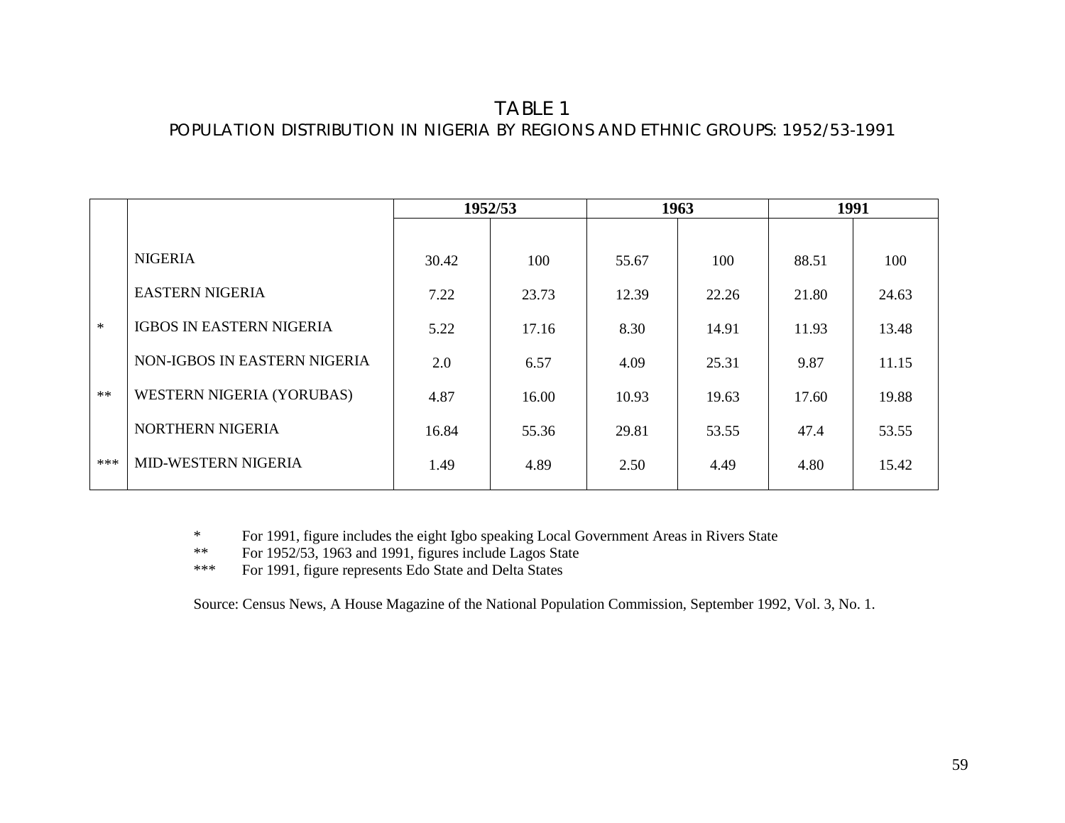# TABLE 1
## POPULATION DISTRIBUTION IN NIGERIA BY REGIONS AND ETHNIC GROUPS: 1952/53-1991

| | | 1952/53 | | 1963 | | 1991 | |
|---|---|---|---|---|---|---|---|
| | NIGERIA | 30.42 | 100 | 55.67 | 100 | 88.51 | 100 |
| | EASTERN NIGERIA | 7.22 | 23.73 | 12.39 | 22.26 | 21.80 | 24.63 |
| * | IGBOS IN EASTERN NIGERIA | 5.22 | 17.16 | 8.30 | 14.91 | 11.93 | 13.48 |
| | NON-IGBOS IN EASTERN NIGERIA | 2.0 | 6.57 | 4.09 | 25.31 | 9.87 | 11.15 |
| ** | WESTERN NIGERIA (YORUBAS) | 4.87 | 16.00 | 10.93 | 19.63 | 17.60 | 19.88 |
| | NORTHERN NIGERIA | 16.84 | 55.36 | 29.81 | 53.55 | 47.4 | 53.55 |
| *** | MID-WESTERN NIGERIA | 1.49 | 4.89 | 2.50 | 4.49 | 4.80 | 15.42 |

\* For 1991, figure includes the eight Igbo speaking Local Government Areas in Rivers State
\** For 1952/53, 1963 and 1991, figures include Lagos State
\*** For 1991, figure represents Edo State and Delta States

Source: Census News, A House Magazine of the National Population Commission, September 1992, Vol. 3, No. 1.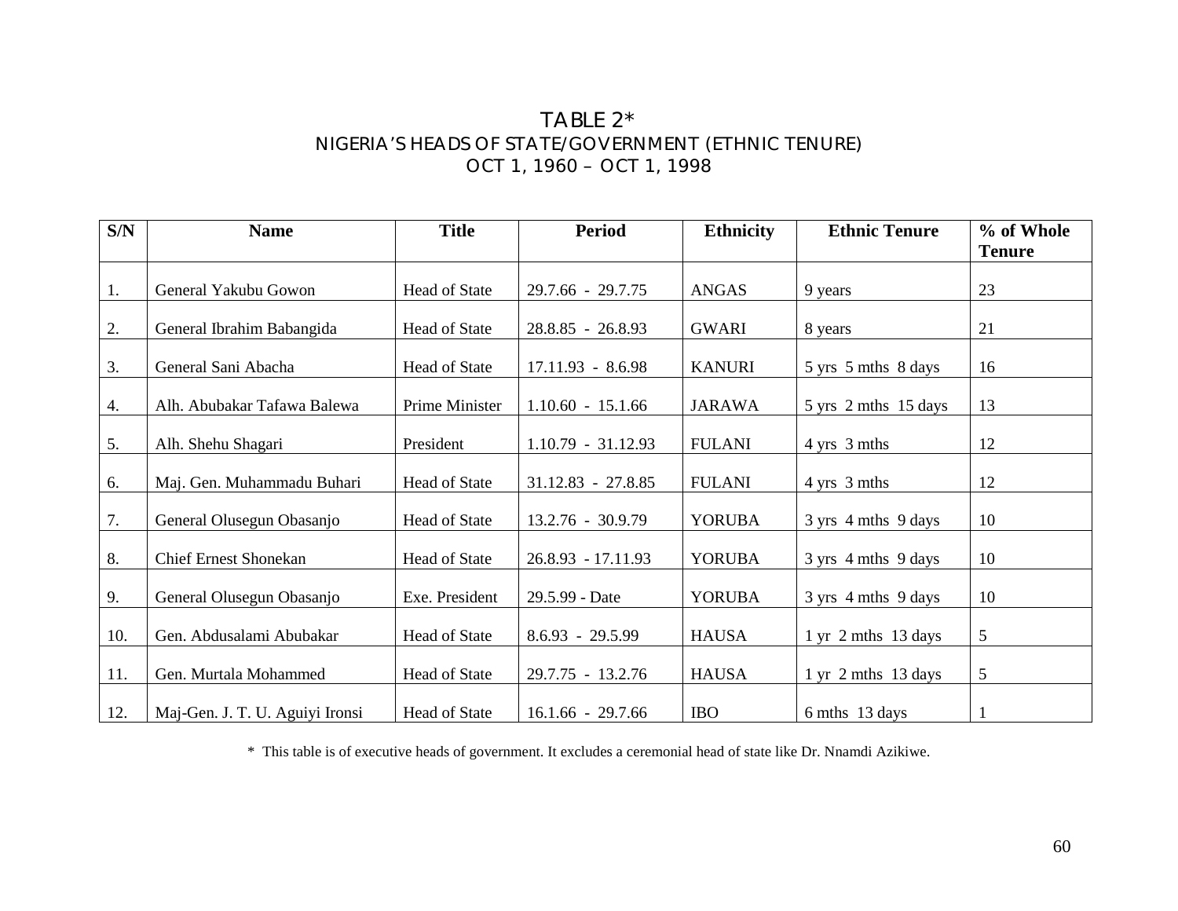# TABLE 2*

## NIGERIA'S HEADS OF STATE/GOVERNMENT (ETHNIC TENURE)

## OCT 1, 1960 – OCT 1, 1998

| S/N | Name | Title | Period | Ethnicity | Ethnic Tenure | % of Whole Tenure |
|---|---|---|---|---|---|---|
| 1. | General Yakubu Gowon | Head of State | 29.7.66 - 29.7.75 | ANGAS | 9 years | 23 |
| 2. | General Ibrahim Babangida | Head of State | 28.8.85 - 26.8.93 | GWARI | 8 years | 21 |
| 3. | General Sani Abacha | Head of State | 17.11.93 - 8.6.98 | KANURI | 5 yrs 5 mths 8 days | 16 |
| 4. | Alh. Abubakar Tafawa Balewa | Prime Minister | 1.10.60 - 15.1.66 | JARAWA | 5 yrs 2 mths 15 days | 13 |
| 5. | Alh. Shehu Shagari | President | 1.10.79 - 31.12.93 | FULANI | 4 yrs 3 mths | 12 |
| 6. | Maj. Gen. Muhammadu Buhari | Head of State | 31.12.83 - 27.8.85 | FULANI | 4 yrs 3 mths | 12 |
| 7. | General Olusegun Obasanjo | Head of State | 13.2.76 - 30.9.79 | YORUBA | 3 yrs 4 mths 9 days | 10 |
| 8. | Chief Ernest Shonekan | Head of State | 26.8.93 - 17.11.93 | YORUBA | 3 yrs 4 mths 9 days | 10 |
| 9. | General Olusegun Obasanjo | Exe. President | 29.5.99 - Date | YORUBA | 3 yrs 4 mths 9 days | 10 |
| 10. | Gen. Abdusalami Abubakar | Head of State | 8.6.93 - 29.5.99 | HAUSA | 1 yr 2 mths 13 days | 5 |
| 11. | Gen. Murtala Mohammed | Head of State | 29.7.75 - 13.2.76 | HAUSA | 1 yr 2 mths 13 days | 5 |
| 12. | Maj-Gen. J. T. U. Aguiyi Ironsi | Head of State | 16.1.66 - 29.7.66 | IBO | 6 mths 13 days | 1 |

\* This table is of executive heads of government. It excludes a ceremonial head of state like Dr. Nnamdi Azikiwe.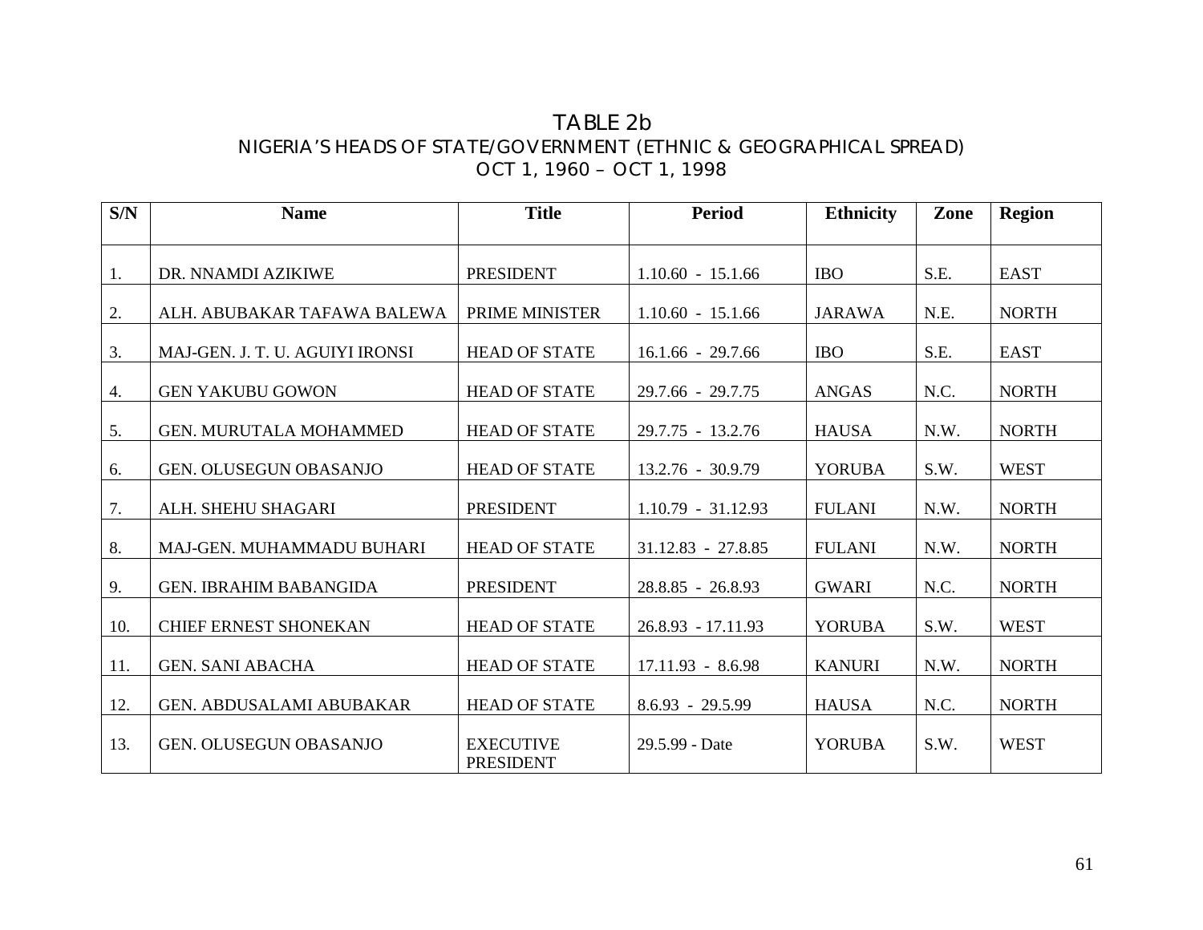# TABLE 2b

## NIGERIA'S HEADS OF STATE/GOVERNMENT (ETHNIC & GEOGRAPHICAL SPREAD)

### OCT 1, 1960 – OCT 1, 1998

| S/N | Name | Title | Period | Ethnicity | Zone | Region |
|---|---|---|---|---|---|---|
| 1. | DR. NNAMDI AZIKIWE | PRESIDENT | 1.10.60 - 15.1.66 | IBO | S.E. | EAST |
| 2. | ALH. ABUBAKAR TAFAWA BALEWA | PRIME MINISTER | 1.10.60 - 15.1.66 | JARAWA | N.E. | NORTH |
| 3. | MAJ-GEN. J. T. U. AGUIYI IRONSI | HEAD OF STATE | 16.1.66 - 29.7.66 | IBO | S.E. | EAST |
| 4. | GEN YAKUBU GOWON | HEAD OF STATE | 29.7.66 - 29.7.75 | ANGAS | N.C. | NORTH |
| 5. | GEN. MURUTALA MOHAMMED | HEAD OF STATE | 29.7.75 - 13.2.76 | HAUSA | N.W. | NORTH |
| 6. | GEN. OLUSEGUN OBASANJO | HEAD OF STATE | 13.2.76 - 30.9.79 | YORUBA | S.W. | WEST |
| 7. | ALH. SHEHU SHAGARI | PRESIDENT | 1.10.79 - 31.12.93 | FULANI | N.W. | NORTH |
| 8. | MAJ-GEN. MUHAMMADU BUHARI | HEAD OF STATE | 31.12.83 - 27.8.85 | FULANI | N.W. | NORTH |
| 9. | GEN. IBRAHIM BABANGIDA | PRESIDENT | 28.8.85 - 26.8.93 | GWARI | N.C. | NORTH |
| 10. | CHIEF ERNEST SHONEKAN | HEAD OF STATE | 26.8.93 - 17.11.93 | YORUBA | S.W. | WEST |
| 11. | GEN. SANI ABACHA | HEAD OF STATE | 17.11.93 - 8.6.98 | KANURI | N.W. | NORTH |
| 12. | GEN. ABDUSALAMI ABUBAKAR | HEAD OF STATE | 8.6.93 - 29.5.99 | HAUSA | N.C. | NORTH |
| 13. | GEN. OLUSEGUN OBASANJO | EXECUTIVE PRESIDENT | 29.5.99 - Date | YORUBA | S.W. | WEST |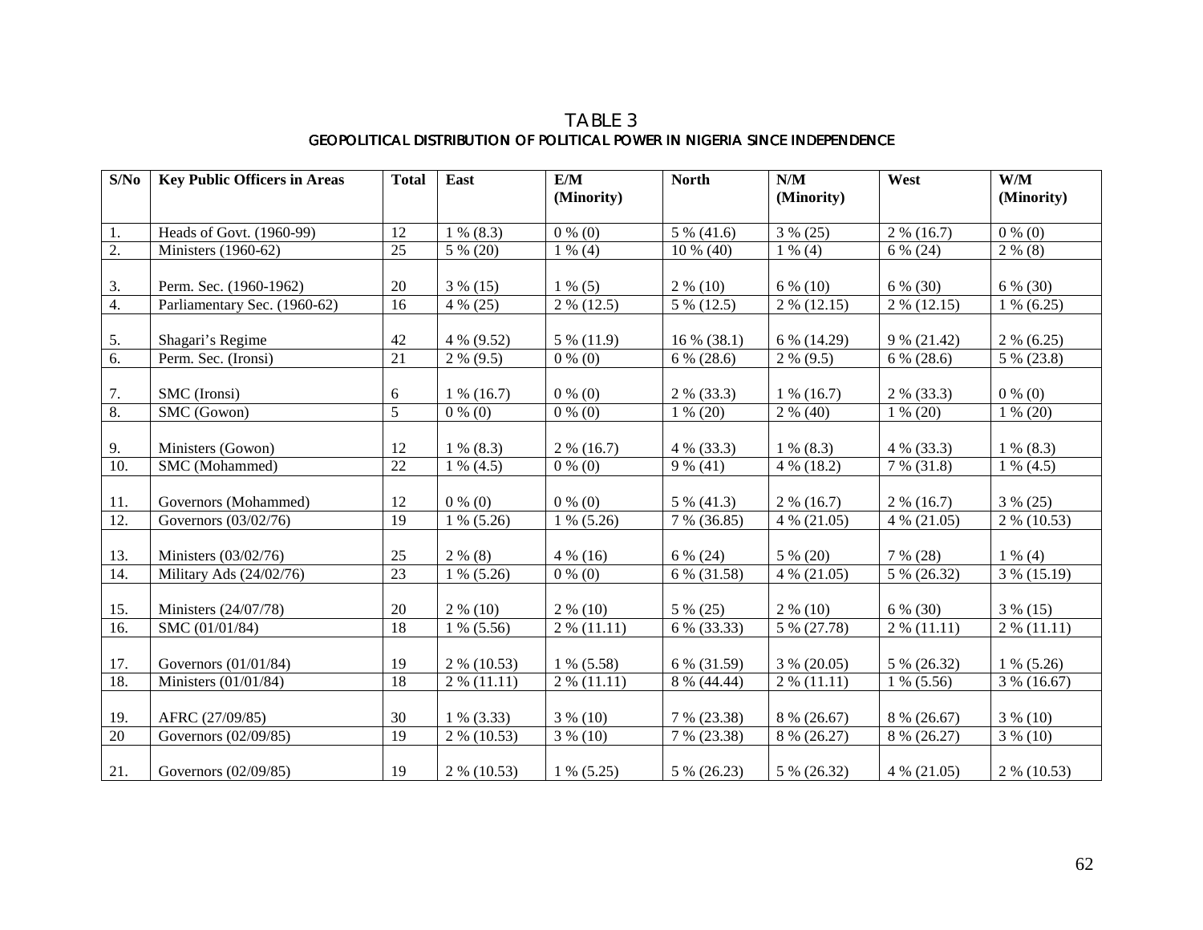# TABLE 3

## GEOPOLITICAL DISTRIBUTION OF POLITICAL POWER IN NIGERIA SINCE INDEPENDENCE

| S/No | Key Public Officers in Areas | Total | East | E/M (Minority) | North | N/M (Minority) | West | W/M (Minority) |
|---|---|---|---|---|---|---|---|---|
| 1. | Heads of Govt. (1960-99) | 12 | 1 % (8.3) | 0 % (0) | 5 % (41.6) | 3 % (25) | 2 % (16.7) | 0 % (0) |
| 2. | Ministers (1960-62) | 25 | 5 % (20) | 1 % (4) | 10 % (40) | 1 % (4) | 6 % (24) | 2 % (8) |
| 3. | Perm. Sec. (1960-1962) | 20 | 3 % (15) | 1 % (5) | 2 % (10) | 6 % (10) | 6 % (30) | 6 % (30) |
| 4. | Parliamentary Sec. (1960-62) | 16 | 4 % (25) | 2 % (12.5) | 5 % (12.5) | 2 % (12.15) | 2 % (12.15) | 1 % (6.25) |
| 5. | Shagari's Regime | 42 | 4 % (9.52) | 5 % (11.9) | 16 % (38.1) | 6 % (14.29) | 9 % (21.42) | 2 % (6.25) |
| 6. | Perm. Sec. (Ironsi) | 21 | 2 % (9.5) | 0 % (0) | 6 % (28.6) | 2 % (9.5) | 6 % (28.6) | 5 % (23.8) |
| 7. | SMC (Ironsi) | 6 | 1 % (16.7) | 0 % (0) | 2 % (33.3) | 1 % (16.7) | 2 % (33.3) | 0 % (0) |
| 8. | SMC (Gowon) | 5 | 0 % (0) | 0 % (0) | 1 % (20) | 2 % (40) | 1 % (20) | 1 % (20) |
| 9. | Ministers (Gowon) | 12 | 1 % (8.3) | 2 % (16.7) | 4 % (33.3) | 1 % (8.3) | 4 % (33.3) | 1 % (8.3) |
| 10. | SMC (Mohammed) | 22 | 1 % (4.5) | 0 % (0) | 9 % (41) | 4 % (18.2) | 7 % (31.8) | 1 % (4.5) |
| 11. | Governors (Mohammed) | 12 | 0 % (0) | 0 % (0) | 5 % (41.3) | 2 % (16.7) | 2 % (16.7) | 3 % (25) |
| 12. | Governors (03/02/76) | 19 | 1 % (5.26) | 1 % (5.26) | 7 % (36.85) | 4 % (21.05) | 4 % (21.05) | 2 % (10.53) |
| 13. | Ministers (03/02/76) | 25 | 2 % (8) | 4 % (16) | 6 % (24) | 5 % (20) | 7 % (28) | 1 % (4) |
| 14. | Military Ads (24/02/76) | 23 | 1 % (5.26) | 0 % (0) | 6 % (31.58) | 4 % (21.05) | 5 % (26.32) | 3 % (15.19) |
| 15. | Ministers (24/07/78) | 20 | 2 % (10) | 2 % (10) | 5 % (25) | 2 % (10) | 6 % (30) | 3 % (15) |
| 16. | SMC (01/01/84) | 18 | 1 % (5.56) | 2 % (11.11) | 6 % (33.33) | 5 % (27.78) | 2 % (11.11) | 2 % (11.11) |
| 17. | Governors (01/01/84) | 19 | 2 % (10.53) | 1 % (5.58) | 6 % (31.59) | 3 % (20.05) | 5 % (26.32) | 1 % (5.26) |
| 18. | Ministers (01/01/84) | 18 | 2 % (11.11) | 2 % (11.11) | 8 % (44.44) | 2 % (11.11) | 1 % (5.56) | 3 % (16.67) |
| 19. | AFRC (27/09/85) | 30 | 1 % (3.33) | 3 % (10) | 7 % (23.38) | 8 % (26.67) | 8 % (26.67) | 3 % (10) |
| 20 | Governors (02/09/85) | 19 | 2 % (10.53) | 3 % (10) | 7 % (23.38) | 8 % (26.27) | 8 % (26.27) | 3 % (10) |
| 21. | Governors (02/09/85) | 19 | 2 % (10.53) | 1 % (5.25) | 5 % (26.23) | 5 % (26.32) | 4 % (21.05) | 2 % (10.53) |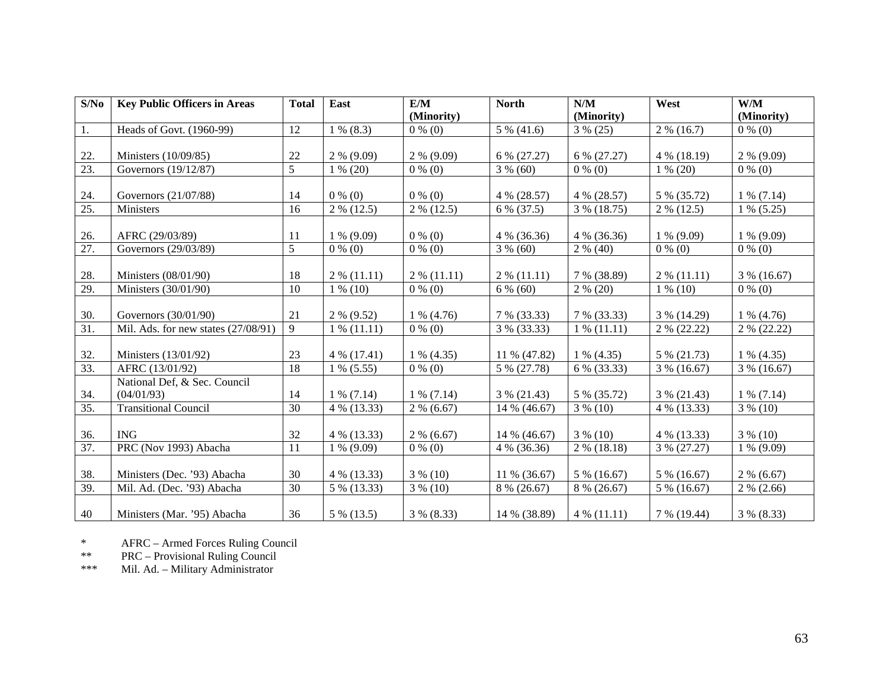| S/No | Key Public Officers in Areas | Total | East | E/M (Minority) | North | N/M (Minority) | West | W/M (Minority) |
|---|---|---|---|---|---|---|---|---|
| 1. | Heads of Govt. (1960-99) | 12 | 1 % (8.3) | 0 % (0) | 5 % (41.6) | 3 % (25) | 2 % (16.7) | 0 % (0) |
| 22. | Ministers (10/09/85) | 22 | 2 % (9.09) | 2 % (9.09) | 6 % (27.27) | 6 % (27.27) | 4 % (18.19) | 2 % (9.09) |
| 23. | Governors (19/12/87) | 5 | 1 % (20) | 0 % (0) | 3 % (60) | 0 % (0) | 1 % (20) | 0 % (0) |
| 24. | Governors (21/07/88) | 14 | 0 % (0) | 0 % (0) | 4 % (28.57) | 4 % (28.57) | 5 % (35.72) | 1 % (7.14) |
| 25. | Ministers | 16 | 2 % (12.5) | 2 % (12.5) | 6 % (37.5) | 3 % (18.75) | 2 % (12.5) | 1 % (5.25) |
| 26. | AFRC (29/03/89) | 11 | 1 % (9.09) | 0 % (0) | 4 % (36.36) | 4 % (36.36) | 1 % (9.09) | 1 % (9.09) |
| 27. | Governors (29/03/89) | 5 | 0 % (0) | 0 % (0) | 3 % (60) | 2 % (40) | 0 % (0) | 0 % (0) |
| 28. | Ministers (08/01/90) | 18 | 2 % (11.11) | 2 % (11.11) | 2 % (11.11) | 7 % (38.89) | 2 % (11.11) | 3 % (16.67) |
| 29. | Ministers (30/01/90) | 10 | 1 % (10) | 0 % (0) | 6 % (60) | 2 % (20) | 1 % (10) | 0 % (0) |
| 30. | Governors (30/01/90) | 21 | 2 % (9.52) | 1 % (4.76) | 7 % (33.33) | 7 % (33.33) | 3 % (14.29) | 1 % (4.76) |
| 31. | Mil. Ads. for new states (27/08/91) | 9 | 1 % (11.11) | 0 % (0) | 3 % (33.33) | 1 % (11.11) | 2 % (22.22) | 2 % (22.22) |
| 32. | Ministers (13/01/92) | 23 | 4 % (17.41) | 1 % (4.35) | 11 % (47.82) | 1 % (4.35) | 5 % (21.73) | 1 % (4.35) |
| 33. | AFRC (13/01/92) | 18 | 1 % (5.55) | 0 % (0) | 5 % (27.78) | 6 % (33.33) | 3 % (16.67) | 3 % (16.67) |
| 34. | National Def, & Sec. Council (04/01/93) | 14 | 1 % (7.14) | 1 % (7.14) | 3 % (21.43) | 5 % (35.72) | 3 % (21.43) | 1 % (7.14) |
| 35. | Transitional Council | 30 | 4 % (13.33) | 2 % (6.67) | 14 % (46.67) | 3 % (10) | 4 % (13.33) | 3 % (10) |
| 36. | ING | 32 | 4 % (13.33) | 2 % (6.67) | 14 % (46.67) | 3 % (10) | 4 % (13.33) | 3 % (10) |
| 37. | PRC (Nov 1993) Abacha | 11 | 1 % (9.09) | 0 % (0) | 4 % (36.36) | 2 % (18.18) | 3 % (27.27) | 1 % (9.09) |
| 38. | Ministers (Dec. '93) Abacha | 30 | 4 % (13.33) | 3 % (10) | 11 % (36.67) | 5 % (16.67) | 5 % (16.67) | 2 % (6.67) |
| 39. | Mil. Ad. (Dec. '93) Abacha | 30 | 5 % (13.33) | 3 % (10) | 8 % (26.67) | 8 % (26.67) | 5 % (16.67) | 2 % (2.66) |
| 40 | Ministers (Mar. '95) Abacha | 36 | 5 % (13.5) | 3 % (8.33) | 14 % (38.89) | 4 % (11.11) | 7 % (19.44) | 3 % (8.33) |

\* AFRC – Armed Forces Ruling Council

\*\* PRC – Provisional Ruling Council

\*\*\* Mil. Ad. – Military Administrator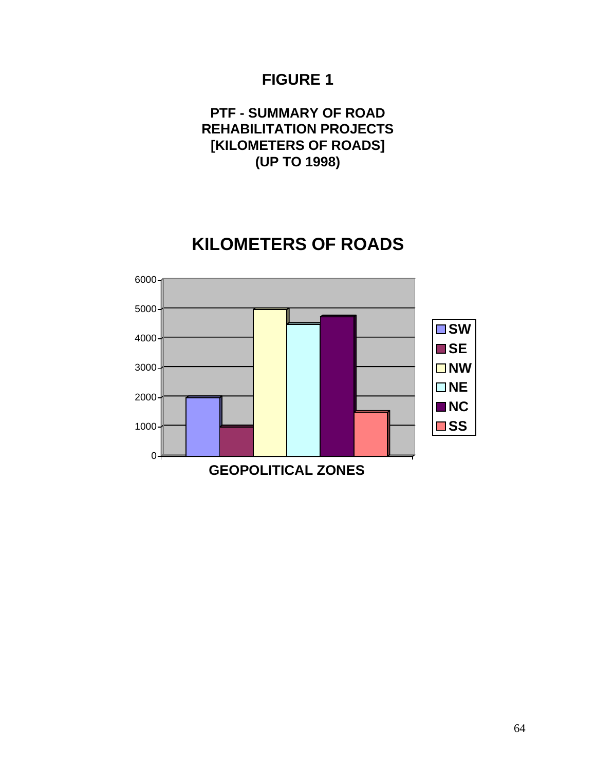# FIGURE 1

**PTF - SUMMARY OF ROAD REHABILITATION PROJECTS [KILOMETERS OF ROADS] (UP TO 1998)**

**KILOMETERS OF ROADS**

6000
5000
4000
3000
2000
1000
0

**GEOPOLITICAL ZONES**

- SW
- SE
- NW
- NE
- NC
- SS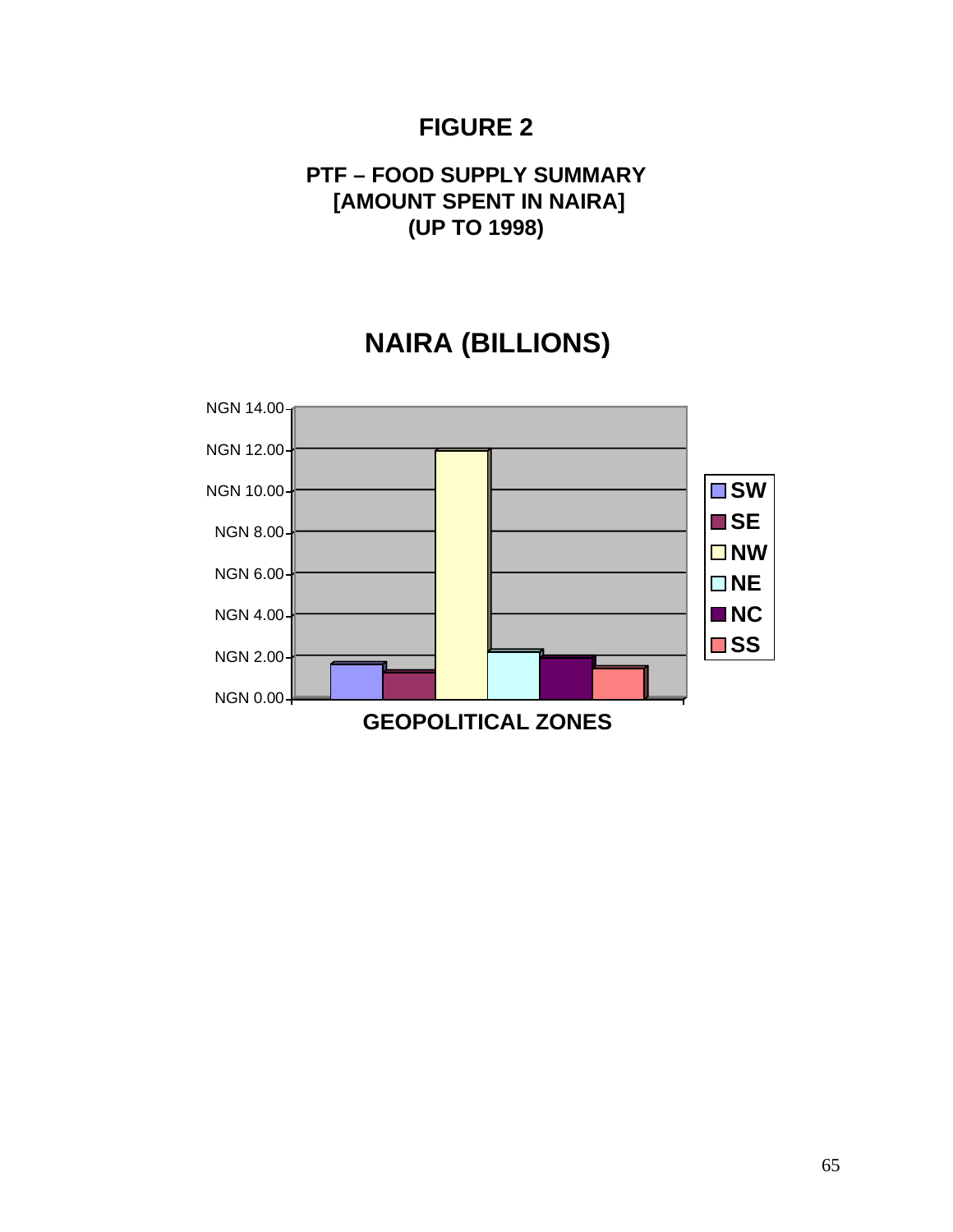# FIGURE 2

**PTF – FOOD SUPPLY SUMMARY**
**[AMOUNT SPENT IN NAIRA]**
**(UP TO 1998)**

**NAIRA (BILLIONS)**

NGN 14.00
NGN 12.00
NGN 10.00
NGN 8.00
NGN 6.00
NGN 4.00
NGN 2.00
NGN 0.00

SW
SE
NW
NE
NC
SS

**GEOPOLITICAL ZONES**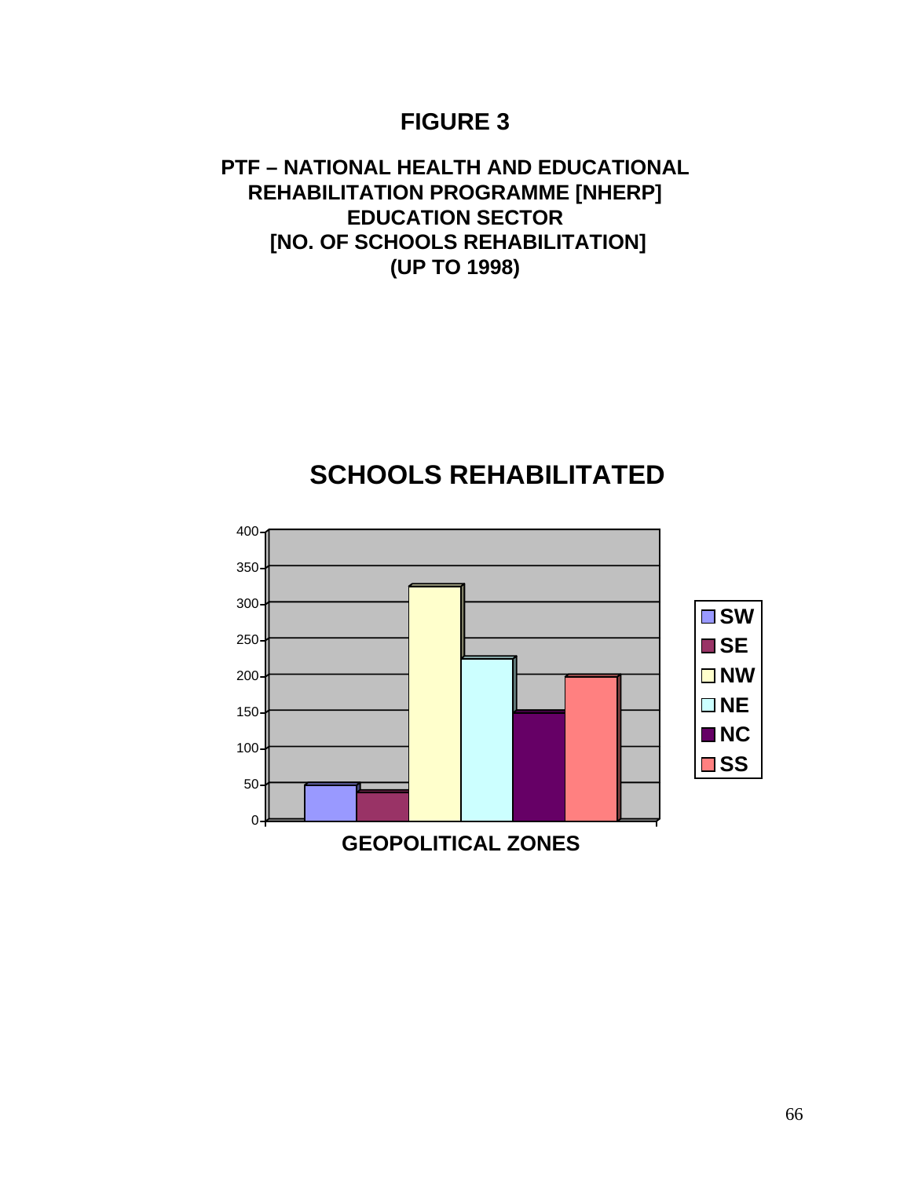# FIGURE 3

## PTF – NATIONAL HEALTH AND EDUCATIONAL REHABILITATION PROGRAMME [NHERP] EDUCATION SECTOR [NO. OF SCHOOLS REHABILITATION] (UP TO 1998)

### SCHOOLS REHABILITATED

GEOPOLITICAL ZONES

SW, SE, NW, NE, NC, SS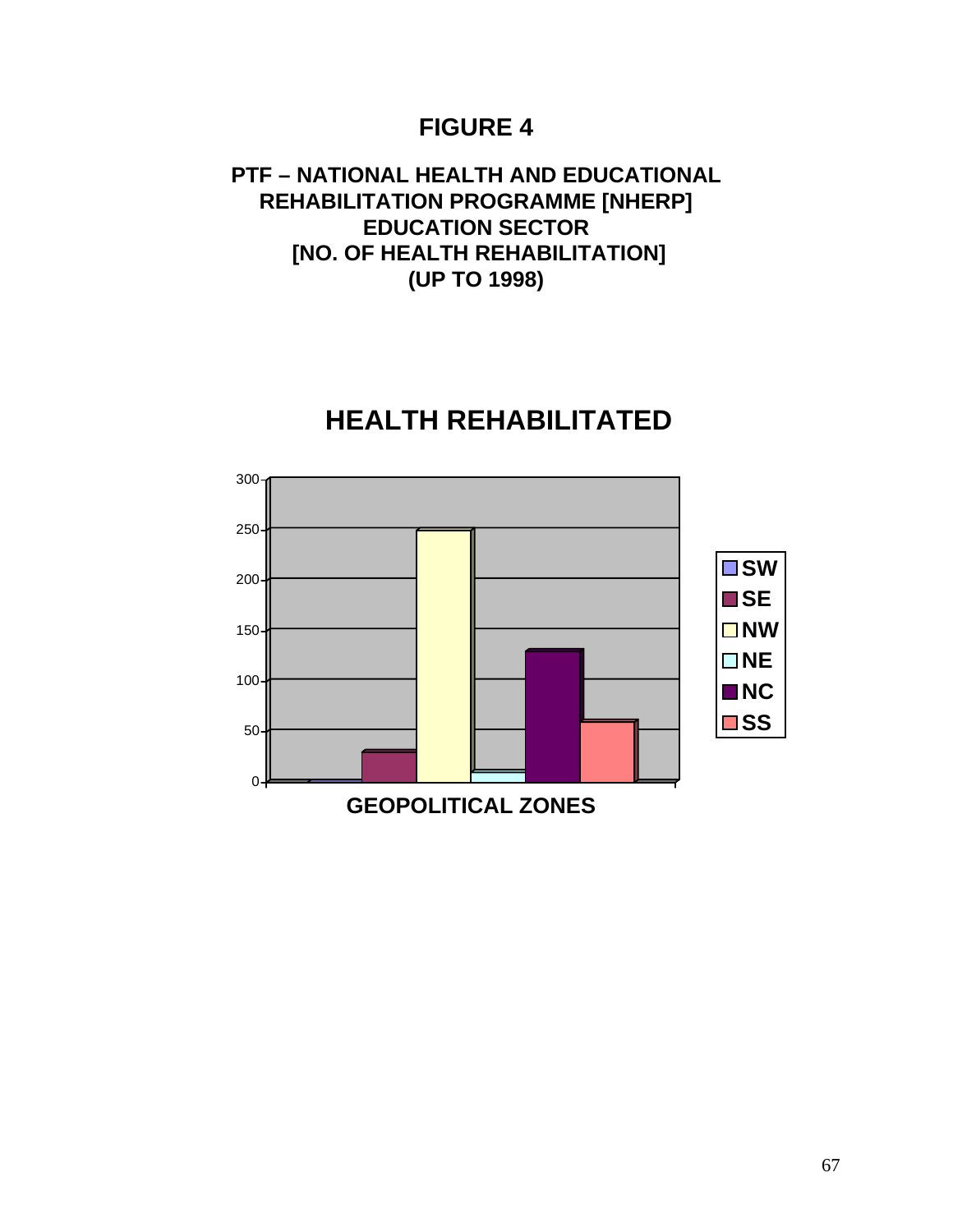# FIGURE 4

## PTF – NATIONAL HEALTH AND EDUCATIONAL REHABILITATION PROGRAMME [NHERP] EDUCATION SECTOR [NO. OF HEALTH REHABILITATION] (UP TO 1998)

### HEALTH REHABILITATED

GEOPOLITICAL ZONES

SW, SE, NW, NE, NC, SS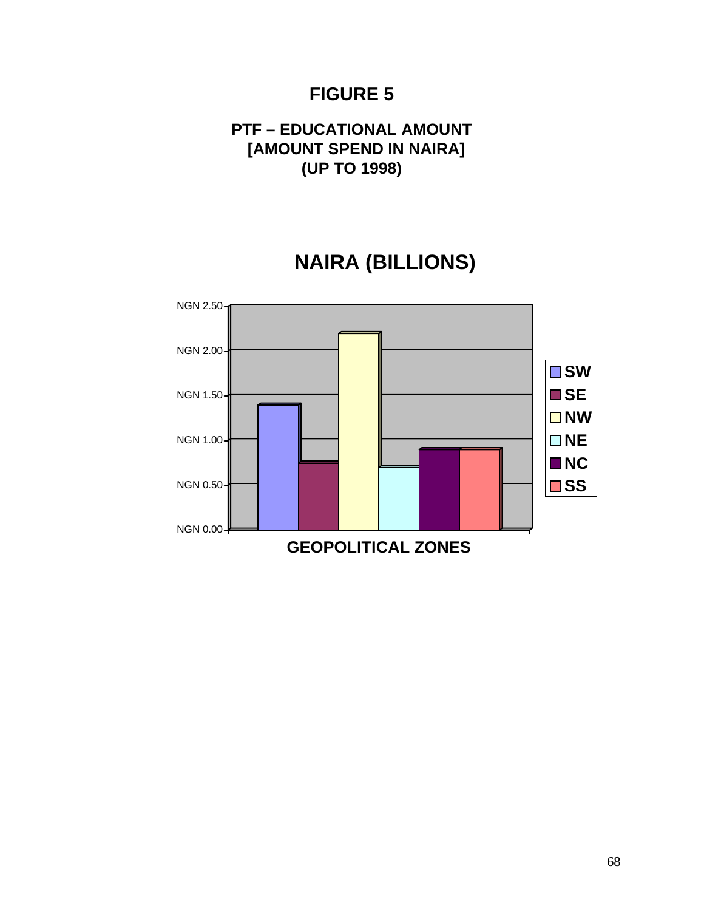# FIGURE 5

**PTF – EDUCATIONAL AMOUNT**
**[AMOUNT SPEND IN NAIRA]**
**(UP TO 1998)**

**NAIRA (BILLIONS)**

NGN 2.50
NGN 2.00
NGN 1.50
NGN 1.00
NGN 0.50
NGN 0.00

**GEOPOLITICAL ZONES**

SW
SE
NW
NE
NC
SS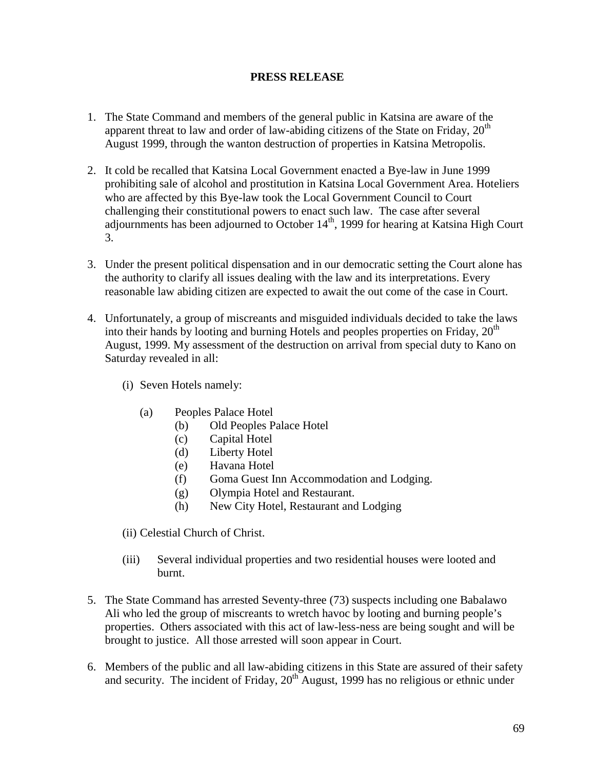**PRESS RELEASE**

1. The State Command and members of the general public in Katsina are aware of the apparent threat to law and order of law-abiding citizens of the State on Friday, 20th August 1999, through the wanton destruction of properties in Katsina Metropolis.

2. It cold be recalled that Katsina Local Government enacted a Bye-law in June 1999 prohibiting sale of alcohol and prostitution in Katsina Local Government Area. Hoteliers who are affected by this Bye-law took the Local Government Council to Court challenging their constitutional powers to enact such law. The case after several adjournments has been adjourned to October 14th, 1999 for hearing at Katsina High Court 3.

3. Under the present political dispensation and in our democratic setting the Court alone has the authority to clarify all issues dealing with the law and its interpretations. Every reasonable law abiding citizen are expected to await the out come of the case in Court.

4. Unfortunately, a group of miscreants and misguided individuals decided to take the laws into their hands by looting and burning Hotels and peoples properties on Friday, 20th August, 1999. My assessment of the destruction on arrival from special duty to Kano on Saturday revealed in all:

   (i) Seven Hotels namely:

      (a) Peoples Palace Hotel
      (b) Old Peoples Palace Hotel
      (c) Capital Hotel
      (d) Liberty Hotel
      (e) Havana Hotel
      (f) Goma Guest Inn Accommodation and Lodging.
      (g) Olympia Hotel and Restaurant.
      (h) New City Hotel, Restaurant and Lodging

   (ii) Celestial Church of Christ.

   (iii) Several individual properties and two residential houses were looted and burnt.

5. The State Command has arrested Seventy-three (73) suspects including one Babalawo Ali who led the group of miscreants to wretch havoc by looting and burning people's properties. Others associated with this act of law-less-ness are being sought and will be brought to justice. All those arrested will soon appear in Court.

6. Members of the public and all law-abiding citizens in this State are assured of their safety and security. The incident of Friday, 20th August, 1999 has no religious or ethnic under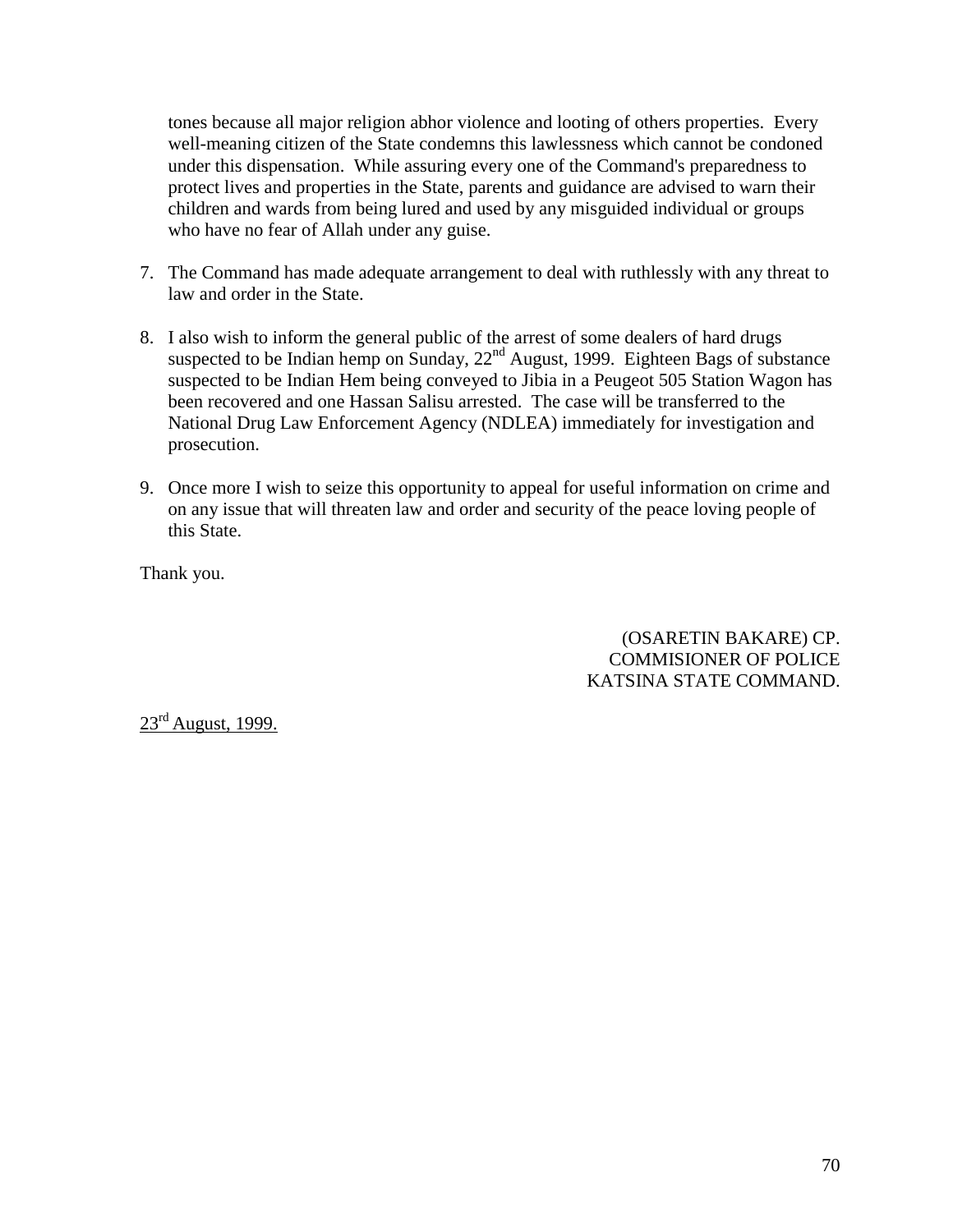tones because all major religion abhor violence and looting of others properties. Every well-meaning citizen of the State condemns this lawlessness which cannot be condoned under this dispensation. While assuring every one of the Command's preparedness to protect lives and properties in the State, parents and guidance are advised to warn their children and wards from being lured and used by any misguided individual or groups who have no fear of Allah under any guise.

7. The Command has made adequate arrangement to deal with ruthlessly with any threat to law and order in the State.

8. I also wish to inform the general public of the arrest of some dealers of hard drugs suspected to be Indian hemp on Sunday, 22nd August, 1999. Eighteen Bags of substance suspected to be Indian Hem being conveyed to Jibia in a Peugeot 505 Station Wagon has been recovered and one Hassan Salisu arrested. The case will be transferred to the National Drug Law Enforcement Agency (NDLEA) immediately for investigation and prosecution.

9. Once more I wish to seize this opportunity to appeal for useful information on crime and on any issue that will threaten law and order and security of the peace loving people of this State.

Thank you.

(OSARETIN BAKARE) CP.
COMMISIONER OF POLICE
KATSINA STATE COMMAND.

23rd August, 1999.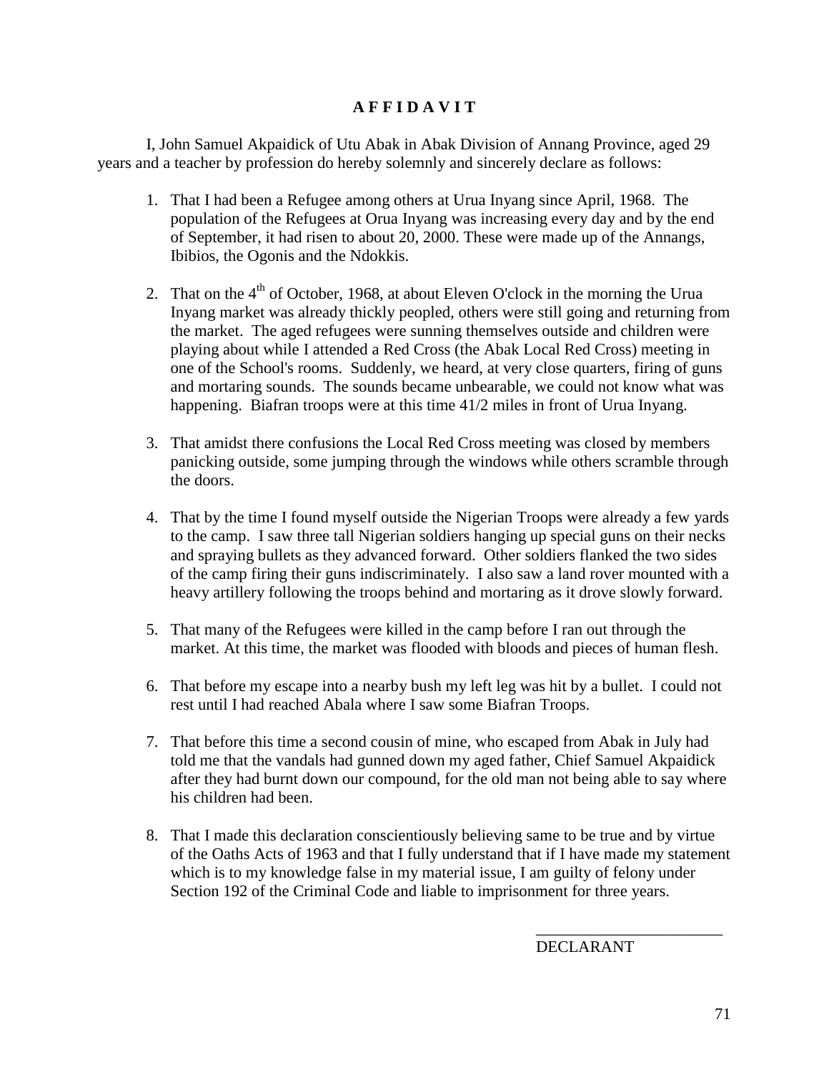# A F F I D A V I T

I, John Samuel Akpaidick of Utu Abak in Abak Division of Annang Province, aged 29 years and a teacher by profession do hereby solemnly and sincerely declare as follows:

1. That I had been a Refugee among others at Urua Inyang since April, 1968. The population of the Refugees at Orua Inyang was increasing every day and by the end of September, it had risen to about 20, 2000. These were made up of the Annangs, Ibibios, the Ogonis and the Ndokkis.

2. That on the 4th of October, 1968, at about Eleven O'clock in the morning the Urua Inyang market was already thickly peopled, others were still going and returning from the market. The aged refugees were sunning themselves outside and children were playing about while I attended a Red Cross (the Abak Local Red Cross) meeting in one of the School's rooms. Suddenly, we heard, at very close quarters, firing of guns and mortaring sounds. The sounds became unbearable, we could not know what was happening. Biafran troops were at this time 41/2 miles in front of Urua Inyang.

3. That amidst there confusions the Local Red Cross meeting was closed by members panicking outside, some jumping through the windows while others scramble through the doors.

4. That by the time I found myself outside the Nigerian Troops were already a few yards to the camp. I saw three tall Nigerian soldiers hanging up special guns on their necks and spraying bullets as they advanced forward. Other soldiers flanked the two sides of the camp firing their guns indiscriminately. I also saw a land rover mounted with a heavy artillery following the troops behind and mortaring as it drove slowly forward.

5. That many of the Refugees were killed in the camp before I ran out through the market. At this time, the market was flooded with bloods and pieces of human flesh.

6. That before my escape into a nearby bush my left leg was hit by a bullet. I could not rest until I had reached Abala where I saw some Biafran Troops.

7. That before this time a second cousin of mine, who escaped from Abak in July had told me that the vandals had gunned down my aged father, Chief Samuel Akpaidick after they had burnt down our compound, for the old man not being able to say where his children had been.

8. That I made this declaration conscientiously believing same to be true and by virtue of the Oaths Acts of 1963 and that I fully understand that if I have made my statement which is to my knowledge false in my material issue, I am guilty of felony under Section 192 of the Criminal Code and liable to imprisonment for three years.

\_\_\_\_\_\_\_\_\_\_\_\_\_\_\_\_\_\_\_\_\_\_\_\_

DECLARANT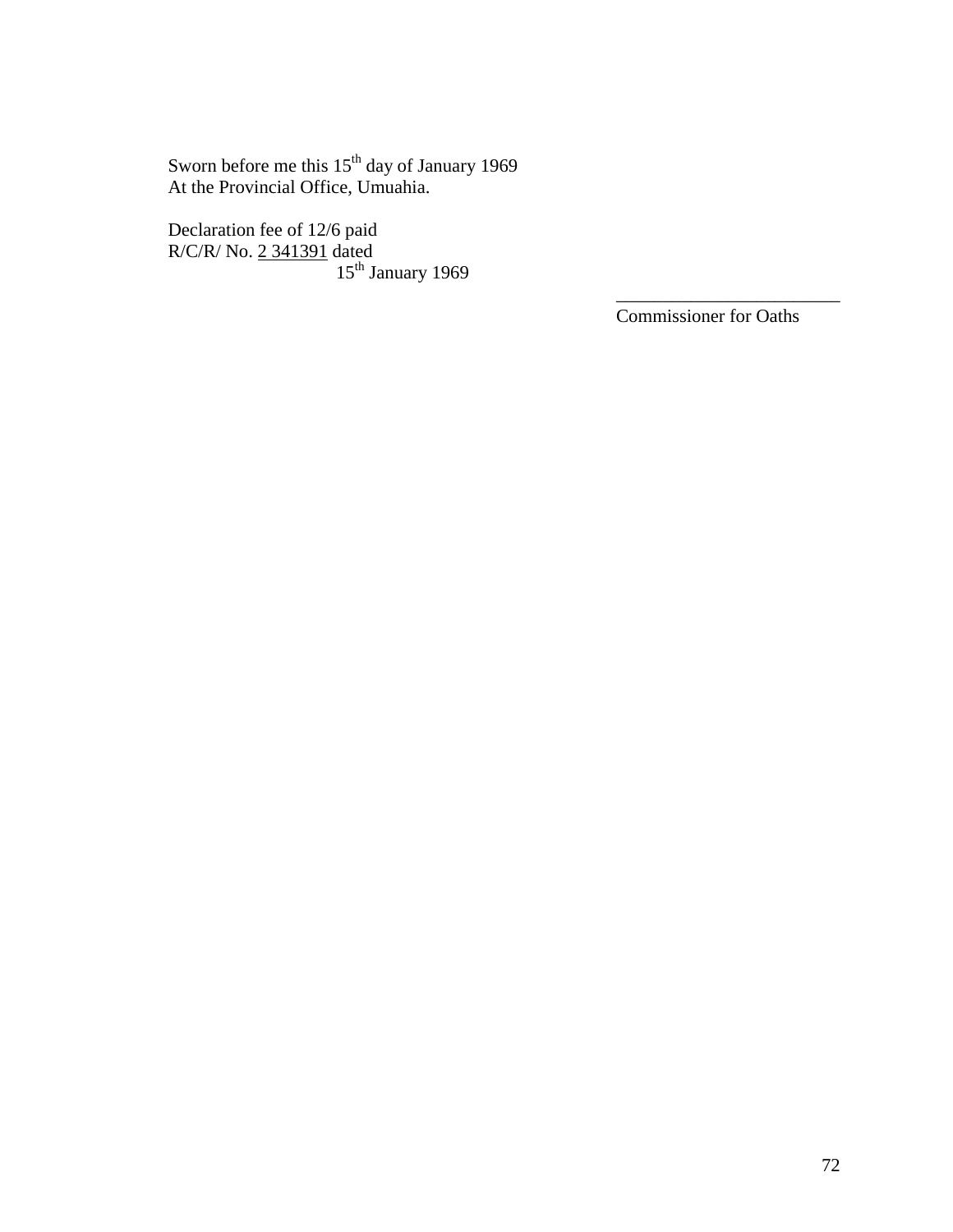Sworn before me this 15th day of January 1969
At the Provincial Office, Umuahia.

Declaration fee of 12/6 paid
R/C/R/ No. 2 341391 dated
15th January 1969

\_\_\_\_\_\_\_\_\_\_\_\_\_\_\_\_\_\_\_\_\_\_\_\_\_
Commissioner for Oaths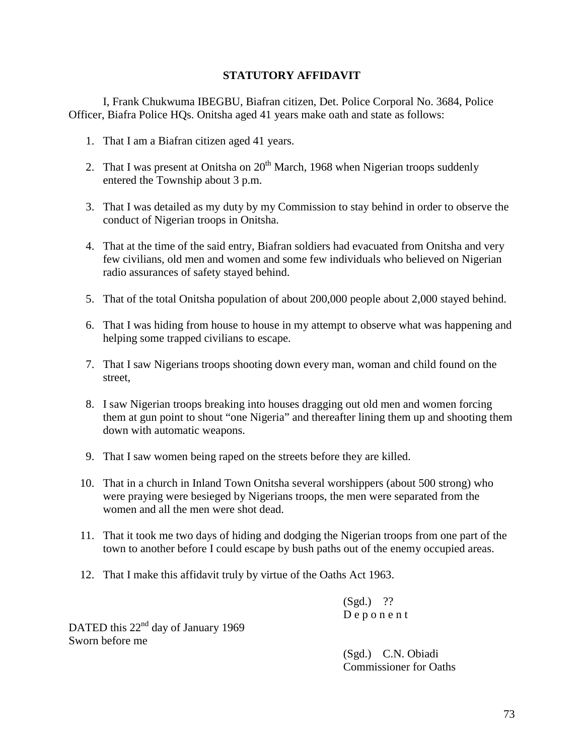**STATUTORY AFFIDAVIT**

I, Frank Chukwuma IBEGBU, Biafran citizen, Det. Police Corporal No. 3684, Police Officer, Biafra Police HQs. Onitsha aged 41 years make oath and state as follows:

1. That I am a Biafran citizen aged 41 years.

2. That I was present at Onitsha on 20th March, 1968 when Nigerian troops suddenly entered the Township about 3 p.m.

3. That I was detailed as my duty by my Commission to stay behind in order to observe the conduct of Nigerian troops in Onitsha.

4. That at the time of the said entry, Biafran soldiers had evacuated from Onitsha and very few civilians, old men and women and some few individuals who believed on Nigerian radio assurances of safety stayed behind.

5. That of the total Onitsha population of about 200,000 people about 2,000 stayed behind.

6. That I was hiding from house to house in my attempt to observe what was happening and helping some trapped civilians to escape.

7. That I saw Nigerians troops shooting down every man, woman and child found on the street,

8. I saw Nigerian troops breaking into houses dragging out old men and women forcing them at gun point to shout "one Nigeria" and thereafter lining them up and shooting them down with automatic weapons.

9. That I saw women being raped on the streets before they are killed.

10. That in a church in Inland Town Onitsha several worshippers (about 500 strong) who were praying were besieged by Nigerians troops, the men were separated from the women and all the men were shot dead.

11. That it took me two days of hiding and dodging the Nigerian troops from one part of the town to another before I could escape by bush paths out of the enemy occupied areas.

12. That I make this affidavit truly by virtue of the Oaths Act 1963.

(Sgd.) ??
D e p o n e n t

DATED this 22nd day of January 1969
Sworn before me

(Sgd.) C.N. Obiadi
Commissioner for Oaths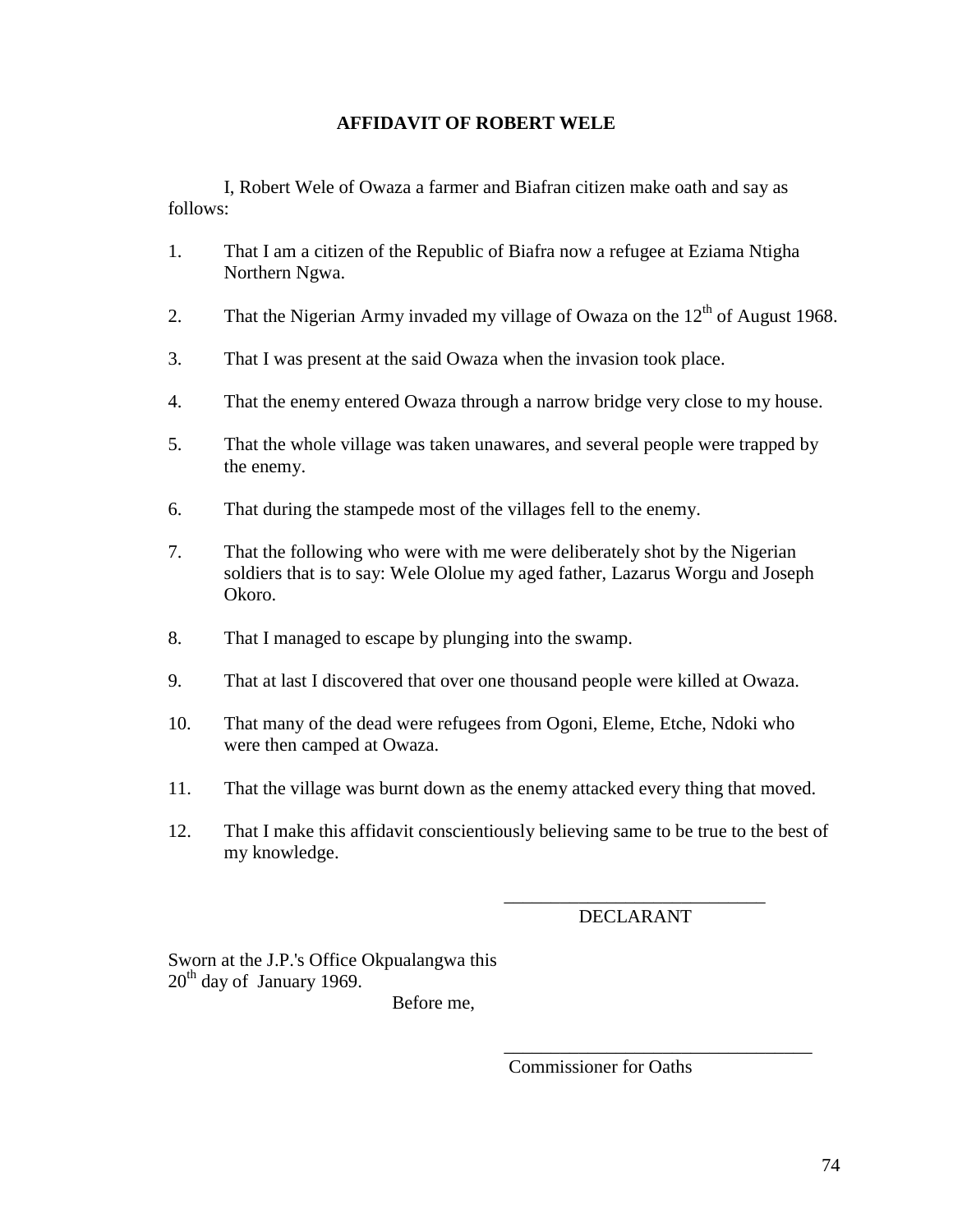## AFFIDAVIT OF ROBERT WELE

I, Robert Wele of Owaza a farmer and Biafran citizen make oath and say as follows:

1. That I am a citizen of the Republic of Biafra now a refugee at Eziama Ntigha Northern Ngwa.

2. That the Nigerian Army invaded my village of Owaza on the 12th of August 1968.

3. That I was present at the said Owaza when the invasion took place.

4. That the enemy entered Owaza through a narrow bridge very close to my house.

5. That the whole village was taken unawares, and several people were trapped by the enemy.

6. That during the stampede most of the villages fell to the enemy.

7. That the following who were with me were deliberately shot by the Nigerian soldiers that is to say: Wele Ololue my aged father, Lazarus Worgu and Joseph Okoro.

8. That I managed to escape by plunging into the swamp.

9. That at last I discovered that over one thousand people were killed at Owaza.

10. That many of the dead were refugees from Ogoni, Eleme, Etche, Ndoki who were then camped at Owaza.

11. That the village was burnt down as the enemy attacked every thing that moved.

12. That I make this affidavit conscientiously believing same to be true to the best of my knowledge.

\_\_\_\_\_\_\_\_\_\_\_\_\_\_\_\_\_\_\_\_\_\_\_\_\_\_\_\_\_

DECLARANT

Sworn at the J.P.'s Office Okpualangwa this 20th day of January 1969.

Before me,

\_\_\_\_\_\_\_\_\_\_\_\_\_\_\_\_\_\_\_\_\_\_\_\_\_\_\_\_\_\_\_\_\_\_

Commissioner for Oaths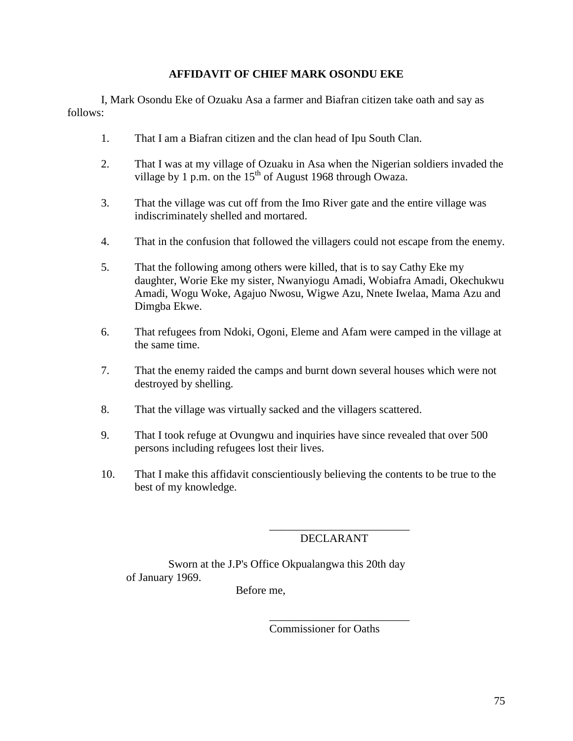## AFFIDAVIT OF CHIEF MARK OSONDU EKE

I, Mark Osondu Eke of Ozuaku Asa a farmer and Biafran citizen take oath and say as follows:

1. That I am a Biafran citizen and the clan head of Ipu South Clan.

2. That I was at my village of Ozuaku in Asa when the Nigerian soldiers invaded the village by 1 p.m. on the 15th of August 1968 through Owaza.

3. That the village was cut off from the Imo River gate and the entire village was indiscriminately shelled and mortared.

4. That in the confusion that followed the villagers could not escape from the enemy.

5. That the following among others were killed, that is to say Cathy Eke my daughter, Worie Eke my sister, Nwanyiogu Amadi, Wobiafra Amadi, Okechukwu Amadi, Wogu Woke, Agajuo Nwosu, Wigwe Azu, Nnete Iwelaa, Mama Azu and Dimgba Ekwe.

6. That refugees from Ndoki, Ogoni, Eleme and Afam were camped in the village at the same time.

7. That the enemy raided the camps and burnt down several houses which were not destroyed by shelling.

8. That the village was virtually sacked and the villagers scattered.

9. That I took refuge at Ovungwu and inquiries have since revealed that over 500 persons including refugees lost their lives.

10. That I make this affidavit conscientiously believing the contents to be true to the best of my knowledge.

\_\_\_\_\_\_\_\_\_\_\_\_\_\_\_\_\_\_\_\_\_\_\_\_\_

DECLARANT

Sworn at the J.P's Office Okpualangwa this 20th day of January 1969.

Before me,

\_\_\_\_\_\_\_\_\_\_\_\_\_\_\_\_\_\_\_\_\_\_\_\_\_

Commissioner for Oaths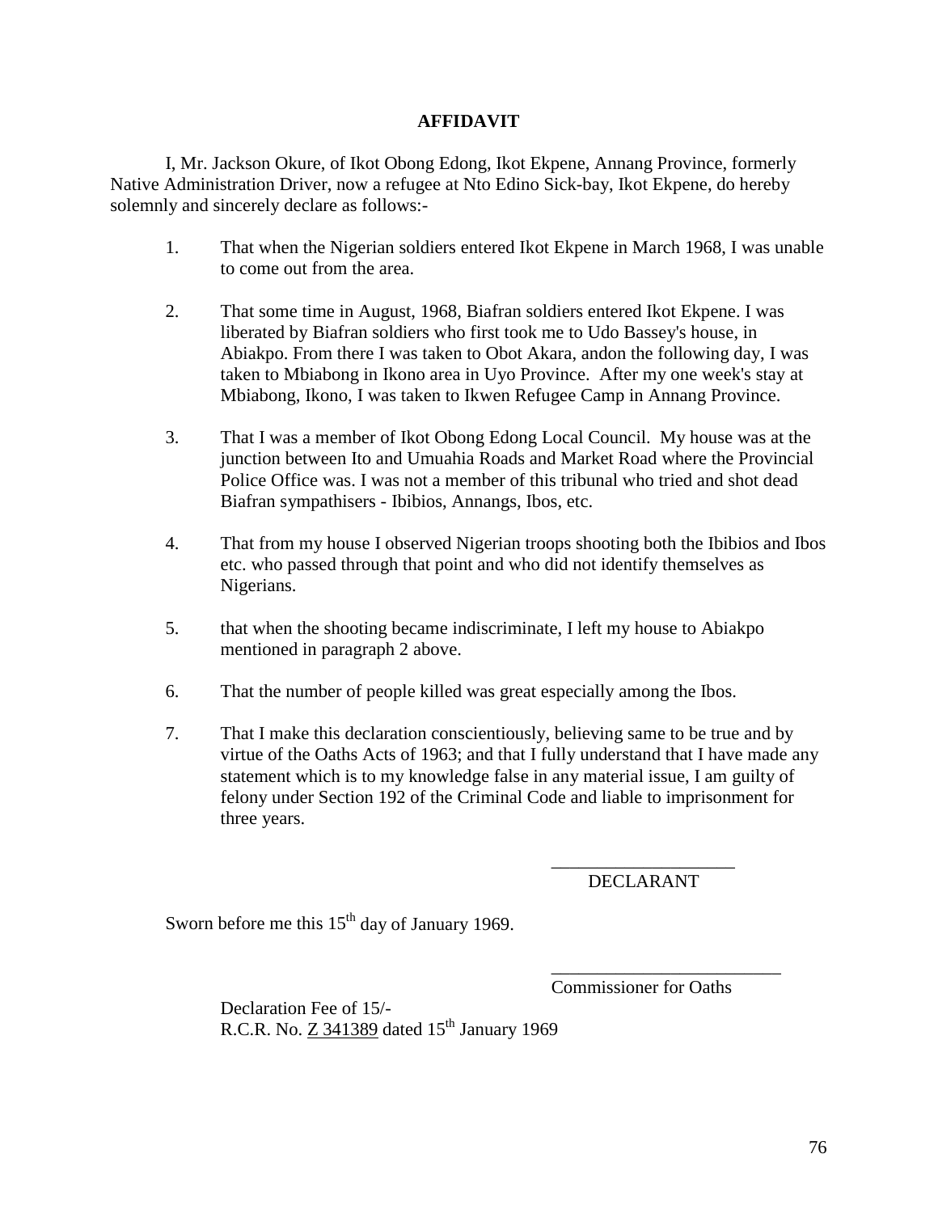**AFFIDAVIT**

I, Mr. Jackson Okure, of Ikot Obong Edong, Ikot Ekpene, Annang Province, formerly Native Administration Driver, now a refugee at Nto Edino Sick-bay, Ikot Ekpene, do hereby solemnly and sincerely declare as follows:-

1. That when the Nigerian soldiers entered Ikot Ekpene in March 1968, I was unable to come out from the area.

2. That some time in August, 1968, Biafran soldiers entered Ikot Ekpene. I was liberated by Biafran soldiers who first took me to Udo Bassey's house, in Abiakpo. From there I was taken to Obot Akara, andon the following day, I was taken to Mbiabong in Ikono area in Uyo Province. After my one week's stay at Mbiabong, Ikono, I was taken to Ikwen Refugee Camp in Annang Province.

3. That I was a member of Ikot Obong Edong Local Council. My house was at the junction between Ito and Umuahia Roads and Market Road where the Provincial Police Office was. I was not a member of this tribunal who tried and shot dead Biafran sympathisers - Ibibios, Annangs, Ibos, etc.

4. That from my house I observed Nigerian troops shooting both the Ibibios and Ibos etc. who passed through that point and who did not identify themselves as Nigerians.

5. that when the shooting became indiscriminate, I left my house to Abiakpo mentioned in paragraph 2 above.

6. That the number of people killed was great especially among the Ibos.

7. That I make this declaration conscientiously, believing same to be true and by virtue of the Oaths Acts of 1963; and that I fully understand that I have made any statement which is to my knowledge false in any material issue, I am guilty of felony under Section 192 of the Criminal Code and liable to imprisonment for three years.

\_\_\_\_\_\_\_\_\_\_\_\_\_\_\_\_\_\_\_\_
DECLARANT

Sworn before me this 15th day of January 1969.

\_\_\_\_\_\_\_\_\_\_\_\_\_\_\_\_\_\_\_\_\_\_\_\_\_
Commissioner for Oaths

Declaration Fee of 15/-
R.C.R. No. Z 341389 dated 15th January 1969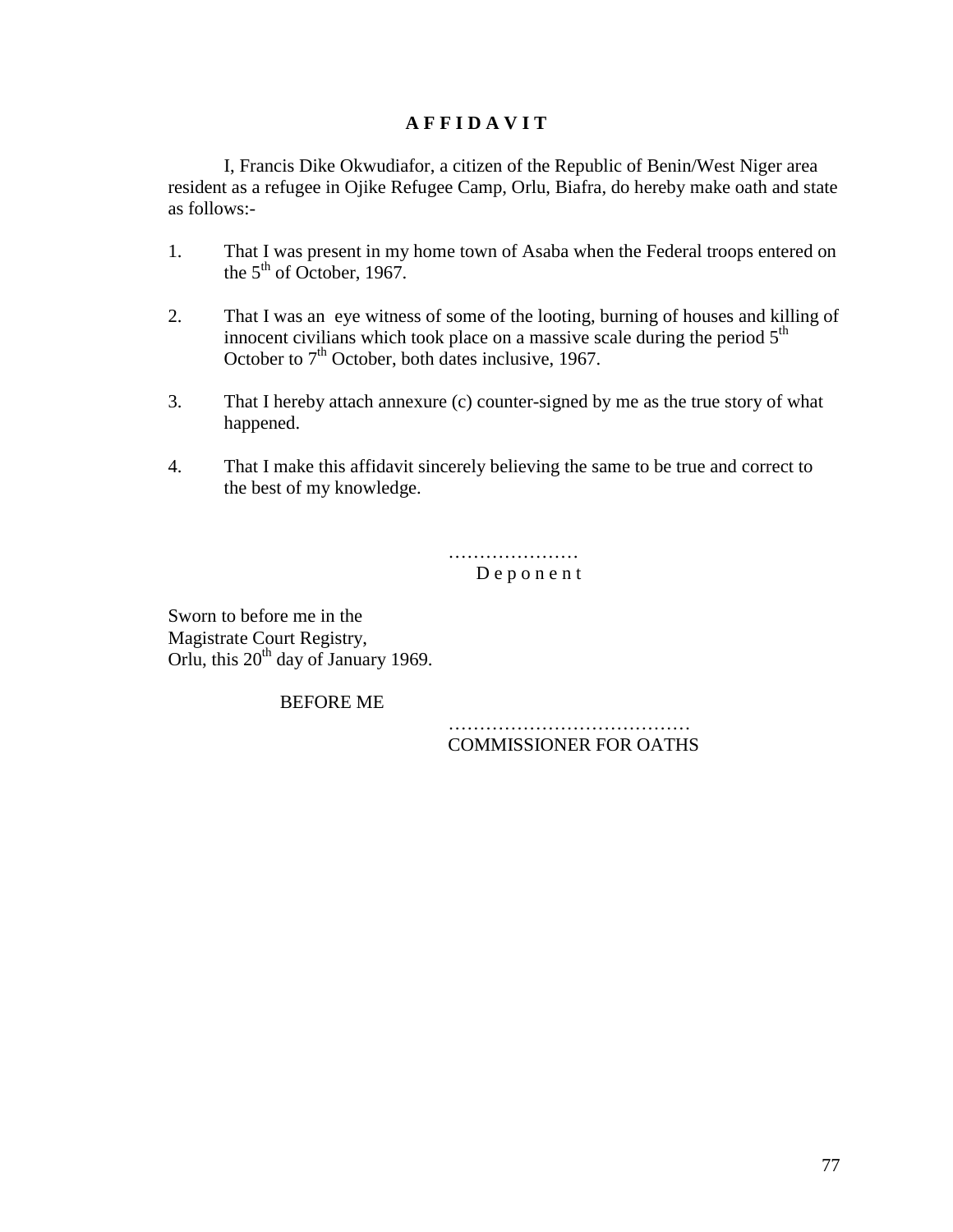# A F F I D A V I T

I, Francis Dike Okwudiafor, a citizen of the Republic of Benin/West Niger area resident as a refugee in Ojike Refugee Camp, Orlu, Biafra, do hereby make oath and state as follows:-

1. That I was present in my home town of Asaba when the Federal troops entered on the 5th of October, 1967.

2. That I was an eye witness of some of the looting, burning of houses and killing of innocent civilians which took place on a massive scale during the period 5th October to 7th October, both dates inclusive, 1967.

3. That I hereby attach annexure (c) counter-signed by me as the true story of what happened.

4. That I make this affidavit sincerely believing the same to be true and correct to the best of my knowledge.

…………………
D e p o n e n t

Sworn to before me in the
Magistrate Court Registry,
Orlu, this 20th day of January 1969.

BEFORE ME

…………………………………
COMMISSIONER FOR OATHS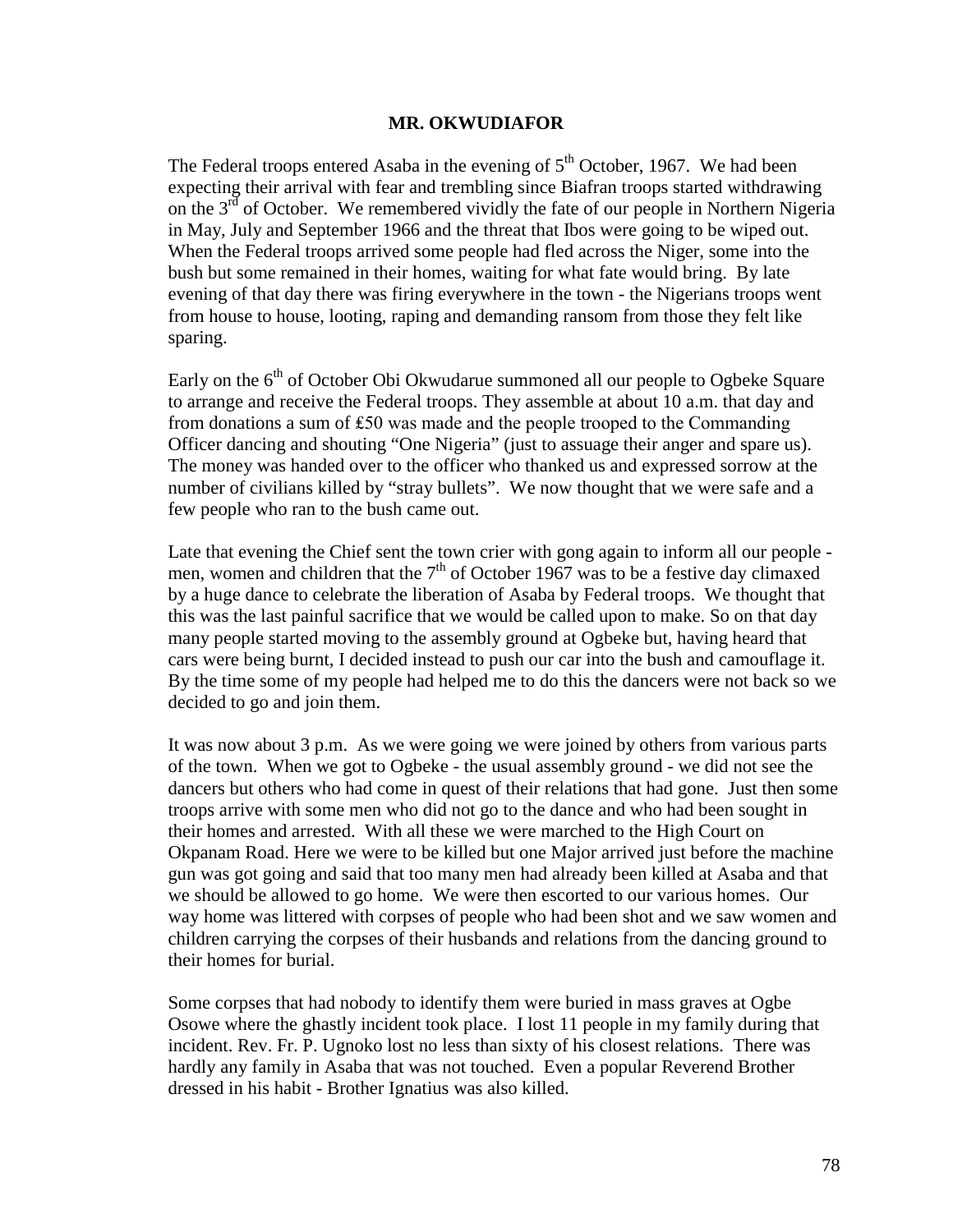**MR. OKWUDIAFOR**

The Federal troops entered Asaba in the evening of 5th October, 1967. We had been expecting their arrival with fear and trembling since Biafran troops started withdrawing on the 3rd of October. We remembered vividly the fate of our people in Northern Nigeria in May, July and September 1966 and the threat that Ibos were going to be wiped out. When the Federal troops arrived some people had fled across the Niger, some into the bush but some remained in their homes, waiting for what fate would bring. By late evening of that day there was firing everywhere in the town - the Nigerians troops went from house to house, looting, raping and demanding ransom from those they felt like sparing.

Early on the 6th of October Obi Okwudarue summoned all our people to Ogbeke Square to arrange and receive the Federal troops. They assemble at about 10 a.m. that day and from donations a sum of ₤50 was made and the people trooped to the Commanding Officer dancing and shouting "One Nigeria" (just to assuage their anger and spare us). The money was handed over to the officer who thanked us and expressed sorrow at the number of civilians killed by "stray bullets". We now thought that we were safe and a few people who ran to the bush came out.

Late that evening the Chief sent the town crier with gong again to inform all our people - men, women and children that the 7th of October 1967 was to be a festive day climaxed by a huge dance to celebrate the liberation of Asaba by Federal troops. We thought that this was the last painful sacrifice that we would be called upon to make. So on that day many people started moving to the assembly ground at Ogbeke but, having heard that cars were being burnt, I decided instead to push our car into the bush and camouflage it. By the time some of my people had helped me to do this the dancers were not back so we decided to go and join them.

It was now about 3 p.m. As we were going we were joined by others from various parts of the town. When we got to Ogbeke - the usual assembly ground - we did not see the dancers but others who had come in quest of their relations that had gone. Just then some troops arrive with some men who did not go to the dance and who had been sought in their homes and arrested. With all these we were marched to the High Court on Okpanam Road. Here we were to be killed but one Major arrived just before the machine gun was got going and said that too many men had already been killed at Asaba and that we should be allowed to go home. We were then escorted to our various homes. Our way home was littered with corpses of people who had been shot and we saw women and children carrying the corpses of their husbands and relations from the dancing ground to their homes for burial.

Some corpses that had nobody to identify them were buried in mass graves at Ogbe Osowe where the ghastly incident took place. I lost 11 people in my family during that incident. Rev. Fr. P. Ugnoko lost no less than sixty of his closest relations. There was hardly any family in Asaba that was not touched. Even a popular Reverend Brother dressed in his habit - Brother Ignatius was also killed.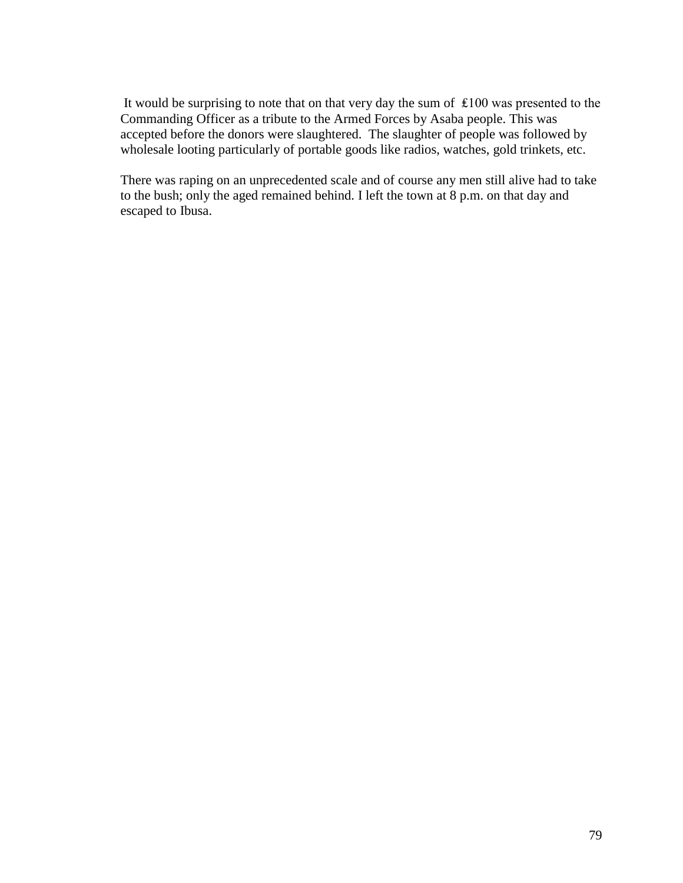It would be surprising to note that on that very day the sum of ₤100 was presented to the Commanding Officer as a tribute to the Armed Forces by Asaba people. This was accepted before the donors were slaughtered. The slaughter of people was followed by wholesale looting particularly of portable goods like radios, watches, gold trinkets, etc.

There was raping on an unprecedented scale and of course any men still alive had to take to the bush; only the aged remained behind. I left the town at 8 p.m. on that day and escaped to Ibusa.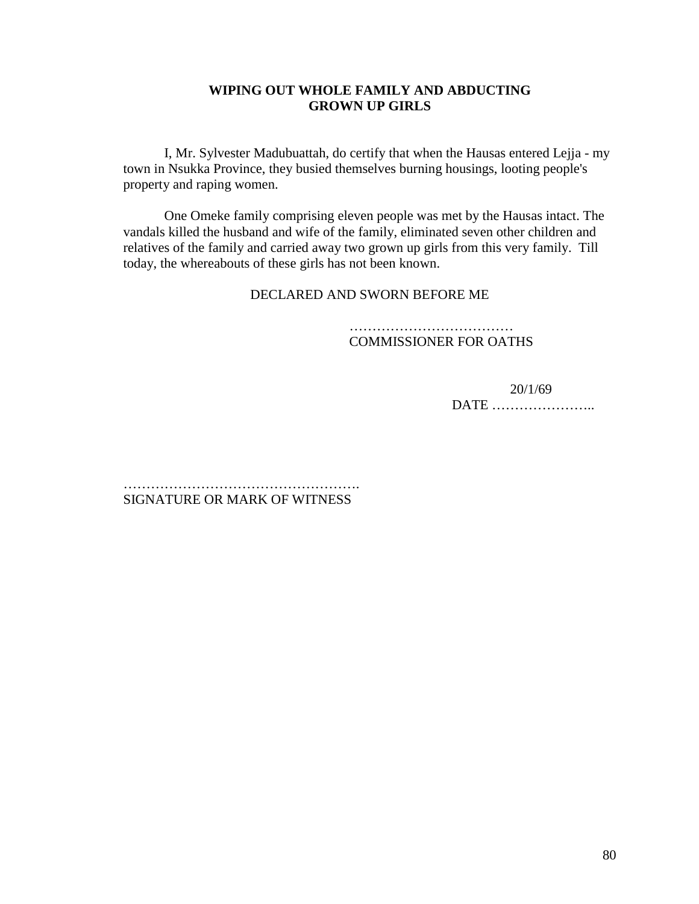**WIPING OUT WHOLE FAMILY AND ABDUCTING GROWN UP GIRLS**

I, Mr. Sylvester Madubuattah, do certify that when the Hausas entered Lejja - my town in Nsukka Province, they busied themselves burning housings, looting people's property and raping women.

One Omeke family comprising eleven people was met by the Hausas intact. The vandals killed the husband and wife of the family, eliminated seven other children and relatives of the family and carried away two grown up girls from this very family. Till today, the whereabouts of these girls has not been known.

DECLARED AND SWORN BEFORE ME

………………………………
COMMISSIONER FOR OATHS

DATE …………………..20/1/69

…………………………………………….
SIGNATURE OR MARK OF WITNESS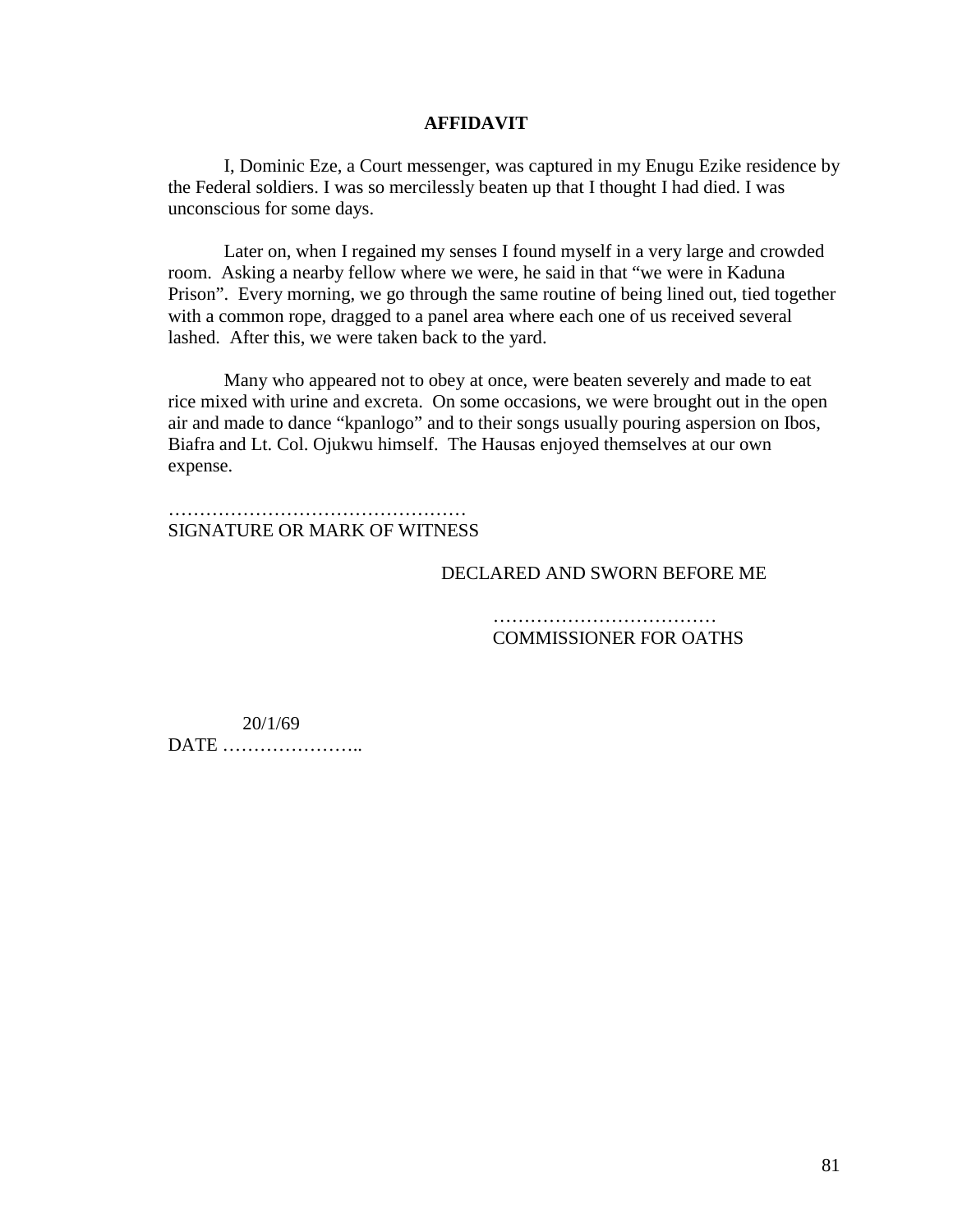**AFFIDAVIT**

I, Dominic Eze, a Court messenger, was captured in my Enugu Ezike residence by the Federal soldiers. I was so mercilessly beaten up that I thought I had died. I was unconscious for some days.

Later on, when I regained my senses I found myself in a very large and crowded room. Asking a nearby fellow where we were, he said in that "we were in Kaduna Prison". Every morning, we go through the same routine of being lined out, tied together with a common rope, dragged to a panel area where each one of us received several lashed. After this, we were taken back to the yard.

Many who appeared not to obey at once, were beaten severely and made to eat rice mixed with urine and excreta. On some occasions, we were brought out in the open air and made to dance "kpanlogo" and to their songs usually pouring aspersion on Ibos, Biafra and Lt. Col. Ojukwu himself. The Hausas enjoyed themselves at our own expense.

…………………………………………
SIGNATURE OR MARK OF WITNESS

DECLARED AND SWORN BEFORE ME

………………………………
COMMISSIONER FOR OATHS

DATE 20/1/69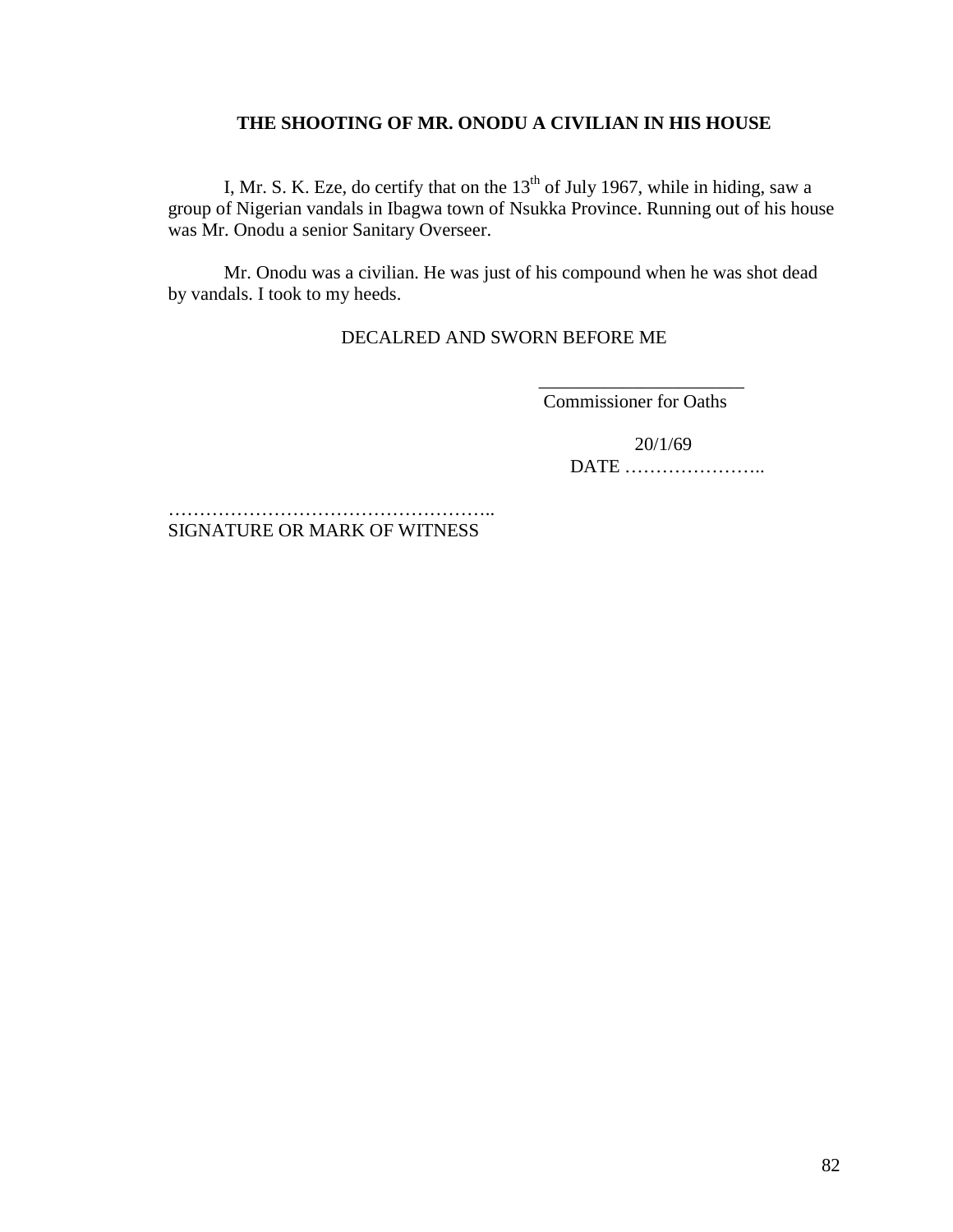**THE SHOOTING OF MR. ONODU A CIVILIAN IN HIS HOUSE**

I, Mr. S. K. Eze, do certify that on the 13th of July 1967, while in hiding, saw a group of Nigerian vandals in Ibagwa town of Nsukka Province. Running out of his house was Mr. Onodu a senior Sanitary Overseer.

Mr. Onodu was a civilian. He was just of his compound when he was shot dead by vandals. I took to my heeds.

DECALRED AND SWORN BEFORE ME

_____________________
Commissioner for Oaths

DATE 20/1/69

……………………………………………..
SIGNATURE OR MARK OF WITNESS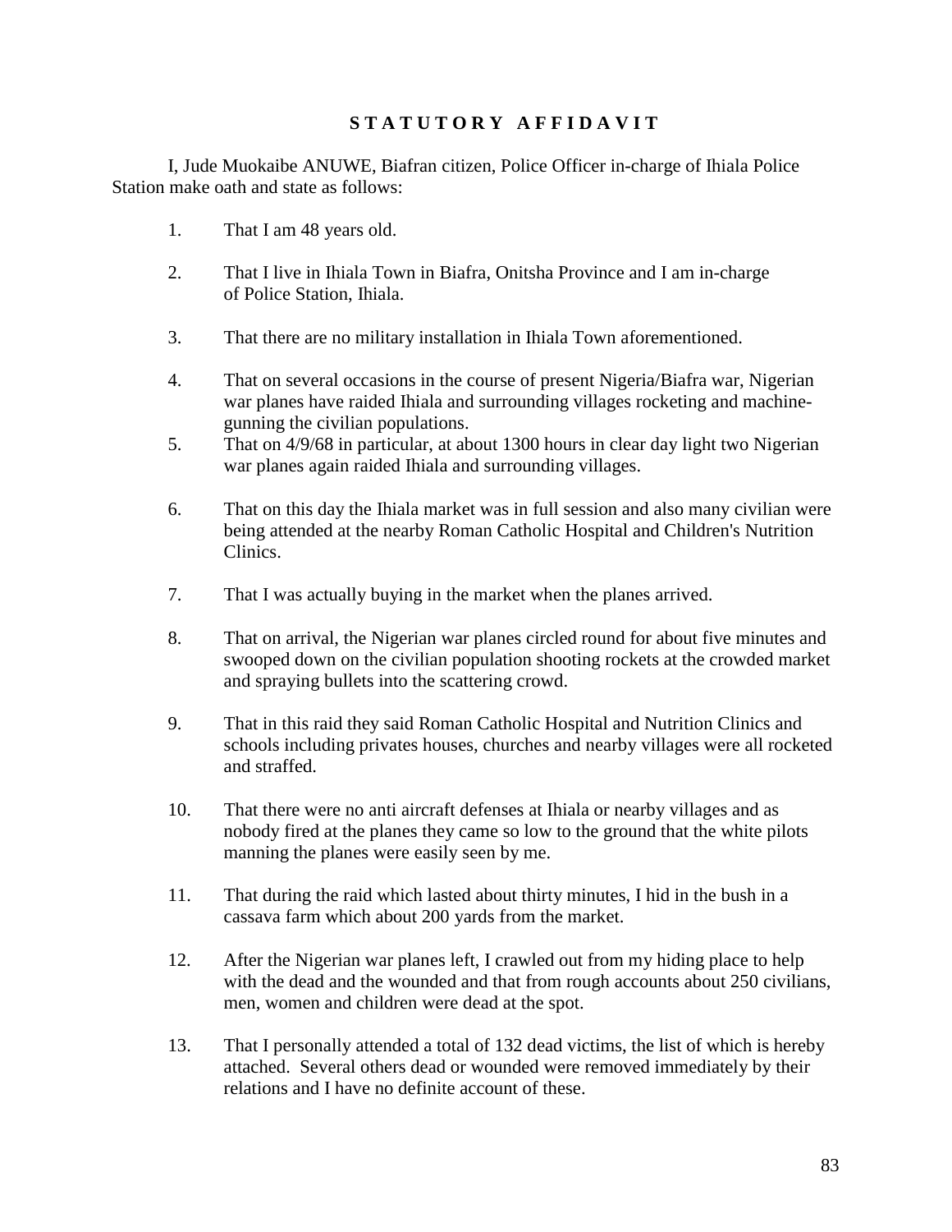# S T A T U T O R Y   A F F I D A V I T

I, Jude Muokaibe ANUWE, Biafran citizen, Police Officer in-charge of Ihiala Police Station make oath and state as follows:

1. That I am 48 years old.

2. That I live in Ihiala Town in Biafra, Onitsha Province and I am in-charge of Police Station, Ihiala.

3. That there are no military installation in Ihiala Town aforementioned.

4. That on several occasions in the course of present Nigeria/Biafra war, Nigerian war planes have raided Ihiala and surrounding villages rocketing and machine-gunning the civilian populations.

5. That on 4/9/68 in particular, at about 1300 hours in clear day light two Nigerian war planes again raided Ihiala and surrounding villages.

6. That on this day the Ihiala market was in full session and also many civilian were being attended at the nearby Roman Catholic Hospital and Children's Nutrition Clinics.

7. That I was actually buying in the market when the planes arrived.

8. That on arrival, the Nigerian war planes circled round for about five minutes and swooped down on the civilian population shooting rockets at the crowded market and spraying bullets into the scattering crowd.

9. That in this raid they said Roman Catholic Hospital and Nutrition Clinics and schools including privates houses, churches and nearby villages were all rocketed and straffed.

10. That there were no anti aircraft defenses at Ihiala or nearby villages and as nobody fired at the planes they came so low to the ground that the white pilots manning the planes were easily seen by me.

11. That during the raid which lasted about thirty minutes, I hid in the bush in a cassava farm which about 200 yards from the market.

12. After the Nigerian war planes left, I crawled out from my hiding place to help with the dead and the wounded and that from rough accounts about 250 civilians, men, women and children were dead at the spot.

13. That I personally attended a total of 132 dead victims, the list of which is hereby attached. Several others dead or wounded were removed immediately by their relations and I have no definite account of these.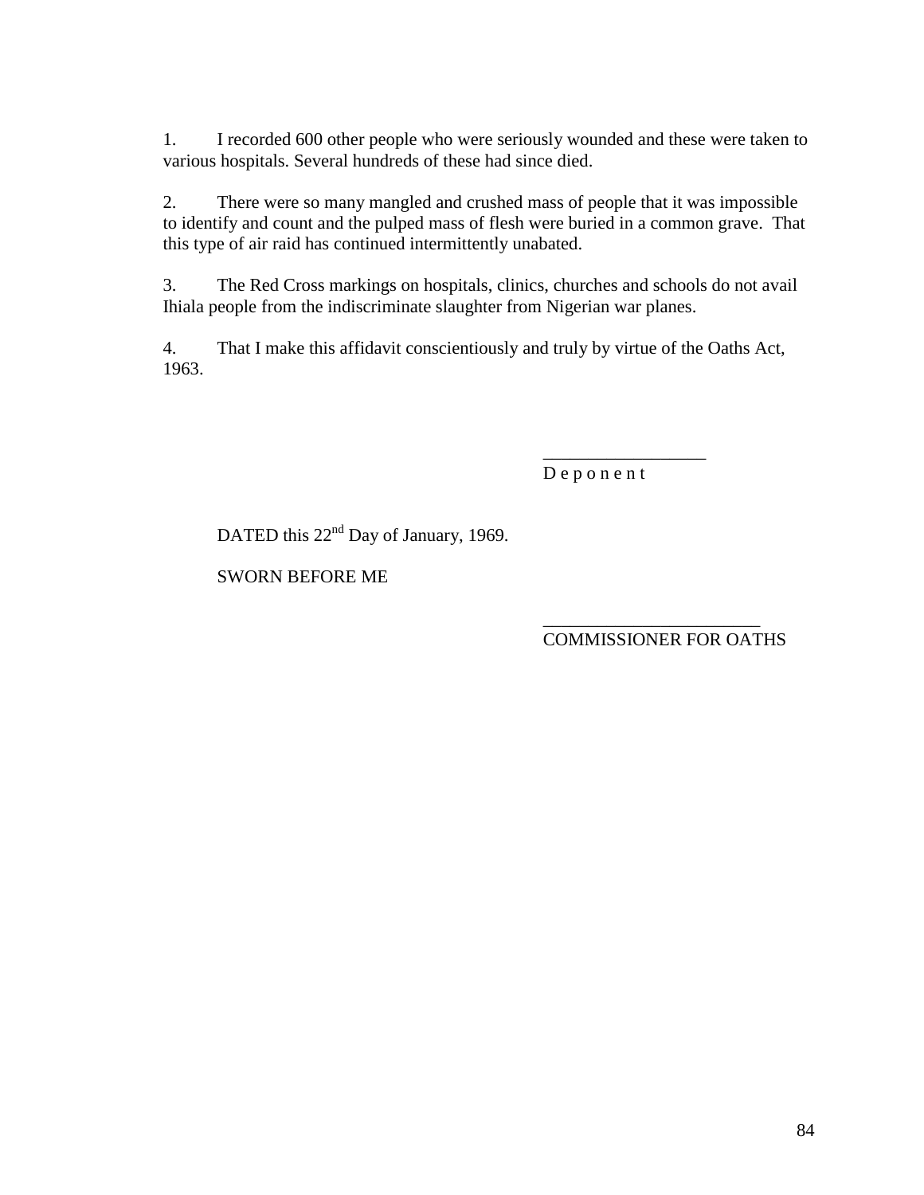1. I recorded 600 other people who were seriously wounded and these were taken to various hospitals. Several hundreds of these had since died.

2. There were so many mangled and crushed mass of people that it was impossible to identify and count and the pulped mass of flesh were buried in a common grave. That this type of air raid has continued intermittently unabated.

3. The Red Cross markings on hospitals, clinics, churches and schools do not avail Ihiala people from the indiscriminate slaughter from Nigerian war planes.

4. That I make this affidavit conscientiously and truly by virtue of the Oaths Act, 1963.

\_\_\_\_\_\_\_\_\_\_\_\_\_\_\_\_\_\_

D e p o n e n t

DATED this 22nd Day of January, 1969.

SWORN BEFORE ME

\_\_\_\_\_\_\_\_\_\_\_\_\_\_\_\_\_\_\_\_\_\_\_

COMMISSIONER FOR OATHS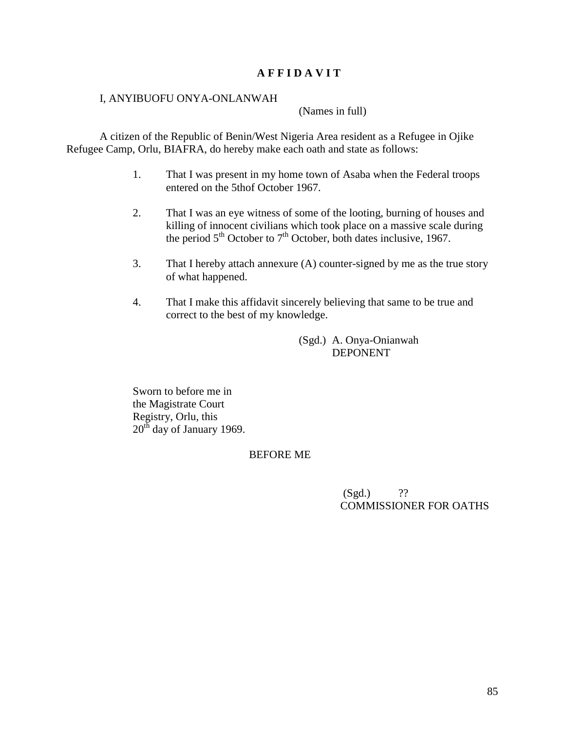# A F F I D A V I T

I, ANYIBUOFU ONYA-ONLANWAH

(Names in full)

A citizen of the Republic of Benin/West Nigeria Area resident as a Refugee in Ojike Refugee Camp, Orlu, BIAFRA, do hereby make each oath and state as follows:

1. That I was present in my home town of Asaba when the Federal troops entered on the 5thof October 1967.

2. That I was an eye witness of some of the looting, burning of houses and killing of innocent civilians which took place on a massive scale during the period 5th October to 7th October, both dates inclusive, 1967.

3. That I hereby attach annexure (A) counter-signed by me as the true story of what happened.

4. That I make this affidavit sincerely believing that same to be true and correct to the best of my knowledge.

(Sgd.) A. Onya-Onianwah
DEPONENT

Sworn to before me in
the Magistrate Court
Registry, Orlu, this
20th day of January 1969.

BEFORE ME

(Sgd.) ??
COMMISSIONER FOR OATHS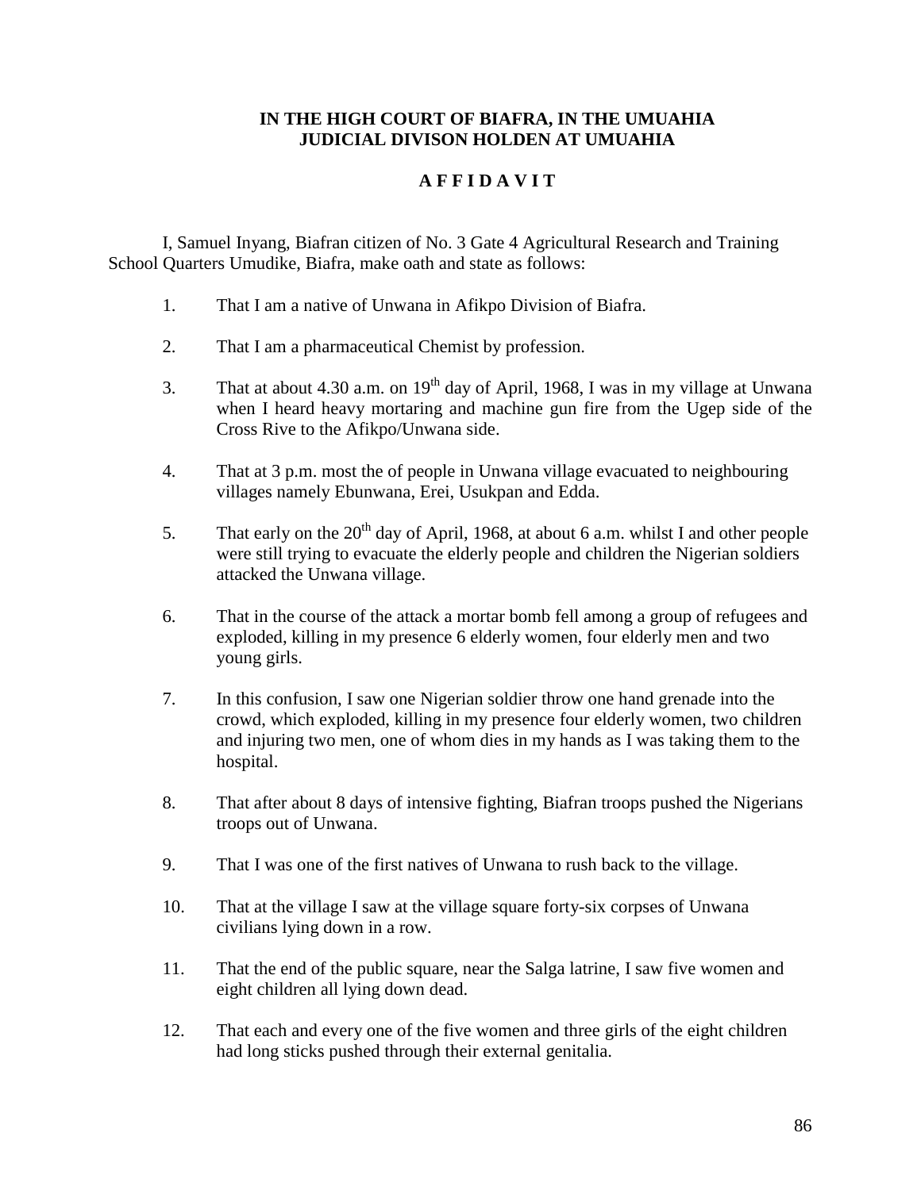**IN THE HIGH COURT OF BIAFRA, IN THE UMUAHIA JUDICIAL DIVISON HOLDEN AT UMUAHIA**

**A F F I D A V I T**

I, Samuel Inyang, Biafran citizen of No. 3 Gate 4 Agricultural Research and Training School Quarters Umudike, Biafra, make oath and state as follows:

1. That I am a native of Unwana in Afikpo Division of Biafra.

2. That I am a pharmaceutical Chemist by profession.

3. That at about 4.30 a.m. on 19th day of April, 1968, I was in my village at Unwana when I heard heavy mortaring and machine gun fire from the Ugep side of the Cross Rive to the Afikpo/Unwana side.

4. That at 3 p.m. most the of people in Unwana village evacuated to neighbouring villages namely Ebunwana, Erei, Usukpan and Edda.

5. That early on the 20th day of April, 1968, at about 6 a.m. whilst I and other people were still trying to evacuate the elderly people and children the Nigerian soldiers attacked the Unwana village.

6. That in the course of the attack a mortar bomb fell among a group of refugees and exploded, killing in my presence 6 elderly women, four elderly men and two young girls.

7. In this confusion, I saw one Nigerian soldier throw one hand grenade into the crowd, which exploded, killing in my presence four elderly women, two children and injuring two men, one of whom dies in my hands as I was taking them to the hospital.

8. That after about 8 days of intensive fighting, Biafran troops pushed the Nigerians troops out of Unwana.

9. That I was one of the first natives of Unwana to rush back to the village.

10. That at the village I saw at the village square forty-six corpses of Unwana civilians lying down in a row.

11. That the end of the public square, near the Salga latrine, I saw five women and eight children all lying down dead.

12. That each and every one of the five women and three girls of the eight children had long sticks pushed through their external genitalia.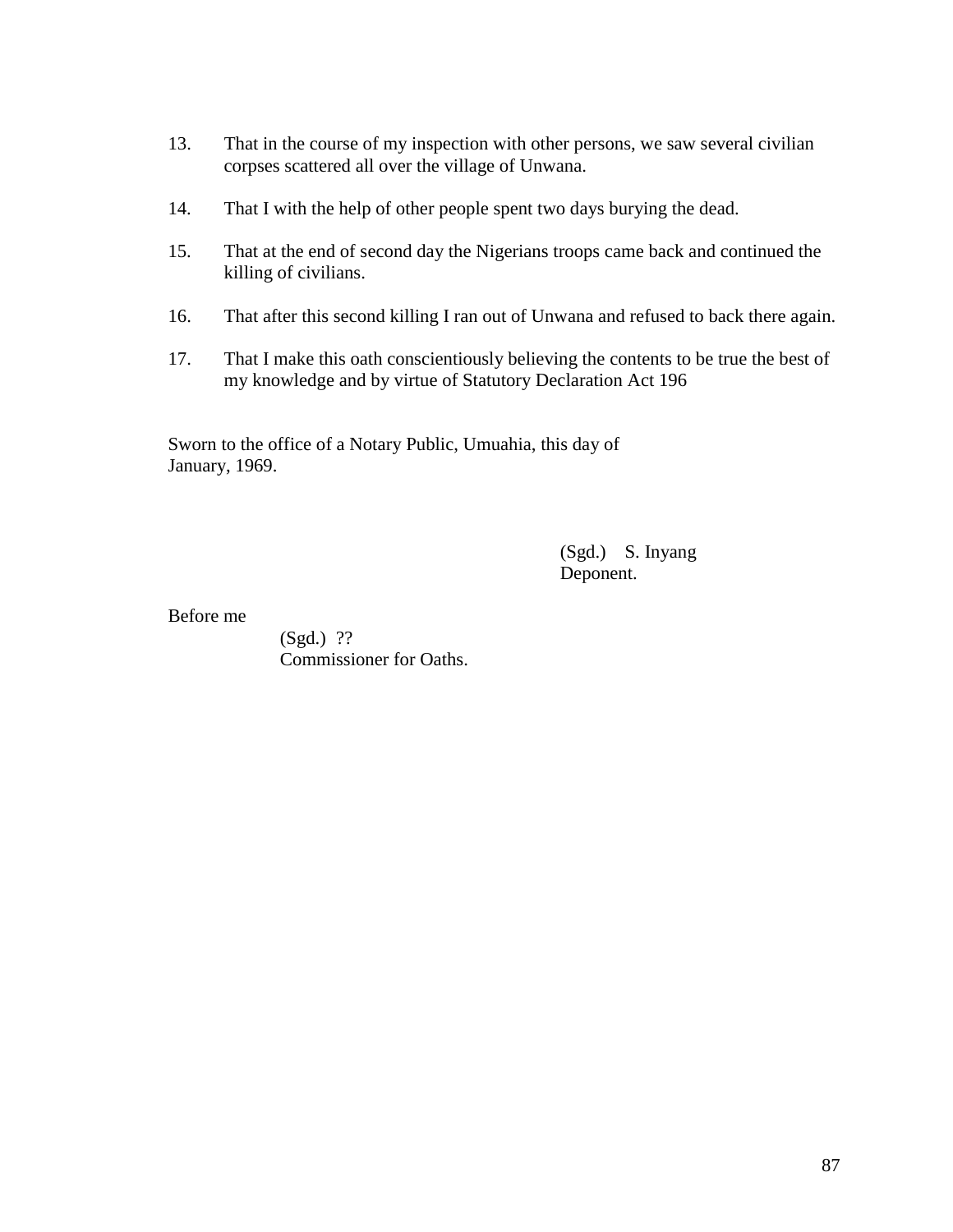13. That in the course of my inspection with other persons, we saw several civilian corpses scattered all over the village of Unwana.

14. That I with the help of other people spent two days burying the dead.

15. That at the end of second day the Nigerians troops came back and continued the killing of civilians.

16. That after this second killing I ran out of Unwana and refused to back there again.

17. That I make this oath conscientiously believing the contents to be true the best of my knowledge and by virtue of Statutory Declaration Act 196

Sworn to the office of a Notary Public, Umuahia, this day of January, 1969.

(Sgd.) S. Inyang
Deponent.

Before me

(Sgd.) ??
Commissioner for Oaths.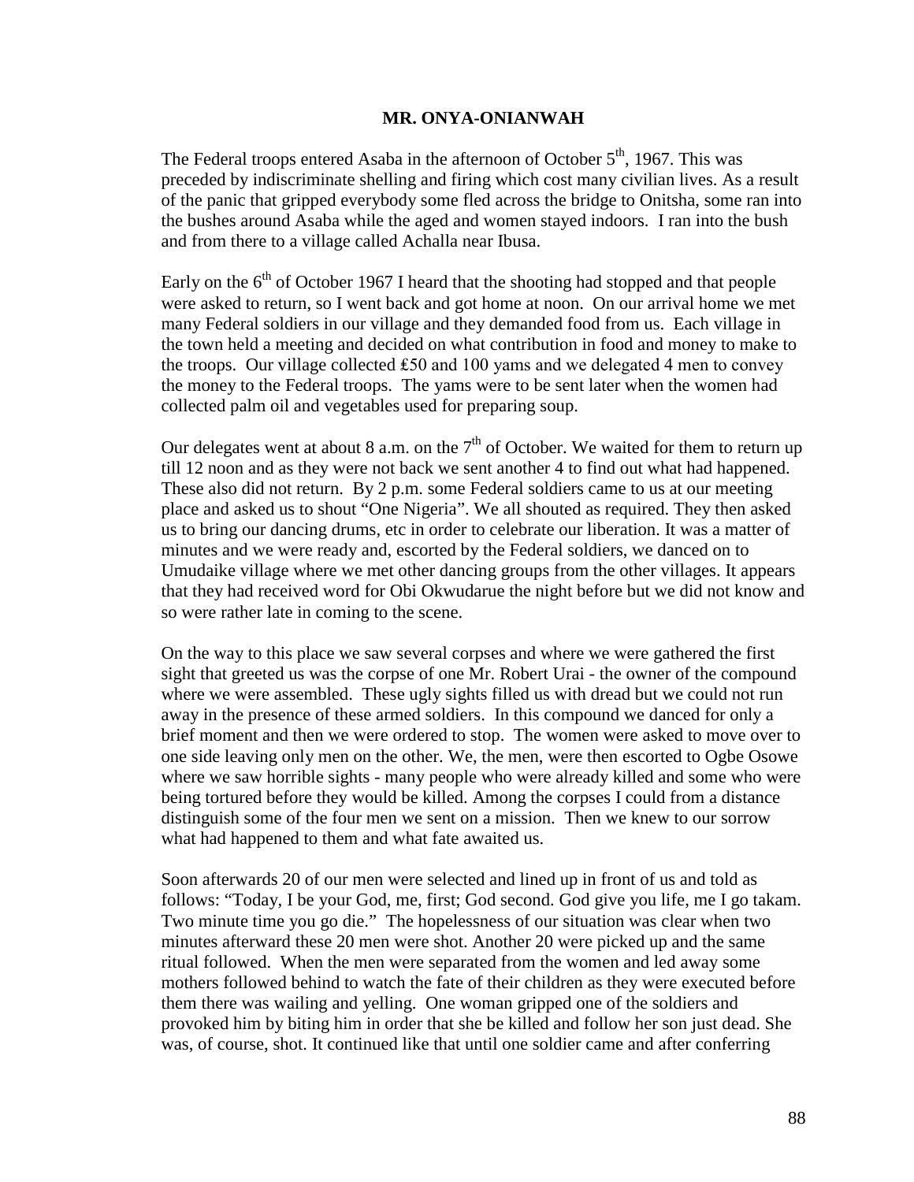**MR. ONYA-ONIANWAH**

The Federal troops entered Asaba in the afternoon of October 5th, 1967. This was preceded by indiscriminate shelling and firing which cost many civilian lives. As a result of the panic that gripped everybody some fled across the bridge to Onitsha, some ran into the bushes around Asaba while the aged and women stayed indoors. I ran into the bush and from there to a village called Achalla near Ibusa.

Early on the 6th of October 1967 I heard that the shooting had stopped and that people were asked to return, so I went back and got home at noon. On our arrival home we met many Federal soldiers in our village and they demanded food from us. Each village in the town held a meeting and decided on what contribution in food and money to make to the troops. Our village collected ₤50 and 100 yams and we delegated 4 men to convey the money to the Federal troops. The yams were to be sent later when the women had collected palm oil and vegetables used for preparing soup.

Our delegates went at about 8 a.m. on the 7th of October. We waited for them to return up till 12 noon and as they were not back we sent another 4 to find out what had happened. These also did not return. By 2 p.m. some Federal soldiers came to us at our meeting place and asked us to shout "One Nigeria". We all shouted as required. They then asked us to bring our dancing drums, etc in order to celebrate our liberation. It was a matter of minutes and we were ready and, escorted by the Federal soldiers, we danced on to Umudaike village where we met other dancing groups from the other villages. It appears that they had received word for Obi Okwudarue the night before but we did not know and so were rather late in coming to the scene.

On the way to this place we saw several corpses and where we were gathered the first sight that greeted us was the corpse of one Mr. Robert Urai - the owner of the compound where we were assembled. These ugly sights filled us with dread but we could not run away in the presence of these armed soldiers. In this compound we danced for only a brief moment and then we were ordered to stop. The women were asked to move over to one side leaving only men on the other. We, the men, were then escorted to Ogbe Osowe where we saw horrible sights - many people who were already killed and some who were being tortured before they would be killed. Among the corpses I could from a distance distinguish some of the four men we sent on a mission. Then we knew to our sorrow what had happened to them and what fate awaited us.

Soon afterwards 20 of our men were selected and lined up in front of us and told as follows: "Today, I be your God, me, first; God second. God give you life, me I go takam. Two minute time you go die." The hopelessness of our situation was clear when two minutes afterward these 20 men were shot. Another 20 were picked up and the same ritual followed. When the men were separated from the women and led away some mothers followed behind to watch the fate of their children as they were executed before them there was wailing and yelling. One woman gripped one of the soldiers and provoked him by biting him in order that she be killed and follow her son just dead. She was, of course, shot. It continued like that until one soldier came and after conferring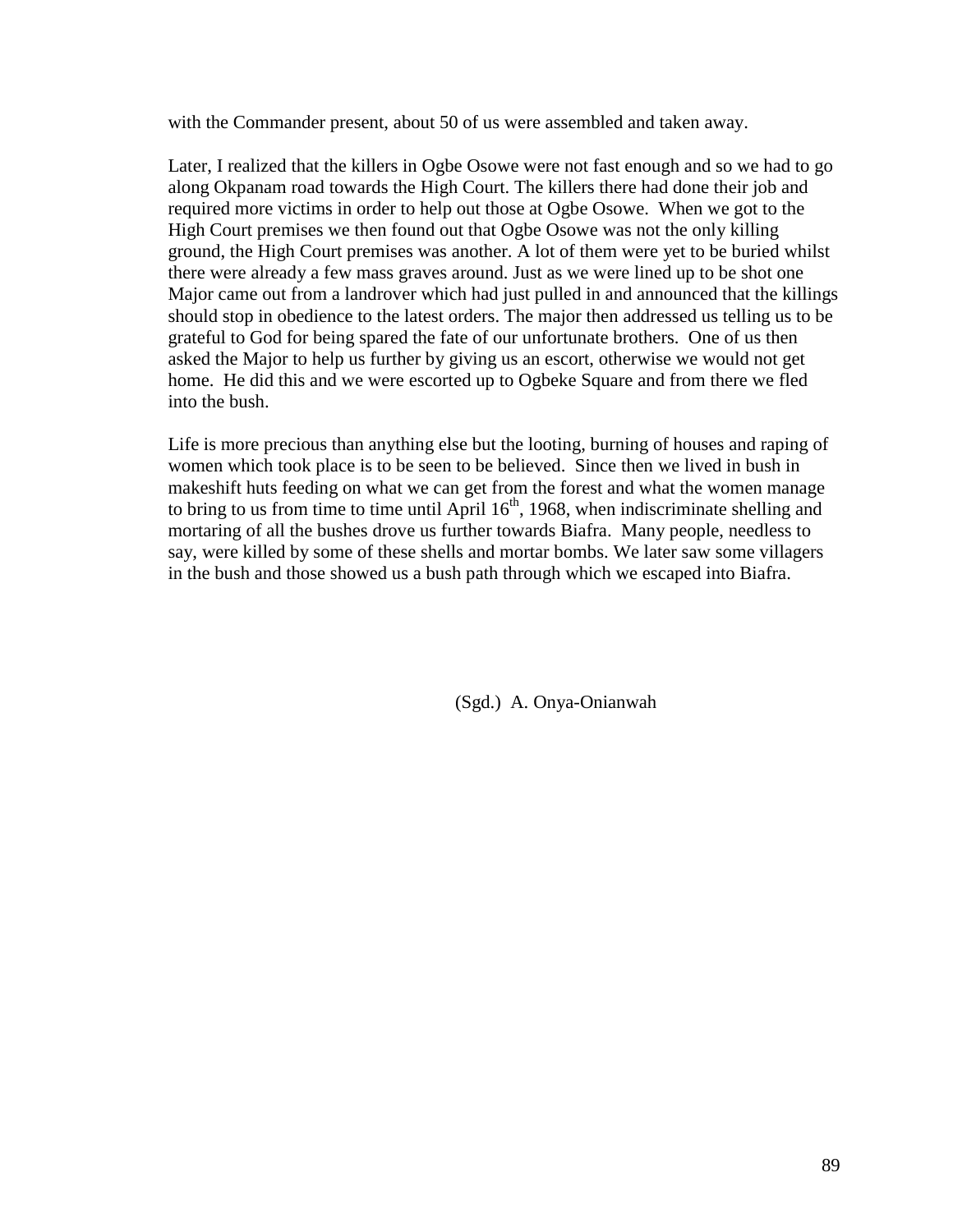with the Commander present, about 50 of us were assembled and taken away.

Later, I realized that the killers in Ogbe Osowe were not fast enough and so we had to go along Okpanam road towards the High Court. The killers there had done their job and required more victims in order to help out those at Ogbe Osowe. When we got to the High Court premises we then found out that Ogbe Osowe was not the only killing ground, the High Court premises was another. A lot of them were yet to be buried whilst there were already a few mass graves around. Just as we were lined up to be shot one Major came out from a landrover which had just pulled in and announced that the killings should stop in obedience to the latest orders. The major then addressed us telling us to be grateful to God for being spared the fate of our unfortunate brothers. One of us then asked the Major to help us further by giving us an escort, otherwise we would not get home. He did this and we were escorted up to Ogbeke Square and from there we fled into the bush.

Life is more precious than anything else but the looting, burning of houses and raping of women which took place is to be seen to be believed. Since then we lived in bush in makeshift huts feeding on what we can get from the forest and what the women manage to bring to us from time to time until April 16th, 1968, when indiscriminate shelling and mortaring of all the bushes drove us further towards Biafra. Many people, needless to say, were killed by some of these shells and mortar bombs. We later saw some villagers in the bush and those showed us a bush path through which we escaped into Biafra.

(Sgd.) A. Onya-Onianwah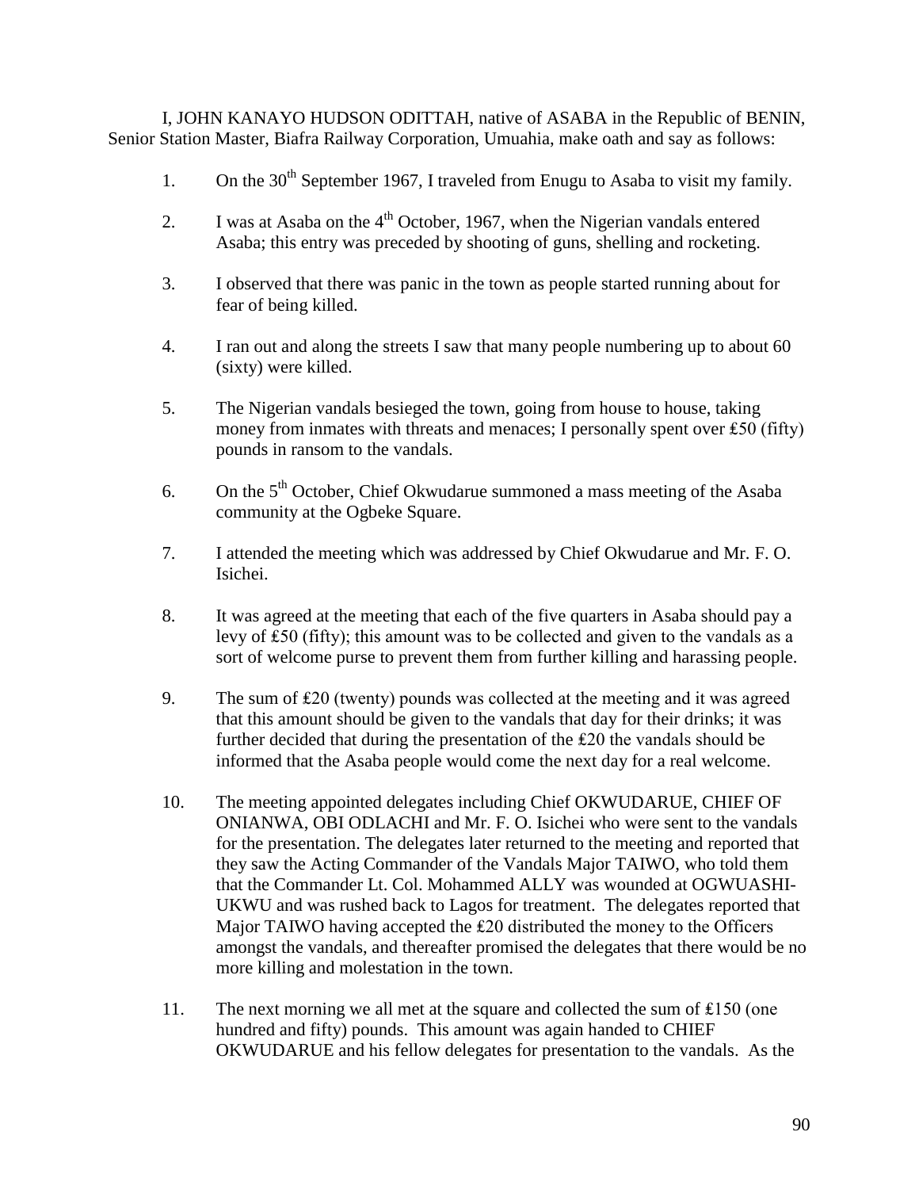I, JOHN KANAYO HUDSON ODITTAH, native of ASABA in the Republic of BENIN, Senior Station Master, Biafra Railway Corporation, Umuahia, make oath and say as follows:

1. On the 30th September 1967, I traveled from Enugu to Asaba to visit my family.

2. I was at Asaba on the 4th October, 1967, when the Nigerian vandals entered Asaba; this entry was preceded by shooting of guns, shelling and rocketing.

3. I observed that there was panic in the town as people started running about for fear of being killed.

4. I ran out and along the streets I saw that many people numbering up to about 60 (sixty) were killed.

5. The Nigerian vandals besieged the town, going from house to house, taking money from inmates with threats and menaces; I personally spent over ₤50 (fifty) pounds in ransom to the vandals.

6. On the 5th October, Chief Okwudarue summoned a mass meeting of the Asaba community at the Ogbeke Square.

7. I attended the meeting which was addressed by Chief Okwudarue and Mr. F. O. Isichei.

8. It was agreed at the meeting that each of the five quarters in Asaba should pay a levy of ₤50 (fifty); this amount was to be collected and given to the vandals as a sort of welcome purse to prevent them from further killing and harassing people.

9. The sum of ₤20 (twenty) pounds was collected at the meeting and it was agreed that this amount should be given to the vandals that day for their drinks; it was further decided that during the presentation of the ₤20 the vandals should be informed that the Asaba people would come the next day for a real welcome.

10. The meeting appointed delegates including Chief OKWUDARUE, CHIEF OF ONIANWA, OBI ODLACHI and Mr. F. O. Isichei who were sent to the vandals for the presentation. The delegates later returned to the meeting and reported that they saw the Acting Commander of the Vandals Major TAIWO, who told them that the Commander Lt. Col. Mohammed ALLY was wounded at OGWUASHI-UKWU and was rushed back to Lagos for treatment. The delegates reported that Major TAIWO having accepted the ₤20 distributed the money to the Officers amongst the vandals, and thereafter promised the delegates that there would be no more killing and molestation in the town.

11. The next morning we all met at the square and collected the sum of ₤150 (one hundred and fifty) pounds. This amount was again handed to CHIEF OKWUDARUE and his fellow delegates for presentation to the vandals. As the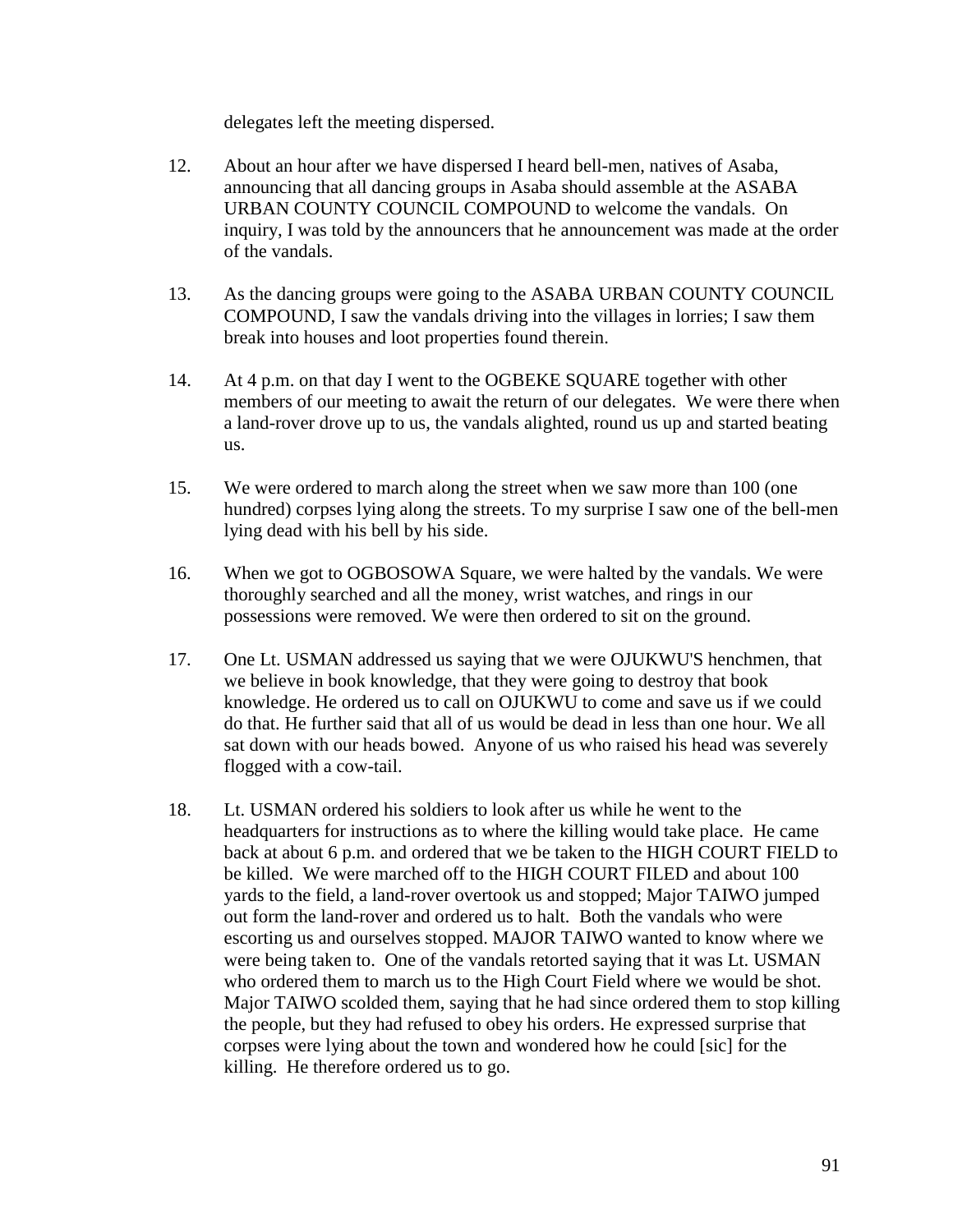delegates left the meeting dispersed.

12. About an hour after we have dispersed I heard bell-men, natives of Asaba, announcing that all dancing groups in Asaba should assemble at the ASABA URBAN COUNTY COUNCIL COMPOUND to welcome the vandals. On inquiry, I was told by the announcers that he announcement was made at the order of the vandals.

13. As the dancing groups were going to the ASABA URBAN COUNTY COUNCIL COMPOUND, I saw the vandals driving into the villages in lorries; I saw them break into houses and loot properties found therein.

14. At 4 p.m. on that day I went to the OGBEKE SQUARE together with other members of our meeting to await the return of our delegates. We were there when a land-rover drove up to us, the vandals alighted, round us up and started beating us.

15. We were ordered to march along the street when we saw more than 100 (one hundred) corpses lying along the streets. To my surprise I saw one of the bell-men lying dead with his bell by his side.

16. When we got to OGBOSOWA Square, we were halted by the vandals. We were thoroughly searched and all the money, wrist watches, and rings in our possessions were removed. We were then ordered to sit on the ground.

17. One Lt. USMAN addressed us saying that we were OJUKWU'S henchmen, that we believe in book knowledge, that they were going to destroy that book knowledge. He ordered us to call on OJUKWU to come and save us if we could do that. He further said that all of us would be dead in less than one hour. We all sat down with our heads bowed. Anyone of us who raised his head was severely flogged with a cow-tail.

18. Lt. USMAN ordered his soldiers to look after us while he went to the headquarters for instructions as to where the killing would take place. He came back at about 6 p.m. and ordered that we be taken to the HIGH COURT FIELD to be killed. We were marched off to the HIGH COURT FILED and about 100 yards to the field, a land-rover overtook us and stopped; Major TAIWO jumped out form the land-rover and ordered us to halt. Both the vandals who were escorting us and ourselves stopped. MAJOR TAIWO wanted to know where we were being taken to. One of the vandals retorted saying that it was Lt. USMAN who ordered them to march us to the High Court Field where we would be shot. Major TAIWO scolded them, saying that he had since ordered them to stop killing the people, but they had refused to obey his orders. He expressed surprise that corpses were lying about the town and wondered how he could [sic] for the killing. He therefore ordered us to go.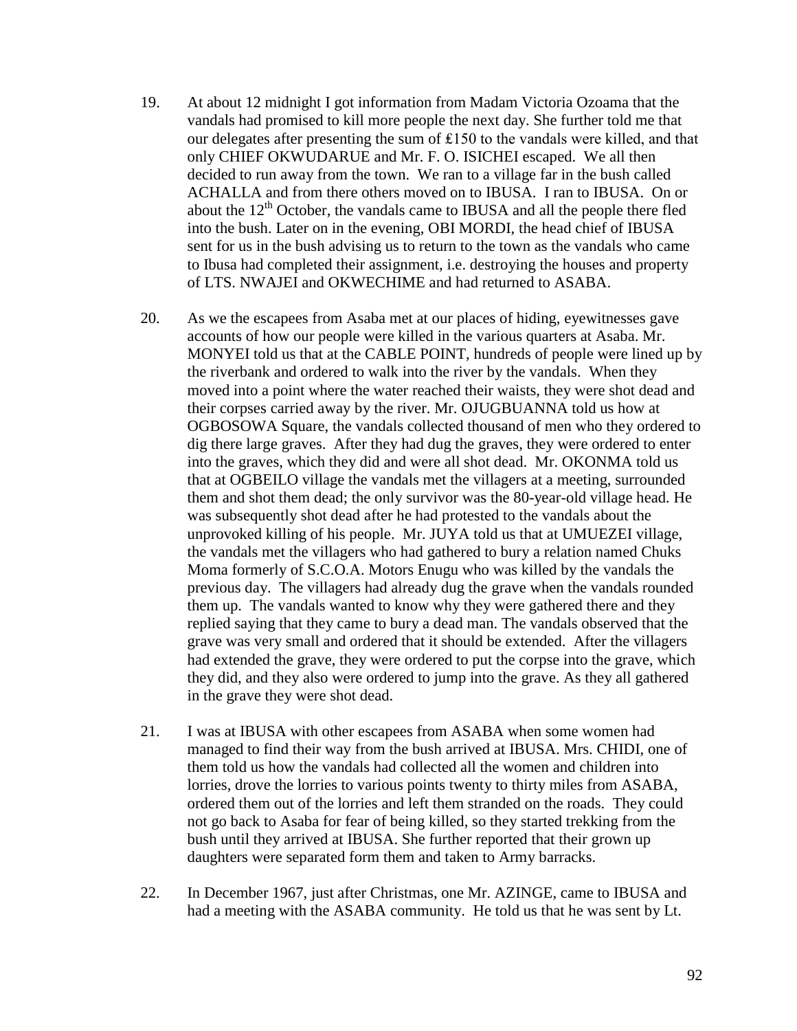19. At about 12 midnight I got information from Madam Victoria Ozoama that the vandals had promised to kill more people the next day. She further told me that our delegates after presenting the sum of ₤150 to the vandals were killed, and that only CHIEF OKWUDARUE and Mr. F. O. ISICHEI escaped. We all then decided to run away from the town. We ran to a village far in the bush called ACHALLA and from there others moved on to IBUSA. I ran to IBUSA. On or about the 12th October, the vandals came to IBUSA and all the people there fled into the bush. Later on in the evening, OBI MORDI, the head chief of IBUSA sent for us in the bush advising us to return to the town as the vandals who came to Ibusa had completed their assignment, i.e. destroying the houses and property of LTS. NWAJEI and OKWECHIME and had returned to ASABA.

20. As we the escapees from Asaba met at our places of hiding, eyewitnesses gave accounts of how our people were killed in the various quarters at Asaba. Mr. MONYEI told us that at the CABLE POINT, hundreds of people were lined up by the riverbank and ordered to walk into the river by the vandals. When they moved into a point where the water reached their waists, they were shot dead and their corpses carried away by the river. Mr. OJUGBUANNA told us how at OGBOSOWA Square, the vandals collected thousand of men who they ordered to dig there large graves. After they had dug the graves, they were ordered to enter into the graves, which they did and were all shot dead. Mr. OKONMA told us that at OGBEILO village the vandals met the villagers at a meeting, surrounded them and shot them dead; the only survivor was the 80-year-old village head. He was subsequently shot dead after he had protested to the vandals about the unprovoked killing of his people. Mr. JUYA told us that at UMUEZEI village, the vandals met the villagers who had gathered to bury a relation named Chuks Moma formerly of S.C.O.A. Motors Enugu who was killed by the vandals the previous day. The villagers had already dug the grave when the vandals rounded them up. The vandals wanted to know why they were gathered there and they replied saying that they came to bury a dead man. The vandals observed that the grave was very small and ordered that it should be extended. After the villagers had extended the grave, they were ordered to put the corpse into the grave, which they did, and they also were ordered to jump into the grave. As they all gathered in the grave they were shot dead.

21. I was at IBUSA with other escapees from ASABA when some women had managed to find their way from the bush arrived at IBUSA. Mrs. CHIDI, one of them told us how the vandals had collected all the women and children into lorries, drove the lorries to various points twenty to thirty miles from ASABA, ordered them out of the lorries and left them stranded on the roads. They could not go back to Asaba for fear of being killed, so they started trekking from the bush until they arrived at IBUSA. She further reported that their grown up daughters were separated form them and taken to Army barracks.

22. In December 1967, just after Christmas, one Mr. AZINGE, came to IBUSA and had a meeting with the ASABA community. He told us that he was sent by Lt.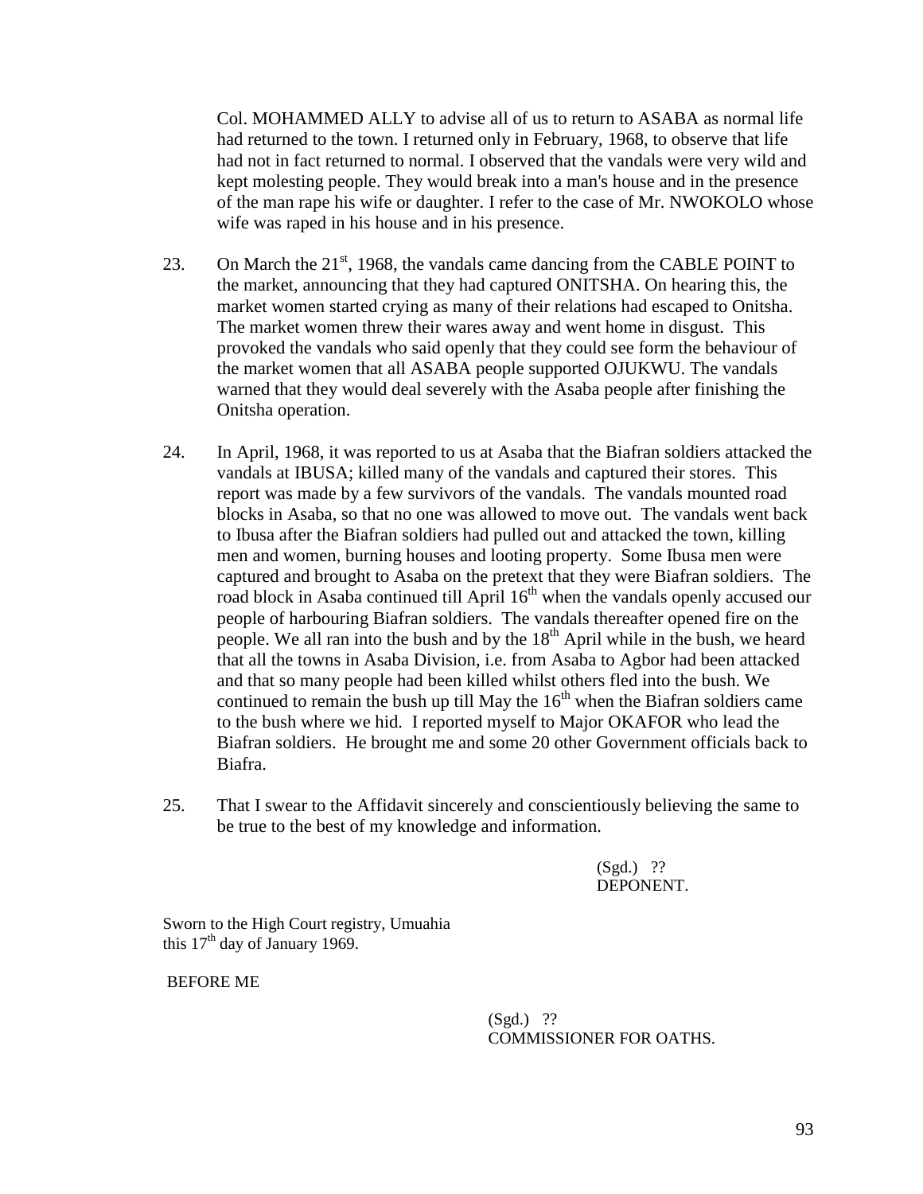Col. MOHAMMED ALLY to advise all of us to return to ASABA as normal life had returned to the town. I returned only in February, 1968, to observe that life had not in fact returned to normal. I observed that the vandals were very wild and kept molesting people. They would break into a man's house and in the presence of the man rape his wife or daughter. I refer to the case of Mr. NWOKOLO whose wife was raped in his house and in his presence.

23. On March the 21st, 1968, the vandals came dancing from the CABLE POINT to the market, announcing that they had captured ONITSHA. On hearing this, the market women started crying as many of their relations had escaped to Onitsha. The market women threw their wares away and went home in disgust. This provoked the vandals who said openly that they could see form the behaviour of the market women that all ASABA people supported OJUKWU. The vandals warned that they would deal severely with the Asaba people after finishing the Onitsha operation.

24. In April, 1968, it was reported to us at Asaba that the Biafran soldiers attacked the vandals at IBUSA; killed many of the vandals and captured their stores. This report was made by a few survivors of the vandals. The vandals mounted road blocks in Asaba, so that no one was allowed to move out. The vandals went back to Ibusa after the Biafran soldiers had pulled out and attacked the town, killing men and women, burning houses and looting property. Some Ibusa men were captured and brought to Asaba on the pretext that they were Biafran soldiers. The road block in Asaba continued till April 16th when the vandals openly accused our people of harbouring Biafran soldiers. The vandals thereafter opened fire on the people. We all ran into the bush and by the 18th April while in the bush, we heard that all the towns in Asaba Division, i.e. from Asaba to Agbor had been attacked and that so many people had been killed whilst others fled into the bush. We continued to remain the bush up till May the 16th when the Biafran soldiers came to the bush where we hid. I reported myself to Major OKAFOR who lead the Biafran soldiers. He brought me and some 20 other Government officials back to Biafra.

25. That I swear to the Affidavit sincerely and conscientiously believing the same to be true to the best of my knowledge and information.

(Sgd.) ??
DEPONENT.

Sworn to the High Court registry, Umuahia
this 17th day of January 1969.

BEFORE ME

(Sgd.) ??
COMMISSIONER FOR OATHS.